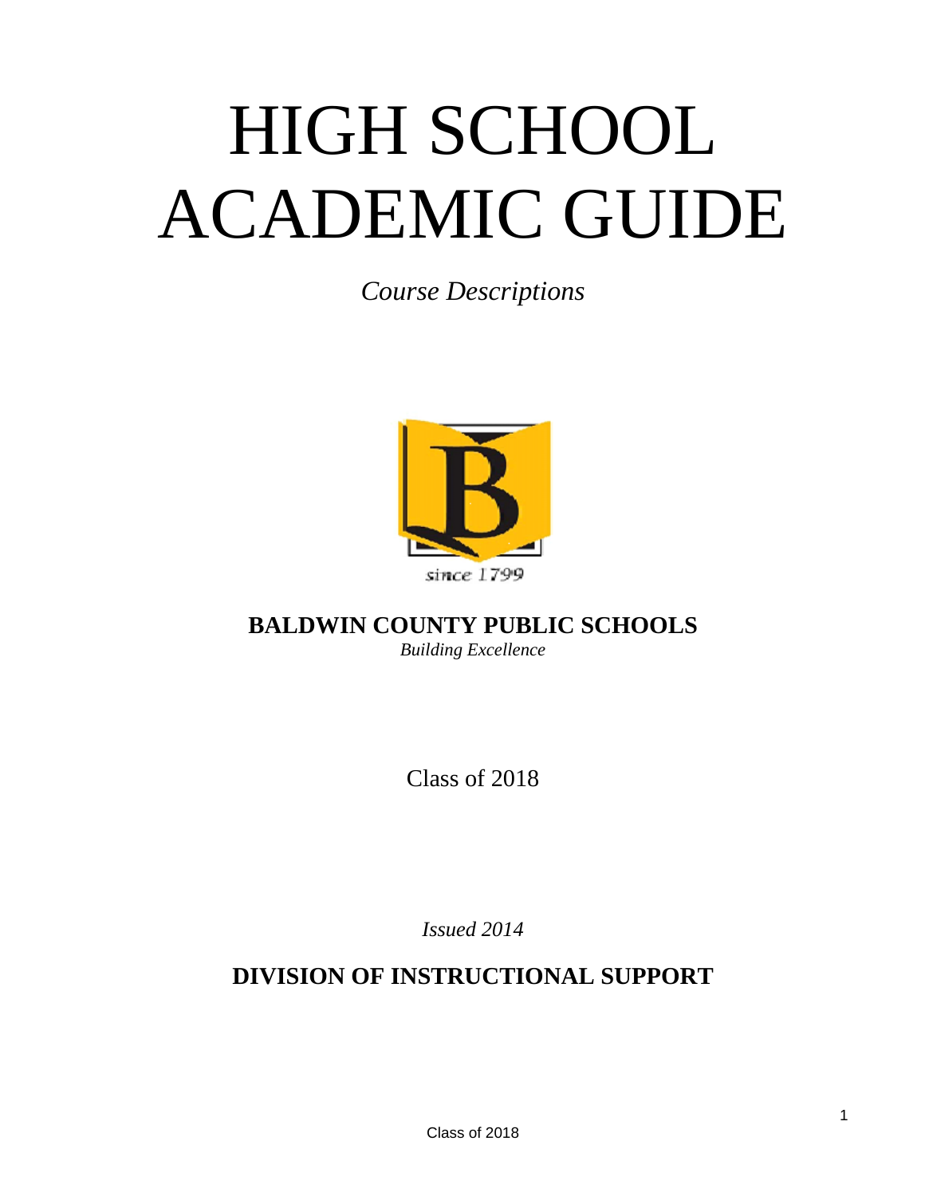# HIGH SCHOOL ACADEMIC GUIDE

*Course Descriptions*

since 1799

**BALDWIN COUNTY PUBLIC SCHOOLS**

*Building Excellence*

Class of 2018

*Issued 2014*

**DIVISION OF INSTRUCTIONAL SUPPORT**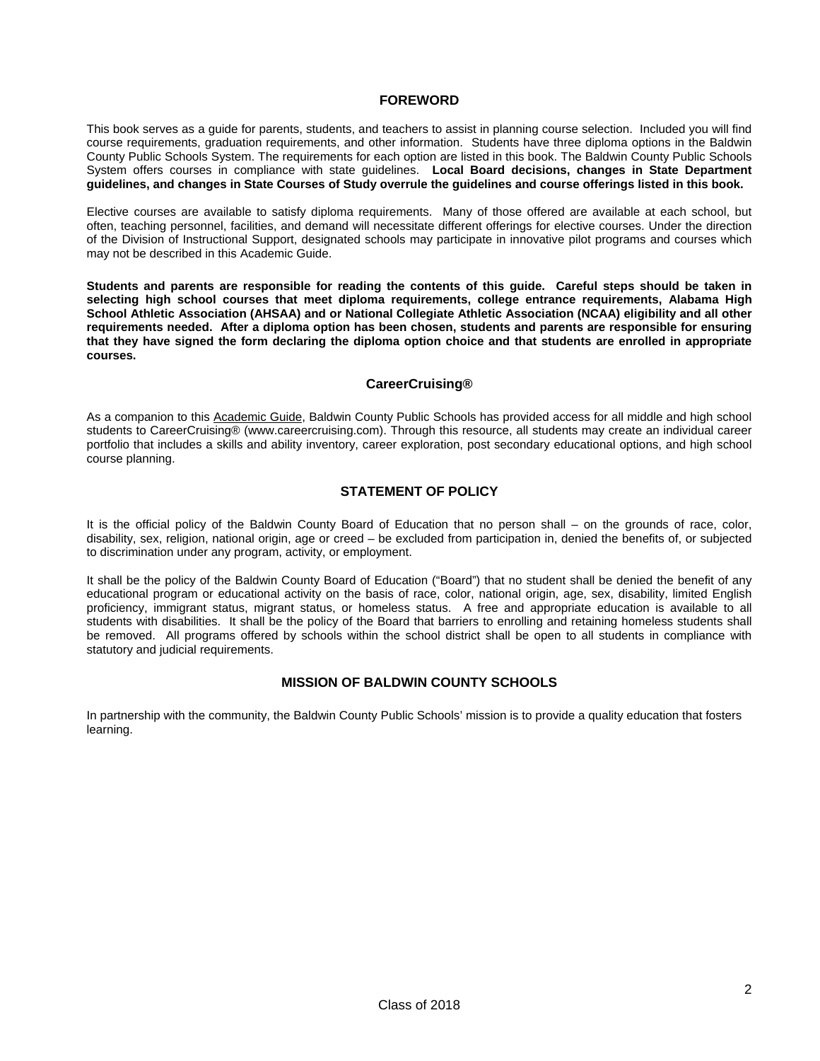## FOREWORD

This book serves as a guide for parents, students, and teachers to assist in planning course selection. Included you will find course requirements, graduation requirements, and other information. Students have three diploma options in the Baldwin County Public Schools System. The requirements for each option are listed in this book. The Baldwin County Public Schools System offers courses in compliance with state guidelines. **Local Board decisions, changes in State Department guidelines, and changes in State Courses of Study overrule the guidelines and course offerings listed in this book.**

Elective courses are available to satisfy diploma requirements. Many of those offered are available at each school, but often, teaching personnel, facilities, and demand will necessitate different offerings for elective courses. Under the direction of the Division of Instructional Support, designated schools may participate in innovative pilot programs and courses which may not be described in this Academic Guide.

**Students and parents are responsible for reading the contents of this guide. Careful steps should be taken in selecting high school courses that meet diploma requirements, college entrance requirements, Alabama High School Athletic Association (AHSAA) and or National Collegiate Athletic Association (NCAA) eligibility and all other requirements needed. After a diploma option has been chosen, students and parents are responsible for ensuring that they have signed the form declaring the diploma option choice and that students are enrolled in appropriate courses.**

## CareerCruising®

As a companion to this Academic Guide, Baldwin County Public Schools has provided access for all middle and high school students to CareerCruising® (www.careercruising.com). Through this resource, all students may create an individual career portfolio that includes a skills and ability inventory, career exploration, post secondary educational options, and high school course planning.

## STATEMENT OF POLICY

It is the official policy of the Baldwin County Board of Education that no person shall – on the grounds of race, color, disability, sex, religion, national origin, age or creed – be excluded from participation in, denied the benefits of, or subjected to discrimination under any program, activity, or employment.

It shall be the policy of the Baldwin County Board of Education ("Board") that no student shall be denied the benefit of any educational program or educational activity on the basis of race, color, national origin, age, sex, disability, limited English proficiency, immigrant status, migrant status, or homeless status. A free and appropriate education is available to all students with disabilities. It shall be the policy of the Board that barriers to enrolling and retaining homeless students shall be removed. All programs offered by schools within the school district shall be open to all students in compliance with statutory and judicial requirements.

## MISSION OF BALDWIN COUNTY SCHOOLS

In partnership with the community, the Baldwin County Public Schools' mission is to provide a quality education that fosters learning.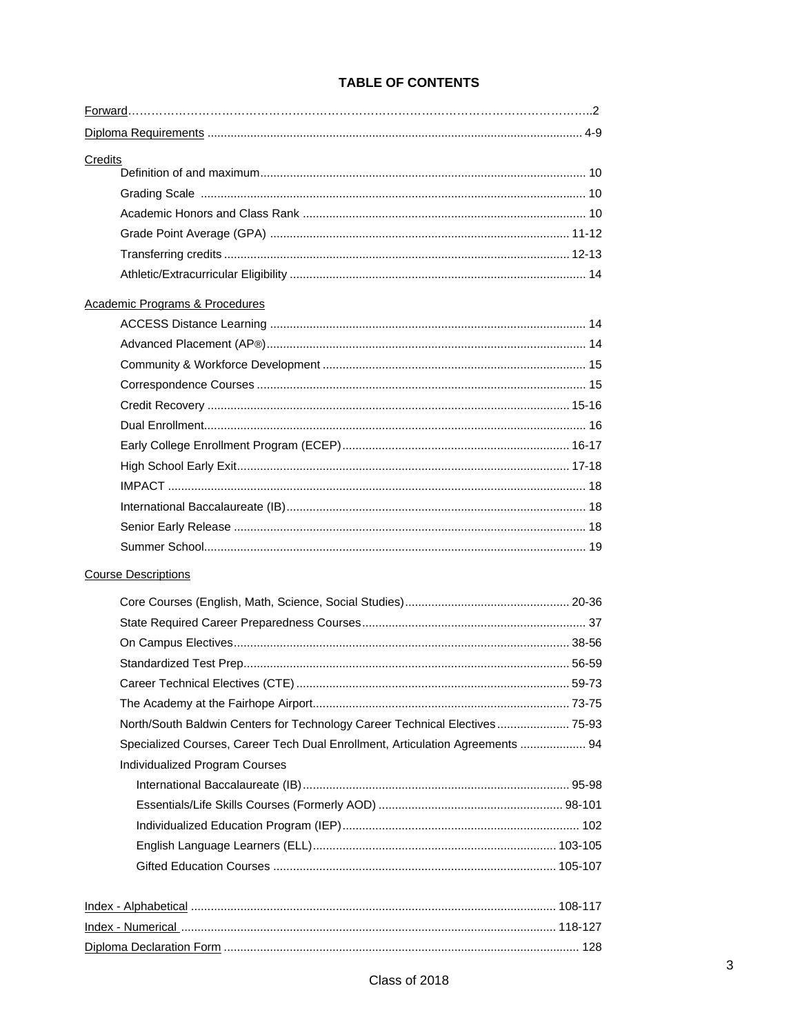# TABLE OF CONTENTS

Forward……………………………………………………………………………………………………..2

Diploma Requirements ................................................................................................. 4-9

Credits
- Definition of and maximum................................................................................. 10
- Grading Scale ................................................................................................... 10
- Academic Honors and Class Rank ..................................................................... 10
- Grade Point Average (GPA) .......................................................................... 11-12
- Transferring credits ........................................................................................ 12-13
- Athletic/Extracurricular Eligibility ......................................................................... 14

Academic Programs & Procedures
- ACCESS Distance Learning ............................................................................... 14
- Advanced Placement (AP®)................................................................................ 14
- Community & Workforce Development ............................................................... 15
- Correspondence Courses .................................................................................. 15
- Credit Recovery ............................................................................................. 15-16
- Dual Enrollment.................................................................................................. 16
- Early College Enrollment Program (ECEP).................................................... 16-17
- High School Early Exit.................................................................................... 17-18
- IMPACT .............................................................................................................. 18
- International Baccalaureate (IB).......................................................................... 18
- Senior Early Release .......................................................................................... 18
- Summer School................................................................................................... 19

Course Descriptions
- Core Courses (English, Math, Science, Social Studies).................................. 20-36
- State Required Career Preparedness Courses.................................................... 37
- On Campus Electives...................................................................................... 38-56
- Standardized Test Prep................................................................................... 56-59
- Career Technical Electives (CTE) ................................................................... 59-73
- The Academy at the Fairhope Airport.............................................................. 73-75
- North/South Baldwin Centers for Technology Career Technical Electives...................... 75-93
- Specialized Courses, Career Tech Dual Enrollment, Articulation Agreements .................... 94
- Individualized Program Courses
  - International Baccalaureate (IB)................................................................ 95-98
  - Essentials/Life Skills Courses (Formerly AOD) ........................................ 98-101
  - Individualized Education Program (IEP)....................................................... 102
  - English Language Learners (ELL).......................................................... 103-105
  - Gifted Education Courses ..................................................................... 105-107

Index - Alphabetical ............................................................................................... 108-117

Index - Numerical .................................................................................................. 118-127

Diploma Declaration Form .......................................................................................... 128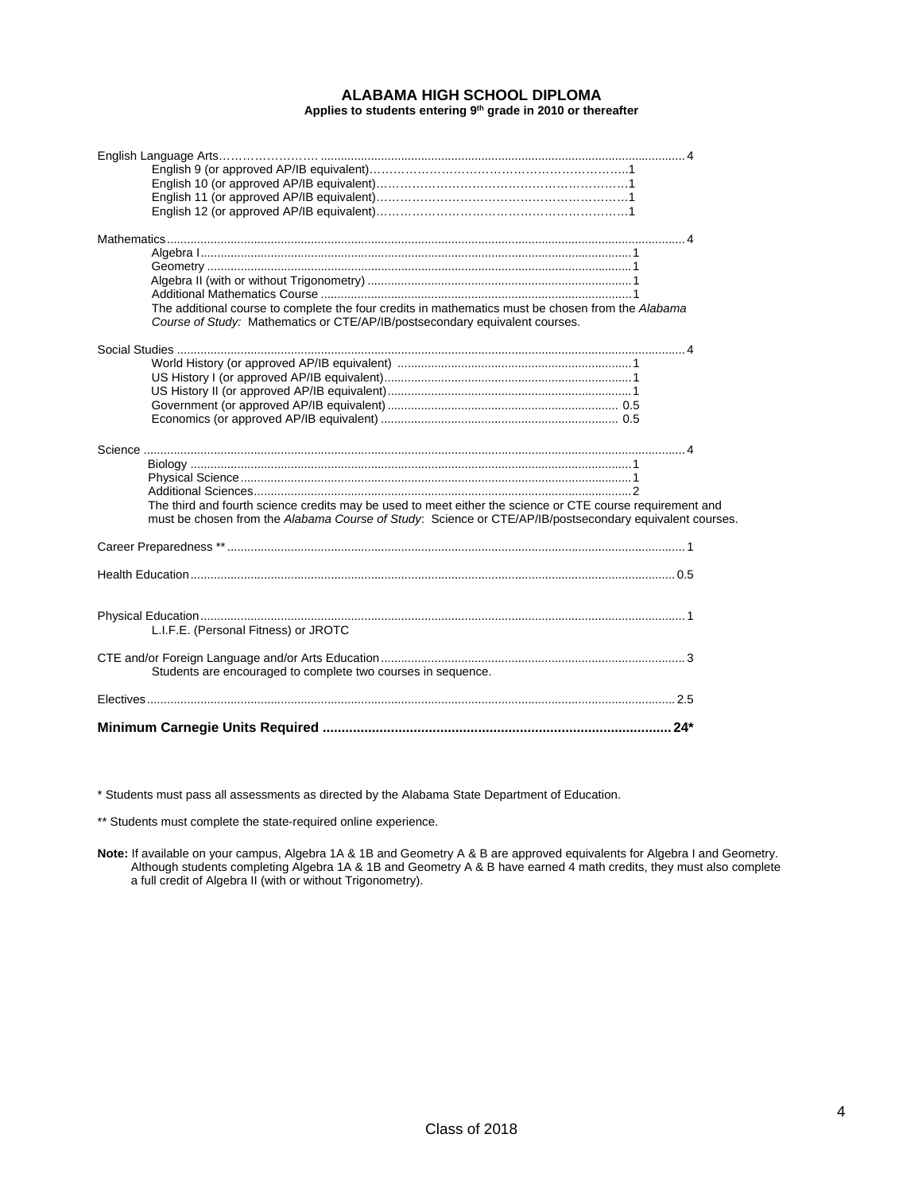# ALABAMA HIGH SCHOOL DIPLOMA

**Applies to students entering 9th grade in 2010 or thereafter**

| Course | Credits |
|---|---|
| English Language Arts | 4 |
| English 9 (or approved AP/IB equivalent) | 1 |
| English 10 (or approved AP/IB equivalent) | 1 |
| English 11 (or approved AP/IB equivalent) | 1 |
| English 12 (or approved AP/IB equivalent) | 1 |
| Mathematics | 4 |
| Algebra I | 1 |
| Geometry | 1 |
| Algebra II (with or without Trigonometry) | 1 |
| Additional Mathematics Course | 1 |
| The additional course to complete the four credits in mathematics must be chosen from the *Alabama Course of Study:* Mathematics or CTE/AP/IB/postsecondary equivalent courses. | |
| Social Studies | 4 |
| World History (or approved AP/IB equivalent) | 1 |
| US History I (or approved AP/IB equivalent) | 1 |
| US History II (or approved AP/IB equivalent) | 1 |
| Government (or approved AP/IB equivalent) | 0.5 |
| Economics (or approved AP/IB equivalent) | 0.5 |
| Science | 4 |
| Biology | 1 |
| Physical Science | 1 |
| Additional Sciences | 2 |
| The third and fourth science credits may be used to meet either the science or CTE course requirement and must be chosen from the *Alabama Course of Study*: Science or CTE/AP/IB/postsecondary equivalent courses. | |
| Career Preparedness ** | 1 |
| Health Education | 0.5 |
| Physical Education | 1 |
| L.I.F.E. (Personal Fitness) or JROTC | |
| CTE and/or Foreign Language and/or Arts Education | 3 |
| Students are encouraged to complete two courses in sequence. | |
| Electives | 2.5 |
| **Minimum Carnegie Units Required** | **24*** |

* Students must pass all assessments as directed by the Alabama State Department of Education.

** Students must complete the state-required online experience.

**Note:** If available on your campus, Algebra 1A & 1B and Geometry A & B are approved equivalents for Algebra I and Geometry. Although students completing Algebra 1A & 1B and Geometry A & B have earned 4 math credits, they must also complete a full credit of Algebra II (with or without Trigonometry).

Class of 2018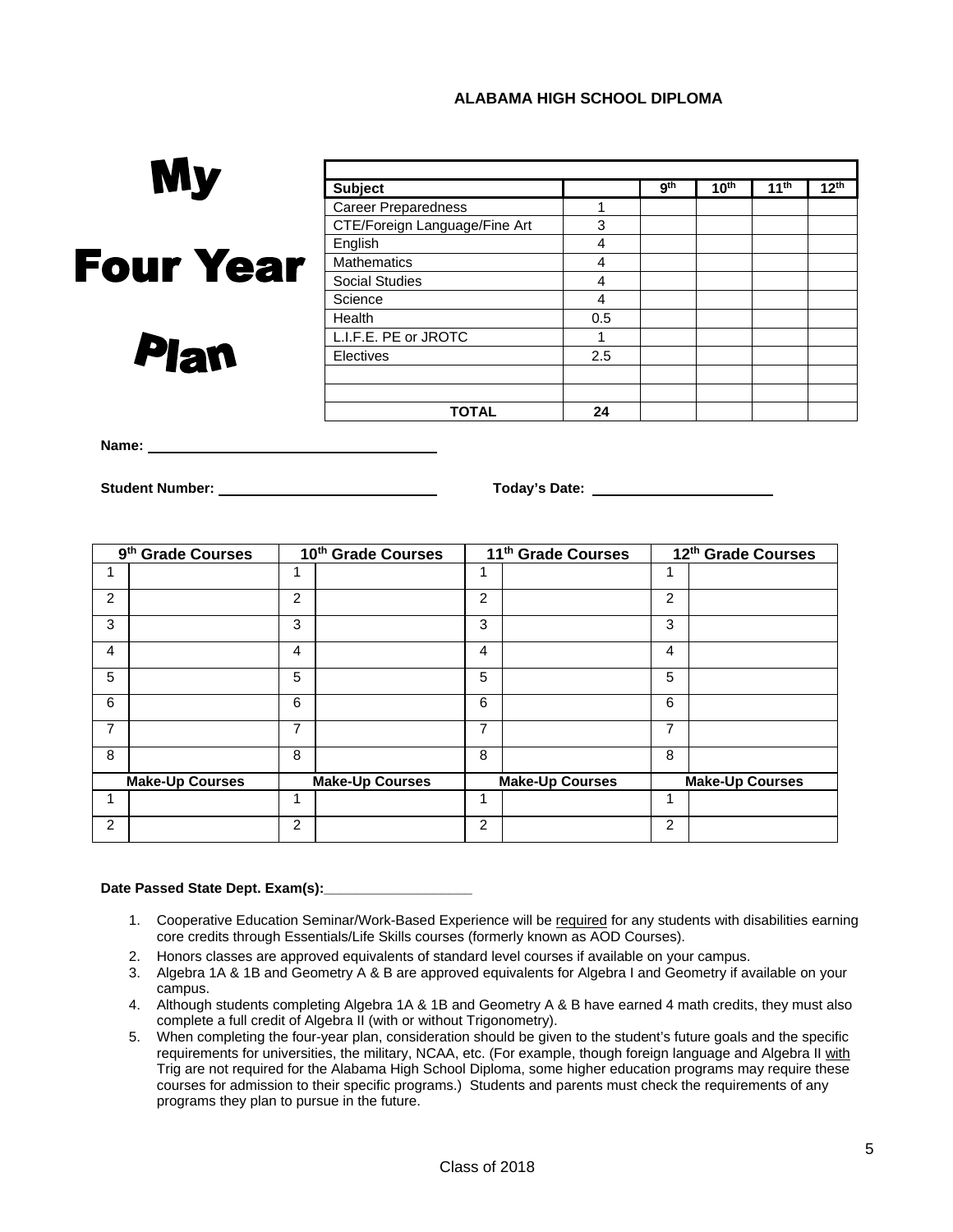**ALABAMA HIGH SCHOOL DIPLOMA**

# My Four Year Plan

| Subject | | 9th | 10th | 11th | 12th |
|---|---|---|---|---|---|
| Career Preparedness | 1 | | | | |
| CTE/Foreign Language/Fine Art | 3 | | | | |
| English | 4 | | | | |
| Mathematics | 4 | | | | |
| Social Studies | 4 | | | | |
| Science | 4 | | | | |
| Health | 0.5 | | | | |
| L.I.F.E. PE or JROTC | 1 | | | | |
| Electives | 2.5 | | | | |
| | | | | | |
| | | | | | |
| **TOTAL** | **24** | | | | |

**Name:** ____________________________________

**Student Number:** ___________________________ **Today's Date:** ______________________

| 9th Grade Courses | | 10th Grade Courses | | 11th Grade Courses | | 12th Grade Courses | |
|---|---|---|---|---|---|---|---|
| 1 | | 1 | | 1 | | 1 | |
| 2 | | 2 | | 2 | | 2 | |
| 3 | | 3 | | 3 | | 3 | |
| 4 | | 4 | | 4 | | 4 | |
| 5 | | 5 | | 5 | | 5 | |
| 6 | | 6 | | 6 | | 6 | |
| 7 | | 7 | | 7 | | 7 | |
| 8 | | 8 | | 8 | | 8 | |
| **Make-Up Courses** | | **Make-Up Courses** | | **Make-Up Courses** | | **Make-Up Courses** | |
| 1 | | 1 | | 1 | | 1 | |
| 2 | | 2 | | 2 | | 2 | |

**Date Passed State Dept. Exam(s):___________________**

1. Cooperative Education Seminar/Work-Based Experience will be required for any students with disabilities earning core credits through Essentials/Life Skills courses (formerly known as AOD Courses).
2. Honors classes are approved equivalents of standard level courses if available on your campus.
3. Algebra 1A & 1B and Geometry A & B are approved equivalents for Algebra I and Geometry if available on your campus.
4. Although students completing Algebra 1A & 1B and Geometry A & B have earned 4 math credits, they must also complete a full credit of Algebra II (with or without Trigonometry).
5. When completing the four-year plan, consideration should be given to the student's future goals and the specific requirements for universities, the military, NCAA, etc. (For example, though foreign language and Algebra II with Trig are not required for the Alabama High School Diploma, some higher education programs may require these courses for admission to their specific programs.) Students and parents must check the requirements of any programs they plan to pursue in the future.

Class of 2018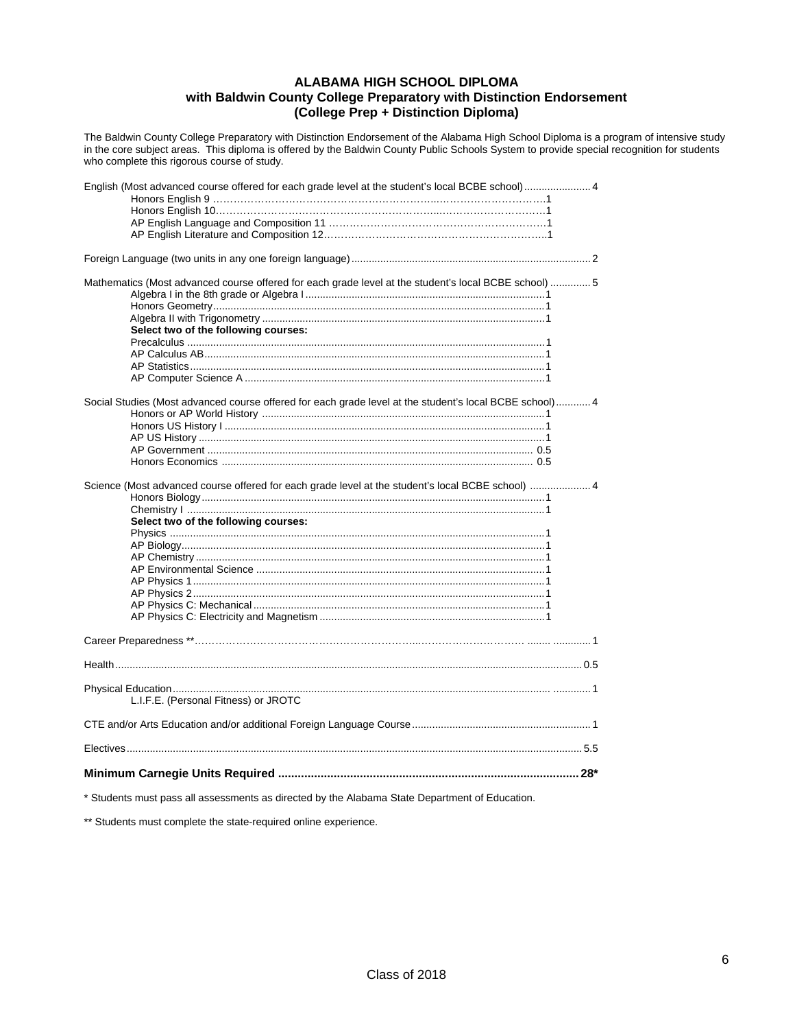# ALABAMA HIGH SCHOOL DIPLOMA
## with Baldwin County College Preparatory with Distinction Endorsement
## (College Prep + Distinction Diploma)

The Baldwin County College Preparatory with Distinction Endorsement of the Alabama High School Diploma is a program of intensive study in the core subject areas. This diploma is offered by the Baldwin County Public Schools System to provide special recognition for students who complete this rigorous course of study.

| Course | Units |
|---|---|
| English (Most advanced course offered for each grade level at the student's local BCBE school) | 4 |
| Honors English 9 | 1 |
| Honors English 10 | 1 |
| AP English Language and Composition 11 | 1 |
| AP English Literature and Composition 12 | 1 |
| Foreign Language (two units in any one foreign language) | 2 |
| Mathematics (Most advanced course offered for each grade level at the student's local BCBE school) | 5 |
| Algebra I in the 8th grade or Algebra I | 1 |
| Honors Geometry | 1 |
| Algebra II with Trigonometry | 1 |
| **Select two of the following courses:** | |
| Precalculus | 1 |
| AP Calculus AB | 1 |
| AP Statistics | 1 |
| AP Computer Science A | 1 |
| Social Studies (Most advanced course offered for each grade level at the student's local BCBE school) | 4 |
| Honors or AP World History | 1 |
| Honors US History I | 1 |
| AP US History | 1 |
| AP Government | 0.5 |
| Honors Economics | 0.5 |
| Science (Most advanced course offered for each grade level at the student's local BCBE school) | 4 |
| Honors Biology | 1 |
| Chemistry I | 1 |
| **Select two of the following courses:** | |
| Physics | 1 |
| AP Biology | 1 |
| AP Chemistry | 1 |
| AP Environmental Science | 1 |
| AP Physics 1 | 1 |
| AP Physics 2 | 1 |
| AP Physics C: Mechanical | 1 |
| AP Physics C: Electricity and Magnetism | 1 |
| Career Preparedness ** | 1 |
| Health | 0.5 |
| Physical Education (L.I.F.E. (Personal Fitness) or JROTC) | 1 |
| CTE and/or Arts Education and/or additional Foreign Language Course | 1 |
| Electives | 5.5 |
| **Minimum Carnegie Units Required** | **28*** |

\* Students must pass all assessments as directed by the Alabama State Department of Education.

** Students must complete the state-required online experience.

Class of 2018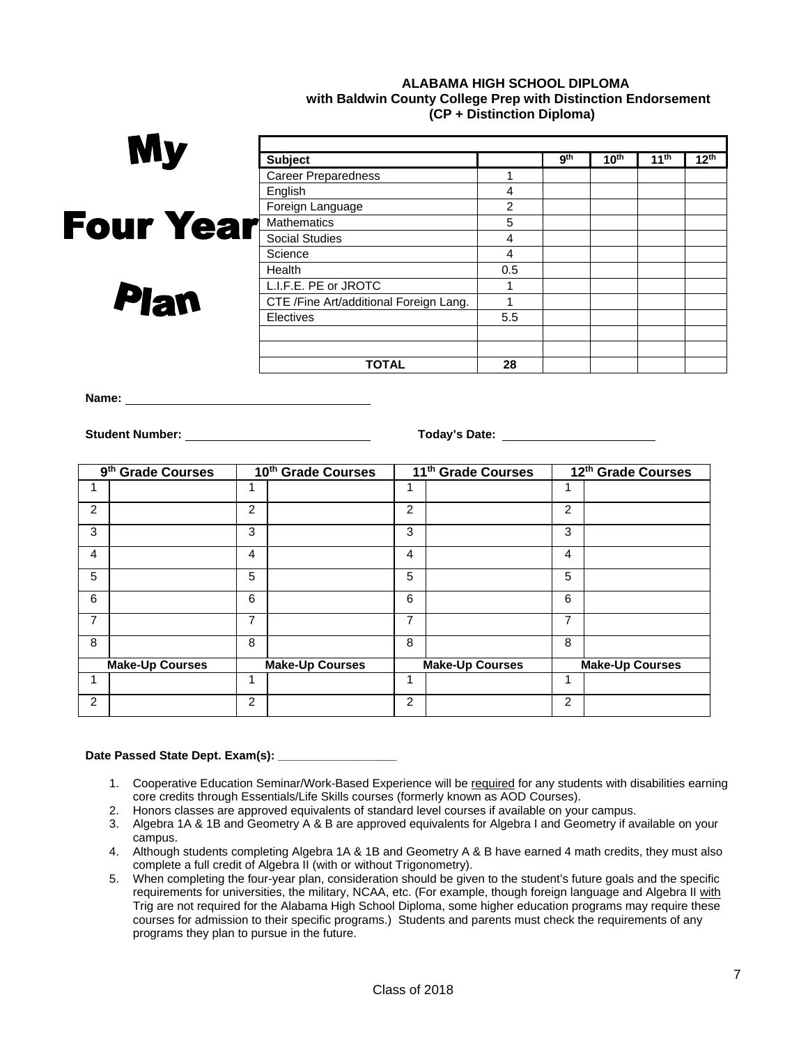**ALABAMA HIGH SCHOOL DIPLOMA**
**with Baldwin County College Prep with Distinction Endorsement**
**(CP + Distinction Diploma)**

# My Four Year Plan

| Subject | | 9th | 10th | 11th | 12th |
|---|---|---|---|---|---|
| Career Preparedness | 1 | | | | |
| English | 4 | | | | |
| Foreign Language | 2 | | | | |
| Mathematics | 5 | | | | |
| Social Studies | 4 | | | | |
| Science | 4 | | | | |
| Health | 0.5 | | | | |
| L.I.F.E. PE or JROTC | 1 | | | | |
| CTE /Fine Art/additional Foreign Lang. | 1 | | | | |
| Electives | 5.5 | | | | |
| | | | | | |
| | | | | | |
| **TOTAL** | **28** | | | | |

**Name:** ____________________________________

**Student Number:** ____________________________ **Today's Date:** ________________________

| 9th Grade Courses | | 10th Grade Courses | | 11th Grade Courses | | 12th Grade Courses | |
|---|---|---|---|---|---|---|---|
| 1 | | 1 | | 1 | | 1 | |
| 2 | | 2 | | 2 | | 2 | |
| 3 | | 3 | | 3 | | 3 | |
| 4 | | 4 | | 4 | | 4 | |
| 5 | | 5 | | 5 | | 5 | |
| 6 | | 6 | | 6 | | 6 | |
| 7 | | 7 | | 7 | | 7 | |
| 8 | | 8 | | 8 | | 8 | |
| **Make-Up Courses** | | **Make-Up Courses** | | **Make-Up Courses** | | **Make-Up Courses** | |
| 1 | | 1 | | 1 | | 1 | |
| 2 | | 2 | | 2 | | 2 | |

**Date Passed State Dept. Exam(s): __________________**

1. Cooperative Education Seminar/Work-Based Experience will be required for any students with disabilities earning core credits through Essentials/Life Skills courses (formerly known as AOD Courses).
2. Honors classes are approved equivalents of standard level courses if available on your campus.
3. Algebra 1A & 1B and Geometry A & B are approved equivalents for Algebra I and Geometry if available on your campus.
4. Although students completing Algebra 1A & 1B and Geometry A & B have earned 4 math credits, they must also complete a full credit of Algebra II (with or without Trigonometry).
5. When completing the four-year plan, consideration should be given to the student's future goals and the specific requirements for universities, the military, NCAA, etc. (For example, though foreign language and Algebra II with Trig are not required for the Alabama High School Diploma, some higher education programs may require these courses for admission to their specific programs.) Students and parents must check the requirements of any programs they plan to pursue in the future.

Class of 2018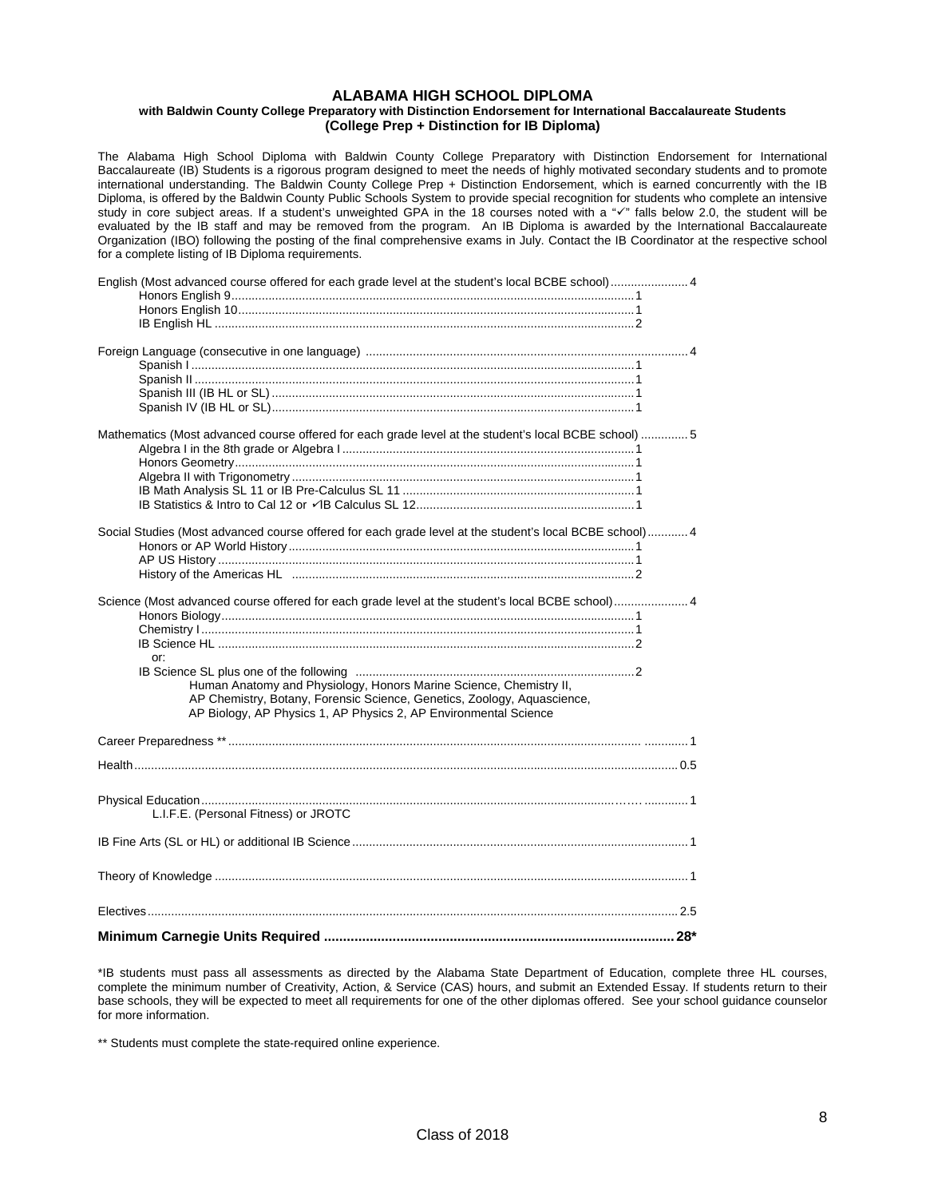# ALABAMA HIGH SCHOOL DIPLOMA

### with Baldwin County College Preparatory with Distinction Endorsement for International Baccalaureate Students

### (College Prep + Distinction for IB Diploma)

The Alabama High School Diploma with Baldwin County College Preparatory with Distinction Endorsement for International Baccalaureate (IB) Students is a rigorous program designed to meet the needs of highly motivated secondary students and to promote international understanding. The Baldwin County College Prep + Distinction Endorsement, which is earned concurrently with the IB Diploma, is offered by the Baldwin County Public Schools System to provide special recognition for students who complete an intensive study in core subject areas. If a student's unweighted GPA in the 18 courses noted with a "✓" falls below 2.0, the student will be evaluated by the IB staff and may be removed from the program. An IB Diploma is awarded by the International Baccalaureate Organization (IBO) following the posting of the final comprehensive exams in July. Contact the IB Coordinator at the respective school for a complete listing of IB Diploma requirements.

English (Most advanced course offered for each grade level at the student's local BCBE school)........ 4
- Honors English 9........ 1
- Honors English 10........ 1
- IB English HL........ 2

Foreign Language (consecutive in one language)........ 4
- Spanish I........ 1
- Spanish II........ 1
- Spanish III (IB HL or SL)........ 1
- Spanish IV (IB HL or SL)........ 1

Mathematics (Most advanced course offered for each grade level at the student's local BCBE school)........ 5
- Algebra I in the 8th grade or Algebra I........ 1
- Honors Geometry........ 1
- Algebra II with Trigonometry........ 1
- IB Math Analysis SL 11 or IB Pre-Calculus SL 11........ 1
- IB Statistics & Intro to Cal 12 or ✓IB Calculus SL 12........ 1

Social Studies (Most advanced course offered for each grade level at the student's local BCBE school)........ 4
- Honors or AP World History........ 1
- AP US History........ 1
- History of the Americas HL........ 2

Science (Most advanced course offered for each grade level at the student's local BCBE school)........ 4
- Honors Biology........ 1
- Chemistry I........ 1
- IB Science HL........ 2
- or:
- IB Science SL plus one of the following........ 2
  - Human Anatomy and Physiology, Honors Marine Science, Chemistry II, AP Chemistry, Botany, Forensic Science, Genetics, Zoology, Aquascience, AP Biology, AP Physics 1, AP Physics 2, AP Environmental Science

Career Preparedness **........ 1

Health........ 0.5

Physical Education........ 1
- L.I.F.E. (Personal Fitness) or JROTC

IB Fine Arts (SL or HL) or additional IB Science........ 1

Theory of Knowledge........ 1

Electives........ 2.5

**Minimum Carnegie Units Required........ 28***

*IB students must pass all assessments as directed by the Alabama State Department of Education, complete three HL courses, complete the minimum number of Creativity, Action, & Service (CAS) hours, and submit an Extended Essay. If students return to their base schools, they will be expected to meet all requirements for one of the other diplomas offered. See your school guidance counselor for more information.

** Students must complete the state-required online experience.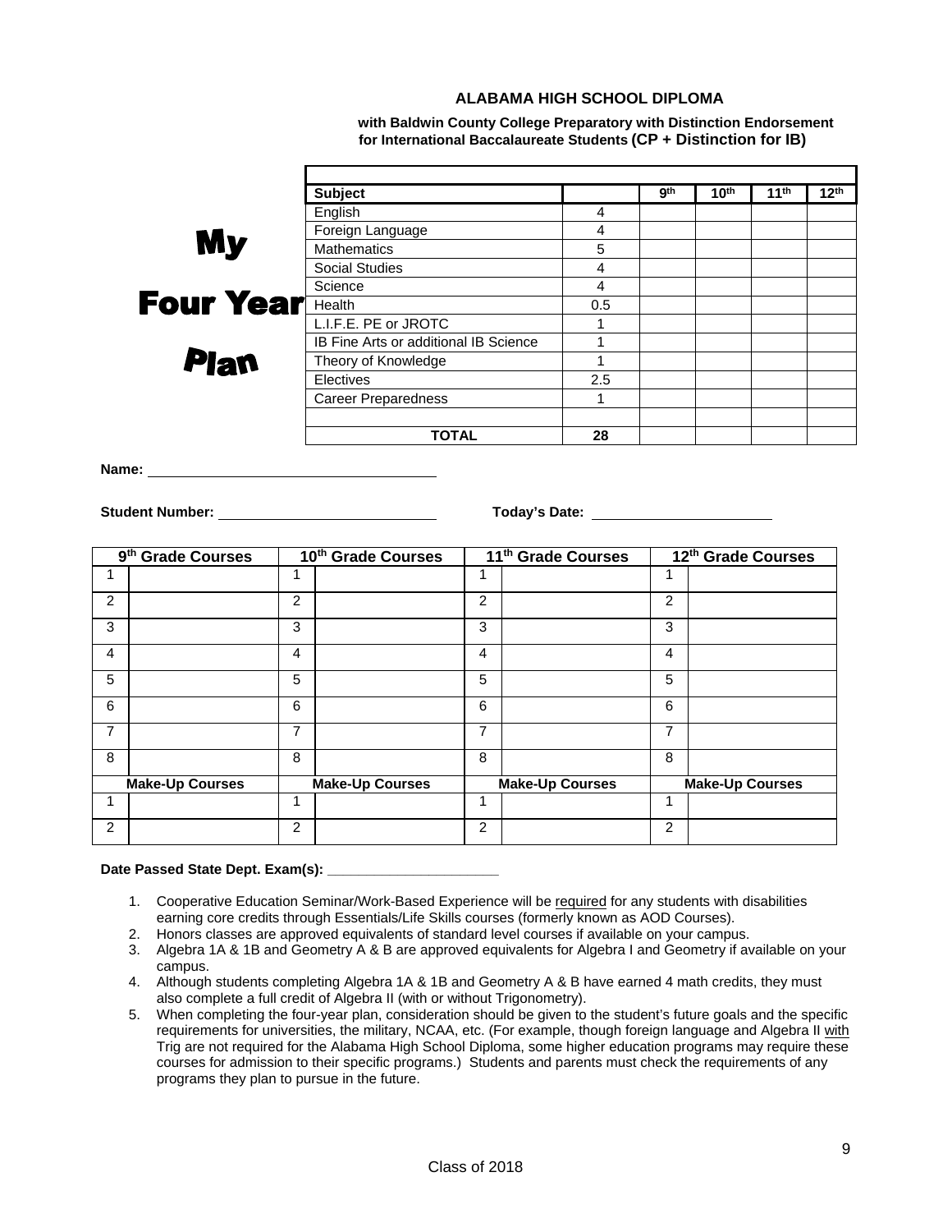# ALABAMA HIGH SCHOOL DIPLOMA

**with Baldwin County College Preparatory with Distinction Endorsement for International Baccalaureate Students (CP + Distinction for IB)**

# My Four Year Plan

| Subject | | 9th | 10th | 11th | 12th |
|---|---|---|---|---|---|
| English | 4 | | | | |
| Foreign Language | 4 | | | | |
| Mathematics | 5 | | | | |
| Social Studies | 4 | | | | |
| Science | 4 | | | | |
| Health | 0.5 | | | | |
| L.I.F.E. PE or JROTC | 1 | | | | |
| IB Fine Arts or additional IB Science | 1 | | | | |
| Theory of Knowledge | 1 | | | | |
| Electives | 2.5 | | | | |
| Career Preparedness | 1 | | | | |
| | | | | | |
| **TOTAL** | **28** | | | | |

**Name:** ____________________________________

**Student Number:** ____________________________ **Today's Date:** ________________________

| 9th Grade Courses | | 10th Grade Courses | | 11th Grade Courses | | 12th Grade Courses | |
|---|---|---|---|---|---|---|---|
| 1 | | 1 | | 1 | | 1 | |
| 2 | | 2 | | 2 | | 2 | |
| 3 | | 3 | | 3 | | 3 | |
| 4 | | 4 | | 4 | | 4 | |
| 5 | | 5 | | 5 | | 5 | |
| 6 | | 6 | | 6 | | 6 | |
| 7 | | 7 | | 7 | | 7 | |
| 8 | | 8 | | 8 | | 8 | |
| **Make-Up Courses** | | **Make-Up Courses** | | **Make-Up Courses** | | **Make-Up Courses** | |
| 1 | | 1 | | 1 | | 1 | |
| 2 | | 2 | | 2 | | 2 | |

**Date Passed State Dept. Exam(s): ______________________**

1. Cooperative Education Seminar/Work-Based Experience will be required for any students with disabilities earning core credits through Essentials/Life Skills courses (formerly known as AOD Courses).
2. Honors classes are approved equivalents of standard level courses if available on your campus.
3. Algebra 1A & 1B and Geometry A & B are approved equivalents for Algebra I and Geometry if available on your campus.
4. Although students completing Algebra 1A & 1B and Geometry A & B have earned 4 math credits, they must also complete a full credit of Algebra II (with or without Trigonometry).
5. When completing the four-year plan, consideration should be given to the student's future goals and the specific requirements for universities, the military, NCAA, etc. (For example, though foreign language and Algebra II with Trig are not required for the Alabama High School Diploma, some higher education programs may require these courses for admission to their specific programs.) Students and parents must check the requirements of any programs they plan to pursue in the future.

Class of 2018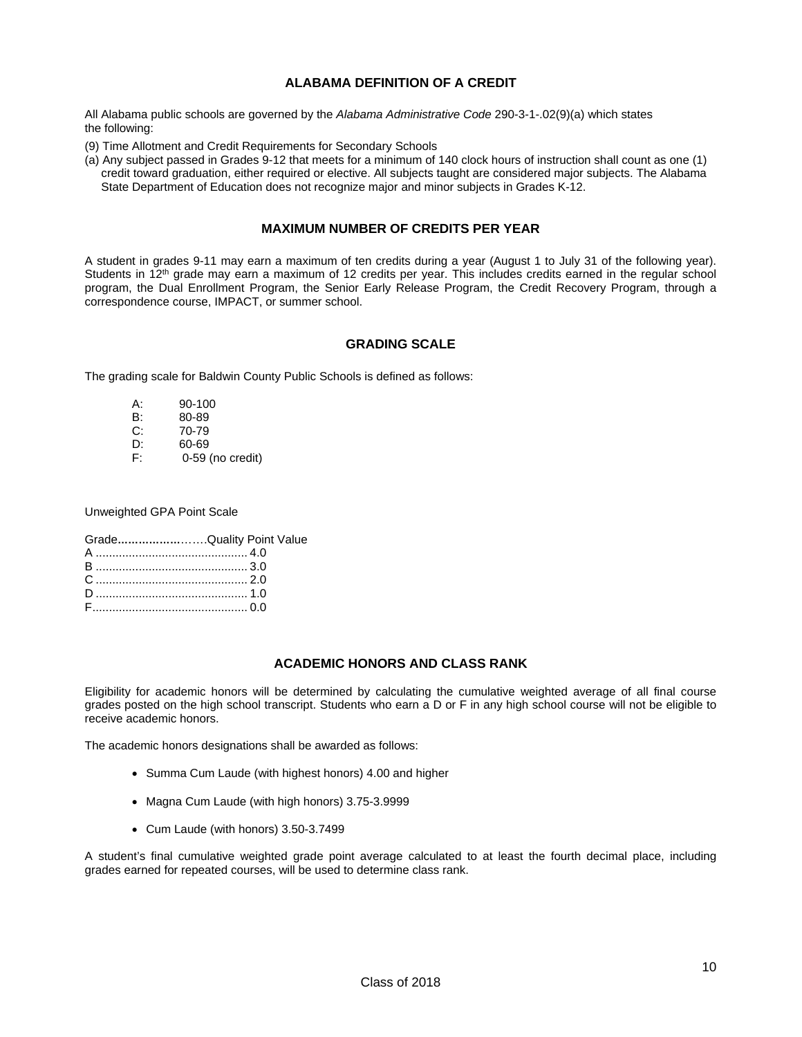## ALABAMA DEFINITION OF A CREDIT

All Alabama public schools are governed by the *Alabama Administrative Code* 290-3-1-.02(9)(a) which states the following:

(9) Time Allotment and Credit Requirements for Secondary Schools

(a) Any subject passed in Grades 9-12 that meets for a minimum of 140 clock hours of instruction shall count as one (1) credit toward graduation, either required or elective. All subjects taught are considered major subjects. The Alabama State Department of Education does not recognize major and minor subjects in Grades K-12.

## MAXIMUM NUMBER OF CREDITS PER YEAR

A student in grades 9-11 may earn a maximum of ten credits during a year (August 1 to July 31 of the following year). Students in 12th grade may earn a maximum of 12 credits per year. This includes credits earned in the regular school program, the Dual Enrollment Program, the Senior Early Release Program, the Credit Recovery Program, through a correspondence course, IMPACT, or summer school.

## GRADING SCALE

The grading scale for Baldwin County Public Schools is defined as follows:

| | |
|---|---|
| A: | 90-100 |
| B: | 80-89 |
| C: | 70-79 |
| D: | 60-69 |
| F: | 0-59 (no credit) |

Unweighted GPA Point Scale

| Grade | Quality Point Value |
|---|---|
| A | 4.0 |
| B | 3.0 |
| C | 2.0 |
| D | 1.0 |
| F | 0.0 |

## ACADEMIC HONORS AND CLASS RANK

Eligibility for academic honors will be determined by calculating the cumulative weighted average of all final course grades posted on the high school transcript. Students who earn a D or F in any high school course will not be eligible to receive academic honors.

The academic honors designations shall be awarded as follows:

- Summa Cum Laude (with highest honors) 4.00 and higher
- Magna Cum Laude (with high honors) 3.75-3.9999
- Cum Laude (with honors) 3.50-3.7499

A student's final cumulative weighted grade point average calculated to at least the fourth decimal place, including grades earned for repeated courses, will be used to determine class rank.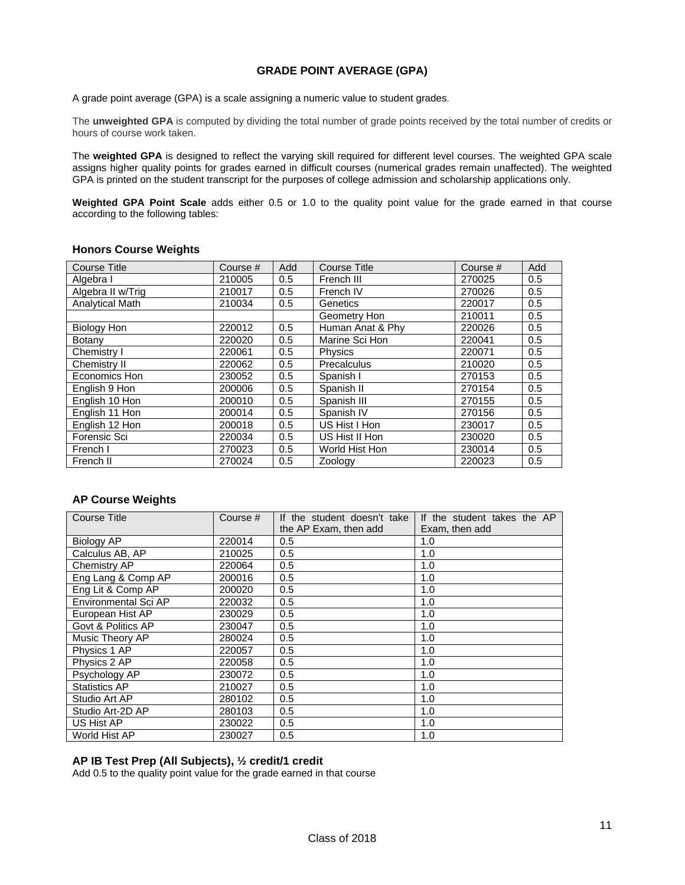## GRADE POINT AVERAGE (GPA)

A grade point average (GPA) is a scale assigning a numeric value to student grades.

The **unweighted GPA** is computed by dividing the total number of grade points received by the total number of credits or hours of course work taken.

The **weighted GPA** is designed to reflect the varying skill required for different level courses. The weighted GPA scale assigns higher quality points for grades earned in difficult courses (numerical grades remain unaffected). The weighted GPA is printed on the student transcript for the purposes of college admission and scholarship applications only.

**Weighted GPA Point Scale** adds either 0.5 or 1.0 to the quality point value for the grade earned in that course according to the following tables:

### Honors Course Weights

| Course Title | Course # | Add | Course Title | Course # | Add |
|---|---|---|---|---|---|
| Algebra I | 210005 | 0.5 | French III | 270025 | 0.5 |
| Algebra II w/Trig | 210017 | 0.5 | French IV | 270026 | 0.5 |
| Analytical Math | 210034 | 0.5 | Genetics | 220017 | 0.5 |
| | | | Geometry Hon | 210011 | 0.5 |
| Biology Hon | 220012 | 0.5 | Human Anat & Phy | 220026 | 0.5 |
| Botany | 220020 | 0.5 | Marine Sci Hon | 220041 | 0.5 |
| Chemistry I | 220061 | 0.5 | Physics | 220071 | 0.5 |
| Chemistry II | 220062 | 0.5 | Precalculus | 210020 | 0.5 |
| Economics Hon | 230052 | 0.5 | Spanish I | 270153 | 0.5 |
| English 9 Hon | 200006 | 0.5 | Spanish II | 270154 | 0.5 |
| English 10 Hon | 200010 | 0.5 | Spanish III | 270155 | 0.5 |
| English 11 Hon | 200014 | 0.5 | Spanish IV | 270156 | 0.5 |
| English 12 Hon | 200018 | 0.5 | US Hist I Hon | 230017 | 0.5 |
| Forensic Sci | 220034 | 0.5 | US Hist II Hon | 230020 | 0.5 |
| French I | 270023 | 0.5 | World Hist Hon | 230014 | 0.5 |
| French II | 270024 | 0.5 | Zoology | 220023 | 0.5 |

### AP Course Weights

| Course Title | Course # | If the student doesn't take the AP Exam, then add | If the student takes the AP Exam, then add |
|---|---|---|---|
| Biology AP | 220014 | 0.5 | 1.0 |
| Calculus AB, AP | 210025 | 0.5 | 1.0 |
| Chemistry AP | 220064 | 0.5 | 1.0 |
| Eng Lang & Comp AP | 200016 | 0.5 | 1.0 |
| Eng Lit & Comp AP | 200020 | 0.5 | 1.0 |
| Environmental Sci AP | 220032 | 0.5 | 1.0 |
| European Hist AP | 230029 | 0.5 | 1.0 |
| Govt & Politics AP | 230047 | 0.5 | 1.0 |
| Music Theory AP | 280024 | 0.5 | 1.0 |
| Physics 1 AP | 220057 | 0.5 | 1.0 |
| Physics 2 AP | 220058 | 0.5 | 1.0 |
| Psychology AP | 230072 | 0.5 | 1.0 |
| Statistics AP | 210027 | 0.5 | 1.0 |
| Studio Art AP | 280102 | 0.5 | 1.0 |
| Studio Art-2D AP | 280103 | 0.5 | 1.0 |
| US Hist AP | 230022 | 0.5 | 1.0 |
| World Hist AP | 230027 | 0.5 | 1.0 |

### AP IB Test Prep (All Subjects), ½ credit/1 credit

Add 0.5 to the quality point value for the grade earned in that course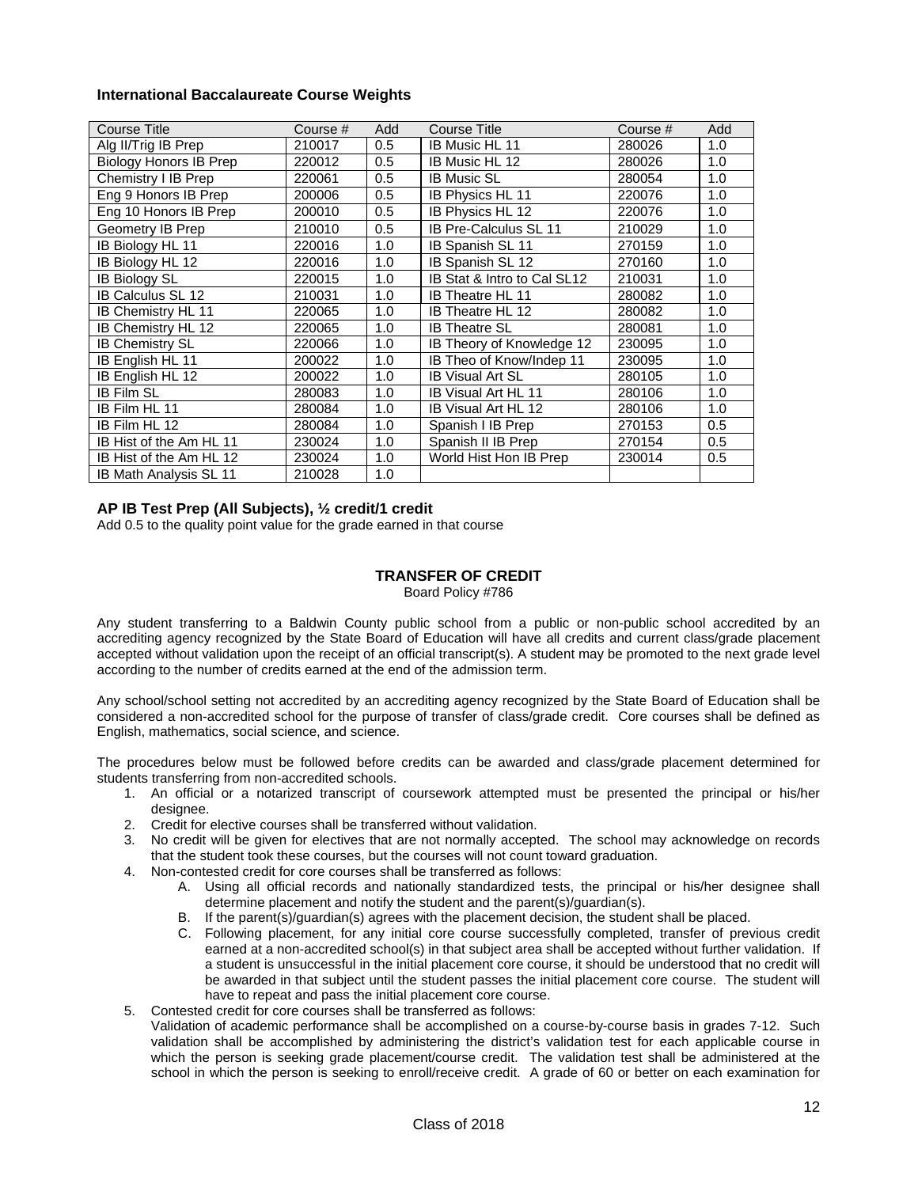### International Baccalaureate Course Weights

| Course Title | Course # | Add | Course Title | Course # | Add |
|---|---|---|---|---|---|
| Alg II/Trig IB Prep | 210017 | 0.5 | IB Music HL 11 | 280026 | 1.0 |
| Biology Honors IB Prep | 220012 | 0.5 | IB Music HL 12 | 280026 | 1.0 |
| Chemistry I IB Prep | 220061 | 0.5 | IB Music SL | 280054 | 1.0 |
| Eng 9 Honors IB Prep | 200006 | 0.5 | IB Physics HL 11 | 220076 | 1.0 |
| Eng 10 Honors IB Prep | 200010 | 0.5 | IB Physics HL 12 | 220076 | 1.0 |
| Geometry IB Prep | 210010 | 0.5 | IB Pre-Calculus SL 11 | 210029 | 1.0 |
| IB Biology HL 11 | 220016 | 1.0 | IB Spanish SL 11 | 270159 | 1.0 |
| IB Biology HL 12 | 220016 | 1.0 | IB Spanish SL 12 | 270160 | 1.0 |
| IB Biology SL | 220015 | 1.0 | IB Stat & Intro to Cal SL12 | 210031 | 1.0 |
| IB Calculus SL 12 | 210031 | 1.0 | IB Theatre HL 11 | 280082 | 1.0 |
| IB Chemistry HL 11 | 220065 | 1.0 | IB Theatre HL 12 | 280082 | 1.0 |
| IB Chemistry HL 12 | 220065 | 1.0 | IB Theatre SL | 280081 | 1.0 |
| IB Chemistry SL | 220066 | 1.0 | IB Theory of Knowledge 12 | 230095 | 1.0 |
| IB English HL 11 | 200022 | 1.0 | IB Theo of Know/Indep 11 | 230095 | 1.0 |
| IB English HL 12 | 200022 | 1.0 | IB Visual Art SL | 280105 | 1.0 |
| IB Film SL | 280083 | 1.0 | IB Visual Art HL 11 | 280106 | 1.0 |
| IB Film HL 11 | 280084 | 1.0 | IB Visual Art HL 12 | 280106 | 1.0 |
| IB Film HL 12 | 280084 | 1.0 | Spanish I IB Prep | 270153 | 0.5 |
| IB Hist of the Am HL 11 | 230024 | 1.0 | Spanish II IB Prep | 270154 | 0.5 |
| IB Hist of the Am HL 12 | 230024 | 1.0 | World Hist Hon IB Prep | 230014 | 0.5 |
| IB Math Analysis SL 11 | 210028 | 1.0 | | | |

### AP IB Test Prep (All Subjects), ½ credit/1 credit

Add 0.5 to the quality point value for the grade earned in that course

## TRANSFER OF CREDIT

Board Policy #786

Any student transferring to a Baldwin County public school from a public or non-public school accredited by an accrediting agency recognized by the State Board of Education will have all credits and current class/grade placement accepted without validation upon the receipt of an official transcript(s). A student may be promoted to the next grade level according to the number of credits earned at the end of the admission term.

Any school/school setting not accredited by an accrediting agency recognized by the State Board of Education shall be considered a non-accredited school for the purpose of transfer of class/grade credit. Core courses shall be defined as English, mathematics, social science, and science.

The procedures below must be followed before credits can be awarded and class/grade placement determined for students transferring from non-accredited schools.

1. An official or a notarized transcript of coursework attempted must be presented the principal or his/her designee.
2. Credit for elective courses shall be transferred without validation.
3. No credit will be given for electives that are not normally accepted. The school may acknowledge on records that the student took these courses, but the courses will not count toward graduation.
4. Non-contested credit for core courses shall be transferred as follows:
   - A. Using all official records and nationally standardized tests, the principal or his/her designee shall determine placement and notify the student and the parent(s)/guardian(s).
   - B. If the parent(s)/guardian(s) agrees with the placement decision, the student shall be placed.
   - C. Following placement, for any initial core course successfully completed, transfer of previous credit earned at a non-accredited school(s) in that subject area shall be accepted without further validation. If a student is unsuccessful in the initial placement core course, it should be understood that no credit will be awarded in that subject until the student passes the initial placement core course. The student will have to repeat and pass the initial placement core course.
5. Contested credit for core courses shall be transferred as follows:
   Validation of academic performance shall be accomplished on a course-by-course basis in grades 7-12. Such validation shall be accomplished by administering the district's validation test for each applicable course in which the person is seeking grade placement/course credit. The validation test shall be administered at the school in which the person is seeking to enroll/receive credit. A grade of 60 or better on each examination for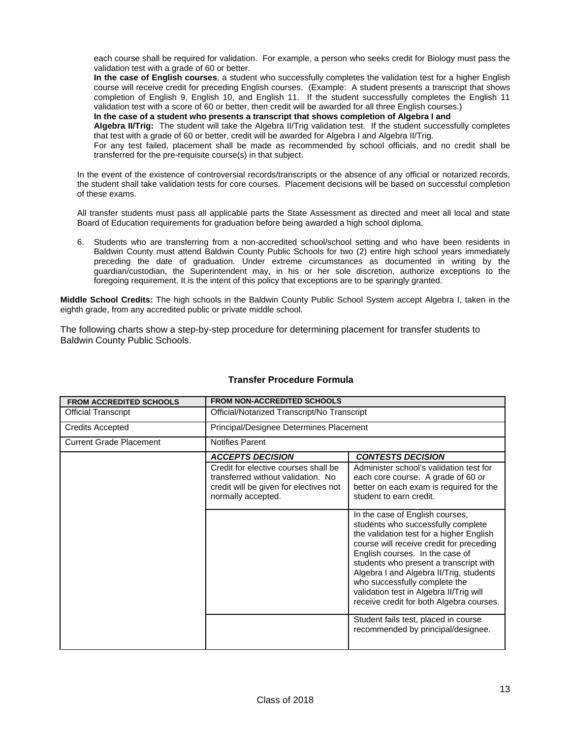each course shall be required for validation. For example, a person who seeks credit for Biology must pass the validation test with a grade of 60 or better.

**In the case of English courses**, a student who successfully completes the validation test for a higher English course will receive credit for preceding English courses. (Example: A student presents a transcript that shows completion of English 9, English 10, and English 11. If the student successfully completes the English 11 validation test with a score of 60 or better, then credit will be awarded for all three English courses.)

**In the case of a student who presents a transcript that shows completion of Algebra I and Algebra II/Trig:** The student will take the Algebra II/Trig validation test. If the student successfully completes that test with a grade of 60 or better, credit will be awarded for Algebra I and Algebra II/Trig.

For any test failed, placement shall be made as recommended by school officials, and no credit shall be transferred for the pre-requisite course(s) in that subject.

In the event of the existence of controversial records/transcripts or the absence of any official or notarized records, the student shall take validation tests for core courses. Placement decisions will be based on successful completion of these exams.

All transfer students must pass all applicable parts the State Assessment as directed and meet all local and state Board of Education requirements for graduation before being awarded a high school diploma.

6. Students who are transferring from a non-accredited school/school setting and who have been residents in Baldwin County must attend Baldwin County Public Schools for two (2) entire high school years immediately preceding the date of graduation. Under extreme circumstances as documented in writing by the guardian/custodian, the Superintendent may, in his or her sole discretion, authorize exceptions to the foregoing requirement. It is the intent of this policy that exceptions are to be sparingly granted.

**Middle School Credits:** The high schools in the Baldwin County Public School System accept Algebra I, taken in the eighth grade, from any accredited public or private middle school.

The following charts show a step-by-step procedure for determining placement for transfer students to Baldwin County Public Schools.

### Transfer Procedure Formula

| FROM ACCREDITED SCHOOLS | FROM NON-ACCREDITED SCHOOLS | |
|---|---|---|
| Official Transcript | Official/Notarized Transcript/No Transcript | |
| Credits Accepted | Principal/Designee Determines Placement | |
| Current Grade Placement | Notifies Parent | |
| | ***ACCEPTS DECISION*** | ***CONTESTS DECISION*** |
| | Credit for elective courses shall be transferred without validation. No credit will be given for electives not normally accepted. | Administer school's validation test for each core course. A grade of 60 or better on each exam is required for the student to earn credit. |
| | | In the case of English courses, students who successfully complete the validation test for a higher English course will receive credit for preceding English courses. In the case of students who present a transcript with Algebra I and Algebra II/Trig, students who successfully complete the validation test in Algebra II/Trig will receive credit for both Algebra courses. |
| | | Student fails test, placed in course recommended by principal/designee. |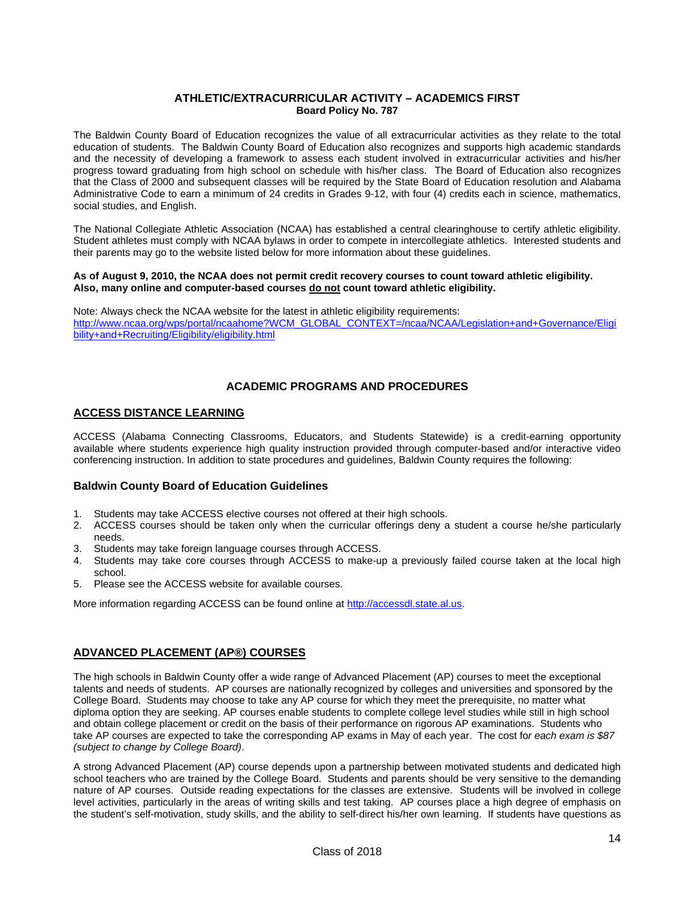## ATHLETIC/EXTRACURRICULAR ACTIVITY – ACADEMICS FIRST

**Board Policy No. 787**

The Baldwin County Board of Education recognizes the value of all extracurricular activities as they relate to the total education of students. The Baldwin County Board of Education also recognizes and supports high academic standards and the necessity of developing a framework to assess each student involved in extracurricular activities and his/her progress toward graduating from high school on schedule with his/her class. The Board of Education also recognizes that the Class of 2000 and subsequent classes will be required by the State Board of Education resolution and Alabama Administrative Code to earn a minimum of 24 credits in Grades 9-12, with four (4) credits each in science, mathematics, social studies, and English.

The National Collegiate Athletic Association (NCAA) has established a central clearinghouse to certify athletic eligibility. Student athletes must comply with NCAA bylaws in order to compete in intercollegiate athletics. Interested students and their parents may go to the website listed below for more information about these guidelines.

**As of August 9, 2010, the NCAA does not permit credit recovery courses to count toward athletic eligibility. Also, many online and computer-based courses <u>do not</u> count toward athletic eligibility.**

Note: Always check the NCAA website for the latest in athletic eligibility requirements:
http://www.ncaa.org/wps/portal/ncaahome?WCM_GLOBAL_CONTEXT=/ncaa/NCAA/Legislation+and+Governance/Eligibility+and+Recruiting/Eligibility/eligibility.html

# ACADEMIC PROGRAMS AND PROCEDURES

## ACCESS DISTANCE LEARNING

ACCESS (Alabama Connecting Classrooms, Educators, and Students Statewide) is a credit-earning opportunity available where students experience high quality instruction provided through computer-based and/or interactive video conferencing instruction. In addition to state procedures and guidelines, Baldwin County requires the following:

### Baldwin County Board of Education Guidelines

1. Students may take ACCESS elective courses not offered at their high schools.
2. ACCESS courses should be taken only when the curricular offerings deny a student a course he/she particularly needs.
3. Students may take foreign language courses through ACCESS.
4. Students may take core courses through ACCESS to make-up a previously failed course taken at the local high school.
5. Please see the ACCESS website for available courses.

More information regarding ACCESS can be found online at http://accessdl.state.al.us.

## ADVANCED PLACEMENT (AP®) COURSES

The high schools in Baldwin County offer a wide range of Advanced Placement (AP) courses to meet the exceptional talents and needs of students. AP courses are nationally recognized by colleges and universities and sponsored by the College Board. Students may choose to take any AP course for which they meet the prerequisite, no matter what diploma option they are seeking. AP courses enable students to complete college level studies while still in high school and obtain college placement or credit on the basis of their performance on rigorous AP examinations. Students who take AP courses are expected to take the corresponding AP exams in May of each year. The cost for *each exam is $87 (subject to change by College Board)*.

A strong Advanced Placement (AP) course depends upon a partnership between motivated students and dedicated high school teachers who are trained by the College Board. Students and parents should be very sensitive to the demanding nature of AP courses. Outside reading expectations for the classes are extensive. Students will be involved in college level activities, particularly in the areas of writing skills and test taking. AP courses place a high degree of emphasis on the student's self-motivation, study skills, and the ability to self-direct his/her own learning. If students have questions as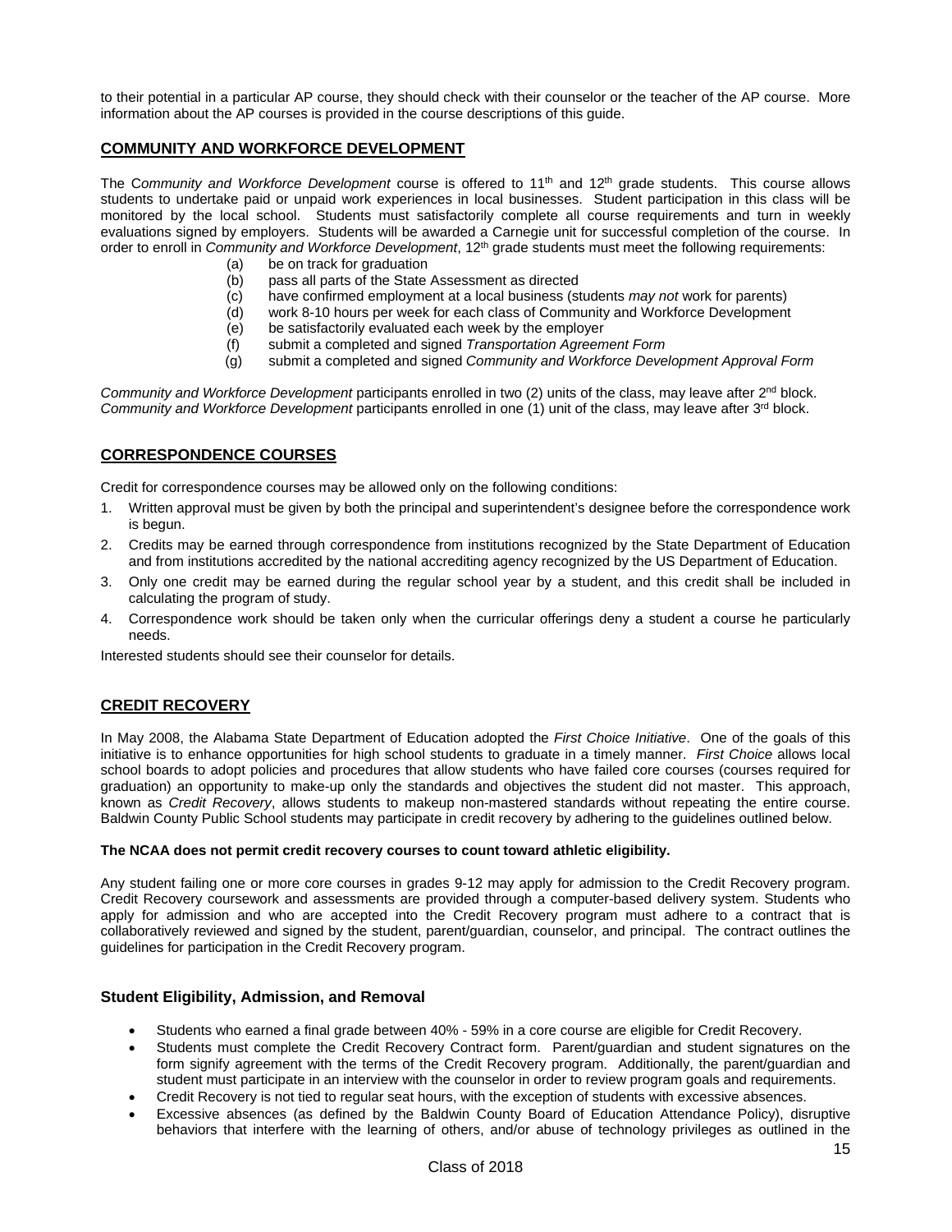to their potential in a particular AP course, they should check with their counselor or the teacher of the AP course. More information about the AP courses is provided in the course descriptions of this guide.

## COMMUNITY AND WORKFORCE DEVELOPMENT

The *Community and Workforce Development* course is offered to 11th and 12th grade students. This course allows students to undertake paid or unpaid work experiences in local businesses. Student participation in this class will be monitored by the local school. Students must satisfactorily complete all course requirements and turn in weekly evaluations signed by employers. Students will be awarded a Carnegie unit for successful completion of the course. In order to enroll in *Community and Workforce Development*, 12th grade students must meet the following requirements:

(a) be on track for graduation
(b) pass all parts of the State Assessment as directed
(c) have confirmed employment at a local business (students *may not* work for parents)
(d) work 8-10 hours per week for each class of Community and Workforce Development
(e) be satisfactorily evaluated each week by the employer
(f) submit a completed and signed *Transportation Agreement Form*
(g) submit a completed and signed *Community and Workforce Development Approval Form*

*Community and Workforce Development* participants enrolled in two (2) units of the class, may leave after 2nd block. *Community and Workforce Development* participants enrolled in one (1) unit of the class, may leave after 3rd block.

## CORRESPONDENCE COURSES

Credit for correspondence courses may be allowed only on the following conditions:

1. Written approval must be given by both the principal and superintendent's designee before the correspondence work is begun.
2. Credits may be earned through correspondence from institutions recognized by the State Department of Education and from institutions accredited by the national accrediting agency recognized by the US Department of Education.
3. Only one credit may be earned during the regular school year by a student, and this credit shall be included in calculating the program of study.
4. Correspondence work should be taken only when the curricular offerings deny a student a course he particularly needs.

Interested students should see their counselor for details.

## CREDIT RECOVERY

In May 2008, the Alabama State Department of Education adopted the *First Choice Initiative*. One of the goals of this initiative is to enhance opportunities for high school students to graduate in a timely manner. *First Choice* allows local school boards to adopt policies and procedures that allow students who have failed core courses (courses required for graduation) an opportunity to make-up only the standards and objectives the student did not master. This approach, known as *Credit Recovery*, allows students to makeup non-mastered standards without repeating the entire course. Baldwin County Public School students may participate in credit recovery by adhering to the guidelines outlined below.

**The NCAA does not permit credit recovery courses to count toward athletic eligibility.**

Any student failing one or more core courses in grades 9-12 may apply for admission to the Credit Recovery program. Credit Recovery coursework and assessments are provided through a computer-based delivery system. Students who apply for admission and who are accepted into the Credit Recovery program must adhere to a contract that is collaboratively reviewed and signed by the student, parent/guardian, counselor, and principal. The contract outlines the guidelines for participation in the Credit Recovery program.

### Student Eligibility, Admission, and Removal

- Students who earned a final grade between 40% - 59% in a core course are eligible for Credit Recovery.
- Students must complete the Credit Recovery Contract form. Parent/guardian and student signatures on the form signify agreement with the terms of the Credit Recovery program. Additionally, the parent/guardian and student must participate in an interview with the counselor in order to review program goals and requirements.
- Credit Recovery is not tied to regular seat hours, with the exception of students with excessive absences.
- Excessive absences (as defined by the Baldwin County Board of Education Attendance Policy), disruptive behaviors that interfere with the learning of others, and/or abuse of technology privileges as outlined in the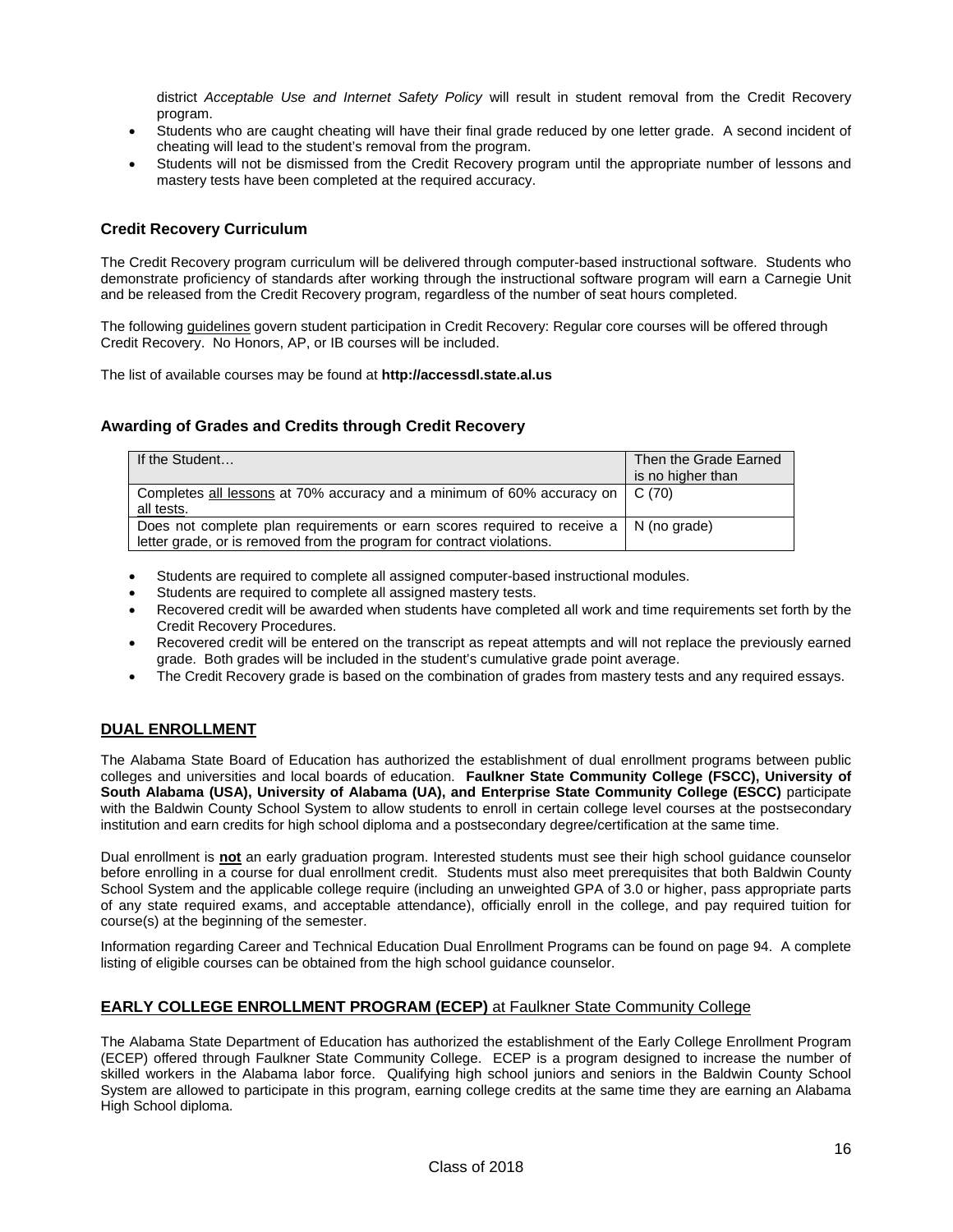district *Acceptable Use and Internet Safety Policy* will result in student removal from the Credit Recovery program.

- Students who are caught cheating will have their final grade reduced by one letter grade. A second incident of cheating will lead to the student's removal from the program.
- Students will not be dismissed from the Credit Recovery program until the appropriate number of lessons and mastery tests have been completed at the required accuracy.

### Credit Recovery Curriculum

The Credit Recovery program curriculum will be delivered through computer-based instructional software. Students who demonstrate proficiency of standards after working through the instructional software program will earn a Carnegie Unit and be released from the Credit Recovery program, regardless of the number of seat hours completed.

The following guidelines govern student participation in Credit Recovery: Regular core courses will be offered through Credit Recovery. No Honors, AP, or IB courses will be included.

The list of available courses may be found at **http://accessdl.state.al.us**

### Awarding of Grades and Credits through Credit Recovery

| If the Student… | Then the Grade Earned is no higher than |
|---|---|
| Completes all lessons at 70% accuracy and a minimum of 60% accuracy on all tests. | C (70) |
| Does not complete plan requirements or earn scores required to receive a letter grade, or is removed from the program for contract violations. | N (no grade) |

- Students are required to complete all assigned computer-based instructional modules.
- Students are required to complete all assigned mastery tests.
- Recovered credit will be awarded when students have completed all work and time requirements set forth by the Credit Recovery Procedures.
- Recovered credit will be entered on the transcript as repeat attempts and will not replace the previously earned grade. Both grades will be included in the student's cumulative grade point average.
- The Credit Recovery grade is based on the combination of grades from mastery tests and any required essays.

## DUAL ENROLLMENT

The Alabama State Board of Education has authorized the establishment of dual enrollment programs between public colleges and universities and local boards of education. **Faulkner State Community College (FSCC), University of South Alabama (USA), University of Alabama (UA), and Enterprise State Community College (ESCC)** participate with the Baldwin County School System to allow students to enroll in certain college level courses at the postsecondary institution and earn credits for high school diploma and a postsecondary degree/certification at the same time.

Dual enrollment is **not** an early graduation program. Interested students must see their high school guidance counselor before enrolling in a course for dual enrollment credit. Students must also meet prerequisites that both Baldwin County School System and the applicable college require (including an unweighted GPA of 3.0 or higher, pass appropriate parts of any state required exams, and acceptable attendance), officially enroll in the college, and pay required tuition for course(s) at the beginning of the semester.

Information regarding Career and Technical Education Dual Enrollment Programs can be found on page 94. A complete listing of eligible courses can be obtained from the high school guidance counselor.

## EARLY COLLEGE ENROLLMENT PROGRAM (ECEP) at Faulkner State Community College

The Alabama State Department of Education has authorized the establishment of the Early College Enrollment Program (ECEP) offered through Faulkner State Community College. ECEP is a program designed to increase the number of skilled workers in the Alabama labor force. Qualifying high school juniors and seniors in the Baldwin County School System are allowed to participate in this program, earning college credits at the same time they are earning an Alabama High School diploma.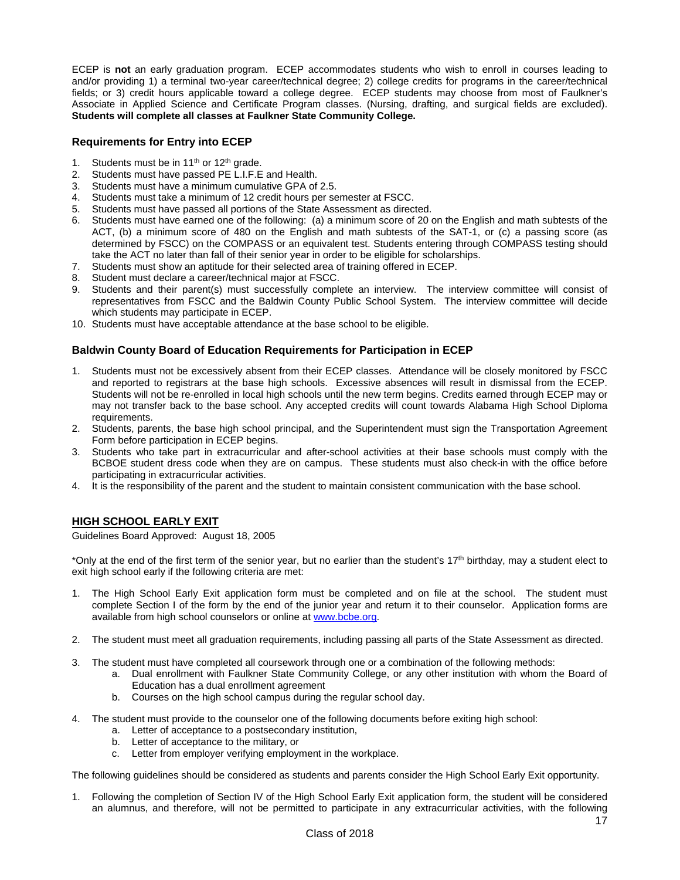ECEP is **not** an early graduation program. ECEP accommodates students who wish to enroll in courses leading to and/or providing 1) a terminal two-year career/technical degree; 2) college credits for programs in the career/technical fields; or 3) credit hours applicable toward a college degree. ECEP students may choose from most of Faulkner's Associate in Applied Science and Certificate Program classes. (Nursing, drafting, and surgical fields are excluded). **Students will complete all classes at Faulkner State Community College.**

### Requirements for Entry into ECEP

1. Students must be in 11th or 12th grade.
2. Students must have passed PE L.I.F.E and Health.
3. Students must have a minimum cumulative GPA of 2.5.
4. Students must take a minimum of 12 credit hours per semester at FSCC.
5. Students must have passed all portions of the State Assessment as directed.
6. Students must have earned one of the following: (a) a minimum score of 20 on the English and math subtests of the ACT, (b) a minimum score of 480 on the English and math subtests of the SAT-1, or (c) a passing score (as determined by FSCC) on the COMPASS or an equivalent test. Students entering through COMPASS testing should take the ACT no later than fall of their senior year in order to be eligible for scholarships.
7. Students must show an aptitude for their selected area of training offered in ECEP.
8. Student must declare a career/technical major at FSCC.
9. Students and their parent(s) must successfully complete an interview. The interview committee will consist of representatives from FSCC and the Baldwin County Public School System. The interview committee will decide which students may participate in ECEP.
10. Students must have acceptable attendance at the base school to be eligible.

### Baldwin County Board of Education Requirements for Participation in ECEP

1. Students must not be excessively absent from their ECEP classes. Attendance will be closely monitored by FSCC and reported to registrars at the base high schools. Excessive absences will result in dismissal from the ECEP. Students will not be re-enrolled in local high schools until the new term begins. Credits earned through ECEP may or may not transfer back to the base school. Any accepted credits will count towards Alabama High School Diploma requirements.
2. Students, parents, the base high school principal, and the Superintendent must sign the Transportation Agreement Form before participation in ECEP begins.
3. Students who take part in extracurricular and after-school activities at their base schools must comply with the BCBOE student dress code when they are on campus. These students must also check-in with the office before participating in extracurricular activities.
4. It is the responsibility of the parent and the student to maintain consistent communication with the base school.

## HIGH SCHOOL EARLY EXIT

Guidelines Board Approved: August 18, 2005

*Only at the end of the first term of the senior year, but no earlier than the student's 17th birthday, may a student elect to exit high school early if the following criteria are met:

1. The High School Early Exit application form must be completed and on file at the school. The student must complete Section I of the form by the end of the junior year and return it to their counselor. Application forms are available from high school counselors or online at [www.bcbe.org](http://www.bcbe.org).

2. The student must meet all graduation requirements, including passing all parts of the State Assessment as directed.

3. The student must have completed all coursework through one or a combination of the following methods:
   a. Dual enrollment with Faulkner State Community College, or any other institution with whom the Board of Education has a dual enrollment agreement
   b. Courses on the high school campus during the regular school day.

4. The student must provide to the counselor one of the following documents before exiting high school:
   a. Letter of acceptance to a postsecondary institution,
   b. Letter of acceptance to the military, or
   c. Letter from employer verifying employment in the workplace.

The following guidelines should be considered as students and parents consider the High School Early Exit opportunity.

1. Following the completion of Section IV of the High School Early Exit application form, the student will be considered an alumnus, and therefore, will not be permitted to participate in any extracurricular activities, with the following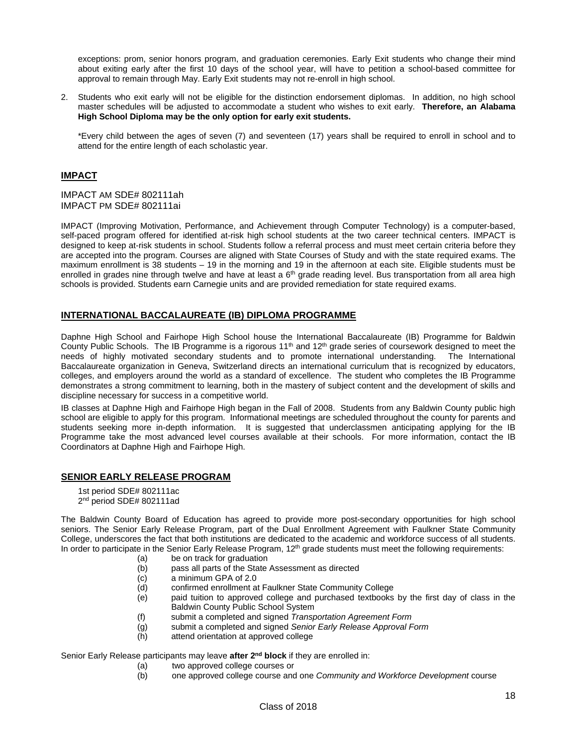exceptions: prom, senior honors program, and graduation ceremonies. Early Exit students who change their mind about exiting early after the first 10 days of the school year, will have to petition a school-based committee for approval to remain through May. Early Exit students may not re-enroll in high school.

2. Students who exit early will not be eligible for the distinction endorsement diplomas. In addition, no high school master schedules will be adjusted to accommodate a student who wishes to exit early. **Therefore, an Alabama High School Diploma may be the only option for early exit students.**

   *Every child between the ages of seven (7) and seventeen (17) years shall be required to enroll in school and to attend for the entire length of each scholastic year.

## IMPACT

IMPACT AM SDE# 802111ah
IMPACT PM SDE# 802111ai

IMPACT (Improving Motivation, Performance, and Achievement through Computer Technology) is a computer-based, self-paced program offered for identified at-risk high school students at the two career technical centers. IMPACT is designed to keep at-risk students in school. Students follow a referral process and must meet certain criteria before they are accepted into the program. Courses are aligned with State Courses of Study and with the state required exams. The maximum enrollment is 38 students – 19 in the morning and 19 in the afternoon at each site. Eligible students must be enrolled in grades nine through twelve and have at least a 6th grade reading level. Bus transportation from all area high schools is provided. Students earn Carnegie units and are provided remediation for state required exams.

## INTERNATIONAL BACCALAUREATE (IB) DIPLOMA PROGRAMME

Daphne High School and Fairhope High School house the International Baccalaureate (IB) Programme for Baldwin County Public Schools. The IB Programme is a rigorous 11th and 12th grade series of coursework designed to meet the needs of highly motivated secondary students and to promote international understanding. The International Baccalaureate organization in Geneva, Switzerland directs an international curriculum that is recognized by educators, colleges, and employers around the world as a standard of excellence. The student who completes the IB Programme demonstrates a strong commitment to learning, both in the mastery of subject content and the development of skills and discipline necessary for success in a competitive world.

IB classes at Daphne High and Fairhope High began in the Fall of 2008. Students from any Baldwin County public high school are eligible to apply for this program. Informational meetings are scheduled throughout the county for parents and students seeking more in-depth information. It is suggested that underclassmen anticipating applying for the IB Programme take the most advanced level courses available at their schools. For more information, contact the IB Coordinators at Daphne High and Fairhope High.

## SENIOR EARLY RELEASE PROGRAM

1st period SDE# 802111ac
2nd period SDE# 802111ad

The Baldwin County Board of Education has agreed to provide more post-secondary opportunities for high school seniors. The Senior Early Release Program, part of the Dual Enrollment Agreement with Faulkner State Community College, underscores the fact that both institutions are dedicated to the academic and workforce success of all students. In order to participate in the Senior Early Release Program, 12th grade students must meet the following requirements:

(a) be on track for graduation
(b) pass all parts of the State Assessment as directed
(c) a minimum GPA of 2.0
(d) confirmed enrollment at Faulkner State Community College
(e) paid tuition to approved college and purchased textbooks by the first day of class in the Baldwin County Public School System
(f) submit a completed and signed *Transportation Agreement Form*
(g) submit a completed and signed *Senior Early Release Approval Form*
(h) attend orientation at approved college

Senior Early Release participants may leave **after 2nd block** if they are enrolled in:

(a) two approved college courses or
(b) one approved college course and one *Community and Workforce Development* course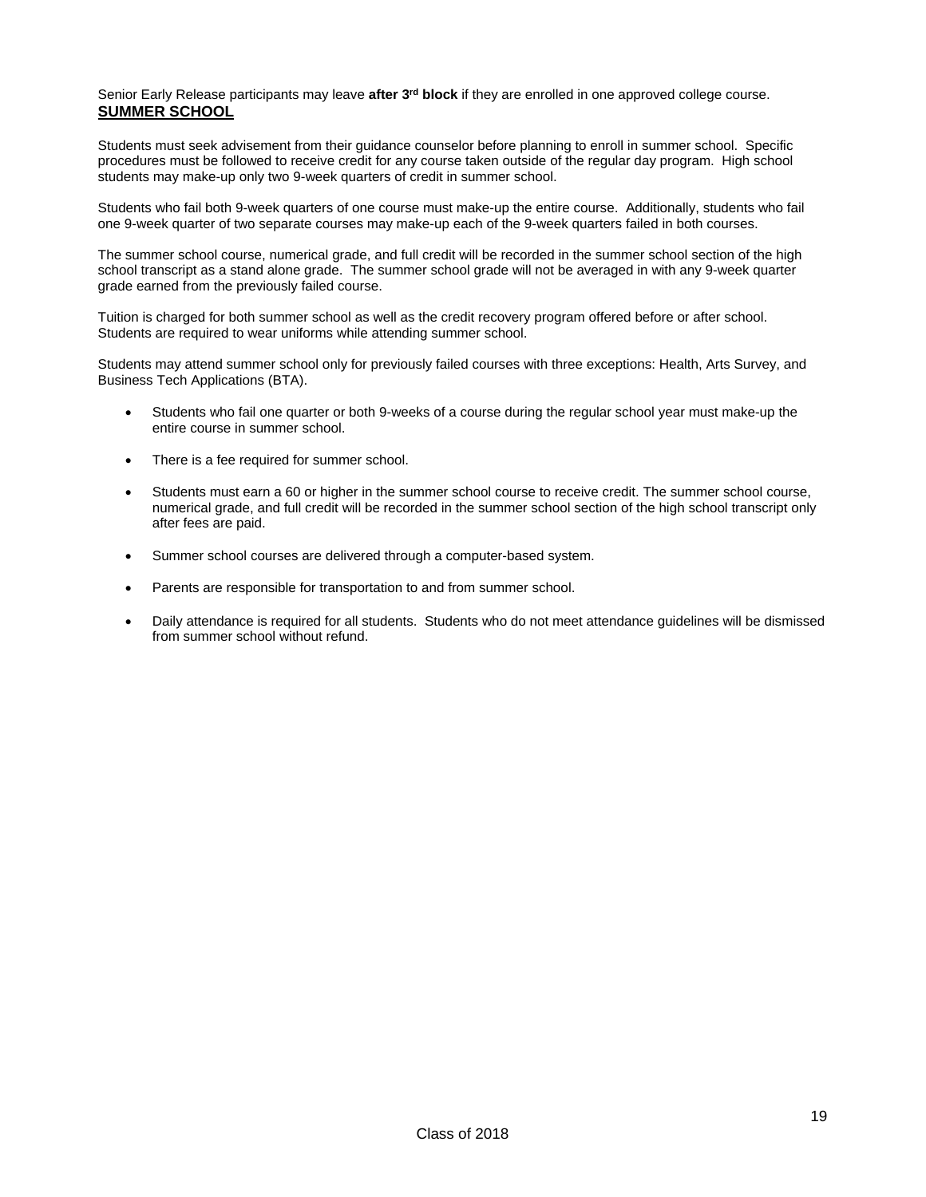Senior Early Release participants may leave **after 3rd block** if they are enrolled in one approved college course.

## SUMMER SCHOOL

Students must seek advisement from their guidance counselor before planning to enroll in summer school. Specific procedures must be followed to receive credit for any course taken outside of the regular day program. High school students may make-up only two 9-week quarters of credit in summer school.

Students who fail both 9-week quarters of one course must make-up the entire course. Additionally, students who fail one 9-week quarter of two separate courses may make-up each of the 9-week quarters failed in both courses.

The summer school course, numerical grade, and full credit will be recorded in the summer school section of the high school transcript as a stand alone grade. The summer school grade will not be averaged in with any 9-week quarter grade earned from the previously failed course.

Tuition is charged for both summer school as well as the credit recovery program offered before or after school. Students are required to wear uniforms while attending summer school.

Students may attend summer school only for previously failed courses with three exceptions: Health, Arts Survey, and Business Tech Applications (BTA).

- Students who fail one quarter or both 9-weeks of a course during the regular school year must make-up the entire course in summer school.
- There is a fee required for summer school.
- Students must earn a 60 or higher in the summer school course to receive credit. The summer school course, numerical grade, and full credit will be recorded in the summer school section of the high school transcript only after fees are paid.
- Summer school courses are delivered through a computer-based system.
- Parents are responsible for transportation to and from summer school.
- Daily attendance is required for all students. Students who do not meet attendance guidelines will be dismissed from summer school without refund.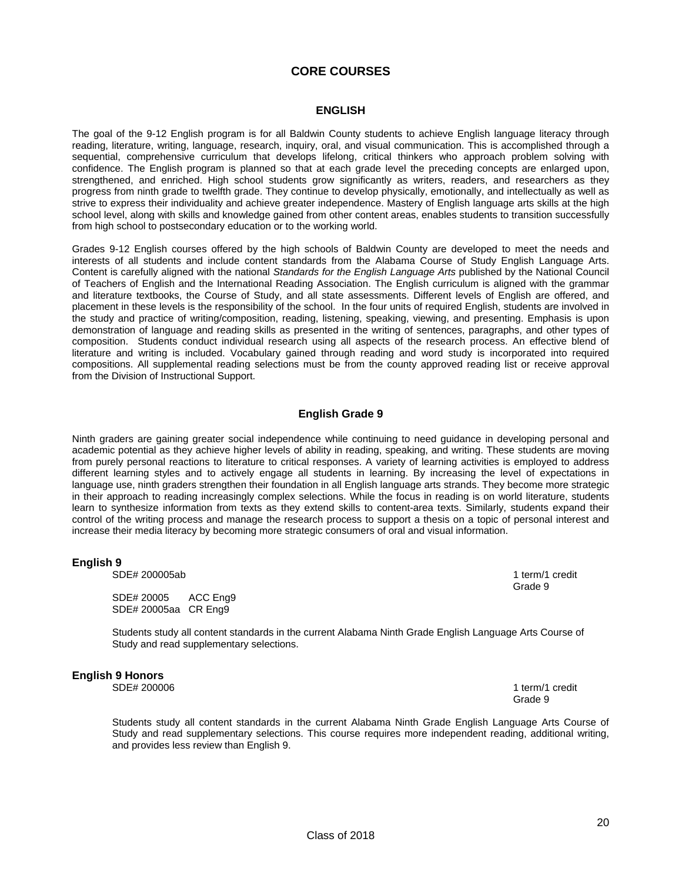# CORE COURSES

## ENGLISH

The goal of the 9-12 English program is for all Baldwin County students to achieve English language literacy through reading, literature, writing, language, research, inquiry, oral, and visual communication. This is accomplished through a sequential, comprehensive curriculum that develops lifelong, critical thinkers who approach problem solving with confidence. The English program is planned so that at each grade level the preceding concepts are enlarged upon, strengthened, and enriched. High school students grow significantly as writers, readers, and researchers as they progress from ninth grade to twelfth grade. They continue to develop physically, emotionally, and intellectually as well as strive to express their individuality and achieve greater independence. Mastery of English language arts skills at the high school level, along with skills and knowledge gained from other content areas, enables students to transition successfully from high school to postsecondary education or to the working world.

Grades 9-12 English courses offered by the high schools of Baldwin County are developed to meet the needs and interests of all students and include content standards from the Alabama Course of Study English Language Arts. Content is carefully aligned with the national *Standards for the English Language Arts* published by the National Council of Teachers of English and the International Reading Association. The English curriculum is aligned with the grammar and literature textbooks, the Course of Study, and all state assessments. Different levels of English are offered, and placement in these levels is the responsibility of the school. In the four units of required English, students are involved in the study and practice of writing/composition, reading, listening, speaking, viewing, and presenting. Emphasis is upon demonstration of language and reading skills as presented in the writing of sentences, paragraphs, and other types of composition. Students conduct individual research using all aspects of the research process. An effective blend of literature and writing is included. Vocabulary gained through reading and word study is incorporated into required compositions. All supplemental reading selections must be from the county approved reading list or receive approval from the Division of Instructional Support.

### English Grade 9

Ninth graders are gaining greater social independence while continuing to need guidance in developing personal and academic potential as they achieve higher levels of ability in reading, speaking, and writing. These students are moving from purely personal reactions to literature to critical responses. A variety of learning activities is employed to address different learning styles and to actively engage all students in learning. By increasing the level of expectations in language use, ninth graders strengthen their foundation in all English language arts strands. They become more strategic in their approach to reading increasingly complex selections. While the focus in reading is on world literature, students learn to synthesize information from texts as they extend skills to content-area texts. Similarly, students expand their control of the writing process and manage the research process to support a thesis on a topic of personal interest and increase their media literacy by becoming more strategic consumers of oral and visual information.

**English 9**

SDE# 200005ab — 1 term/1 credit, Grade 9

SDE# 20005 ACC Eng9
SDE# 20005aa CR Eng9

Students study all content standards in the current Alabama Ninth Grade English Language Arts Course of Study and read supplementary selections.

**English 9 Honors**

SDE# 200006 — 1 term/1 credit, Grade 9

Students study all content standards in the current Alabama Ninth Grade English Language Arts Course of Study and read supplementary selections. This course requires more independent reading, additional writing, and provides less review than English 9.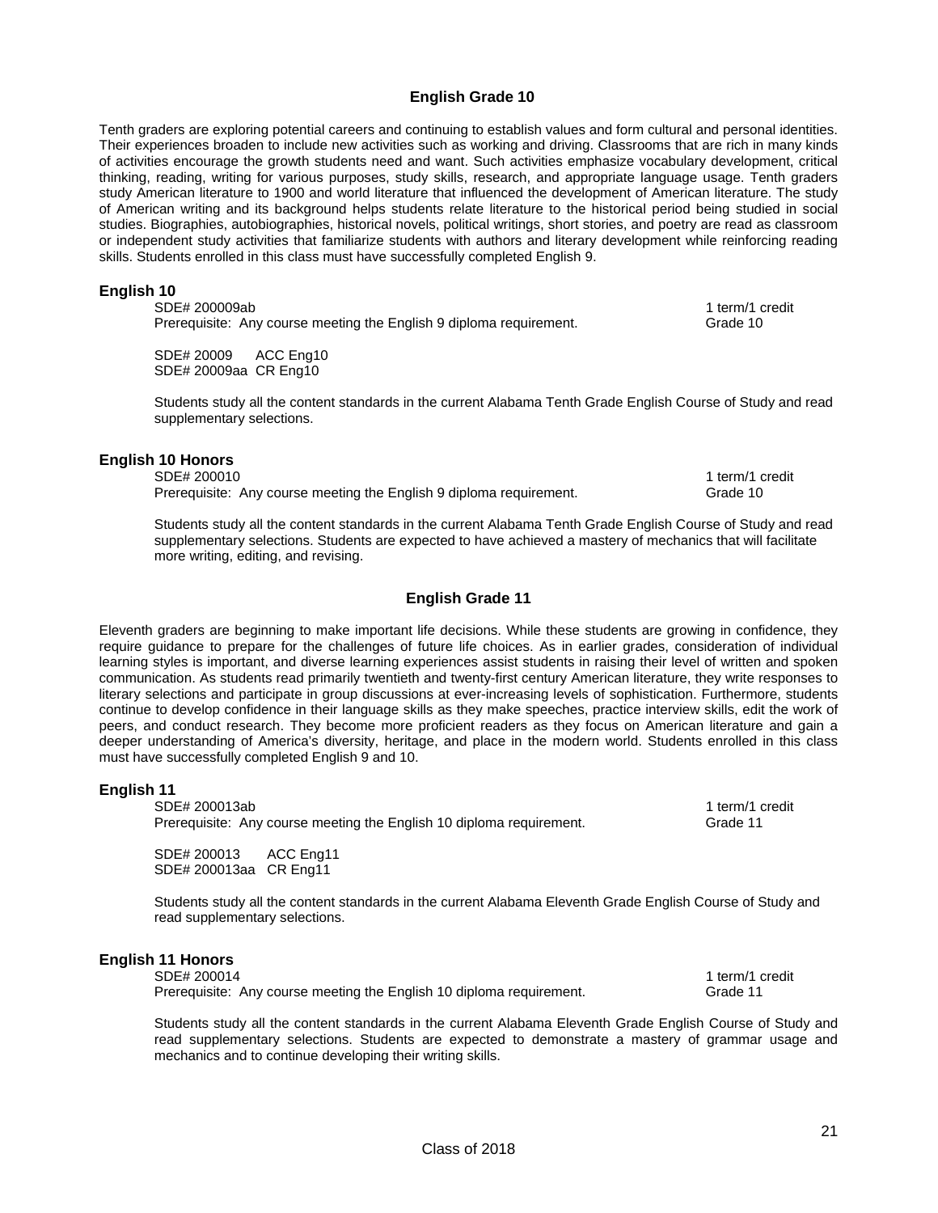## English Grade 10

Tenth graders are exploring potential careers and continuing to establish values and form cultural and personal identities. Their experiences broaden to include new activities such as working and driving. Classrooms that are rich in many kinds of activities encourage the growth students need and want. Such activities emphasize vocabulary development, critical thinking, reading, writing for various purposes, study skills, research, and appropriate language usage. Tenth graders study American literature to 1900 and world literature that influenced the development of American literature. The study of American writing and its background helps students relate literature to the historical period being studied in social studies. Biographies, autobiographies, historical novels, political writings, short stories, and poetry are read as classroom or independent study activities that familiarize students with authors and literary development while reinforcing reading skills. Students enrolled in this class must have successfully completed English 9.

### English 10

SDE# 200009ab — 1 term/1 credit
Prerequisite: Any course meeting the English 9 diploma requirement. — Grade 10

SDE# 20009 ACC Eng10
SDE# 20009aa CR Eng10

Students study all the content standards in the current Alabama Tenth Grade English Course of Study and read supplementary selections.

### English 10 Honors

SDE# 200010 — 1 term/1 credit
Prerequisite: Any course meeting the English 9 diploma requirement. — Grade 10

Students study all the content standards in the current Alabama Tenth Grade English Course of Study and read supplementary selections. Students are expected to have achieved a mastery of mechanics that will facilitate more writing, editing, and revising.

## English Grade 11

Eleventh graders are beginning to make important life decisions. While these students are growing in confidence, they require guidance to prepare for the challenges of future life choices. As in earlier grades, consideration of individual learning styles is important, and diverse learning experiences assist students in raising their level of written and spoken communication. As students read primarily twentieth and twenty-first century American literature, they write responses to literary selections and participate in group discussions at ever-increasing levels of sophistication. Furthermore, students continue to develop confidence in their language skills as they make speeches, practice interview skills, edit the work of peers, and conduct research. They become more proficient readers as they focus on American literature and gain a deeper understanding of America's diversity, heritage, and place in the modern world. Students enrolled in this class must have successfully completed English 9 and 10.

### English 11

SDE# 200013ab — 1 term/1 credit
Prerequisite: Any course meeting the English 10 diploma requirement. — Grade 11

SDE# 200013 ACC Eng11
SDE# 200013aa CR Eng11

Students study all the content standards in the current Alabama Eleventh Grade English Course of Study and read supplementary selections.

### English 11 Honors

SDE# 200014 — 1 term/1 credit
Prerequisite: Any course meeting the English 10 diploma requirement. — Grade 11

Students study all the content standards in the current Alabama Eleventh Grade English Course of Study and read supplementary selections. Students are expected to demonstrate a mastery of grammar usage and mechanics and to continue developing their writing skills.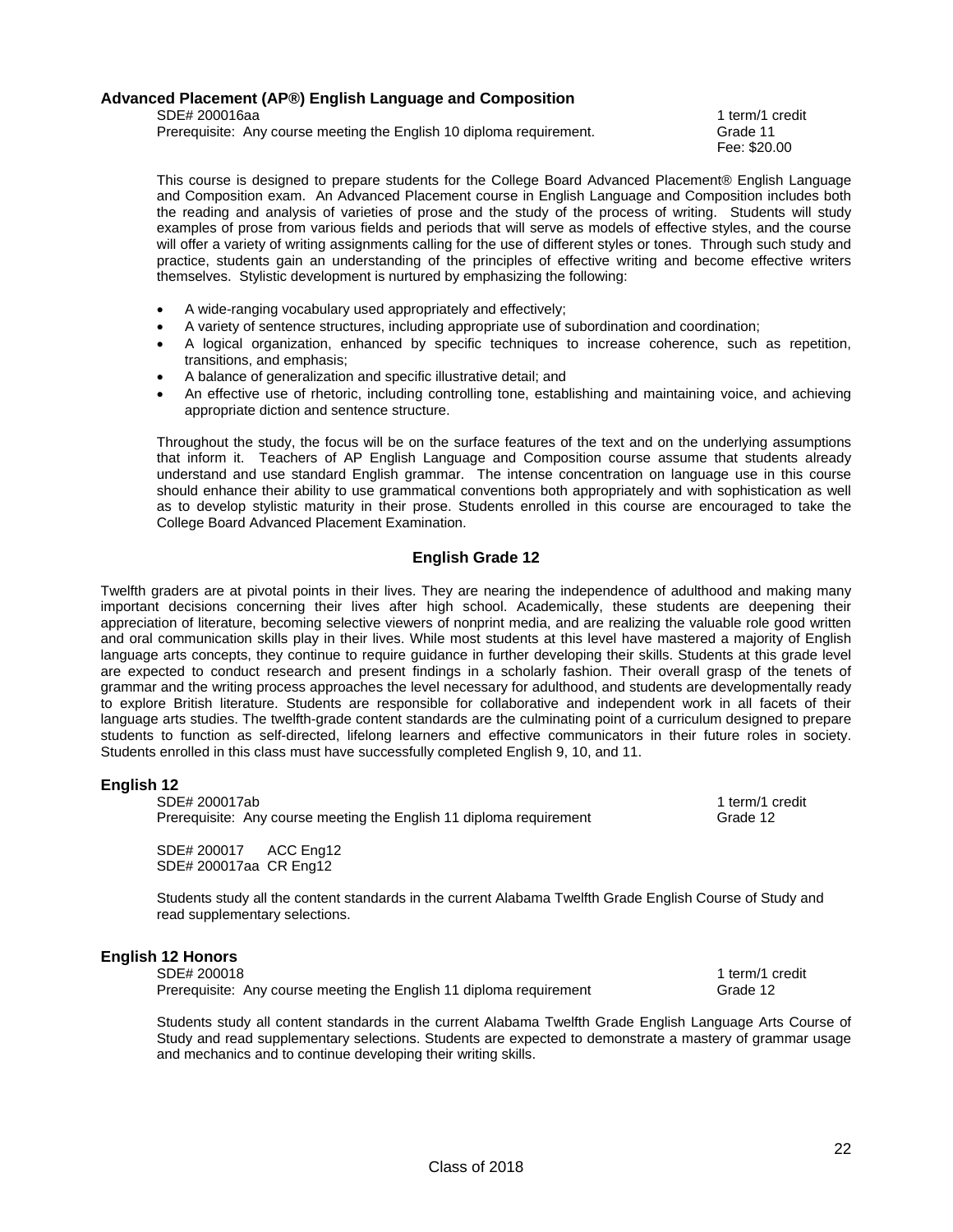### Advanced Placement (AP®) English Language and Composition

SDE# 200016aa — 1 term/1 credit
Prerequisite: Any course meeting the English 10 diploma requirement. — Grade 11
Fee: $20.00

This course is designed to prepare students for the College Board Advanced Placement® English Language and Composition exam. An Advanced Placement course in English Language and Composition includes both the reading and analysis of varieties of prose and the study of the process of writing. Students will study examples of prose from various fields and periods that will serve as models of effective styles, and the course will offer a variety of writing assignments calling for the use of different styles or tones. Through such study and practice, students gain an understanding of the principles of effective writing and become effective writers themselves. Stylistic development is nurtured by emphasizing the following:

- A wide-ranging vocabulary used appropriately and effectively;
- A variety of sentence structures, including appropriate use of subordination and coordination;
- A logical organization, enhanced by specific techniques to increase coherence, such as repetition, transitions, and emphasis;
- A balance of generalization and specific illustrative detail; and
- An effective use of rhetoric, including controlling tone, establishing and maintaining voice, and achieving appropriate diction and sentence structure.

Throughout the study, the focus will be on the surface features of the text and on the underlying assumptions that inform it. Teachers of AP English Language and Composition course assume that students already understand and use standard English grammar. The intense concentration on language use in this course should enhance their ability to use grammatical conventions both appropriately and with sophistication as well as to develop stylistic maturity in their prose. Students enrolled in this course are encouraged to take the College Board Advanced Placement Examination.

## English Grade 12

Twelfth graders are at pivotal points in their lives. They are nearing the independence of adulthood and making many important decisions concerning their lives after high school. Academically, these students are deepening their appreciation of literature, becoming selective viewers of nonprint media, and are realizing the valuable role good written and oral communication skills play in their lives. While most students at this level have mastered a majority of English language arts concepts, they continue to require guidance in further developing their skills. Students at this grade level are expected to conduct research and present findings in a scholarly fashion. Their overall grasp of the tenets of grammar and the writing process approaches the level necessary for adulthood, and students are developmentally ready to explore British literature. Students are responsible for collaborative and independent work in all facets of their language arts studies. The twelfth-grade content standards are the culminating point of a curriculum designed to prepare students to function as self-directed, lifelong learners and effective communicators in their future roles in society. Students enrolled in this class must have successfully completed English 9, 10, and 11.

### English 12

SDE# 200017ab — 1 term/1 credit
Prerequisite: Any course meeting the English 11 diploma requirement — Grade 12

SDE# 200017 ACC Eng12
SDE# 200017aa CR Eng12

Students study all the content standards in the current Alabama Twelfth Grade English Course of Study and read supplementary selections.

### English 12 Honors

SDE# 200018 — 1 term/1 credit
Prerequisite: Any course meeting the English 11 diploma requirement — Grade 12

Students study all content standards in the current Alabama Twelfth Grade English Language Arts Course of Study and read supplementary selections. Students are expected to demonstrate a mastery of grammar usage and mechanics and to continue developing their writing skills.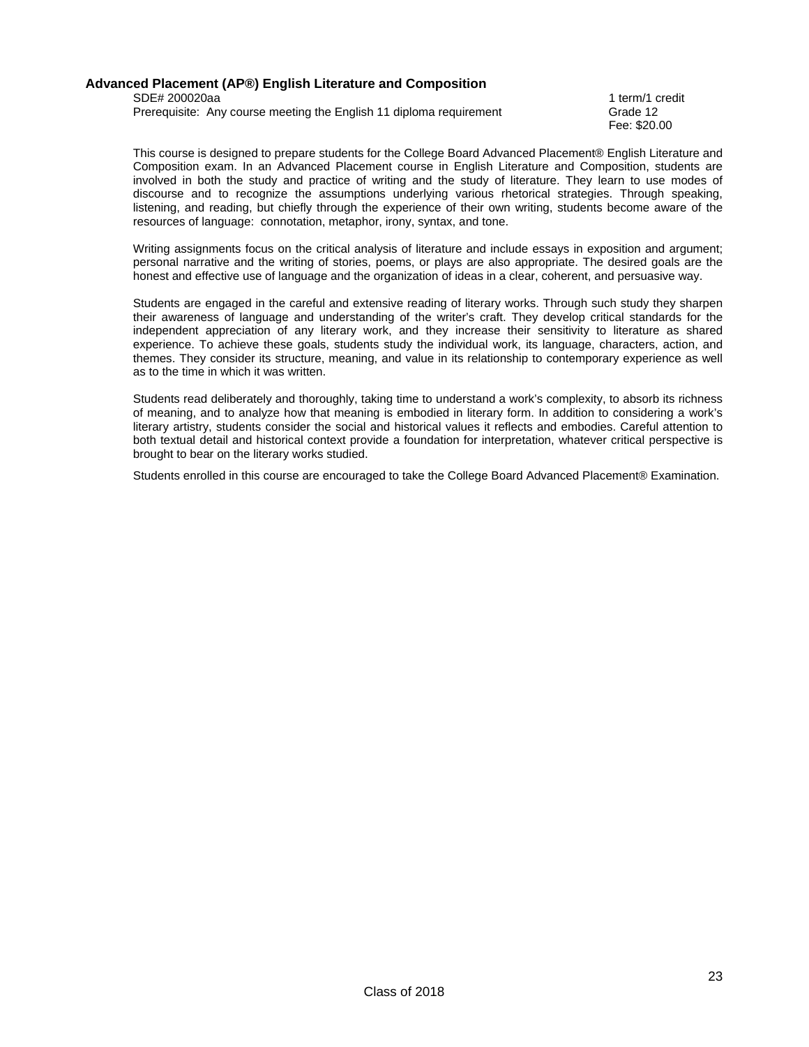### Advanced Placement (AP®) English Literature and Composition

SDE# 200020aa — 1 term/1 credit
Prerequisite: Any course meeting the English 11 diploma requirement — Grade 12
Fee: $20.00

This course is designed to prepare students for the College Board Advanced Placement® English Literature and Composition exam. In an Advanced Placement course in English Literature and Composition, students are involved in both the study and practice of writing and the study of literature. They learn to use modes of discourse and to recognize the assumptions underlying various rhetorical strategies. Through speaking, listening, and reading, but chiefly through the experience of their own writing, students become aware of the resources of language: connotation, metaphor, irony, syntax, and tone.

Writing assignments focus on the critical analysis of literature and include essays in exposition and argument; personal narrative and the writing of stories, poems, or plays are also appropriate. The desired goals are the honest and effective use of language and the organization of ideas in a clear, coherent, and persuasive way.

Students are engaged in the careful and extensive reading of literary works. Through such study they sharpen their awareness of language and understanding of the writer's craft. They develop critical standards for the independent appreciation of any literary work, and they increase their sensitivity to literature as shared experience. To achieve these goals, students study the individual work, its language, characters, action, and themes. They consider its structure, meaning, and value in its relationship to contemporary experience as well as to the time in which it was written.

Students read deliberately and thoroughly, taking time to understand a work's complexity, to absorb its richness of meaning, and to analyze how that meaning is embodied in literary form. In addition to considering a work's literary artistry, students consider the social and historical values it reflects and embodies. Careful attention to both textual detail and historical context provide a foundation for interpretation, whatever critical perspective is brought to bear on the literary works studied.

Students enrolled in this course are encouraged to take the College Board Advanced Placement® Examination.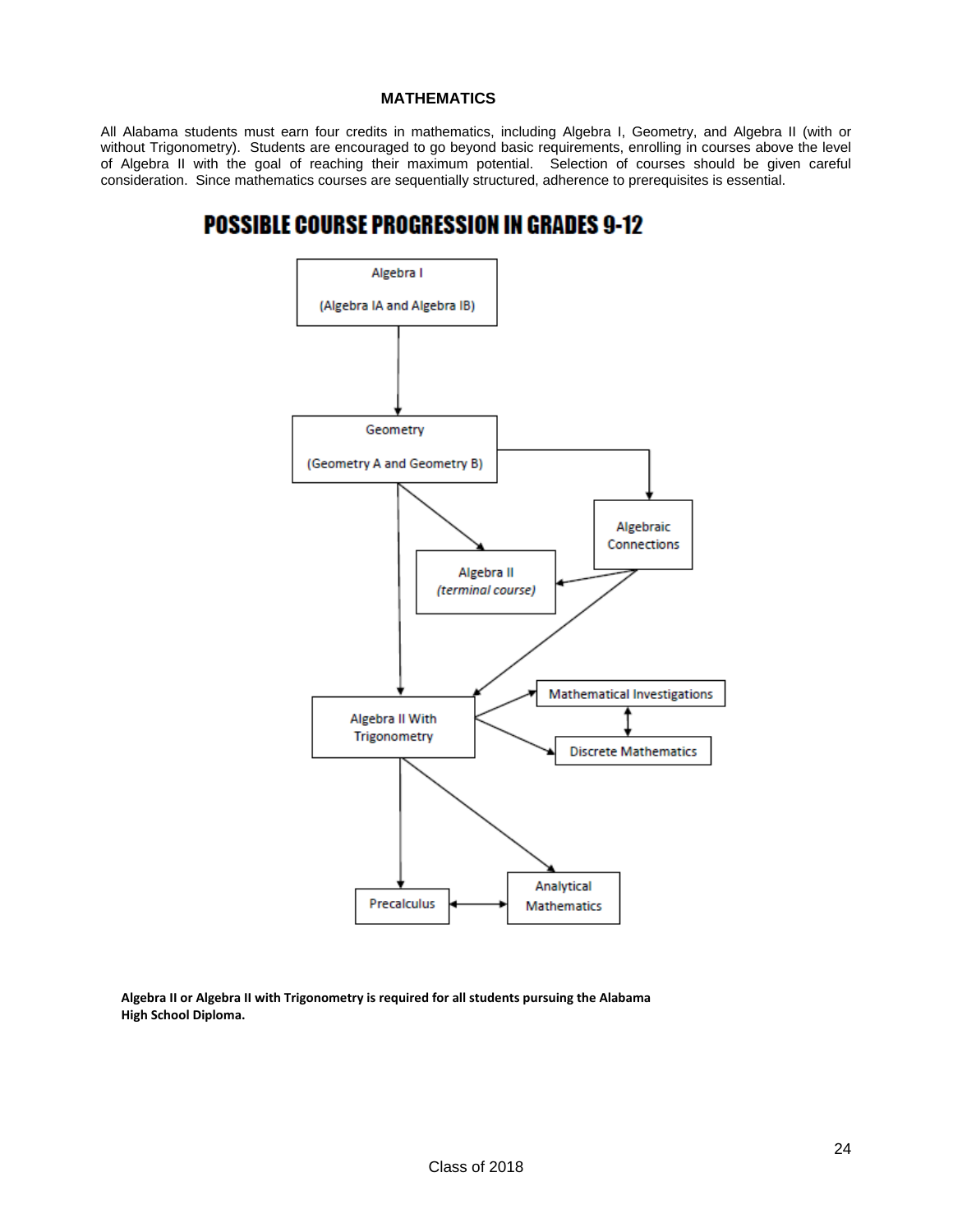## MATHEMATICS

All Alabama students must earn four credits in mathematics, including Algebra I, Geometry, and Algebra II (with or without Trigonometry). Students are encouraged to go beyond basic requirements, enrolling in courses above the level of Algebra II with the goal of reaching their maximum potential. Selection of courses should be given careful consideration. Since mathematics courses are sequentially structured, adherence to prerequisites is essential.

## POSSIBLE COURSE PROGRESSION IN GRADES 9-12

Algebra I

(Algebra IA and Algebra IB)

Geometry

(Geometry A and Geometry B)

Algebraic Connections

Algebra II
*(terminal course)*

Algebra II With Trigonometry

Mathematical Investigations

Discrete Mathematics

Precalculus

Analytical Mathematics

**Algebra II or Algebra II with Trigonometry is required for all students pursuing the Alabama High School Diploma.**

Class of 2018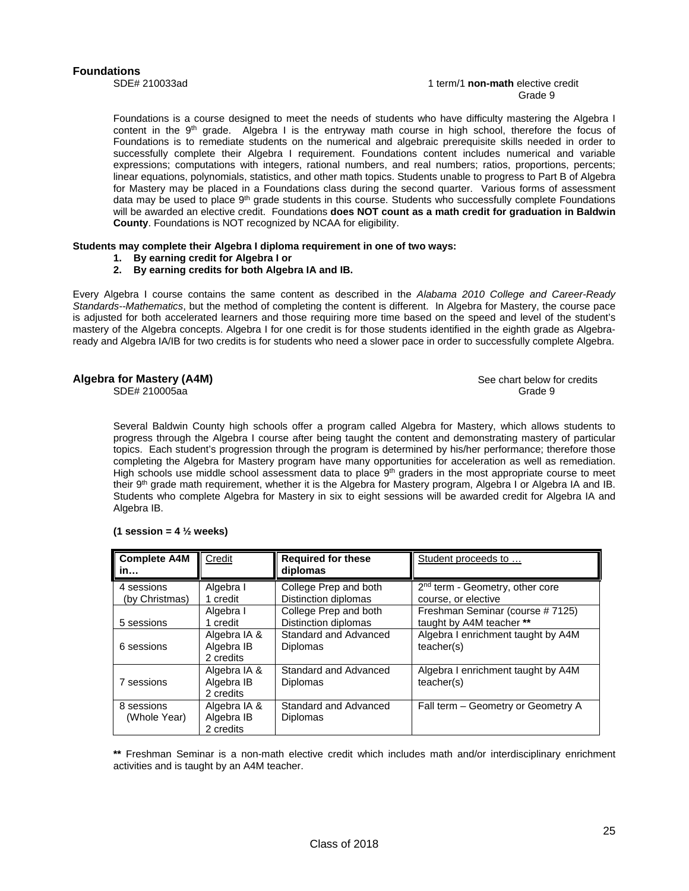## Foundations

SDE# 210033ad

1 term/1 **non-math** elective credit
Grade 9

Foundations is a course designed to meet the needs of students who have difficulty mastering the Algebra I content in the 9th grade. Algebra I is the entryway math course in high school, therefore the focus of Foundations is to remediate students on the numerical and algebraic prerequisite skills needed in order to successfully complete their Algebra I requirement. Foundations content includes numerical and variable expressions; computations with integers, rational numbers, and real numbers; ratios, proportions, percents; linear equations, polynomials, statistics, and other math topics. Students unable to progress to Part B of Algebra for Mastery may be placed in a Foundations class during the second quarter. Various forms of assessment data may be used to place 9th grade students in this course. Students who successfully complete Foundations will be awarded an elective credit. Foundations **does NOT count as a math credit for graduation in Baldwin County**. Foundations is NOT recognized by NCAA for eligibility.

**Students may complete their Algebra I diploma requirement in one of two ways:**

1. **By earning credit for Algebra I or**
2. **By earning credits for both Algebra IA and IB.**

Every Algebra I course contains the same content as described in the *Alabama 2010 College and Career-Ready Standards--Mathematics*, but the method of completing the content is different. In Algebra for Mastery, the course pace is adjusted for both accelerated learners and those requiring more time based on the speed and level of the student's mastery of the Algebra concepts. Algebra I for one credit is for those students identified in the eighth grade as Algebra-ready and Algebra IA/IB for two credits is for students who need a slower pace in order to successfully complete Algebra.

## Algebra for Mastery (A4M)

SDE# 210005aa

See chart below for credits
Grade 9

Several Baldwin County high schools offer a program called Algebra for Mastery, which allows students to progress through the Algebra I course after being taught the content and demonstrating mastery of particular topics. Each student's progression through the program is determined by his/her performance; therefore those completing the Algebra for Mastery program have many opportunities for acceleration as well as remediation. High schools use middle school assessment data to place 9th graders in the most appropriate course to meet their 9th grade math requirement, whether it is the Algebra for Mastery program, Algebra I or Algebra IA and IB. Students who complete Algebra for Mastery in six to eight sessions will be awarded credit for Algebra IA and Algebra IB.

**(1 session = 4 ½ weeks)**

| **Complete A4M in…** | Credit | **Required for these diplomas** | Student proceeds to … |
|---|---|---|---|
| 4 sessions (by Christmas) | Algebra I 1 credit | College Prep and both Distinction diplomas | 2nd term - Geometry, other core course, or elective |
| 5 sessions | Algebra I 1 credit | College Prep and both Distinction diplomas | Freshman Seminar (course # 7125) taught by A4M teacher ** |
| 6 sessions | Algebra IA & Algebra IB 2 credits | Standard and Advanced Diplomas | Algebra I enrichment taught by A4M teacher(s) |
| 7 sessions | Algebra IA & Algebra IB 2 credits | Standard and Advanced Diplomas | Algebra I enrichment taught by A4M teacher(s) |
| 8 sessions (Whole Year) | Algebra IA & Algebra IB 2 credits | Standard and Advanced Diplomas | Fall term – Geometry or Geometry A |

**\*\*** Freshman Seminar is a non-math elective credit which includes math and/or interdisciplinary enrichment activities and is taught by an A4M teacher.

Class of 2018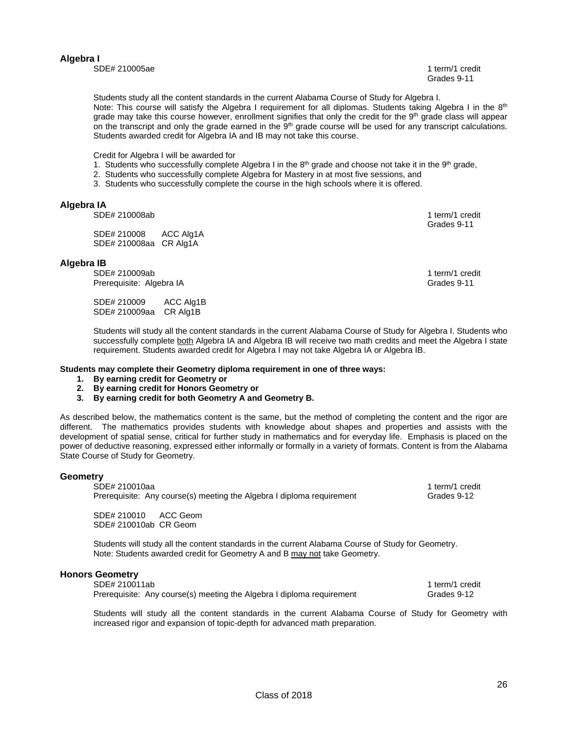### Algebra I

SDE# 210005ae — 1 term/1 credit — Grades 9-11

Students study all the content standards in the current Alabama Course of Study for Algebra I.
Note: This course will satisfy the Algebra I requirement for all diplomas. Students taking Algebra I in the 8th grade may take this course however, enrollment signifies that only the credit for the 9th grade class will appear on the transcript and only the grade earned in the 9th grade course will be used for any transcript calculations. Students awarded credit for Algebra IA and IB may not take this course.

Credit for Algebra I will be awarded for

1. Students who successfully complete Algebra I in the 8th grade and choose not take it in the 9th grade,
2. Students who successfully complete Algebra for Mastery in at most five sessions, and
3. Students who successfully complete the course in the high schools where it is offered.

### Algebra IA

SDE# 210008ab — 1 term/1 credit — Grades 9-11

SDE# 210008 ACC Alg1A
SDE# 210008aa CR Alg1A

### Algebra IB

SDE# 210009ab — 1 term/1 credit
Prerequisite: Algebra IA — Grades 9-11

SDE# 210009 ACC Alg1B
SDE# 210009aa CR Alg1B

Students will study all the content standards in the current Alabama Course of Study for Algebra I. Students who successfully complete both Algebra IA and Algebra IB will receive two math credits and meet the Algebra I state requirement. Students awarded credit for Algebra I may not take Algebra IA or Algebra IB.

**Students may complete their Geometry diploma requirement in one of three ways:**

1. **By earning credit for Geometry or**
2. **By earning credit for Honors Geometry or**
3. **By earning credit for both Geometry A and Geometry B.**

As described below, the mathematics content is the same, but the method of completing the content and the rigor are different. The mathematics provides students with knowledge about shapes and properties and assists with the development of spatial sense, critical for further study in mathematics and for everyday life. Emphasis is placed on the power of deductive reasoning, expressed either informally or formally in a variety of formats. Content is from the Alabama State Course of Study for Geometry.

### Geometry

SDE# 210010aa — 1 term/1 credit
Prerequisite: Any course(s) meeting the Algebra I diploma requirement — Grades 9-12

SDE# 210010 ACC Geom
SDE# 210010ab CR Geom

Students will study all the content standards in the current Alabama Course of Study for Geometry.
Note: Students awarded credit for Geometry A and B may not take Geometry.

### Honors Geometry

SDE# 210011ab — 1 term/1 credit
Prerequisite: Any course(s) meeting the Algebra I diploma requirement — Grades 9-12

Students will study all the content standards in the current Alabama Course of Study for Geometry with increased rigor and expansion of topic-depth for advanced math preparation.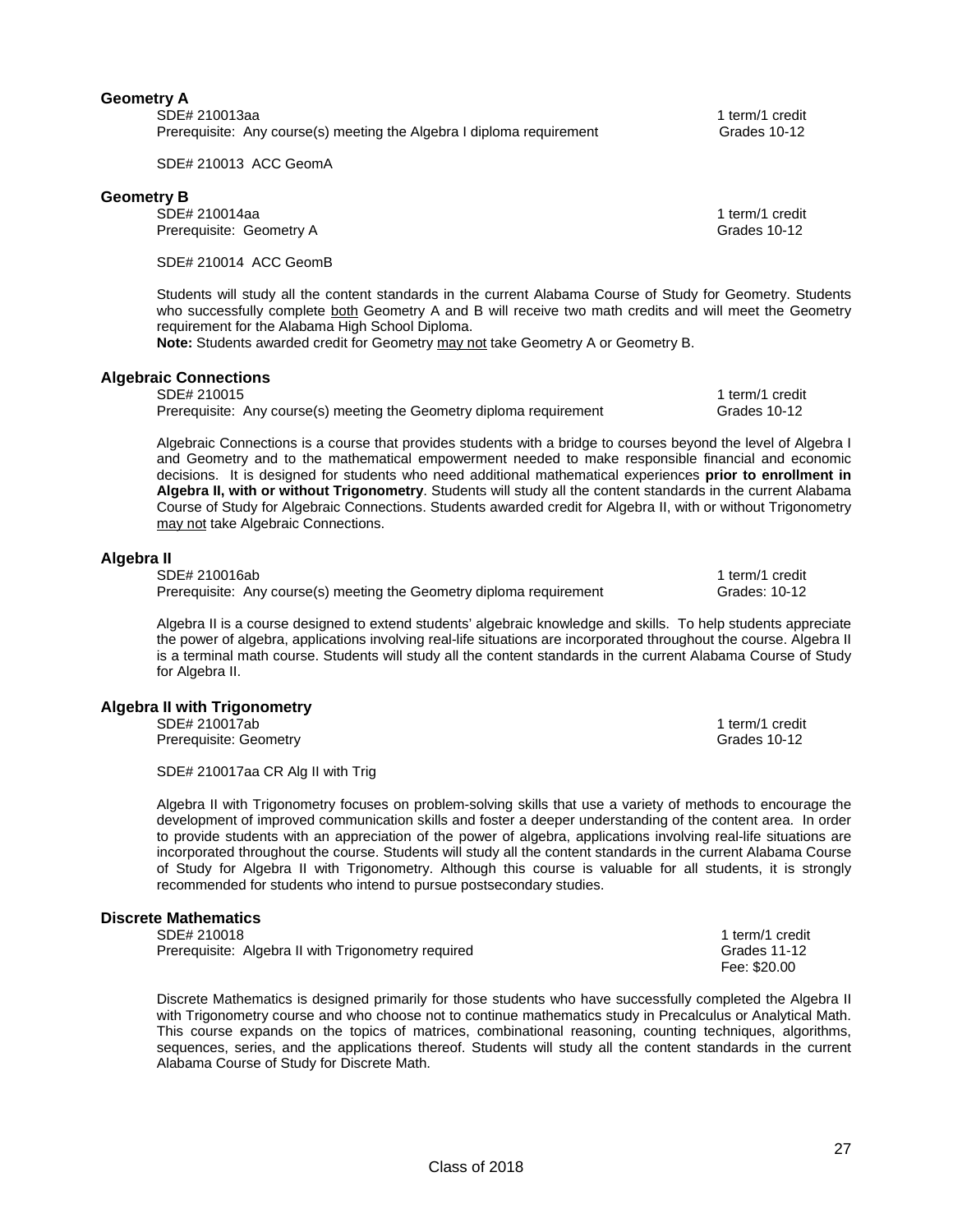### Geometry A

SDE# 210013aa — 1 term/1 credit
Prerequisite: Any course(s) meeting the Algebra I diploma requirement — Grades 10-12

SDE# 210013 ACC GeomA

### Geometry B

SDE# 210014aa — 1 term/1 credit
Prerequisite: Geometry A — Grades 10-12

SDE# 210014 ACC GeomB

Students will study all the content standards in the current Alabama Course of Study for Geometry. Students who successfully complete both Geometry A and B will receive two math credits and will meet the Geometry requirement for the Alabama High School Diploma.
**Note:** Students awarded credit for Geometry may not take Geometry A or Geometry B.

### Algebraic Connections

SDE# 210015 — 1 term/1 credit
Prerequisite: Any course(s) meeting the Geometry diploma requirement — Grades 10-12

Algebraic Connections is a course that provides students with a bridge to courses beyond the level of Algebra I and Geometry and to the mathematical empowerment needed to make responsible financial and economic decisions. It is designed for students who need additional mathematical experiences **prior to enrollment in Algebra II, with or without Trigonometry**. Students will study all the content standards in the current Alabama Course of Study for Algebraic Connections. Students awarded credit for Algebra II, with or without Trigonometry may not take Algebraic Connections.

### Algebra II

SDE# 210016ab — 1 term/1 credit
Prerequisite: Any course(s) meeting the Geometry diploma requirement — Grades: 10-12

Algebra II is a course designed to extend students' algebraic knowledge and skills. To help students appreciate the power of algebra, applications involving real-life situations are incorporated throughout the course. Algebra II is a terminal math course. Students will study all the content standards in the current Alabama Course of Study for Algebra II.

### Algebra II with Trigonometry

SDE# 210017ab — 1 term/1 credit
Prerequisite: Geometry — Grades 10-12

SDE# 210017aa CR Alg II with Trig

Algebra II with Trigonometry focuses on problem-solving skills that use a variety of methods to encourage the development of improved communication skills and foster a deeper understanding of the content area. In order to provide students with an appreciation of the power of algebra, applications involving real-life situations are incorporated throughout the course. Students will study all the content standards in the current Alabama Course of Study for Algebra II with Trigonometry. Although this course is valuable for all students, it is strongly recommended for students who intend to pursue postsecondary studies.

### Discrete Mathematics

SDE# 210018 — 1 term/1 credit
Prerequisite: Algebra II with Trigonometry required — Grades 11-12
Fee: $20.00

Discrete Mathematics is designed primarily for those students who have successfully completed the Algebra II with Trigonometry course and who choose not to continue mathematics study in Precalculus or Analytical Math. This course expands on the topics of matrices, combinational reasoning, counting techniques, algorithms, sequences, series, and the applications thereof. Students will study all the content standards in the current Alabama Course of Study for Discrete Math.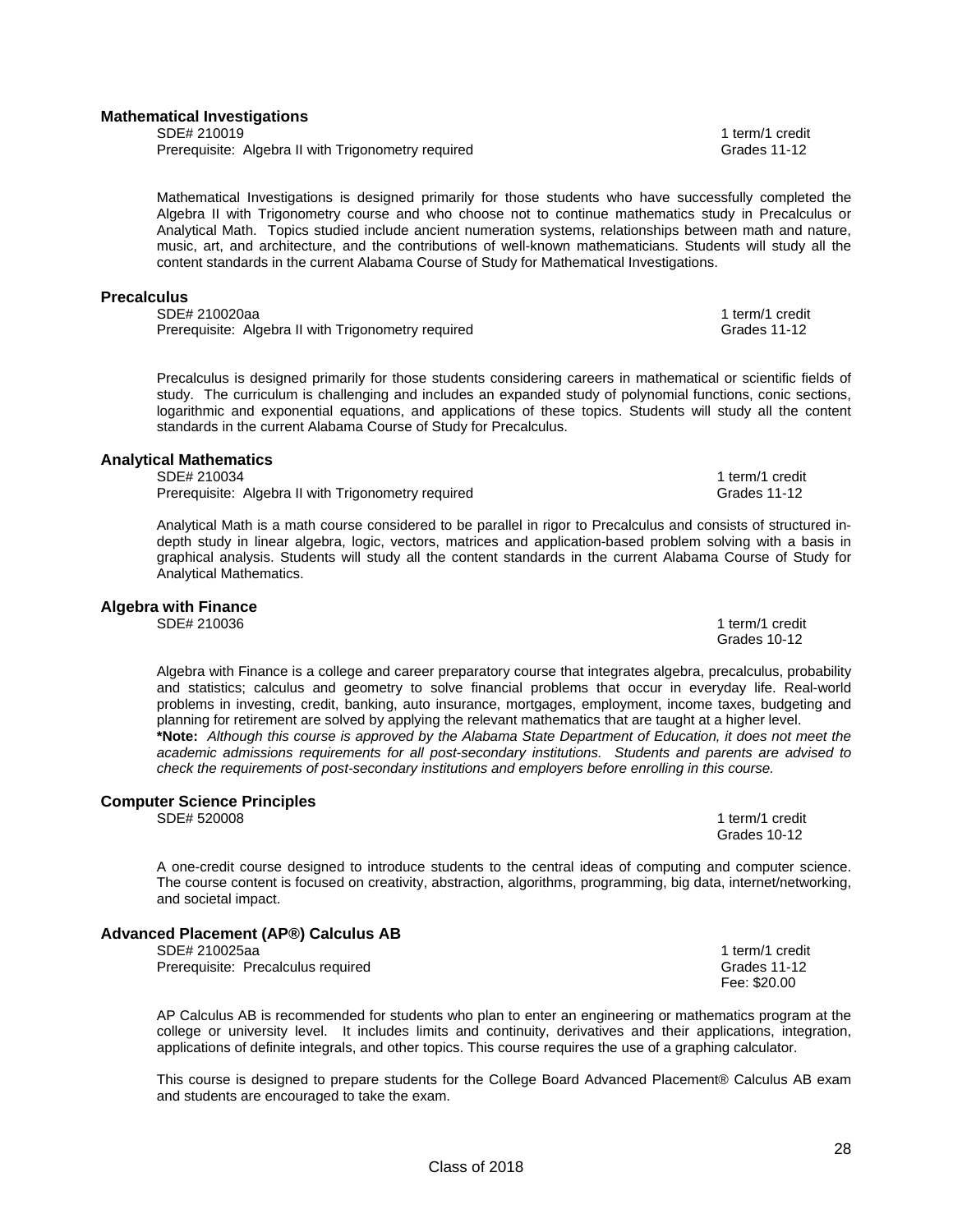### Mathematical Investigations

SDE# 210019 — 1 term/1 credit
Prerequisite: Algebra II with Trigonometry required — Grades 11-12

Mathematical Investigations is designed primarily for those students who have successfully completed the Algebra II with Trigonometry course and who choose not to continue mathematics study in Precalculus or Analytical Math. Topics studied include ancient numeration systems, relationships between math and nature, music, art, and architecture, and the contributions of well-known mathematicians. Students will study all the content standards in the current Alabama Course of Study for Mathematical Investigations.

### Precalculus

SDE# 210020aa — 1 term/1 credit
Prerequisite: Algebra II with Trigonometry required — Grades 11-12

Precalculus is designed primarily for those students considering careers in mathematical or scientific fields of study. The curriculum is challenging and includes an expanded study of polynomial functions, conic sections, logarithmic and exponential equations, and applications of these topics. Students will study all the content standards in the current Alabama Course of Study for Precalculus.

### Analytical Mathematics

SDE# 210034 — 1 term/1 credit
Prerequisite: Algebra II with Trigonometry required — Grades 11-12

Analytical Math is a math course considered to be parallel in rigor to Precalculus and consists of structured in-depth study in linear algebra, logic, vectors, matrices and application-based problem solving with a basis in graphical analysis. Students will study all the content standards in the current Alabama Course of Study for Analytical Mathematics.

### Algebra with Finance

SDE# 210036 — 1 term/1 credit
Grades 10-12

Algebra with Finance is a college and career preparatory course that integrates algebra, precalculus, probability and statistics; calculus and geometry to solve financial problems that occur in everyday life. Real-world problems in investing, credit, banking, auto insurance, mortgages, employment, income taxes, budgeting and planning for retirement are solved by applying the relevant mathematics that are taught at a higher level.
**\*Note:** *Although this course is approved by the Alabama State Department of Education, it does not meet the academic admissions requirements for all post-secondary institutions. Students and parents are advised to check the requirements of post-secondary institutions and employers before enrolling in this course.*

### Computer Science Principles

SDE# 520008 — 1 term/1 credit
Grades 10-12

A one-credit course designed to introduce students to the central ideas of computing and computer science. The course content is focused on creativity, abstraction, algorithms, programming, big data, internet/networking, and societal impact.

### Advanced Placement (AP®) Calculus AB

SDE# 210025aa — 1 term/1 credit
Prerequisite: Precalculus required — Grades 11-12
Fee: $20.00

AP Calculus AB is recommended for students who plan to enter an engineering or mathematics program at the college or university level. It includes limits and continuity, derivatives and their applications, integration, applications of definite integrals, and other topics. This course requires the use of a graphing calculator.

This course is designed to prepare students for the College Board Advanced Placement® Calculus AB exam and students are encouraged to take the exam.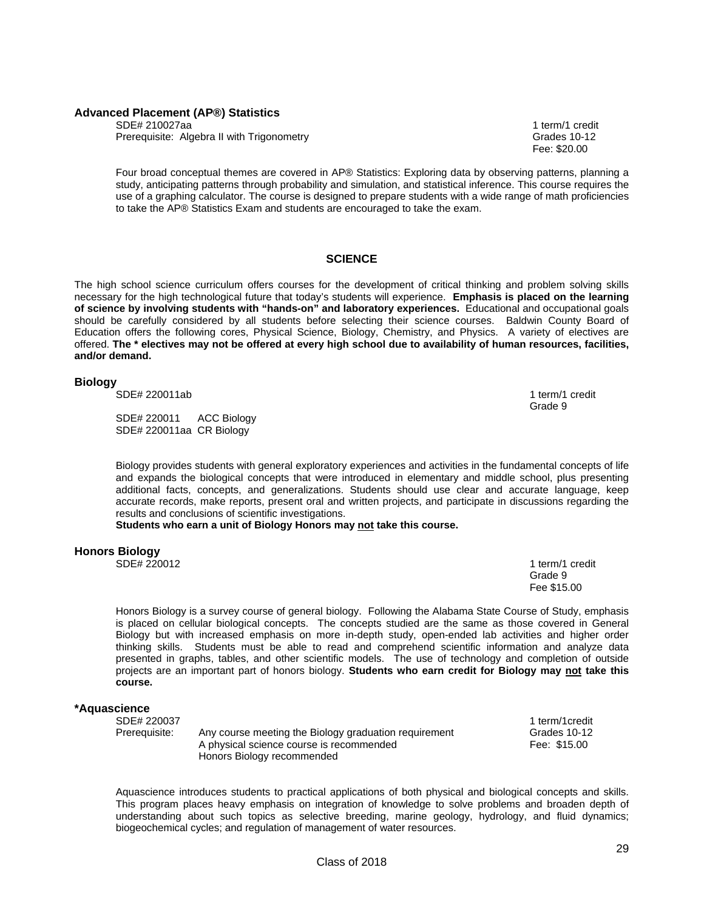### Advanced Placement (AP®) Statistics

SDE# 210027aa — 1 term/1 credit
Prerequisite: Algebra II with Trigonometry — Grades 10-12
Fee: $20.00

Four broad conceptual themes are covered in AP® Statistics: Exploring data by observing patterns, planning a study, anticipating patterns through probability and simulation, and statistical inference. This course requires the use of a graphing calculator. The course is designed to prepare students with a wide range of math proficiencies to take the AP® Statistics Exam and students are encouraged to take the exam.

## SCIENCE

The high school science curriculum offers courses for the development of critical thinking and problem solving skills necessary for the high technological future that today's students will experience. **Emphasis is placed on the learning of science by involving students with "hands-on" and laboratory experiences.** Educational and occupational goals should be carefully considered by all students before selecting their science courses. Baldwin County Board of Education offers the following cores, Physical Science, Biology, Chemistry, and Physics. A variety of electives are offered. **The * electives may not be offered at every high school due to availability of human resources, facilities, and/or demand.**

### Biology

SDE# 220011ab — 1 term/1 credit
Grade 9

SDE# 220011 ACC Biology
SDE# 220011aa CR Biology

Biology provides students with general exploratory experiences and activities in the fundamental concepts of life and expands the biological concepts that were introduced in elementary and middle school, plus presenting additional facts, concepts, and generalizations. Students should use clear and accurate language, keep accurate records, make reports, present oral and written projects, and participate in discussions regarding the results and conclusions of scientific investigations.
**Students who earn a unit of Biology Honors may <u>not</u> take this course.**

### Honors Biology

SDE# 220012 — 1 term/1 credit
Grade 9
Fee $15.00

Honors Biology is a survey course of general biology. Following the Alabama State Course of Study, emphasis is placed on cellular biological concepts. The concepts studied are the same as those covered in General Biology but with increased emphasis on more in-depth study, open-ended lab activities and higher order thinking skills. Students must be able to read and comprehend scientific information and analyze data presented in graphs, tables, and other scientific models. The use of technology and completion of outside projects are an important part of honors biology. **Students who earn credit for Biology may <u>not</u> take this course.**

### *Aquascience

SDE# 220037 — 1 term/1credit
Prerequisite: Any course meeting the Biology graduation requirement — Grades 10-12
A physical science course is recommended — Fee: $15.00
Honors Biology recommended

Aquascience introduces students to practical applications of both physical and biological concepts and skills. This program places heavy emphasis on integration of knowledge to solve problems and broaden depth of understanding about such topics as selective breeding, marine geology, hydrology, and fluid dynamics; biogeochemical cycles; and regulation of management of water resources.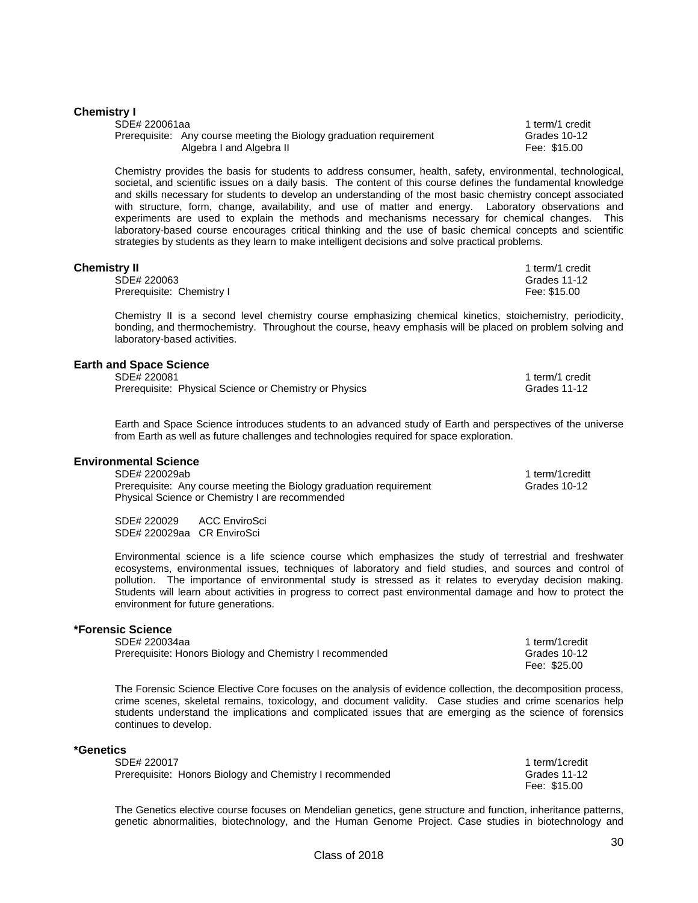## Chemistry I

SDE# 220061aa — 1 term/1 credit
Prerequisite: Any course meeting the Biology graduation requirement — Grades 10-12
Algebra I and Algebra II — Fee: $15.00

Chemistry provides the basis for students to address consumer, health, safety, environmental, technological, societal, and scientific issues on a daily basis. The content of this course defines the fundamental knowledge and skills necessary for students to develop an understanding of the most basic chemistry concept associated with structure, form, change, availability, and use of matter and energy. Laboratory observations and experiments are used to explain the methods and mechanisms necessary for chemical changes. This laboratory-based course encourages critical thinking and the use of basic chemical concepts and scientific strategies by students as they learn to make intelligent decisions and solve practical problems.

## Chemistry II

1 term/1 credit
SDE# 220063 — Grades 11-12
Prerequisite: Chemistry I — Fee: $15.00

Chemistry II is a second level chemistry course emphasizing chemical kinetics, stoichemistry, periodicity, bonding, and thermochemistry. Throughout the course, heavy emphasis will be placed on problem solving and laboratory-based activities.

## Earth and Space Science

SDE# 220081 — 1 term/1 credit
Prerequisite: Physical Science or Chemistry or Physics — Grades 11-12

Earth and Space Science introduces students to an advanced study of Earth and perspectives of the universe from Earth as well as future challenges and technologies required for space exploration.

## Environmental Science

SDE# 220029ab — 1 term/1creditt
Prerequisite: Any course meeting the Biology graduation requirement — Grades 10-12
Physical Science or Chemistry I are recommended

SDE# 220029 ACC EnviroSci
SDE# 220029aa CR EnviroSci

Environmental science is a life science course which emphasizes the study of terrestrial and freshwater ecosystems, environmental issues, techniques of laboratory and field studies, and sources and control of pollution. The importance of environmental study is stressed as it relates to everyday decision making. Students will learn about activities in progress to correct past environmental damage and how to protect the environment for future generations.

## *Forensic Science

SDE# 220034aa — 1 term/1credit
Prerequisite: Honors Biology and Chemistry I recommended — Grades 10-12
Fee: $25.00

The Forensic Science Elective Core focuses on the analysis of evidence collection, the decomposition process, crime scenes, skeletal remains, toxicology, and document validity. Case studies and crime scenarios help students understand the implications and complicated issues that are emerging as the science of forensics continues to develop.

## *Genetics

SDE# 220017 — 1 term/1credit
Prerequisite: Honors Biology and Chemistry I recommended — Grades 11-12
Fee: $15.00

The Genetics elective course focuses on Mendelian genetics, gene structure and function, inheritance patterns, genetic abnormalities, biotechnology, and the Human Genome Project. Case studies in biotechnology and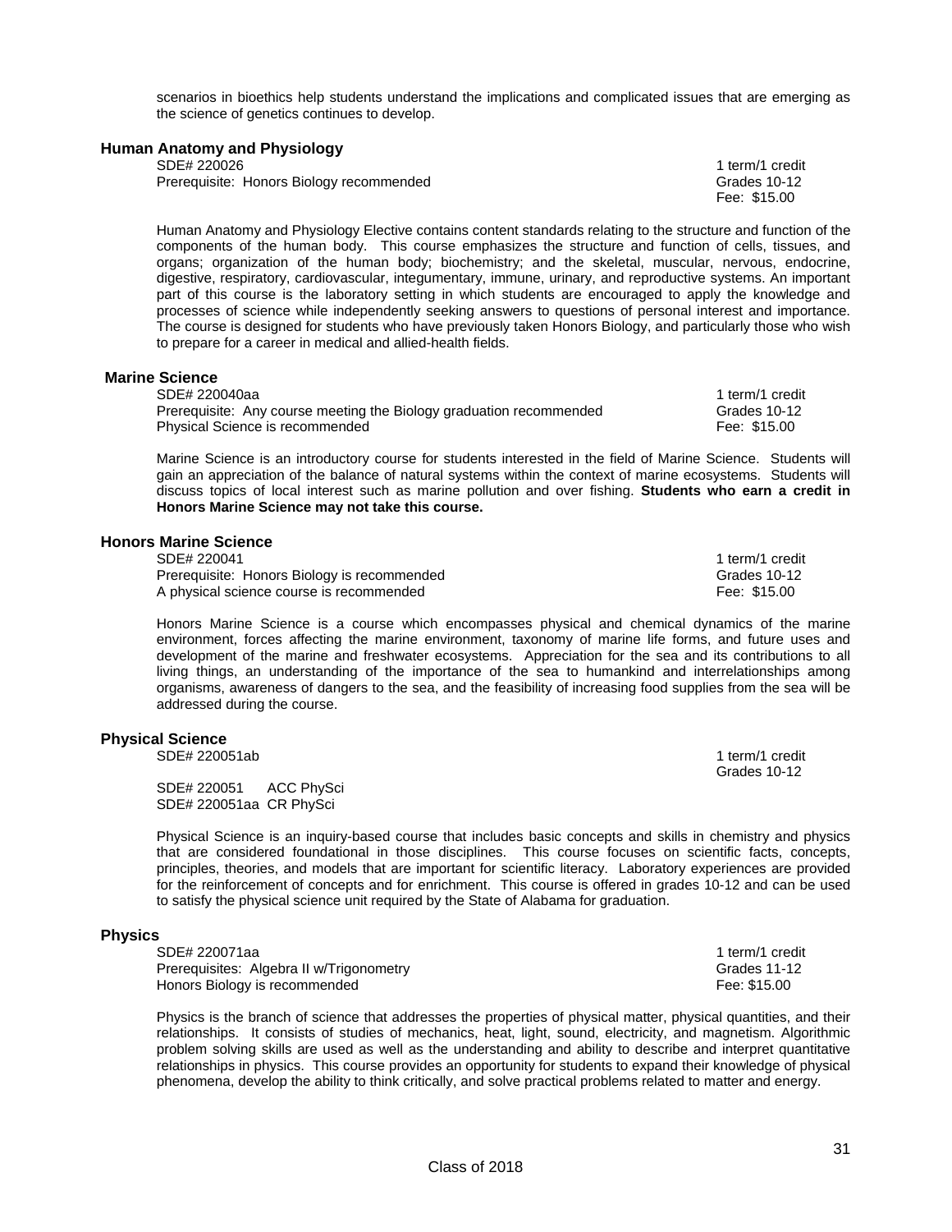scenarios in bioethics help students understand the implications and complicated issues that are emerging as the science of genetics continues to develop.

### Human Anatomy and Physiology

SDE# 220026 — 1 term/1 credit
Prerequisite: Honors Biology recommended — Grades 10-12
Fee: $15.00

Human Anatomy and Physiology Elective contains content standards relating to the structure and function of the components of the human body. This course emphasizes the structure and function of cells, tissues, and organs; organization of the human body; biochemistry; and the skeletal, muscular, nervous, endocrine, digestive, respiratory, cardiovascular, integumentary, immune, urinary, and reproductive systems. An important part of this course is the laboratory setting in which students are encouraged to apply the knowledge and processes of science while independently seeking answers to questions of personal interest and importance. The course is designed for students who have previously taken Honors Biology, and particularly those who wish to prepare for a career in medical and allied-health fields.

### Marine Science

SDE# 220040aa — 1 term/1 credit
Prerequisite: Any course meeting the Biology graduation recommended — Grades 10-12
Physical Science is recommended — Fee: $15.00

Marine Science is an introductory course for students interested in the field of Marine Science. Students will gain an appreciation of the balance of natural systems within the context of marine ecosystems. Students will discuss topics of local interest such as marine pollution and over fishing. **Students who earn a credit in Honors Marine Science may not take this course.**

### Honors Marine Science

SDE# 220041 — 1 term/1 credit
Prerequisite: Honors Biology is recommended — Grades 10-12
A physical science course is recommended — Fee: $15.00

Honors Marine Science is a course which encompasses physical and chemical dynamics of the marine environment, forces affecting the marine environment, taxonomy of marine life forms, and future uses and development of the marine and freshwater ecosystems. Appreciation for the sea and its contributions to all living things, an understanding of the importance of the sea to humankind and interrelationships among organisms, awareness of dangers to the sea, and the feasibility of increasing food supplies from the sea will be addressed during the course.

### Physical Science

SDE# 220051ab — 1 term/1 credit
Grades 10-12

SDE# 220051 ACC PhySci
SDE# 220051aa CR PhySci

Physical Science is an inquiry-based course that includes basic concepts and skills in chemistry and physics that are considered foundational in those disciplines. This course focuses on scientific facts, concepts, principles, theories, and models that are important for scientific literacy. Laboratory experiences are provided for the reinforcement of concepts and for enrichment. This course is offered in grades 10-12 and can be used to satisfy the physical science unit required by the State of Alabama for graduation.

### Physics

SDE# 220071aa — 1 term/1 credit
Prerequisites: Algebra II w/Trigonometry — Grades 11-12
Honors Biology is recommended — Fee: $15.00

Physics is the branch of science that addresses the properties of physical matter, physical quantities, and their relationships. It consists of studies of mechanics, heat, light, sound, electricity, and magnetism. Algorithmic problem solving skills are used as well as the understanding and ability to describe and interpret quantitative relationships in physics. This course provides an opportunity for students to expand their knowledge of physical phenomena, develop the ability to think critically, and solve practical problems related to matter and energy.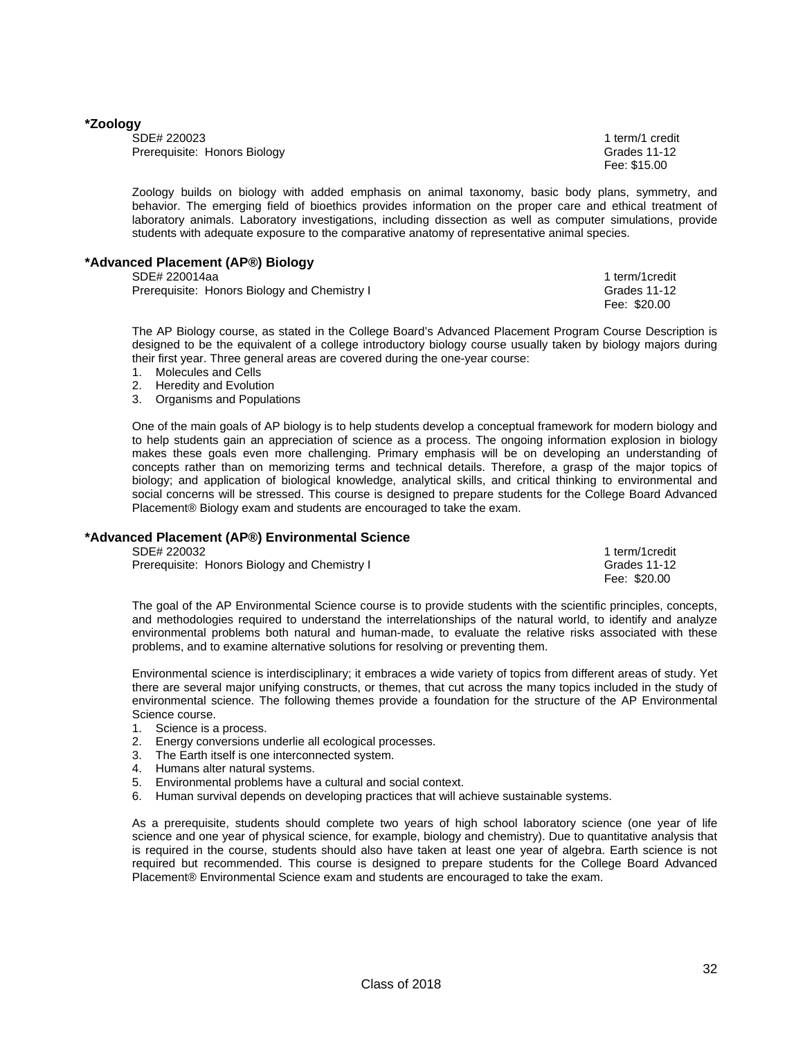### *Zoology

SDE# 220023 — 1 term/1 credit
Prerequisite: Honors Biology — Grades 11-12
Fee: $15.00

Zoology builds on biology with added emphasis on animal taxonomy, basic body plans, symmetry, and behavior. The emerging field of bioethics provides information on the proper care and ethical treatment of laboratory animals. Laboratory investigations, including dissection as well as computer simulations, provide students with adequate exposure to the comparative anatomy of representative animal species.

### *Advanced Placement (AP®) Biology

SDE# 220014aa — 1 term/1credit
Prerequisite: Honors Biology and Chemistry I — Grades 11-12
Fee: $20.00

The AP Biology course, as stated in the College Board's Advanced Placement Program Course Description is designed to be the equivalent of a college introductory biology course usually taken by biology majors during their first year. Three general areas are covered during the one-year course:

1. Molecules and Cells
2. Heredity and Evolution
3. Organisms and Populations

One of the main goals of AP biology is to help students develop a conceptual framework for modern biology and to help students gain an appreciation of science as a process. The ongoing information explosion in biology makes these goals even more challenging. Primary emphasis will be on developing an understanding of concepts rather than on memorizing terms and technical details. Therefore, a grasp of the major topics of biology; and application of biological knowledge, analytical skills, and critical thinking to environmental and social concerns will be stressed. This course is designed to prepare students for the College Board Advanced Placement® Biology exam and students are encouraged to take the exam.

### *Advanced Placement (AP®) Environmental Science

SDE# 220032 — 1 term/1credit
Prerequisite: Honors Biology and Chemistry I — Grades 11-12
Fee: $20.00

The goal of the AP Environmental Science course is to provide students with the scientific principles, concepts, and methodologies required to understand the interrelationships of the natural world, to identify and analyze environmental problems both natural and human-made, to evaluate the relative risks associated with these problems, and to examine alternative solutions for resolving or preventing them.

Environmental science is interdisciplinary; it embraces a wide variety of topics from different areas of study. Yet there are several major unifying constructs, or themes, that cut across the many topics included in the study of environmental science. The following themes provide a foundation for the structure of the AP Environmental Science course.

1. Science is a process.
2. Energy conversions underlie all ecological processes.
3. The Earth itself is one interconnected system.
4. Humans alter natural systems.
5. Environmental problems have a cultural and social context.
6. Human survival depends on developing practices that will achieve sustainable systems.

As a prerequisite, students should complete two years of high school laboratory science (one year of life science and one year of physical science, for example, biology and chemistry). Due to quantitative analysis that is required in the course, students should also have taken at least one year of algebra. Earth science is not required but recommended. This course is designed to prepare students for the College Board Advanced Placement® Environmental Science exam and students are encouraged to take the exam.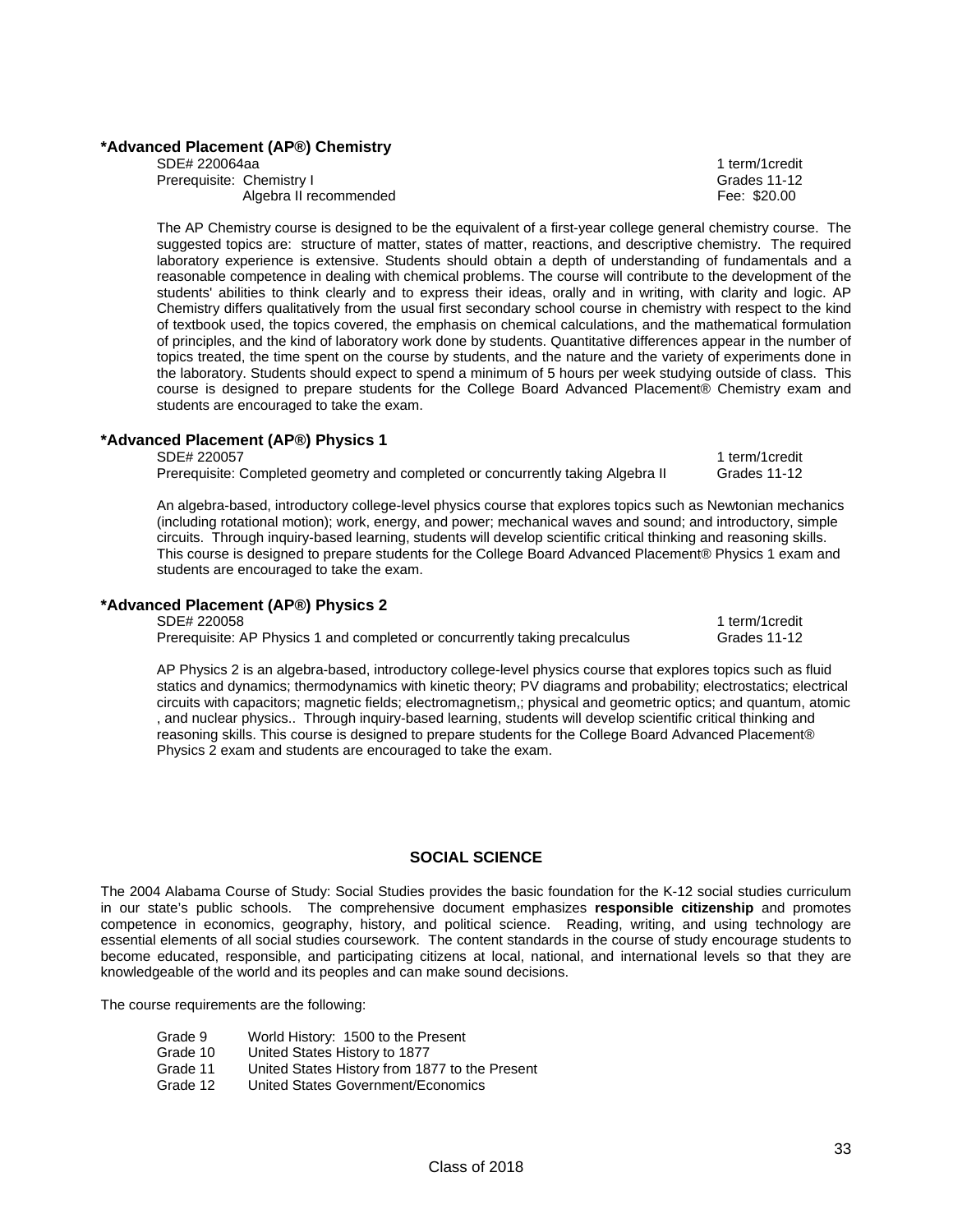**\*Advanced Placement (AP®) Chemistry**

SDE# 220064aa — 1 term/1credit
Prerequisite: Chemistry I — Grades 11-12
Algebra II recommended — Fee: $20.00

The AP Chemistry course is designed to be the equivalent of a first-year college general chemistry course. The suggested topics are: structure of matter, states of matter, reactions, and descriptive chemistry. The required laboratory experience is extensive. Students should obtain a depth of understanding of fundamentals and a reasonable competence in dealing with chemical problems. The course will contribute to the development of the students' abilities to think clearly and to express their ideas, orally and in writing, with clarity and logic. AP Chemistry differs qualitatively from the usual first secondary school course in chemistry with respect to the kind of textbook used, the topics covered, the emphasis on chemical calculations, and the mathematical formulation of principles, and the kind of laboratory work done by students. Quantitative differences appear in the number of topics treated, the time spent on the course by students, and the nature and the variety of experiments done in the laboratory. Students should expect to spend a minimum of 5 hours per week studying outside of class. This course is designed to prepare students for the College Board Advanced Placement® Chemistry exam and students are encouraged to take the exam.

**\*Advanced Placement (AP®) Physics 1**

SDE# 220057 — 1 term/1credit
Prerequisite: Completed geometry and completed or concurrently taking Algebra II — Grades 11-12

An algebra-based, introductory college-level physics course that explores topics such as Newtonian mechanics (including rotational motion); work, energy, and power; mechanical waves and sound; and introductory, simple circuits. Through inquiry-based learning, students will develop scientific critical thinking and reasoning skills. This course is designed to prepare students for the College Board Advanced Placement® Physics 1 exam and students are encouraged to take the exam.

**\*Advanced Placement (AP®) Physics 2**

SDE# 220058 — 1 term/1credit
Prerequisite: AP Physics 1 and completed or concurrently taking precalculus — Grades 11-12

AP Physics 2 is an algebra-based, introductory college-level physics course that explores topics such as fluid statics and dynamics; thermodynamics with kinetic theory; PV diagrams and probability; electrostatics; electrical circuits with capacitors; magnetic fields; electromagnetism,; physical and geometric optics; and quantum, atomic , and nuclear physics.. Through inquiry-based learning, students will develop scientific critical thinking and reasoning skills. This course is designed to prepare students for the College Board Advanced Placement® Physics 2 exam and students are encouraged to take the exam.

## SOCIAL SCIENCE

The 2004 Alabama Course of Study: Social Studies provides the basic foundation for the K-12 social studies curriculum in our state's public schools. The comprehensive document emphasizes **responsible citizenship** and promotes competence in economics, geography, history, and political science. Reading, writing, and using technology are essential elements of all social studies coursework. The content standards in the course of study encourage students to become educated, responsible, and participating citizens at local, national, and international levels so that they are knowledgeable of the world and its peoples and can make sound decisions.

The course requirements are the following:

- Grade 9 — World History: 1500 to the Present
- Grade 10 — United States History to 1877
- Grade 11 — United States History from 1877 to the Present
- Grade 12 — United States Government/Economics

Class of 2018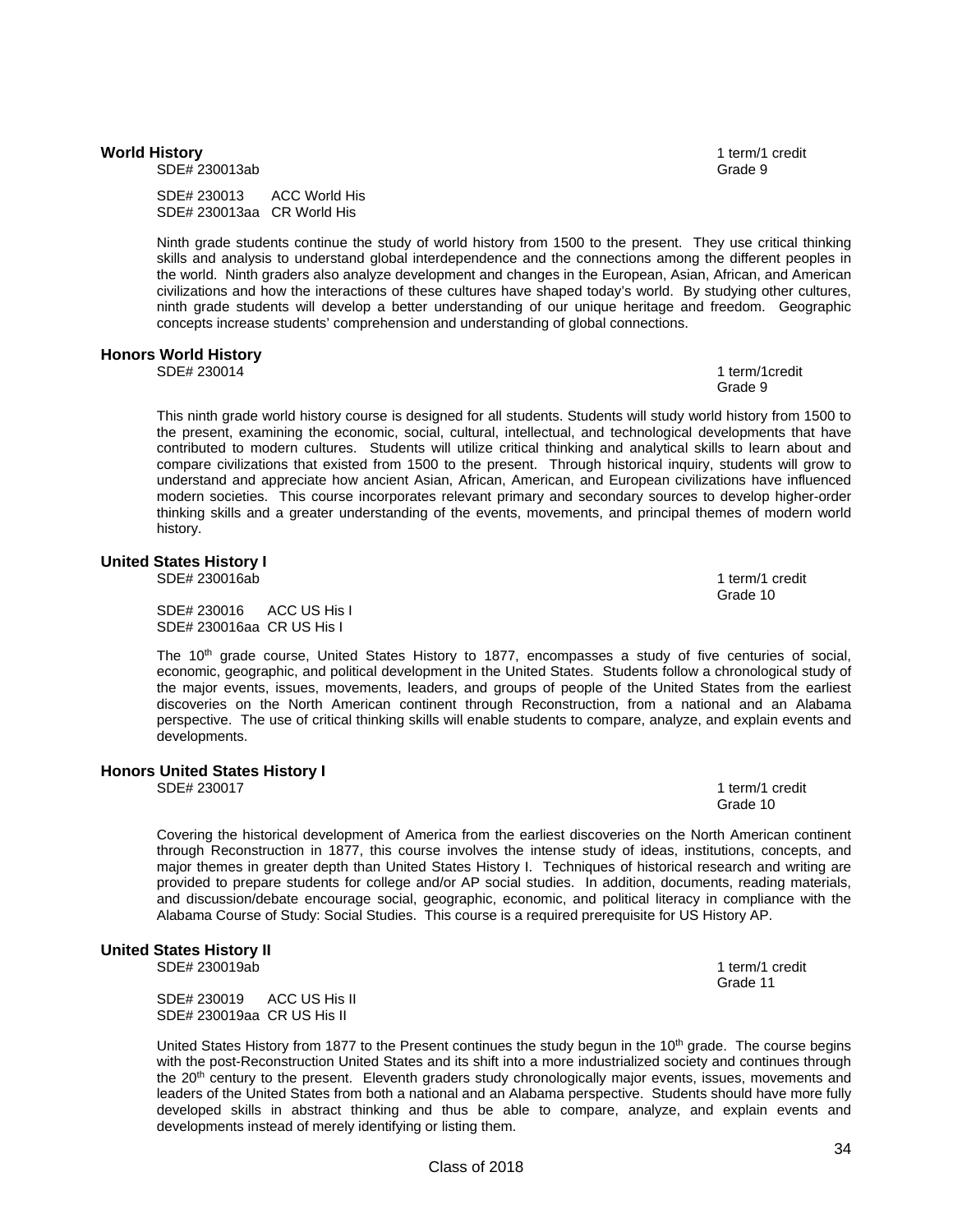### World History

SDE# 230013ab

1 term/1 credit
Grade 9

SDE# 230013 ACC World His
SDE# 230013aa CR World His

Ninth grade students continue the study of world history from 1500 to the present. They use critical thinking skills and analysis to understand global interdependence and the connections among the different peoples in the world. Ninth graders also analyze development and changes in the European, Asian, African, and American civilizations and how the interactions of these cultures have shaped today's world. By studying other cultures, ninth grade students will develop a better understanding of our unique heritage and freedom. Geographic concepts increase students' comprehension and understanding of global connections.

### Honors World History

SDE# 230014

1 term/1credit
Grade 9

This ninth grade world history course is designed for all students. Students will study world history from 1500 to the present, examining the economic, social, cultural, intellectual, and technological developments that have contributed to modern cultures. Students will utilize critical thinking and analytical skills to learn about and compare civilizations that existed from 1500 to the present. Through historical inquiry, students will grow to understand and appreciate how ancient Asian, African, American, and European civilizations have influenced modern societies. This course incorporates relevant primary and secondary sources to develop higher-order thinking skills and a greater understanding of the events, movements, and principal themes of modern world history.

### United States History I

SDE# 230016ab

1 term/1 credit
Grade 10

SDE# 230016 ACC US His I
SDE# 230016aa CR US His I

The 10th grade course, United States History to 1877, encompasses a study of five centuries of social, economic, geographic, and political development in the United States. Students follow a chronological study of the major events, issues, movements, leaders, and groups of people of the United States from the earliest discoveries on the North American continent through Reconstruction, from a national and an Alabama perspective. The use of critical thinking skills will enable students to compare, analyze, and explain events and developments.

### Honors United States History I

SDE# 230017

1 term/1 credit
Grade 10

Covering the historical development of America from the earliest discoveries on the North American continent through Reconstruction in 1877, this course involves the intense study of ideas, institutions, concepts, and major themes in greater depth than United States History I. Techniques of historical research and writing are provided to prepare students for college and/or AP social studies. In addition, documents, reading materials, and discussion/debate encourage social, geographic, economic, and political literacy in compliance with the Alabama Course of Study: Social Studies. This course is a required prerequisite for US History AP.

### United States History II

SDE# 230019ab

1 term/1 credit
Grade 11

SDE# 230019 ACC US His II
SDE# 230019aa CR US His II

United States History from 1877 to the Present continues the study begun in the 10th grade. The course begins with the post-Reconstruction United States and its shift into a more industrialized society and continues through the 20th century to the present. Eleventh graders study chronologically major events, issues, movements and leaders of the United States from both a national and an Alabama perspective. Students should have more fully developed skills in abstract thinking and thus be able to compare, analyze, and explain events and developments instead of merely identifying or listing them.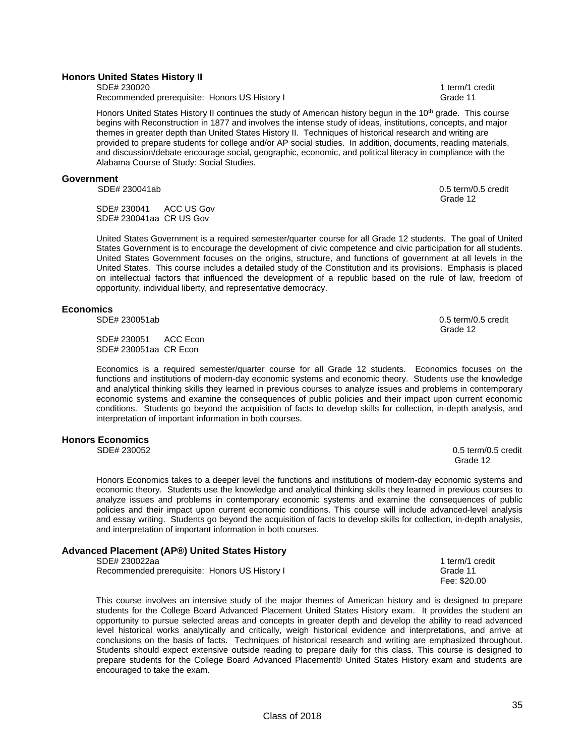### Honors United States History II

SDE# 230020 — 1 term/1 credit
Recommended prerequisite: Honors US History I — Grade 11

Honors United States History II continues the study of American history begun in the 10th grade. This course begins with Reconstruction in 1877 and involves the intense study of ideas, institutions, concepts, and major themes in greater depth than United States History II. Techniques of historical research and writing are provided to prepare students for college and/or AP social studies. In addition, documents, reading materials, and discussion/debate encourage social, geographic, economic, and political literacy in compliance with the Alabama Course of Study: Social Studies.

### Government

SDE# 230041ab — 0.5 term/0.5 credit
Grade 12

SDE# 230041 ACC US Gov
SDE# 230041aa CR US Gov

United States Government is a required semester/quarter course for all Grade 12 students. The goal of United States Government is to encourage the development of civic competence and civic participation for all students. United States Government focuses on the origins, structure, and functions of government at all levels in the United States. This course includes a detailed study of the Constitution and its provisions. Emphasis is placed on intellectual factors that influenced the development of a republic based on the rule of law, freedom of opportunity, individual liberty, and representative democracy.

### Economics

SDE# 230051ab — 0.5 term/0.5 credit
Grade 12

SDE# 230051 ACC Econ
SDE# 230051aa CR Econ

Economics is a required semester/quarter course for all Grade 12 students. Economics focuses on the functions and institutions of modern-day economic systems and economic theory. Students use the knowledge and analytical thinking skills they learned in previous courses to analyze issues and problems in contemporary economic systems and examine the consequences of public policies and their impact upon current economic conditions. Students go beyond the acquisition of facts to develop skills for collection, in-depth analysis, and interpretation of important information in both courses.

### Honors Economics

SDE# 230052 — 0.5 term/0.5 credit
Grade 12

Honors Economics takes to a deeper level the functions and institutions of modern-day economic systems and economic theory. Students use the knowledge and analytical thinking skills they learned in previous courses to analyze issues and problems in contemporary economic systems and examine the consequences of public policies and their impact upon current economic conditions. This course will include advanced-level analysis and essay writing. Students go beyond the acquisition of facts to develop skills for collection, in-depth analysis, and interpretation of important information in both courses.

### Advanced Placement (AP®) United States History

SDE# 230022aa — 1 term/1 credit
Recommended prerequisite: Honors US History I — Grade 11
Fee: $20.00

This course involves an intensive study of the major themes of American history and is designed to prepare students for the College Board Advanced Placement United States History exam. It provides the student an opportunity to pursue selected areas and concepts in greater depth and develop the ability to read advanced level historical works analytically and critically, weigh historical evidence and interpretations, and arrive at conclusions on the basis of facts. Techniques of historical research and writing are emphasized throughout. Students should expect extensive outside reading to prepare daily for this class. This course is designed to prepare students for the College Board Advanced Placement® United States History exam and students are encouraged to take the exam.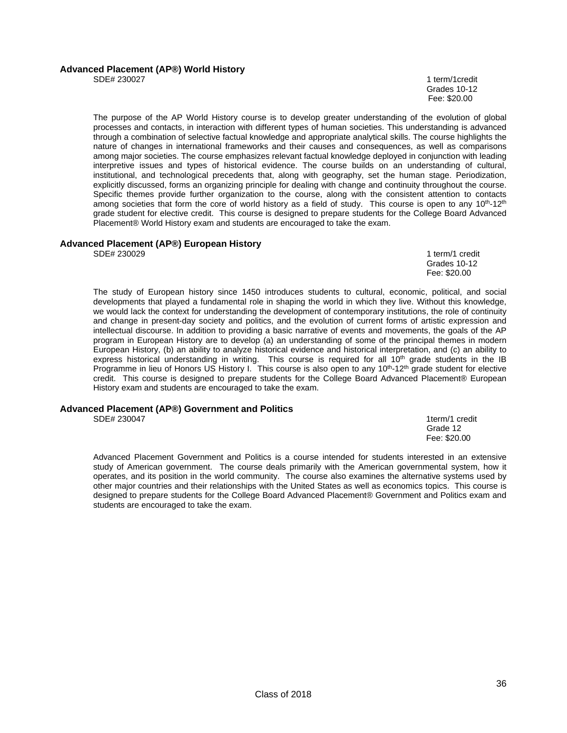### Advanced Placement (AP®) World History

SDE# 230027

1 term/1credit
Grades 10-12
Fee: $20.00

The purpose of the AP World History course is to develop greater understanding of the evolution of global processes and contacts, in interaction with different types of human societies. This understanding is advanced through a combination of selective factual knowledge and appropriate analytical skills. The course highlights the nature of changes in international frameworks and their causes and consequences, as well as comparisons among major societies. The course emphasizes relevant factual knowledge deployed in conjunction with leading interpretive issues and types of historical evidence. The course builds on an understanding of cultural, institutional, and technological precedents that, along with geography, set the human stage. Periodization, explicitly discussed, forms an organizing principle for dealing with change and continuity throughout the course. Specific themes provide further organization to the course, along with the consistent attention to contacts among societies that form the core of world history as a field of study. This course is open to any 10th-12th grade student for elective credit. This course is designed to prepare students for the College Board Advanced Placement® World History exam and students are encouraged to take the exam.

### Advanced Placement (AP®) European History

SDE# 230029

1 term/1 credit
Grades 10-12
Fee: $20.00

The study of European history since 1450 introduces students to cultural, economic, political, and social developments that played a fundamental role in shaping the world in which they live. Without this knowledge, we would lack the context for understanding the development of contemporary institutions, the role of continuity and change in present-day society and politics, and the evolution of current forms of artistic expression and intellectual discourse. In addition to providing a basic narrative of events and movements, the goals of the AP program in European History are to develop (a) an understanding of some of the principal themes in modern European History, (b) an ability to analyze historical evidence and historical interpretation, and (c) an ability to express historical understanding in writing. This course is required for all 10th grade students in the IB Programme in lieu of Honors US History I. This course is also open to any 10th-12th grade student for elective credit. This course is designed to prepare students for the College Board Advanced Placement® European History exam and students are encouraged to take the exam.

### Advanced Placement (AP®) Government and Politics

SDE# 230047

1term/1 credit
Grade 12
Fee: $20.00

Advanced Placement Government and Politics is a course intended for students interested in an extensive study of American government. The course deals primarily with the American governmental system, how it operates, and its position in the world community. The course also examines the alternative systems used by other major countries and their relationships with the United States as well as economics topics. This course is designed to prepare students for the College Board Advanced Placement® Government and Politics exam and students are encouraged to take the exam.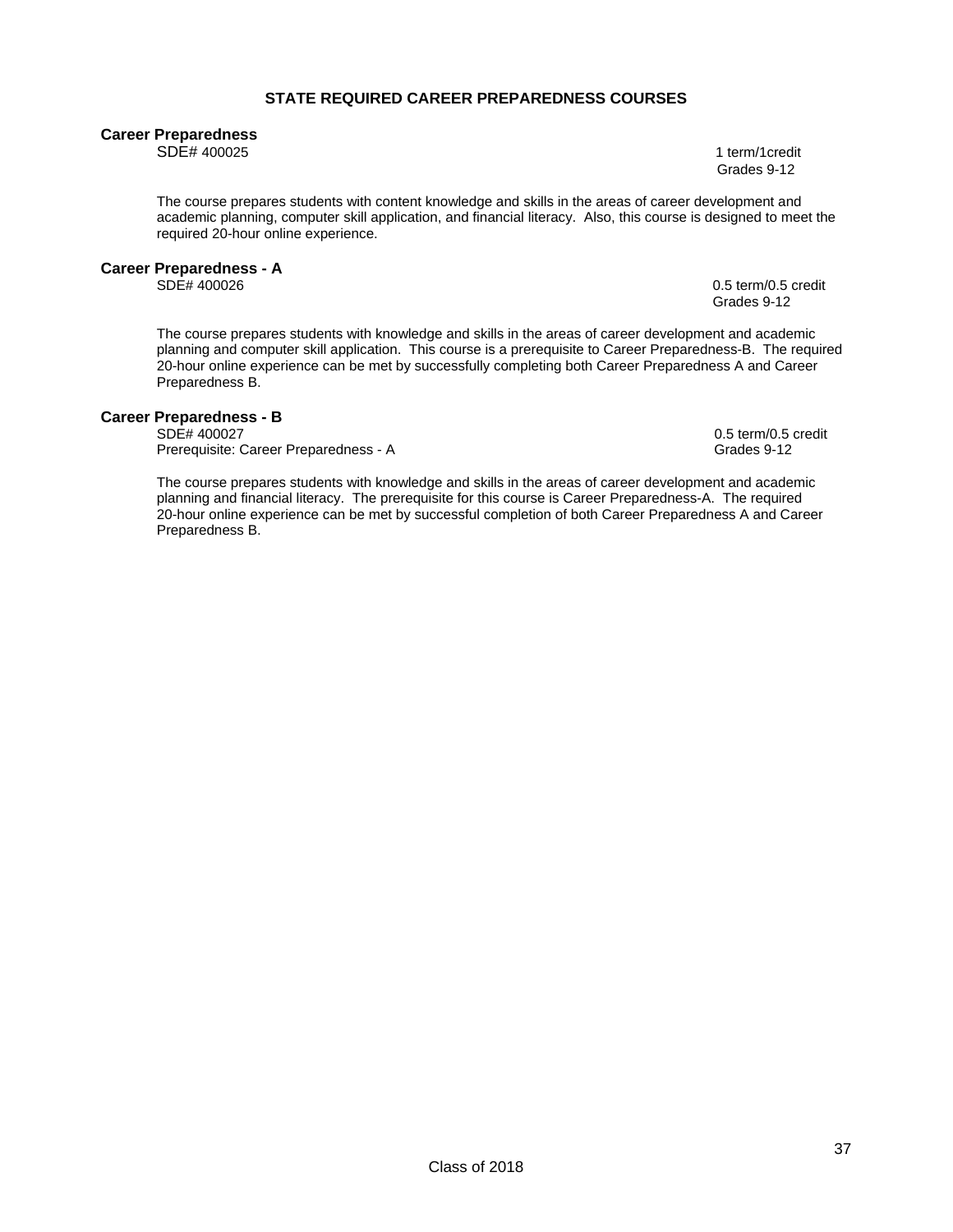## STATE REQUIRED CAREER PREPAREDNESS COURSES

### Career Preparedness

SDE# 400025

1 term/1credit
Grades 9-12

The course prepares students with content knowledge and skills in the areas of career development and academic planning, computer skill application, and financial literacy. Also, this course is designed to meet the required 20-hour online experience.

### Career Preparedness - A

SDE# 400026

0.5 term/0.5 credit
Grades 9-12

The course prepares students with knowledge and skills in the areas of career development and academic planning and computer skill application. This course is a prerequisite to Career Preparedness-B. The required 20-hour online experience can be met by successfully completing both Career Preparedness A and Career Preparedness B.

### Career Preparedness - B

SDE# 400027
Prerequisite: Career Preparedness - A

0.5 term/0.5 credit
Grades 9-12

The course prepares students with knowledge and skills in the areas of career development and academic planning and financial literacy. The prerequisite for this course is Career Preparedness-A. The required 20-hour online experience can be met by successful completion of both Career Preparedness A and Career Preparedness B.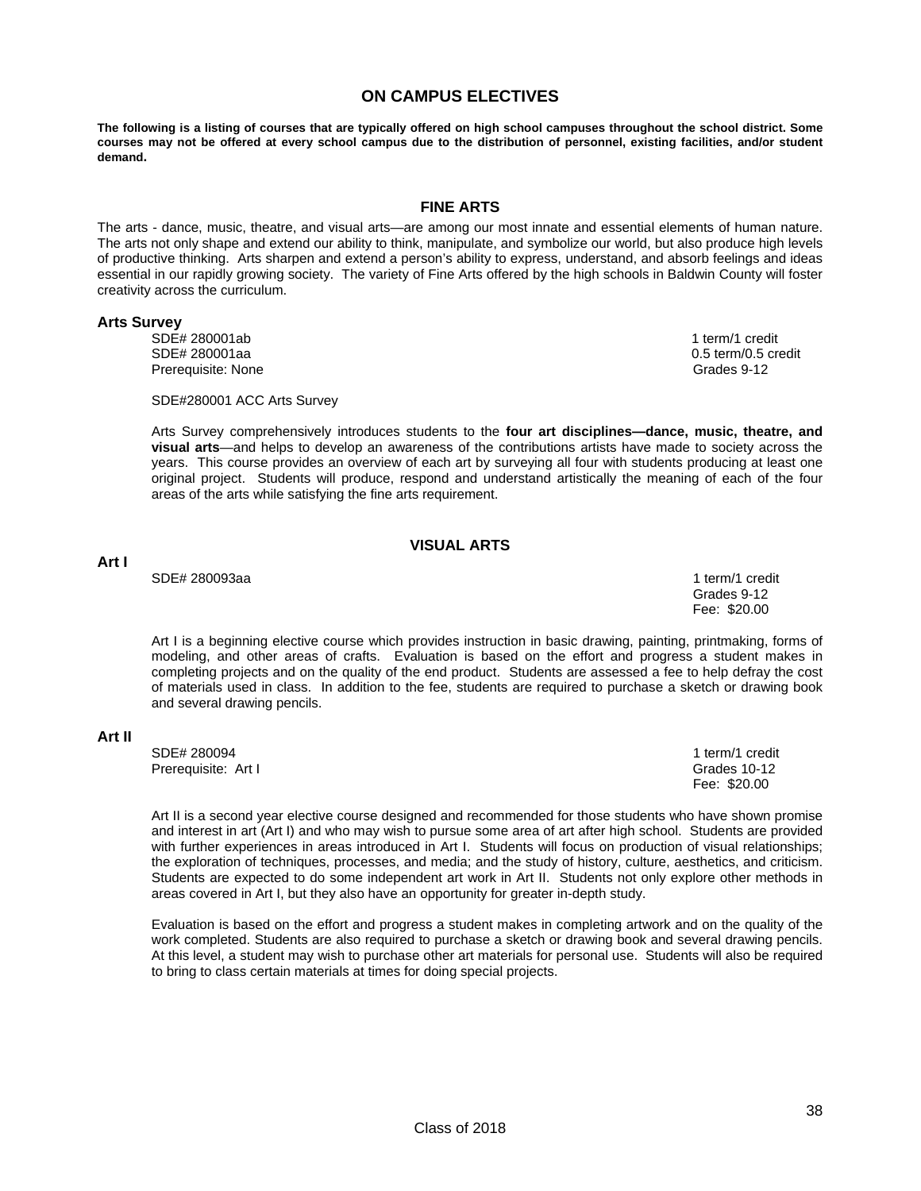# ON CAMPUS ELECTIVES

**The following is a listing of courses that are typically offered on high school campuses throughout the school district. Some courses may not be offered at every school campus due to the distribution of personnel, existing facilities, and/or student demand.**

## FINE ARTS

The arts - dance, music, theatre, and visual arts—are among our most innate and essential elements of human nature. The arts not only shape and extend our ability to think, manipulate, and symbolize our world, but also produce high levels of productive thinking. Arts sharpen and extend a person's ability to express, understand, and absorb feelings and ideas essential in our rapidly growing society. The variety of Fine Arts offered by the high schools in Baldwin County will foster creativity across the curriculum.

### Arts Survey

SDE# 280001ab — 1 term/1 credit
SDE# 280001aa — 0.5 term/0.5 credit
Prerequisite: None — Grades 9-12

SDE#280001 ACC Arts Survey

Arts Survey comprehensively introduces students to the **four art disciplines—dance, music, theatre, and visual arts**—and helps to develop an awareness of the contributions artists have made to society across the years. This course provides an overview of each art by surveying all four with students producing at least one original project. Students will produce, respond and understand artistically the meaning of each of the four areas of the arts while satisfying the fine arts requirement.

## VISUAL ARTS

### Art I

SDE# 280093aa — 1 term/1 credit
Grades 9-12
Fee: $20.00

Art I is a beginning elective course which provides instruction in basic drawing, painting, printmaking, forms of modeling, and other areas of crafts. Evaluation is based on the effort and progress a student makes in completing projects and on the quality of the end product. Students are assessed a fee to help defray the cost of materials used in class. In addition to the fee, students are required to purchase a sketch or drawing book and several drawing pencils.

### Art II

SDE# 280094 — 1 term/1 credit
Prerequisite: Art I — Grades 10-12
Fee: $20.00

Art II is a second year elective course designed and recommended for those students who have shown promise and interest in art (Art I) and who may wish to pursue some area of art after high school. Students are provided with further experiences in areas introduced in Art I. Students will focus on production of visual relationships; the exploration of techniques, processes, and media; and the study of history, culture, aesthetics, and criticism. Students are expected to do some independent art work in Art II. Students not only explore other methods in areas covered in Art I, but they also have an opportunity for greater in-depth study.

Evaluation is based on the effort and progress a student makes in completing artwork and on the quality of the work completed. Students are also required to purchase a sketch or drawing book and several drawing pencils. At this level, a student may wish to purchase other art materials for personal use. Students will also be required to bring to class certain materials at times for doing special projects.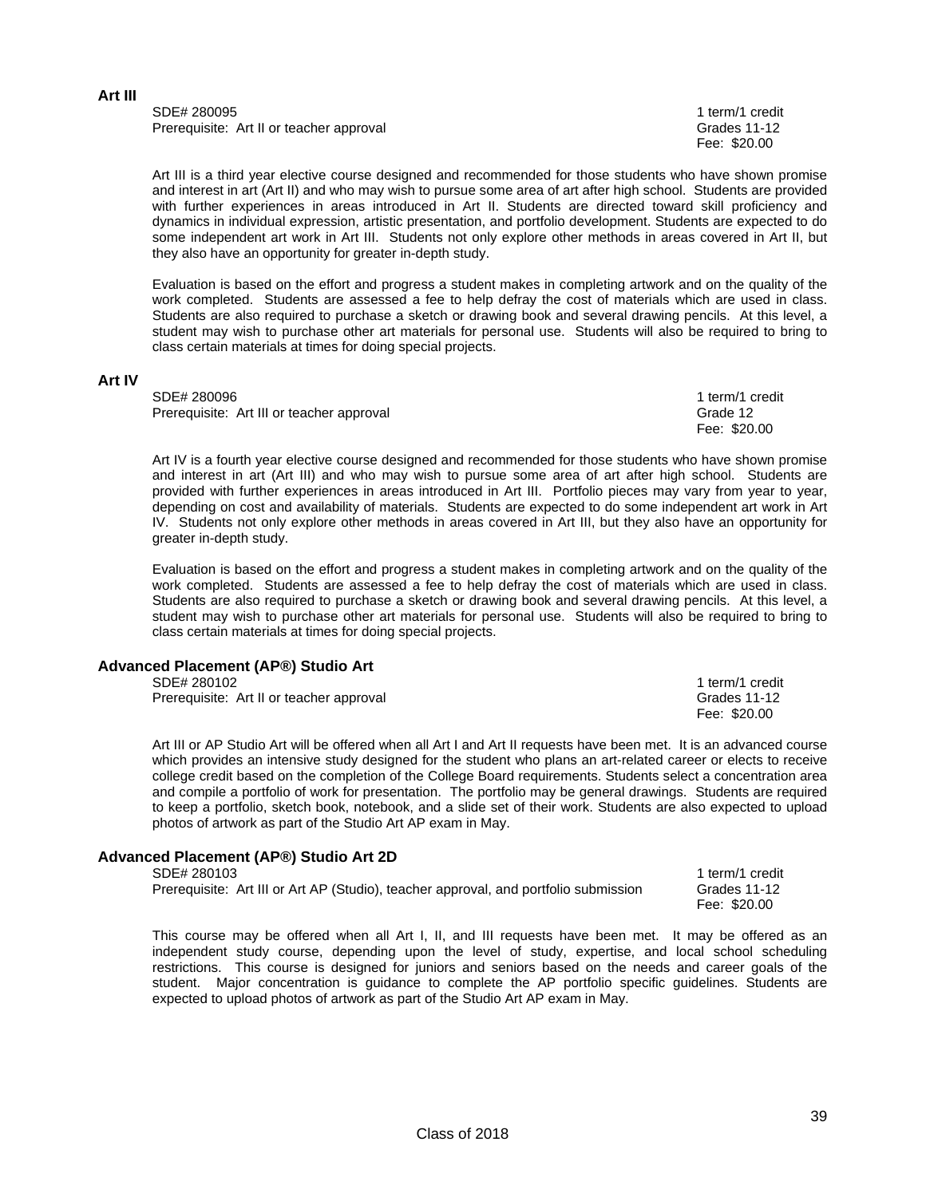## Art III

SDE# 280095 — 1 term/1 credit
Prerequisite: Art II or teacher approval — Grades 11-12
Fee: $20.00

Art III is a third year elective course designed and recommended for those students who have shown promise and interest in art (Art II) and who may wish to pursue some area of art after high school. Students are provided with further experiences in areas introduced in Art II. Students are directed toward skill proficiency and dynamics in individual expression, artistic presentation, and portfolio development. Students are expected to do some independent art work in Art III. Students not only explore other methods in areas covered in Art II, but they also have an opportunity for greater in-depth study.

Evaluation is based on the effort and progress a student makes in completing artwork and on the quality of the work completed. Students are assessed a fee to help defray the cost of materials which are used in class. Students are also required to purchase a sketch or drawing book and several drawing pencils. At this level, a student may wish to purchase other art materials for personal use. Students will also be required to bring to class certain materials at times for doing special projects.

## Art IV

SDE# 280096 — 1 term/1 credit
Prerequisite: Art III or teacher approval — Grade 12
Fee: $20.00

Art IV is a fourth year elective course designed and recommended for those students who have shown promise and interest in art (Art III) and who may wish to pursue some area of art after high school. Students are provided with further experiences in areas introduced in Art III. Portfolio pieces may vary from year to year, depending on cost and availability of materials. Students are expected to do some independent art work in Art IV. Students not only explore other methods in areas covered in Art III, but they also have an opportunity for greater in-depth study.

Evaluation is based on the effort and progress a student makes in completing artwork and on the quality of the work completed. Students are assessed a fee to help defray the cost of materials which are used in class. Students are also required to purchase a sketch or drawing book and several drawing pencils. At this level, a student may wish to purchase other art materials for personal use. Students will also be required to bring to class certain materials at times for doing special projects.

## Advanced Placement (AP®) Studio Art

SDE# 280102 — 1 term/1 credit
Prerequisite: Art II or teacher approval — Grades 11-12
Fee: $20.00

Art III or AP Studio Art will be offered when all Art I and Art II requests have been met. It is an advanced course which provides an intensive study designed for the student who plans an art-related career or elects to receive college credit based on the completion of the College Board requirements. Students select a concentration area and compile a portfolio of work for presentation. The portfolio may be general drawings. Students are required to keep a portfolio, sketch book, notebook, and a slide set of their work. Students are also expected to upload photos of artwork as part of the Studio Art AP exam in May.

## Advanced Placement (AP®) Studio Art 2D

SDE# 280103 — 1 term/1 credit
Prerequisite: Art III or Art AP (Studio), teacher approval, and portfolio submission — Grades 11-12
Fee: $20.00

This course may be offered when all Art I, II, and III requests have been met. It may be offered as an independent study course, depending upon the level of study, expertise, and local school scheduling restrictions. This course is designed for juniors and seniors based on the needs and career goals of the student. Major concentration is guidance to complete the AP portfolio specific guidelines. Students are expected to upload photos of artwork as part of the Studio Art AP exam in May.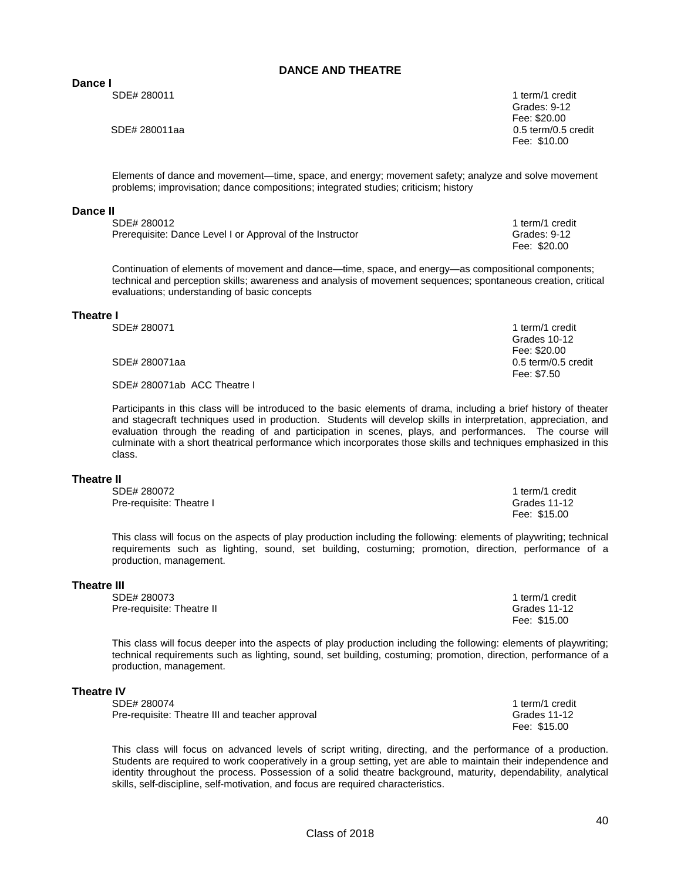# DANCE AND THEATRE

## Dance I

SDE# 280011
1 term/1 credit
Grades: 9-12
Fee: $20.00

SDE# 280011aa
0.5 term/0.5 credit
Fee: $10.00

Elements of dance and movement—time, space, and energy; movement safety; analyze and solve movement problems; improvisation; dance compositions; integrated studies; criticism; history

## Dance II

SDE# 280012
Prerequisite: Dance Level I or Approval of the Instructor
1 term/1 credit
Grades: 9-12
Fee: $20.00

Continuation of elements of movement and dance—time, space, and energy—as compositional components; technical and perception skills; awareness and analysis of movement sequences; spontaneous creation, critical evaluations; understanding of basic concepts

## Theatre I

SDE# 280071
1 term/1 credit
Grades 10-12
Fee: $20.00

SDE# 280071aa
0.5 term/0.5 credit
Fee: $7.50

SDE# 280071ab ACC Theatre I

Participants in this class will be introduced to the basic elements of drama, including a brief history of theater and stagecraft techniques used in production. Students will develop skills in interpretation, appreciation, and evaluation through the reading of and participation in scenes, plays, and performances. The course will culminate with a short theatrical performance which incorporates those skills and techniques emphasized in this class.

## Theatre II

SDE# 280072
Pre-requisite: Theatre I
1 term/1 credit
Grades 11-12
Fee: $15.00

This class will focus on the aspects of play production including the following: elements of playwriting; technical requirements such as lighting, sound, set building, costuming; promotion, direction, performance of a production, management.

## Theatre III

SDE# 280073
Pre-requisite: Theatre II
1 term/1 credit
Grades 11-12
Fee: $15.00

This class will focus deeper into the aspects of play production including the following: elements of playwriting; technical requirements such as lighting, sound, set building, costuming; promotion, direction, performance of a production, management.

## Theatre IV

SDE# 280074
Pre-requisite: Theatre III and teacher approval
1 term/1 credit
Grades 11-12
Fee: $15.00

This class will focus on advanced levels of script writing, directing, and the performance of a production. Students are required to work cooperatively in a group setting, yet are able to maintain their independence and identity throughout the process. Possession of a solid theatre background, maturity, dependability, analytical skills, self-discipline, self-motivation, and focus are required characteristics.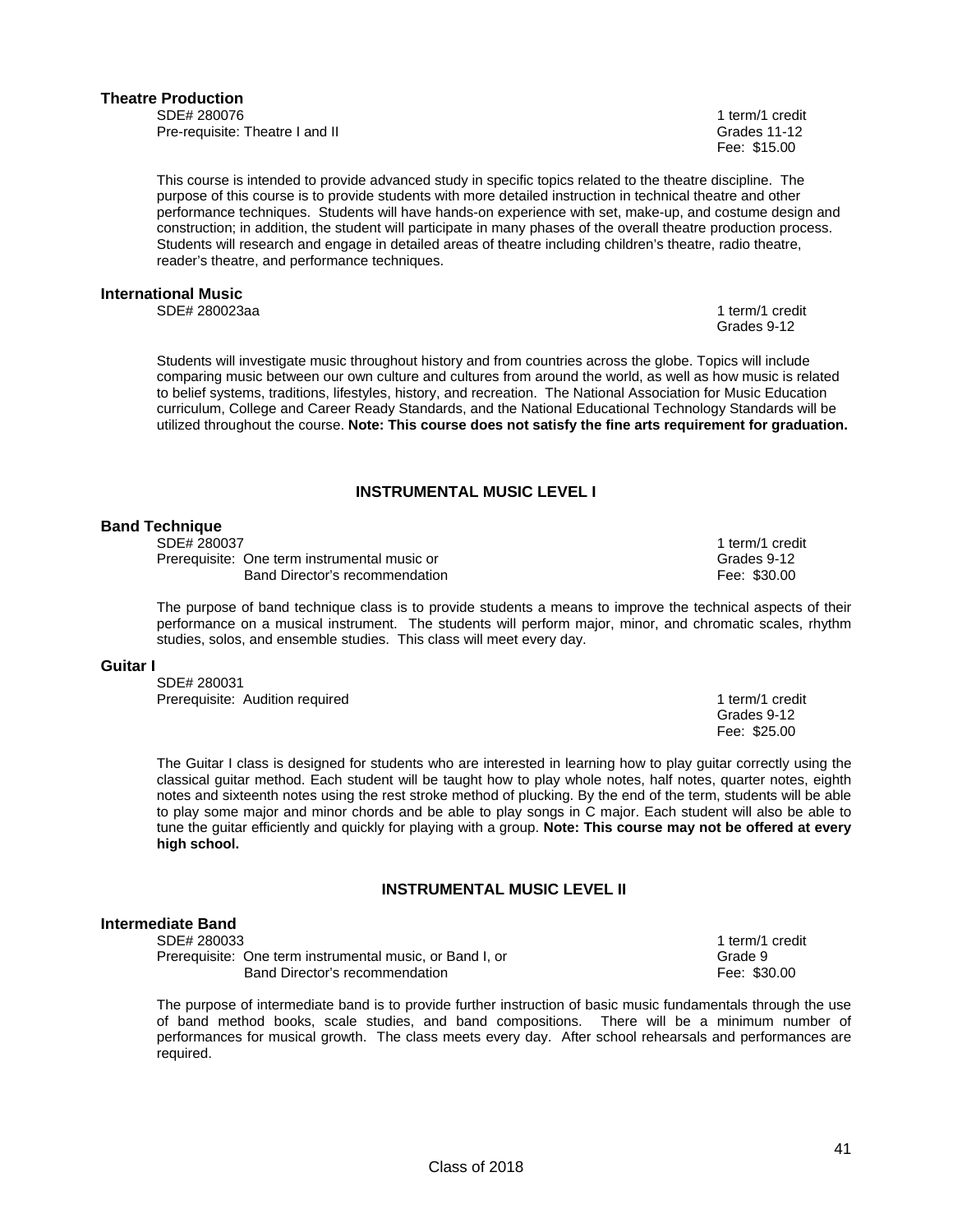### Theatre Production

SDE# 280076 — 1 term/1 credit
Pre-requisite: Theatre I and II — Grades 11-12
Fee: $15.00

This course is intended to provide advanced study in specific topics related to the theatre discipline. The purpose of this course is to provide students with more detailed instruction in technical theatre and other performance techniques. Students will have hands-on experience with set, make-up, and costume design and construction; in addition, the student will participate in many phases of the overall theatre production process. Students will research and engage in detailed areas of theatre including children's theatre, radio theatre, reader's theatre, and performance techniques.

### International Music

SDE# 280023aa — 1 term/1 credit
Grades 9-12

Students will investigate music throughout history and from countries across the globe. Topics will include comparing music between our own culture and cultures from around the world, as well as how music is related to belief systems, traditions, lifestyles, history, and recreation. The National Association for Music Education curriculum, College and Career Ready Standards, and the National Educational Technology Standards will be utilized throughout the course. **Note: This course does not satisfy the fine arts requirement for graduation.**

## INSTRUMENTAL MUSIC LEVEL I

### Band Technique

SDE# 280037 — 1 term/1 credit
Prerequisite: One term instrumental music or Band Director's recommendation — Grades 9-12
Fee: $30.00

The purpose of band technique class is to provide students a means to improve the technical aspects of their performance on a musical instrument. The students will perform major, minor, and chromatic scales, rhythm studies, solos, and ensemble studies. This class will meet every day.

### Guitar I

SDE# 280031
Prerequisite: Audition required — 1 term/1 credit
Grades 9-12
Fee: $25.00

The Guitar I class is designed for students who are interested in learning how to play guitar correctly using the classical guitar method. Each student will be taught how to play whole notes, half notes, quarter notes, eighth notes and sixteenth notes using the rest stroke method of plucking. By the end of the term, students will be able to play some major and minor chords and be able to play songs in C major. Each student will also be able to tune the guitar efficiently and quickly for playing with a group. **Note: This course may not be offered at every high school.**

## INSTRUMENTAL MUSIC LEVEL II

### Intermediate Band

SDE# 280033 — 1 term/1 credit
Prerequisite: One term instrumental music, or Band I, or Band Director's recommendation — Grade 9
Fee: $30.00

The purpose of intermediate band is to provide further instruction of basic music fundamentals through the use of band method books, scale studies, and band compositions. There will be a minimum number of performances for musical growth. The class meets every day. After school rehearsals and performances are required.

Class of 2018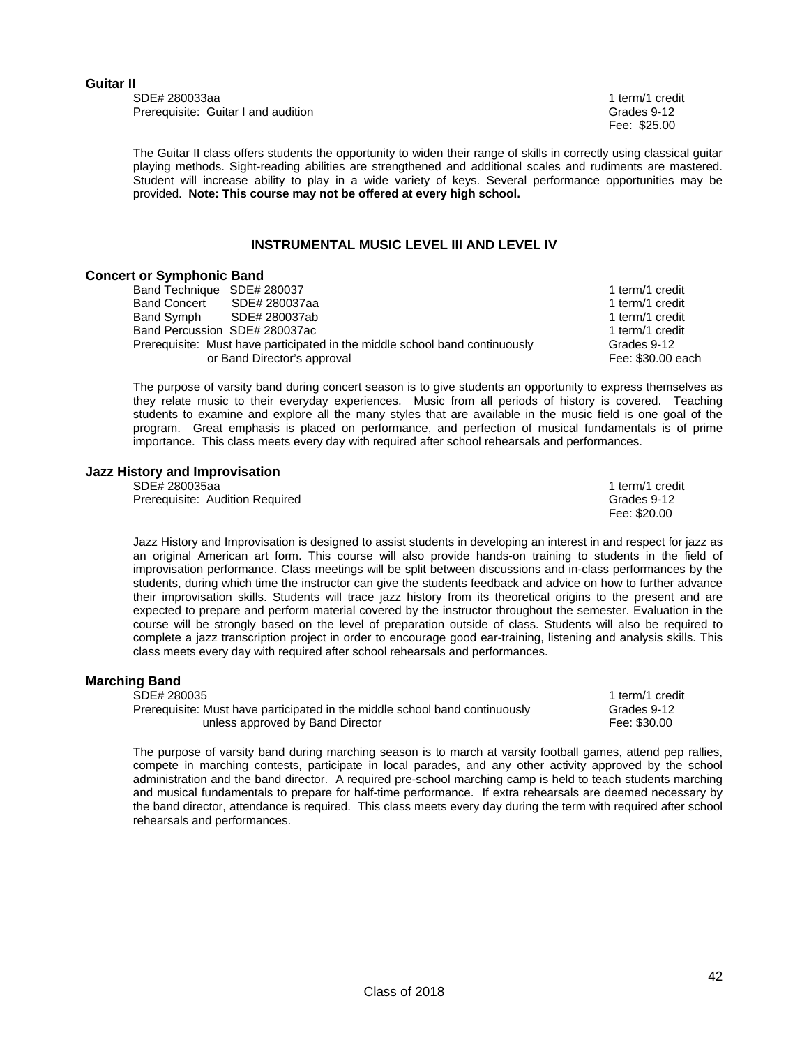### Guitar II

SDE# 280033aa — 1 term/1 credit
Prerequisite: Guitar I and audition — Grades 9-12
Fee: $25.00

The Guitar II class offers students the opportunity to widen their range of skills in correctly using classical guitar playing methods. Sight-reading abilities are strengthened and additional scales and rudiments are mastered. Student will increase ability to play in a wide variety of keys. Several performance opportunities may be provided. **Note: This course may not be offered at every high school.**

## INSTRUMENTAL MUSIC LEVEL III AND LEVEL IV

### Concert or Symphonic Band

Band Technique SDE# 280037 — 1 term/1 credit
Band Concert SDE# 280037aa — 1 term/1 credit
Band Symph SDE# 280037ab — 1 term/1 credit
Band Percussion SDE# 280037ac — 1 term/1 credit
Prerequisite: Must have participated in the middle school band continuously or Band Director's approval — Grades 9-12
Fee: $30.00 each

The purpose of varsity band during concert season is to give students an opportunity to express themselves as they relate music to their everyday experiences. Music from all periods of history is covered. Teaching students to examine and explore all the many styles that are available in the music field is one goal of the program. Great emphasis is placed on performance, and perfection of musical fundamentals is of prime importance. This class meets every day with required after school rehearsals and performances.

### Jazz History and Improvisation

SDE# 280035aa — 1 term/1 credit
Prerequisite: Audition Required — Grades 9-12
Fee: $20.00

Jazz History and Improvisation is designed to assist students in developing an interest in and respect for jazz as an original American art form. This course will also provide hands-on training to students in the field of improvisation performance. Class meetings will be split between discussions and in-class performances by the students, during which time the instructor can give the students feedback and advice on how to further advance their improvisation skills. Students will trace jazz history from its theoretical origins to the present and are expected to prepare and perform material covered by the instructor throughout the semester. Evaluation in the course will be strongly based on the level of preparation outside of class. Students will also be required to complete a jazz transcription project in order to encourage good ear-training, listening and analysis skills. This class meets every day with required after school rehearsals and performances.

### Marching Band

SDE# 280035 — 1 term/1 credit
Prerequisite: Must have participated in the middle school band continuously unless approved by Band Director — Grades 9-12
Fee: $30.00

The purpose of varsity band during marching season is to march at varsity football games, attend pep rallies, compete in marching contests, participate in local parades, and any other activity approved by the school administration and the band director. A required pre-school marching camp is held to teach students marching and musical fundamentals to prepare for half-time performance. If extra rehearsals are deemed necessary by the band director, attendance is required. This class meets every day during the term with required after school rehearsals and performances.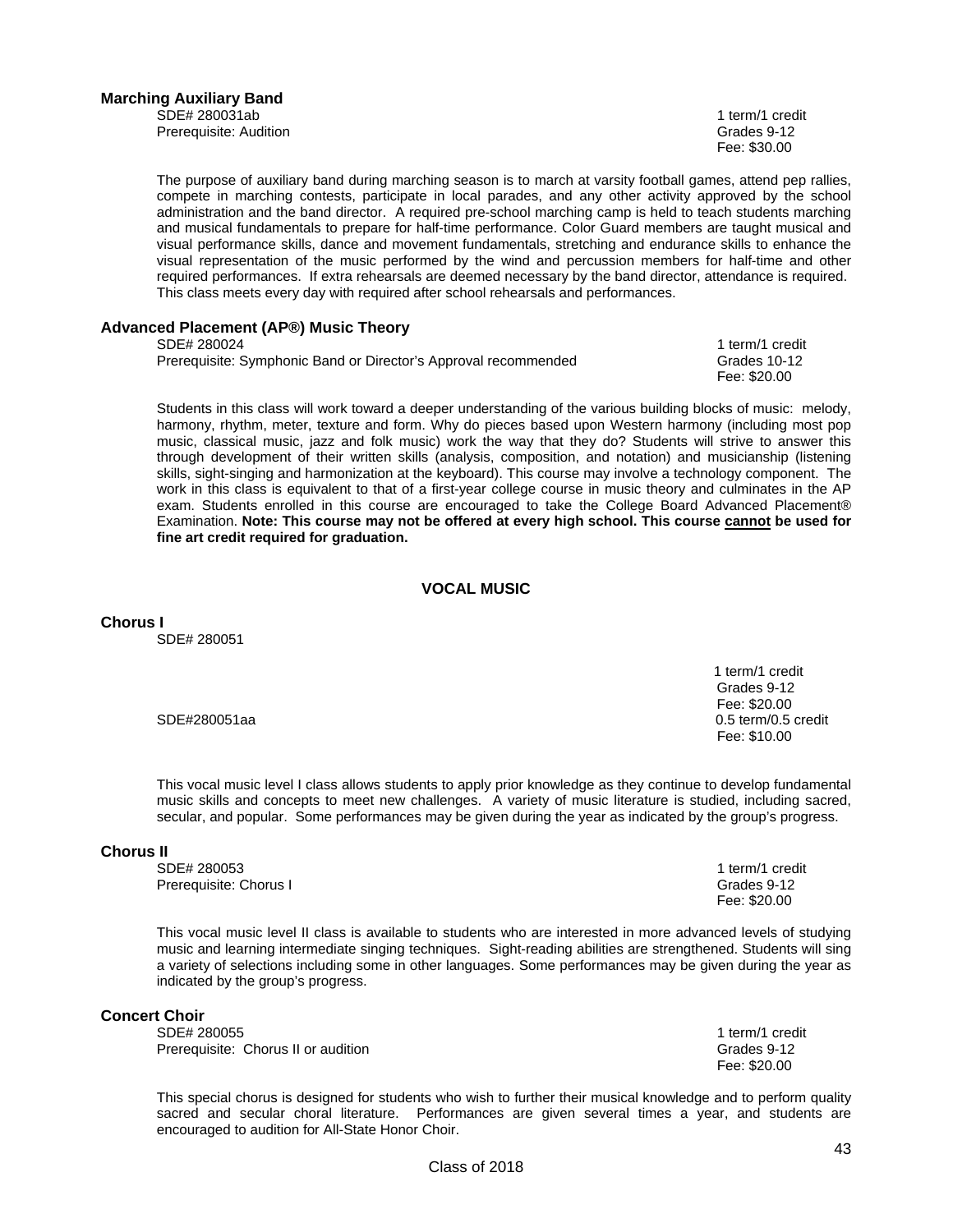### Marching Auxiliary Band

SDE# 280031ab
Prerequisite: Audition

1 term/1 credit
Grades 9-12
Fee: $30.00

The purpose of auxiliary band during marching season is to march at varsity football games, attend pep rallies, compete in marching contests, participate in local parades, and any other activity approved by the school administration and the band director. A required pre-school marching camp is held to teach students marching and musical fundamentals to prepare for half-time performance. Color Guard members are taught musical and visual performance skills, dance and movement fundamentals, stretching and endurance skills to enhance the visual representation of the music performed by the wind and percussion members for half-time and other required performances. If extra rehearsals are deemed necessary by the band director, attendance is required. This class meets every day with required after school rehearsals and performances.

### Advanced Placement (AP®) Music Theory

SDE# 280024
Prerequisite: Symphonic Band or Director's Approval recommended

1 term/1 credit
Grades 10-12
Fee: $20.00

Students in this class will work toward a deeper understanding of the various building blocks of music: melody, harmony, rhythm, meter, texture and form. Why do pieces based upon Western harmony (including most pop music, classical music, jazz and folk music) work the way that they do? Students will strive to answer this through development of their written skills (analysis, composition, and notation) and musicianship (listening skills, sight-singing and harmonization at the keyboard). This course may involve a technology component. The work in this class is equivalent to that of a first-year college course in music theory and culminates in the AP exam. Students enrolled in this course are encouraged to take the College Board Advanced Placement® Examination. **Note: This course may not be offered at every high school. This course <u>cannot</u> be used for fine art credit required for graduation.**

## VOCAL MUSIC

### Chorus I

SDE# 280051

1 term/1 credit
Grades 9-12
Fee: $20.00

SDE#280051aa

0.5 term/0.5 credit
Fee: $10.00

This vocal music level I class allows students to apply prior knowledge as they continue to develop fundamental music skills and concepts to meet new challenges. A variety of music literature is studied, including sacred, secular, and popular. Some performances may be given during the year as indicated by the group's progress.

### Chorus II

SDE# 280053
Prerequisite: Chorus I

1 term/1 credit
Grades 9-12
Fee: $20.00

This vocal music level II class is available to students who are interested in more advanced levels of studying music and learning intermediate singing techniques. Sight-reading abilities are strengthened. Students will sing a variety of selections including some in other languages. Some performances may be given during the year as indicated by the group's progress.

### Concert Choir

SDE# 280055
Prerequisite: Chorus II or audition

1 term/1 credit
Grades 9-12
Fee: $20.00

This special chorus is designed for students who wish to further their musical knowledge and to perform quality sacred and secular choral literature. Performances are given several times a year, and students are encouraged to audition for All-State Honor Choir.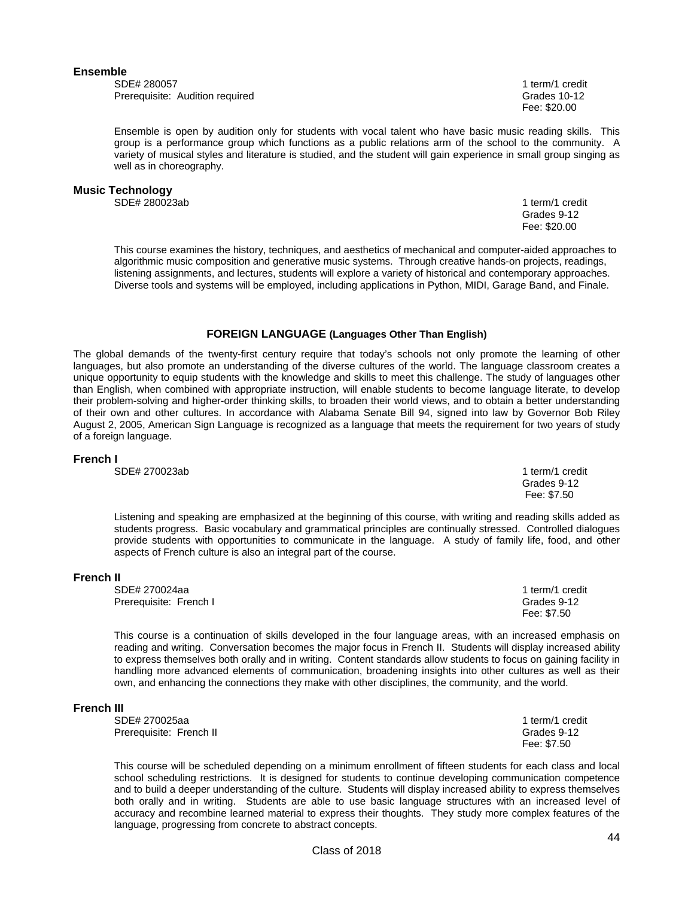### Ensemble

SDE# 280057
Prerequisite: Audition required

1 term/1 credit
Grades 10-12
Fee: $20.00

Ensemble is open by audition only for students with vocal talent who have basic music reading skills. This group is a performance group which functions as a public relations arm of the school to the community. A variety of musical styles and literature is studied, and the student will gain experience in small group singing as well as in choreography.

### Music Technology

SDE# 280023ab

1 term/1 credit
Grades 9-12
Fee: $20.00

This course examines the history, techniques, and aesthetics of mechanical and computer-aided approaches to algorithmic music composition and generative music systems. Through creative hands-on projects, readings, listening assignments, and lectures, students will explore a variety of historical and contemporary approaches. Diverse tools and systems will be employed, including applications in Python, MIDI, Garage Band, and Finale.

## FOREIGN LANGUAGE (Languages Other Than English)

The global demands of the twenty-first century require that today's schools not only promote the learning of other languages, but also promote an understanding of the diverse cultures of the world. The language classroom creates a unique opportunity to equip students with the knowledge and skills to meet this challenge. The study of languages other than English, when combined with appropriate instruction, will enable students to become language literate, to develop their problem-solving and higher-order thinking skills, to broaden their world views, and to obtain a better understanding of their own and other cultures. In accordance with Alabama Senate Bill 94, signed into law by Governor Bob Riley August 2, 2005, American Sign Language is recognized as a language that meets the requirement for two years of study of a foreign language.

### French I

SDE# 270023ab

1 term/1 credit
Grades 9-12
Fee: $7.50

Listening and speaking are emphasized at the beginning of this course, with writing and reading skills added as students progress. Basic vocabulary and grammatical principles are continually stressed. Controlled dialogues provide students with opportunities to communicate in the language. A study of family life, food, and other aspects of French culture is also an integral part of the course.

### French II

SDE# 270024aa
Prerequisite: French I

1 term/1 credit
Grades 9-12
Fee: $7.50

This course is a continuation of skills developed in the four language areas, with an increased emphasis on reading and writing. Conversation becomes the major focus in French II. Students will display increased ability to express themselves both orally and in writing. Content standards allow students to focus on gaining facility in handling more advanced elements of communication, broadening insights into other cultures as well as their own, and enhancing the connections they make with other disciplines, the community, and the world.

### French III

SDE# 270025aa
Prerequisite: French II

1 term/1 credit
Grades 9-12
Fee: $7.50

This course will be scheduled depending on a minimum enrollment of fifteen students for each class and local school scheduling restrictions. It is designed for students to continue developing communication competence and to build a deeper understanding of the culture. Students will display increased ability to express themselves both orally and in writing. Students are able to use basic language structures with an increased level of accuracy and recombine learned material to express their thoughts. They study more complex features of the language, progressing from concrete to abstract concepts.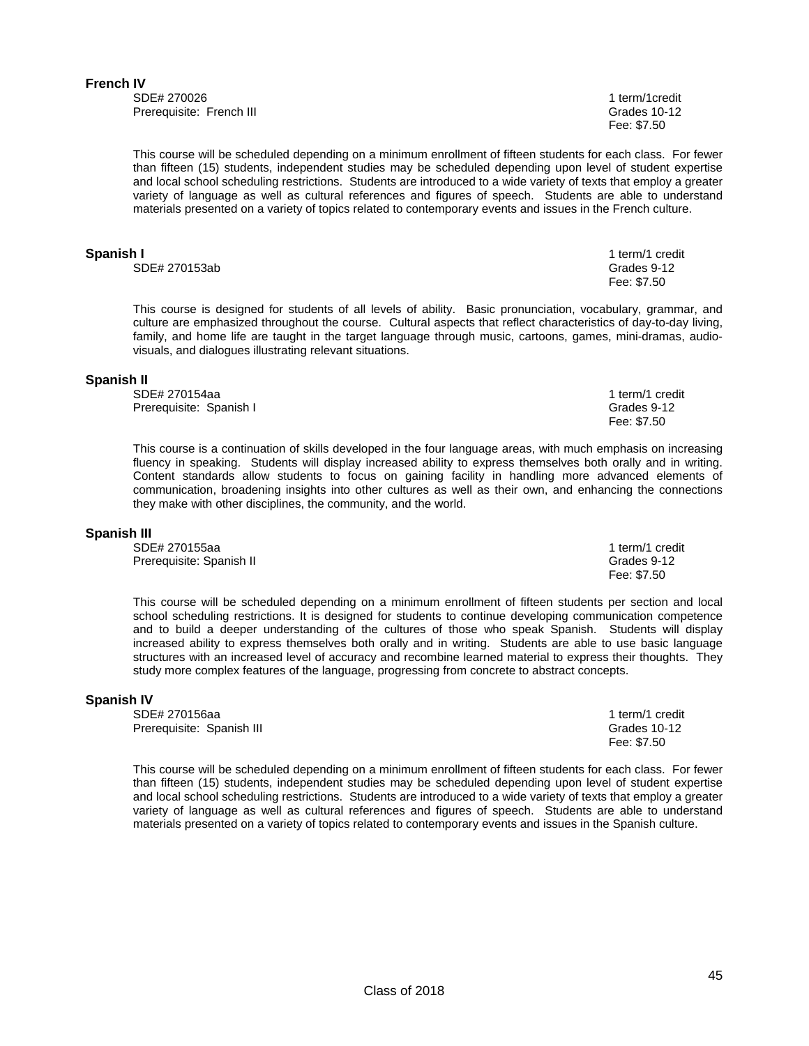**French IV**

SDE# 270026 — 1 term/1credit
Prerequisite: French III — Grades 10-12
Fee: $7.50

This course will be scheduled depending on a minimum enrollment of fifteen students for each class. For fewer than fifteen (15) students, independent studies may be scheduled depending upon level of student expertise and local school scheduling restrictions. Students are introduced to a wide variety of texts that employ a greater variety of language as well as cultural references and figures of speech. Students are able to understand materials presented on a variety of topics related to contemporary events and issues in the French culture.

**Spanish I**

SDE# 270153ab — 1 term/1 credit
Grades 9-12
Fee: $7.50

This course is designed for students of all levels of ability. Basic pronunciation, vocabulary, grammar, and culture are emphasized throughout the course. Cultural aspects that reflect characteristics of day-to-day living, family, and home life are taught in the target language through music, cartoons, games, mini-dramas, audio-visuals, and dialogues illustrating relevant situations.

**Spanish II**

SDE# 270154aa — 1 term/1 credit
Prerequisite: Spanish I — Grades 9-12
Fee: $7.50

This course is a continuation of skills developed in the four language areas, with much emphasis on increasing fluency in speaking. Students will display increased ability to express themselves both orally and in writing. Content standards allow students to focus on gaining facility in handling more advanced elements of communication, broadening insights into other cultures as well as their own, and enhancing the connections they make with other disciplines, the community, and the world.

**Spanish III**

SDE# 270155aa — 1 term/1 credit
Prerequisite: Spanish II — Grades 9-12
Fee: $7.50

This course will be scheduled depending on a minimum enrollment of fifteen students per section and local school scheduling restrictions. It is designed for students to continue developing communication competence and to build a deeper understanding of the cultures of those who speak Spanish. Students will display increased ability to express themselves both orally and in writing. Students are able to use basic language structures with an increased level of accuracy and recombine learned material to express their thoughts. They study more complex features of the language, progressing from concrete to abstract concepts.

**Spanish IV**

SDE# 270156aa — 1 term/1 credit
Prerequisite: Spanish III — Grades 10-12
Fee: $7.50

This course will be scheduled depending on a minimum enrollment of fifteen students for each class. For fewer than fifteen (15) students, independent studies may be scheduled depending upon level of student expertise and local school scheduling restrictions. Students are introduced to a wide variety of texts that employ a greater variety of language as well as cultural references and figures of speech. Students are able to understand materials presented on a variety of topics related to contemporary events and issues in the Spanish culture.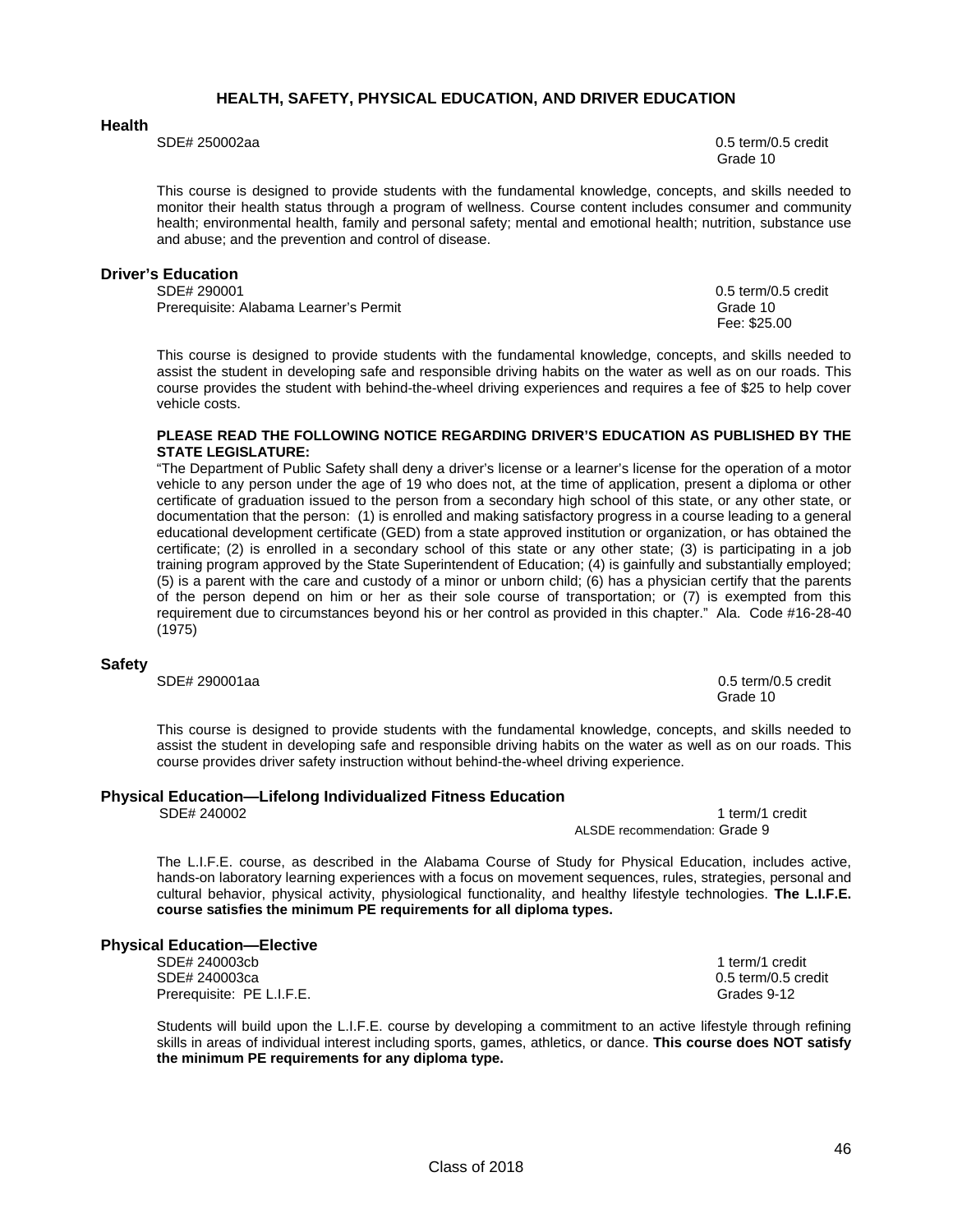# HEALTH, SAFETY, PHYSICAL EDUCATION, AND DRIVER EDUCATION

## Health

SDE# 250002aa
0.5 term/0.5 credit
Grade 10

This course is designed to provide students with the fundamental knowledge, concepts, and skills needed to monitor their health status through a program of wellness. Course content includes consumer and community health; environmental health, family and personal safety; mental and emotional health; nutrition, substance use and abuse; and the prevention and control of disease.

## Driver's Education

SDE# 290001
Prerequisite: Alabama Learner's Permit
0.5 term/0.5 credit
Grade 10
Fee: $25.00

This course is designed to provide students with the fundamental knowledge, concepts, and skills needed to assist the student in developing safe and responsible driving habits on the water as well as on our roads. This course provides the student with behind-the-wheel driving experiences and requires a fee of $25 to help cover vehicle costs.

**PLEASE READ THE FOLLOWING NOTICE REGARDING DRIVER'S EDUCATION AS PUBLISHED BY THE STATE LEGISLATURE:**

"The Department of Public Safety shall deny a driver's license or a learner's license for the operation of a motor vehicle to any person under the age of 19 who does not, at the time of application, present a diploma or other certificate of graduation issued to the person from a secondary high school of this state, or any other state, or documentation that the person: (1) is enrolled and making satisfactory progress in a course leading to a general educational development certificate (GED) from a state approved institution or organization, or has obtained the certificate; (2) is enrolled in a secondary school of this state or any other state; (3) is participating in a job training program approved by the State Superintendent of Education; (4) is gainfully and substantially employed; (5) is a parent with the care and custody of a minor or unborn child; (6) has a physician certify that the parents of the person depend on him or her as their sole course of transportation; or (7) is exempted from this requirement due to circumstances beyond his or her control as provided in this chapter." Ala. Code #16-28-40 (1975)

## Safety

SDE# 290001aa
0.5 term/0.5 credit
Grade 10

This course is designed to provide students with the fundamental knowledge, concepts, and skills needed to assist the student in developing safe and responsible driving habits on the water as well as on our roads. This course provides driver safety instruction without behind-the-wheel driving experience.

## Physical Education—Lifelong Individualized Fitness Education

SDE# 240002
1 term/1 credit
ALSDE recommendation: Grade 9

The L.I.F.E. course, as described in the Alabama Course of Study for Physical Education, includes active, hands-on laboratory learning experiences with a focus on movement sequences, rules, strategies, personal and cultural behavior, physical activity, physiological functionality, and healthy lifestyle technologies. **The L.I.F.E. course satisfies the minimum PE requirements for all diploma types.**

## Physical Education—Elective

SDE# 240003cb
SDE# 240003ca
Prerequisite: PE L.I.F.E.
1 term/1 credit
0.5 term/0.5 credit
Grades 9-12

Students will build upon the L.I.F.E. course by developing a commitment to an active lifestyle through refining skills in areas of individual interest including sports, games, athletics, or dance. **This course does NOT satisfy the minimum PE requirements for any diploma type.**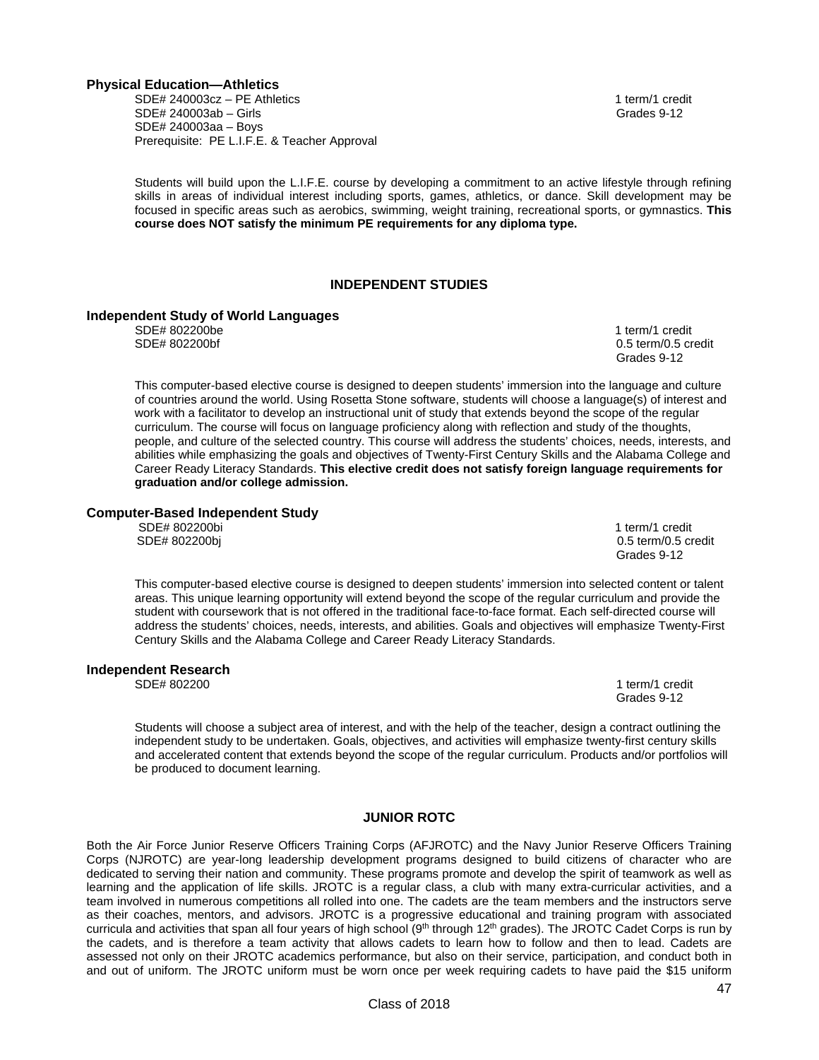### Physical Education—Athletics

SDE# 240003cz – PE Athletics — 1 term/1 credit
SDE# 240003ab – Girls — Grades 9-12
SDE# 240003aa – Boys
Prerequisite: PE L.I.F.E. & Teacher Approval

Students will build upon the L.I.F.E. course by developing a commitment to an active lifestyle through refining skills in areas of individual interest including sports, games, athletics, or dance. Skill development may be focused in specific areas such as aerobics, swimming, weight training, recreational sports, or gymnastics. **This course does NOT satisfy the minimum PE requirements for any diploma type.**

## INDEPENDENT STUDIES

### Independent Study of World Languages

SDE# 802200be — 1 term/1 credit
SDE# 802200bf — 0.5 term/0.5 credit
Grades 9-12

This computer-based elective course is designed to deepen students' immersion into the language and culture of countries around the world. Using Rosetta Stone software, students will choose a language(s) of interest and work with a facilitator to develop an instructional unit of study that extends beyond the scope of the regular curriculum. The course will focus on language proficiency along with reflection and study of the thoughts, people, and culture of the selected country. This course will address the students' choices, needs, interests, and abilities while emphasizing the goals and objectives of Twenty-First Century Skills and the Alabama College and Career Ready Literacy Standards. **This elective credit does not satisfy foreign language requirements for graduation and/or college admission.**

### Computer-Based Independent Study

SDE# 802200bi — 1 term/1 credit
SDE# 802200bj — 0.5 term/0.5 credit
Grades 9-12

This computer-based elective course is designed to deepen students' immersion into selected content or talent areas. This unique learning opportunity will extend beyond the scope of the regular curriculum and provide the student with coursework that is not offered in the traditional face-to-face format. Each self-directed course will address the students' choices, needs, interests, and abilities. Goals and objectives will emphasize Twenty-First Century Skills and the Alabama College and Career Ready Literacy Standards.

### Independent Research

SDE# 802200 — 1 term/1 credit
Grades 9-12

Students will choose a subject area of interest, and with the help of the teacher, design a contract outlining the independent study to be undertaken. Goals, objectives, and activities will emphasize twenty-first century skills and accelerated content that extends beyond the scope of the regular curriculum. Products and/or portfolios will be produced to document learning.

## JUNIOR ROTC

Both the Air Force Junior Reserve Officers Training Corps (AFJROTC) and the Navy Junior Reserve Officers Training Corps (NJROTC) are year-long leadership development programs designed to build citizens of character who are dedicated to serving their nation and community. These programs promote and develop the spirit of teamwork as well as learning and the application of life skills. JROTC is a regular class, a club with many extra-curricular activities, and a team involved in numerous competitions all rolled into one. The cadets are the team members and the instructors serve as their coaches, mentors, and advisors. JROTC is a progressive educational and training program with associated curricula and activities that span all four years of high school (9th through 12th grades). The JROTC Cadet Corps is run by the cadets, and is therefore a team activity that allows cadets to learn how to follow and then to lead. Cadets are assessed not only on their JROTC academics performance, but also on their service, participation, and conduct both in and out of uniform. The JROTC uniform must be worn once per week requiring cadets to have paid the $15 uniform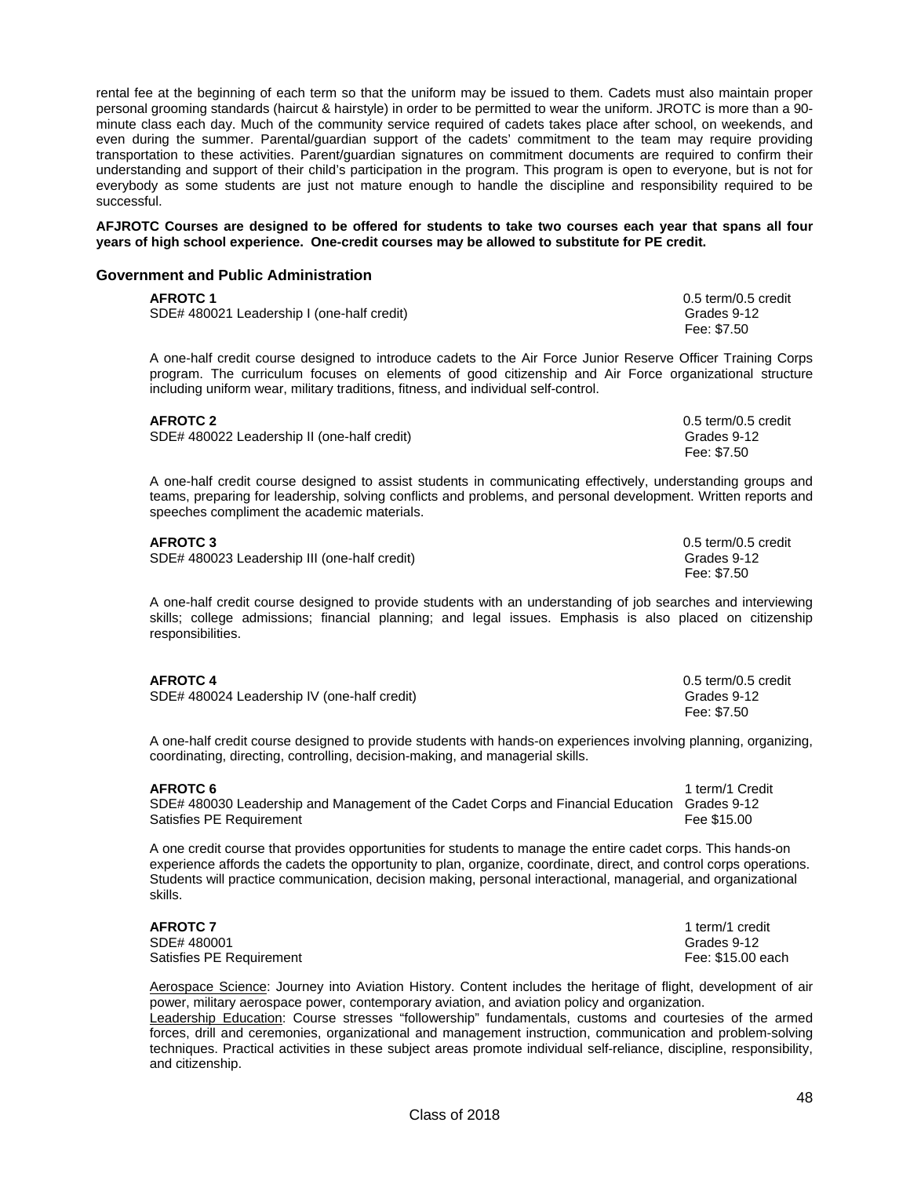rental fee at the beginning of each term so that the uniform may be issued to them. Cadets must also maintain proper personal grooming standards (haircut & hairstyle) in order to be permitted to wear the uniform. JROTC is more than a 90-minute class each day. Much of the community service required of cadets takes place after school, on weekends, and even during the summer. Parental/guardian support of the cadets' commitment to the team may require providing transportation to these activities. Parent/guardian signatures on commitment documents are required to confirm their understanding and support of their child's participation in the program. This program is open to everyone, but is not for everybody as some students are just not mature enough to handle the discipline and responsibility required to be successful.

**AFJROTC Courses are designed to be offered for students to take two courses each year that spans all four years of high school experience. One-credit courses may be allowed to substitute for PE credit.**

### Government and Public Administration

**AFROTC 1** — 0.5 term/0.5 credit
SDE# 480021 Leadership I (one-half credit) — Grades 9-12
Fee: $7.50

A one-half credit course designed to introduce cadets to the Air Force Junior Reserve Officer Training Corps program. The curriculum focuses on elements of good citizenship and Air Force organizational structure including uniform wear, military traditions, fitness, and individual self-control.

**AFROTC 2** — 0.5 term/0.5 credit
SDE# 480022 Leadership II (one-half credit) — Grades 9-12
Fee: $7.50

A one-half credit course designed to assist students in communicating effectively, understanding groups and teams, preparing for leadership, solving conflicts and problems, and personal development. Written reports and speeches compliment the academic materials.

**AFROTC 3** — 0.5 term/0.5 credit
SDE# 480023 Leadership III (one-half credit) — Grades 9-12
Fee: $7.50

A one-half credit course designed to provide students with an understanding of job searches and interviewing skills; college admissions; financial planning; and legal issues. Emphasis is also placed on citizenship responsibilities.

**AFROTC 4** — 0.5 term/0.5 credit
SDE# 480024 Leadership IV (one-half credit) — Grades 9-12
Fee: $7.50

A one-half credit course designed to provide students with hands-on experiences involving planning, organizing, coordinating, directing, controlling, decision-making, and managerial skills.

**AFROTC 6** — 1 term/1 Credit
SDE# 480030 Leadership and Management of the Cadet Corps and Financial Education — Grades 9-12
Satisfies PE Requirement — Fee $15.00

A one credit course that provides opportunities for students to manage the entire cadet corps. This hands-on experience affords the cadets the opportunity to plan, organize, coordinate, direct, and control corps operations. Students will practice communication, decision making, personal interactional, managerial, and organizational skills.

**AFROTC 7** — 1 term/1 credit
SDE# 480001 — Grades 9-12
Satisfies PE Requirement — Fee: $15.00 each

Aerospace Science: Journey into Aviation History. Content includes the heritage of flight, development of air power, military aerospace power, contemporary aviation, and aviation policy and organization.
Leadership Education: Course stresses "followership" fundamentals, customs and courtesies of the armed forces, drill and ceremonies, organizational and management instruction, communication and problem-solving techniques. Practical activities in these subject areas promote individual self-reliance, discipline, responsibility, and citizenship.

Class of 2018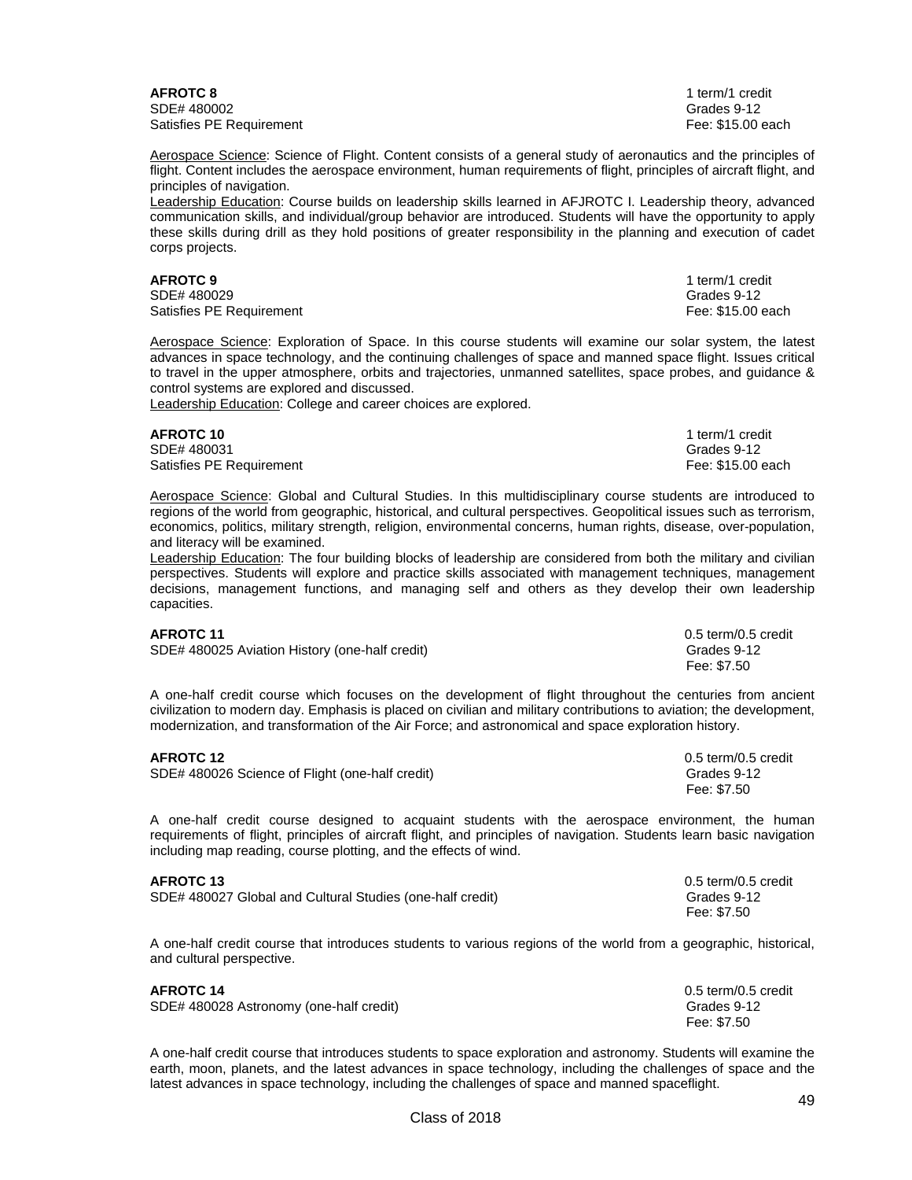**AFROTC 8**
SDE# 480002
Satisfies PE Requirement

1 term/1 credit
Grades 9-12
Fee: $15.00 each

Aerospace Science: Science of Flight. Content consists of a general study of aeronautics and the principles of flight. Content includes the aerospace environment, human requirements of flight, principles of aircraft flight, and principles of navigation.
Leadership Education: Course builds on leadership skills learned in AFJROTC I. Leadership theory, advanced communication skills, and individual/group behavior are introduced. Students will have the opportunity to apply these skills during drill as they hold positions of greater responsibility in the planning and execution of cadet corps projects.

**AFROTC 9**
SDE# 480029
Satisfies PE Requirement

1 term/1 credit
Grades 9-12
Fee: $15.00 each

Aerospace Science: Exploration of Space. In this course students will examine our solar system, the latest advances in space technology, and the continuing challenges of space and manned space flight. Issues critical to travel in the upper atmosphere, orbits and trajectories, unmanned satellites, space probes, and guidance & control systems are explored and discussed.
Leadership Education: College and career choices are explored.

**AFROTC 10**
SDE# 480031
Satisfies PE Requirement

1 term/1 credit
Grades 9-12
Fee: $15.00 each

Aerospace Science: Global and Cultural Studies. In this multidisciplinary course students are introduced to regions of the world from geographic, historical, and cultural perspectives. Geopolitical issues such as terrorism, economics, politics, military strength, religion, environmental concerns, human rights, disease, over-population, and literacy will be examined.
Leadership Education: The four building blocks of leadership are considered from both the military and civilian perspectives. Students will explore and practice skills associated with management techniques, management decisions, management functions, and managing self and others as they develop their own leadership capacities.

**AFROTC 11**
SDE# 480025 Aviation History (one-half credit)

0.5 term/0.5 credit
Grades 9-12
Fee: $7.50

A one-half credit course which focuses on the development of flight throughout the centuries from ancient civilization to modern day. Emphasis is placed on civilian and military contributions to aviation; the development, modernization, and transformation of the Air Force; and astronomical and space exploration history.

**AFROTC 12**
SDE# 480026 Science of Flight (one-half credit)

0.5 term/0.5 credit
Grades 9-12
Fee: $7.50

A one-half credit course designed to acquaint students with the aerospace environment, the human requirements of flight, principles of aircraft flight, and principles of navigation. Students learn basic navigation including map reading, course plotting, and the effects of wind.

**AFROTC 13**
SDE# 480027 Global and Cultural Studies (one-half credit)

0.5 term/0.5 credit
Grades 9-12
Fee: $7.50

A one-half credit course that introduces students to various regions of the world from a geographic, historical, and cultural perspective.

**AFROTC 14**
SDE# 480028 Astronomy (one-half credit)

0.5 term/0.5 credit
Grades 9-12
Fee: $7.50

A one-half credit course that introduces students to space exploration and astronomy. Students will examine the earth, moon, planets, and the latest advances in space technology, including the challenges of space and the latest advances in space technology, including the challenges of space and manned spaceflight.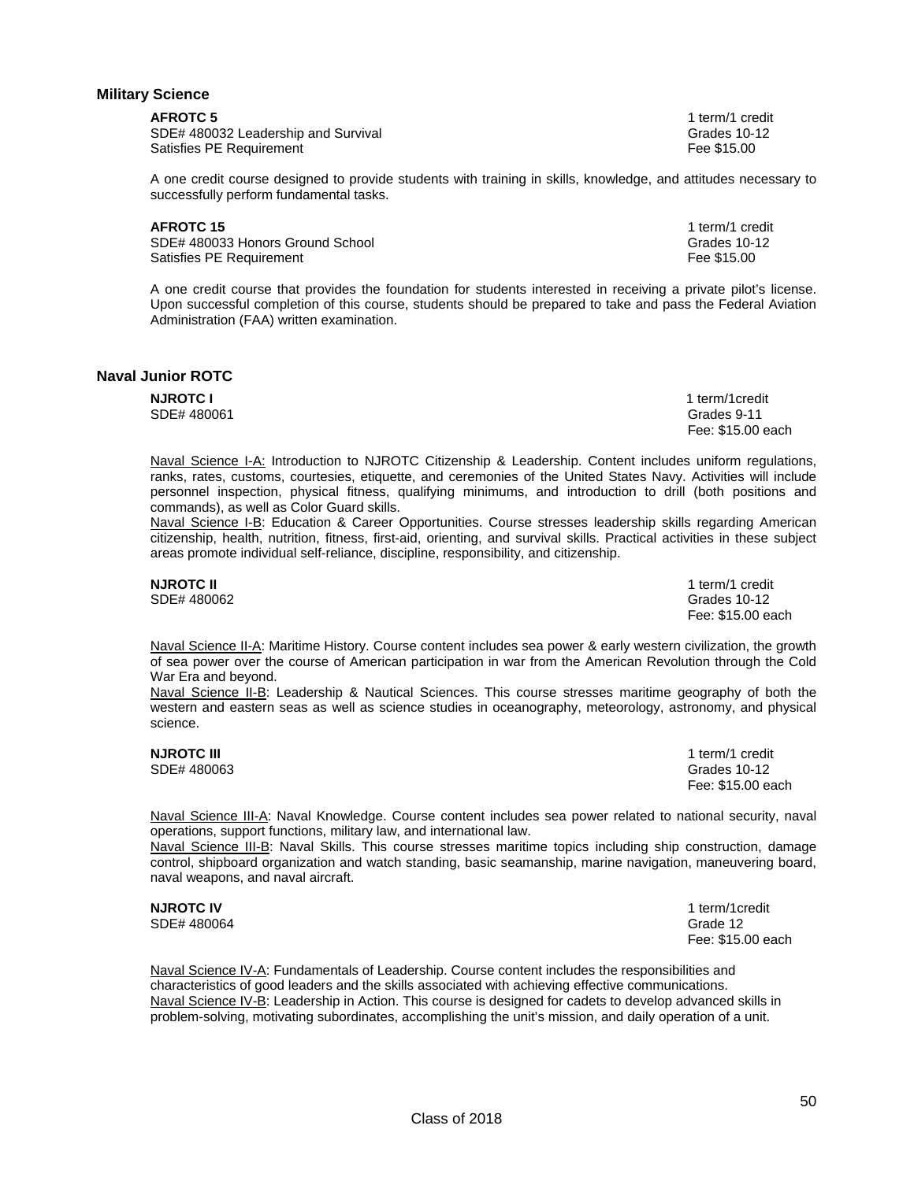## Military Science

**AFROTC 5** 1 term/1 credit
SDE# 480032 Leadership and Survival Grades 10-12
Satisfies PE Requirement Fee $15.00

A one credit course designed to provide students with training in skills, knowledge, and attitudes necessary to successfully perform fundamental tasks.

**AFROTC 15** 1 term/1 credit
SDE# 480033 Honors Ground School Grades 10-12
Satisfies PE Requirement Fee $15.00

A one credit course that provides the foundation for students interested in receiving a private pilot's license. Upon successful completion of this course, students should be prepared to take and pass the Federal Aviation Administration (FAA) written examination.

## Naval Junior ROTC

**NJROTC I** 1 term/1credit
SDE# 480061 Grades 9-11
Fee: $15.00 each

Naval Science I-A: Introduction to NJROTC Citizenship & Leadership. Content includes uniform regulations, ranks, rates, customs, courtesies, etiquette, and ceremonies of the United States Navy. Activities will include personnel inspection, physical fitness, qualifying minimums, and introduction to drill (both positions and commands), as well as Color Guard skills.
Naval Science I-B: Education & Career Opportunities. Course stresses leadership skills regarding American citizenship, health, nutrition, fitness, first-aid, orienting, and survival skills. Practical activities in these subject areas promote individual self-reliance, discipline, responsibility, and citizenship.

**NJROTC II** 1 term/1 credit
SDE# 480062 Grades 10-12
Fee: $15.00 each

Naval Science II-A: Maritime History. Course content includes sea power & early western civilization, the growth of sea power over the course of American participation in war from the American Revolution through the Cold War Era and beyond.
Naval Science II-B: Leadership & Nautical Sciences. This course stresses maritime geography of both the western and eastern seas as well as science studies in oceanography, meteorology, astronomy, and physical science.

**NJROTC III** 1 term/1 credit
SDE# 480063 Grades 10-12
Fee: $15.00 each

Naval Science III-A: Naval Knowledge. Course content includes sea power related to national security, naval operations, support functions, military law, and international law.
Naval Science III-B: Naval Skills. This course stresses maritime topics including ship construction, damage control, shipboard organization and watch standing, basic seamanship, marine navigation, maneuvering board, naval weapons, and naval aircraft.

**NJROTC IV** 1 term/1credit
SDE# 480064 Grade 12
Fee: $15.00 each

Naval Science IV-A: Fundamentals of Leadership. Course content includes the responsibilities and characteristics of good leaders and the skills associated with achieving effective communications.
Naval Science IV-B: Leadership in Action. This course is designed for cadets to develop advanced skills in problem-solving, motivating subordinates, accomplishing the unit's mission, and daily operation of a unit.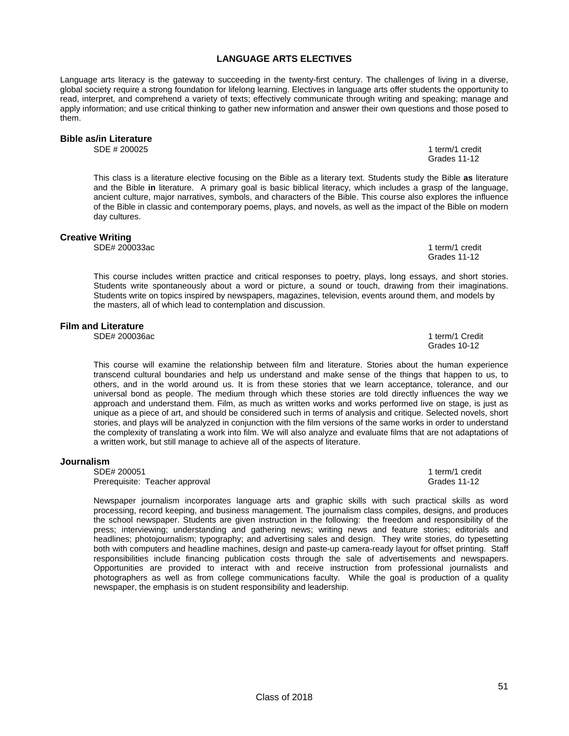# LANGUAGE ARTS ELECTIVES

Language arts literacy is the gateway to succeeding in the twenty-first century. The challenges of living in a diverse, global society require a strong foundation for lifelong learning. Electives in language arts offer students the opportunity to read, interpret, and comprehend a variety of texts; effectively communicate through writing and speaking; manage and apply information; and use critical thinking to gather new information and answer their own questions and those posed to them.

## Bible as/in Literature

SDE # 200025 — 1 term/1 credit
Grades 11-12

This class is a literature elective focusing on the Bible as a literary text. Students study the Bible **as** literature and the Bible **in** literature. A primary goal is basic biblical literacy, which includes a grasp of the language, ancient culture, major narratives, symbols, and characters of the Bible. This course also explores the influence of the Bible in classic and contemporary poems, plays, and novels, as well as the impact of the Bible on modern day cultures.

## Creative Writing

SDE# 200033ac — 1 term/1 credit
Grades 11-12

This course includes written practice and critical responses to poetry, plays, long essays, and short stories. Students write spontaneously about a word or picture, a sound or touch, drawing from their imaginations. Students write on topics inspired by newspapers, magazines, television, events around them, and models by the masters, all of which lead to contemplation and discussion.

## Film and Literature

SDE# 200036ac — 1 term/1 Credit
Grades 10-12

This course will examine the relationship between film and literature. Stories about the human experience transcend cultural boundaries and help us understand and make sense of the things that happen to us, to others, and in the world around us. It is from these stories that we learn acceptance, tolerance, and our universal bond as people. The medium through which these stories are told directly influences the way we approach and understand them. Film, as much as written works and works performed live on stage, is just as unique as a piece of art, and should be considered such in terms of analysis and critique. Selected novels, short stories, and plays will be analyzed in conjunction with the film versions of the same works in order to understand the complexity of translating a work into film. We will also analyze and evaluate films that are not adaptations of a written work, but still manage to achieve all of the aspects of literature.

## Journalism

SDE# 200051 — 1 term/1 credit
Prerequisite: Teacher approval — Grades 11-12

Newspaper journalism incorporates language arts and graphic skills with such practical skills as word processing, record keeping, and business management. The journalism class compiles, designs, and produces the school newspaper. Students are given instruction in the following: the freedom and responsibility of the press; interviewing; understanding and gathering news; writing news and feature stories; editorials and headlines; photojournalism; typography; and advertising sales and design. They write stories, do typesetting both with computers and headline machines, design and paste-up camera-ready layout for offset printing. Staff responsibilities include financing publication costs through the sale of advertisements and newspapers. Opportunities are provided to interact with and receive instruction from professional journalists and photographers as well as from college communications faculty. While the goal is production of a quality newspaper, the emphasis is on student responsibility and leadership.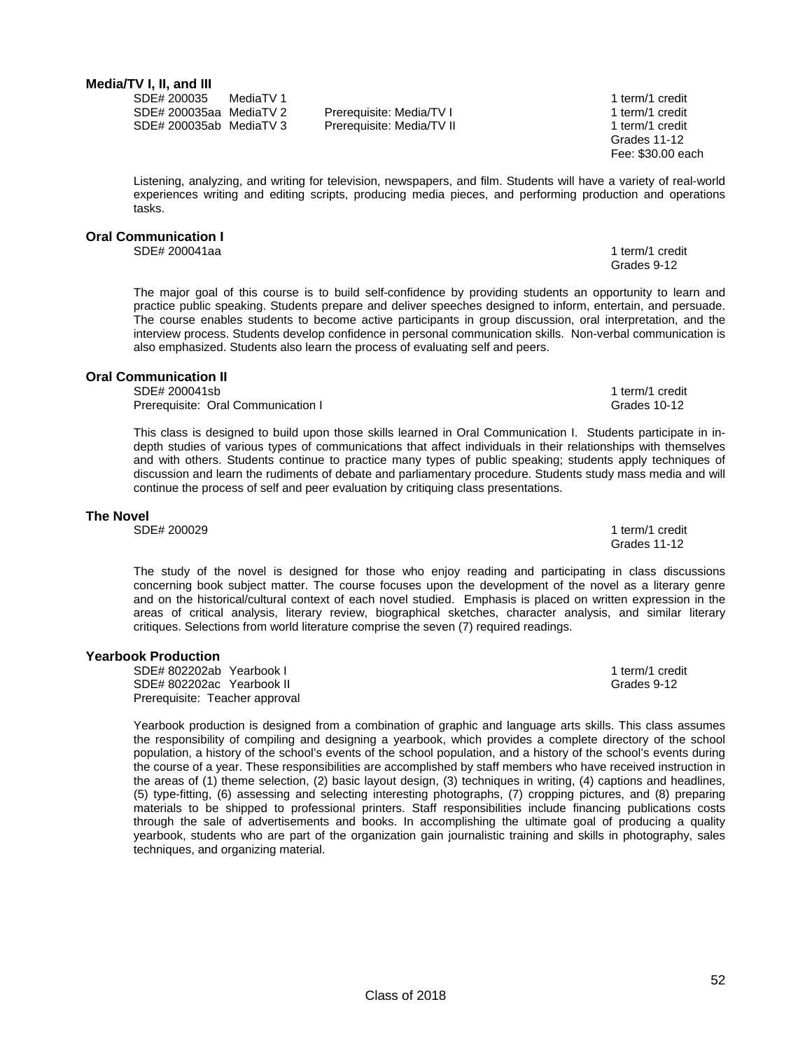**Media/TV I, II, and III**

SDE# 200035 MediaTV 1 — 1 term/1 credit
SDE# 200035aa MediaTV 2 — Prerequisite: Media/TV I — 1 term/1 credit
SDE# 200035ab MediaTV 3 — Prerequisite: Media/TV II — 1 term/1 credit
Grades 11-12
Fee: $30.00 each

Listening, analyzing, and writing for television, newspapers, and film. Students will have a variety of real-world experiences writing and editing scripts, producing media pieces, and performing production and operations tasks.

**Oral Communication I**

SDE# 200041aa — 1 term/1 credit
Grades 9-12

The major goal of this course is to build self-confidence by providing students an opportunity to learn and practice public speaking. Students prepare and deliver speeches designed to inform, entertain, and persuade. The course enables students to become active participants in group discussion, oral interpretation, and the interview process. Students develop confidence in personal communication skills. Non-verbal communication is also emphasized. Students also learn the process of evaluating self and peers.

**Oral Communication II**

SDE# 200041sb — 1 term/1 credit
Prerequisite: Oral Communication I — Grades 10-12

This class is designed to build upon those skills learned in Oral Communication I. Students participate in in-depth studies of various types of communications that affect individuals in their relationships with themselves and with others. Students continue to practice many types of public speaking; students apply techniques of discussion and learn the rudiments of debate and parliamentary procedure. Students study mass media and will continue the process of self and peer evaluation by critiquing class presentations.

**The Novel**

SDE# 200029 — 1 term/1 credit
Grades 11-12

The study of the novel is designed for those who enjoy reading and participating in class discussions concerning book subject matter. The course focuses upon the development of the novel as a literary genre and on the historical/cultural context of each novel studied. Emphasis is placed on written expression in the areas of critical analysis, literary review, biographical sketches, character analysis, and similar literary critiques. Selections from world literature comprise the seven (7) required readings.

**Yearbook Production**

SDE# 802202ab Yearbook I — 1 term/1 credit
SDE# 802202ac Yearbook II — Grades 9-12
Prerequisite: Teacher approval

Yearbook production is designed from a combination of graphic and language arts skills. This class assumes the responsibility of compiling and designing a yearbook, which provides a complete directory of the school population, a history of the school's events of the school population, and a history of the school's events during the course of a year. These responsibilities are accomplished by staff members who have received instruction in the areas of (1) theme selection, (2) basic layout design, (3) techniques in writing, (4) captions and headlines, (5) type-fitting, (6) assessing and selecting interesting photographs, (7) cropping pictures, and (8) preparing materials to be shipped to professional printers. Staff responsibilities include financing publications costs through the sale of advertisements and books. In accomplishing the ultimate goal of producing a quality yearbook, students who are part of the organization gain journalistic training and skills in photography, sales techniques, and organizing material.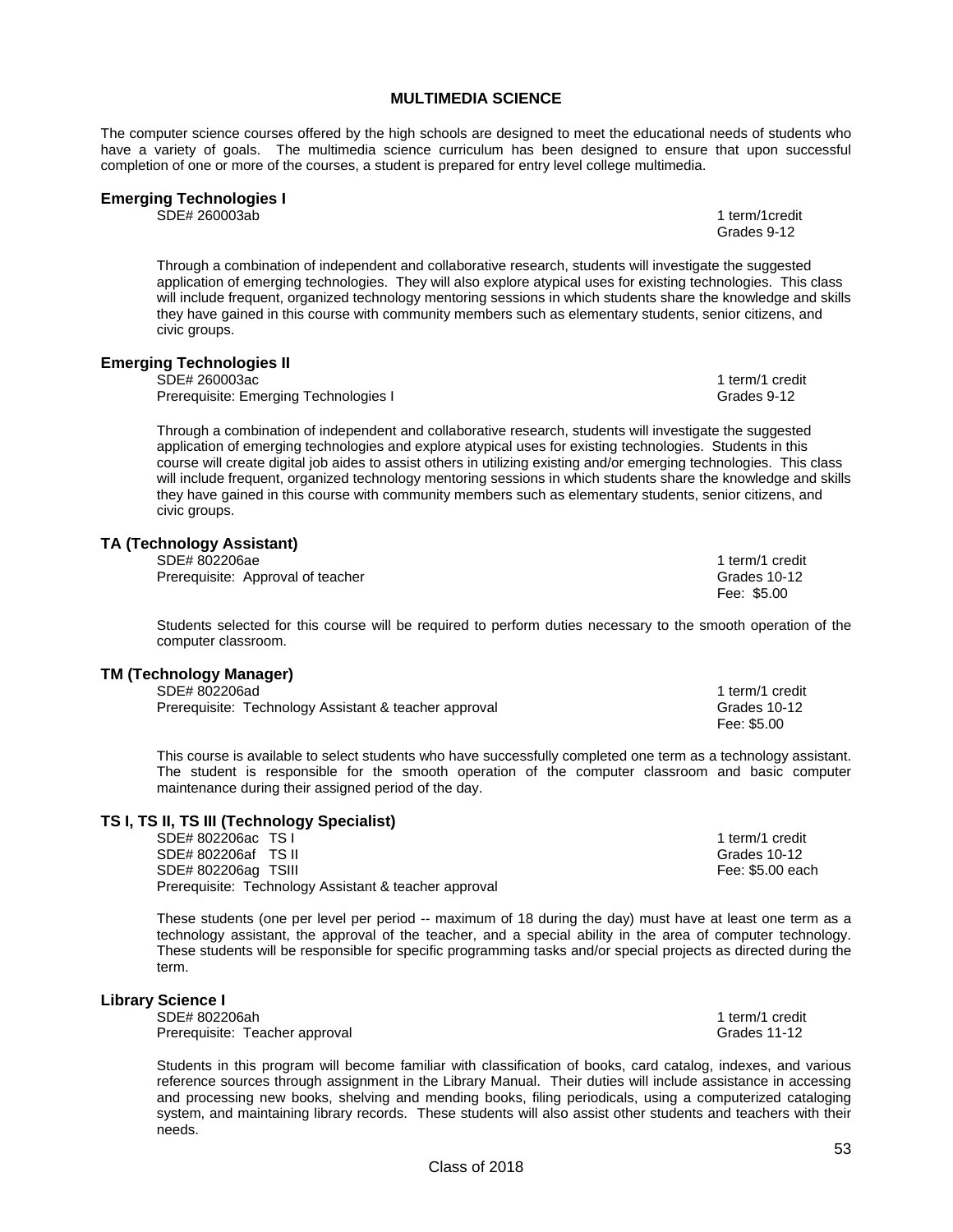# MULTIMEDIA SCIENCE

The computer science courses offered by the high schools are designed to meet the educational needs of students who have a variety of goals. The multimedia science curriculum has been designed to ensure that upon successful completion of one or more of the courses, a student is prepared for entry level college multimedia.

## Emerging Technologies I

SDE# 260003ab
1 term/1credit
Grades 9-12

Through a combination of independent and collaborative research, students will investigate the suggested application of emerging technologies. They will also explore atypical uses for existing technologies. This class will include frequent, organized technology mentoring sessions in which students share the knowledge and skills they have gained in this course with community members such as elementary students, senior citizens, and civic groups.

## Emerging Technologies II

SDE# 260003ac
Prerequisite: Emerging Technologies I
1 term/1 credit
Grades 9-12

Through a combination of independent and collaborative research, students will investigate the suggested application of emerging technologies and explore atypical uses for existing technologies. Students in this course will create digital job aides to assist others in utilizing existing and/or emerging technologies. This class will include frequent, organized technology mentoring sessions in which students share the knowledge and skills they have gained in this course with community members such as elementary students, senior citizens, and civic groups.

## TA (Technology Assistant)

SDE# 802206ae
Prerequisite: Approval of teacher
1 term/1 credit
Grades 10-12
Fee: $5.00

Students selected for this course will be required to perform duties necessary to the smooth operation of the computer classroom.

## TM (Technology Manager)

SDE# 802206ad
Prerequisite: Technology Assistant & teacher approval
1 term/1 credit
Grades 10-12
Fee: $5.00

This course is available to select students who have successfully completed one term as a technology assistant. The student is responsible for the smooth operation of the computer classroom and basic computer maintenance during their assigned period of the day.

## TS I, TS II, TS III (Technology Specialist)

SDE# 802206ac TS I
SDE# 802206af TS II
SDE# 802206ag TSIII
Prerequisite: Technology Assistant & teacher approval
1 term/1 credit
Grades 10-12
Fee: $5.00 each

These students (one per level per period -- maximum of 18 during the day) must have at least one term as a technology assistant, the approval of the teacher, and a special ability in the area of computer technology. These students will be responsible for specific programming tasks and/or special projects as directed during the term.

## Library Science I

SDE# 802206ah
Prerequisite: Teacher approval
1 term/1 credit
Grades 11-12

Students in this program will become familiar with classification of books, card catalog, indexes, and various reference sources through assignment in the Library Manual. Their duties will include assistance in accessing and processing new books, shelving and mending books, filing periodicals, using a computerized cataloging system, and maintaining library records. These students will also assist other students and teachers with their needs.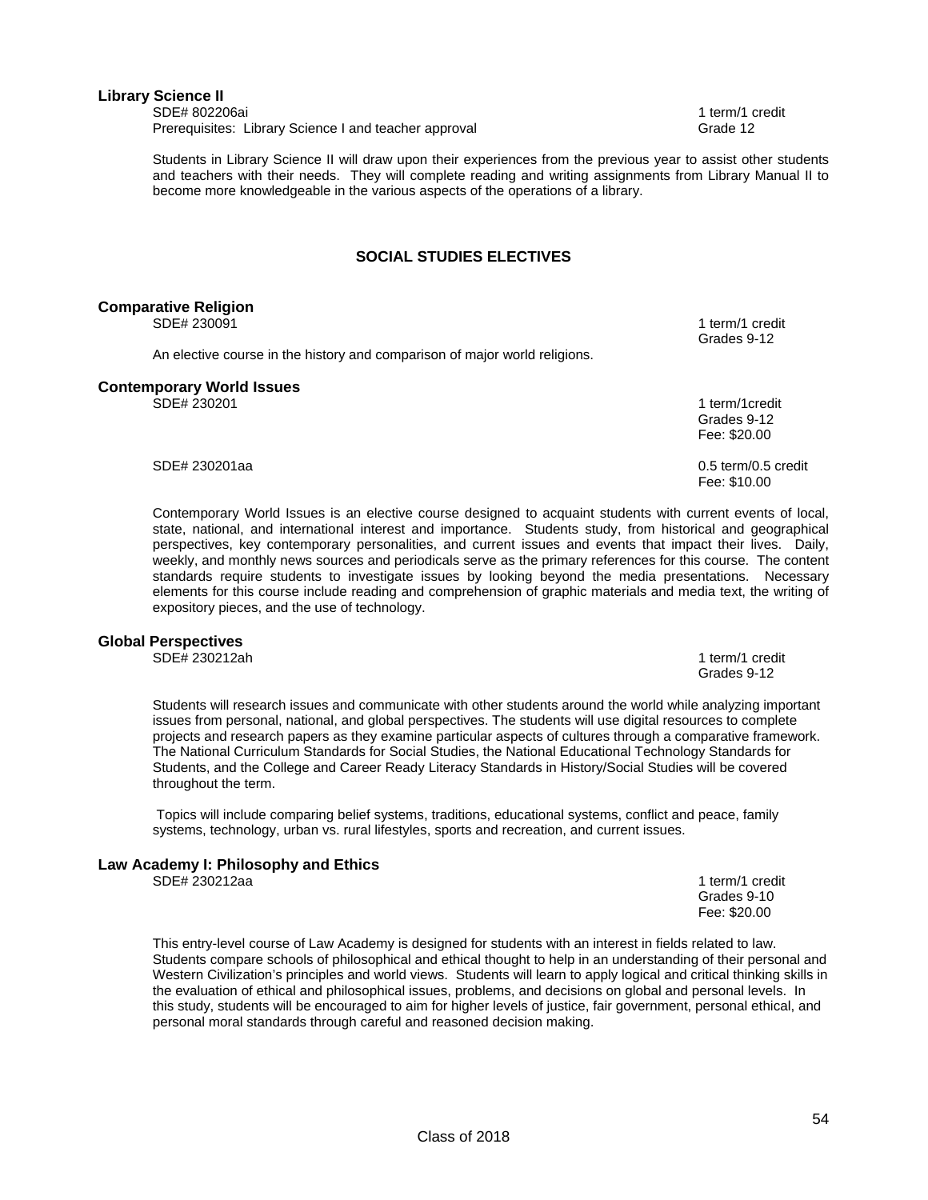**Library Science II**

SDE# 802206ai — 1 term/1 credit

Prerequisites: Library Science I and teacher approval — Grade 12

Students in Library Science II will draw upon their experiences from the previous year to assist other students and teachers with their needs. They will complete reading and writing assignments from Library Manual II to become more knowledgeable in the various aspects of the operations of a library.

## SOCIAL STUDIES ELECTIVES

**Comparative Religion**

SDE# 230091 — 1 term/1 credit
Grades 9-12

An elective course in the history and comparison of major world religions.

**Contemporary World Issues**

SDE# 230201 — 1 term/1credit
Grades 9-12
Fee: $20.00

SDE# 230201aa — 0.5 term/0.5 credit
Fee: $10.00

Contemporary World Issues is an elective course designed to acquaint students with current events of local, state, national, and international interest and importance. Students study, from historical and geographical perspectives, key contemporary personalities, and current issues and events that impact their lives. Daily, weekly, and monthly news sources and periodicals serve as the primary references for this course. The content standards require students to investigate issues by looking beyond the media presentations. Necessary elements for this course include reading and comprehension of graphic materials and media text, the writing of expository pieces, and the use of technology.

**Global Perspectives**

SDE# 230212ah — 1 term/1 credit
Grades 9-12

Students will research issues and communicate with other students around the world while analyzing important issues from personal, national, and global perspectives. The students will use digital resources to complete projects and research papers as they examine particular aspects of cultures through a comparative framework. The National Curriculum Standards for Social Studies, the National Educational Technology Standards for Students, and the College and Career Ready Literacy Standards in History/Social Studies will be covered throughout the term.

Topics will include comparing belief systems, traditions, educational systems, conflict and peace, family systems, technology, urban vs. rural lifestyles, sports and recreation, and current issues.

**Law Academy I: Philosophy and Ethics**

SDE# 230212aa — 1 term/1 credit
Grades 9-10
Fee: $20.00

This entry-level course of Law Academy is designed for students with an interest in fields related to law. Students compare schools of philosophical and ethical thought to help in an understanding of their personal and Western Civilization's principles and world views. Students will learn to apply logical and critical thinking skills in the evaluation of ethical and philosophical issues, problems, and decisions on global and personal levels. In this study, students will be encouraged to aim for higher levels of justice, fair government, personal ethical, and personal moral standards through careful and reasoned decision making.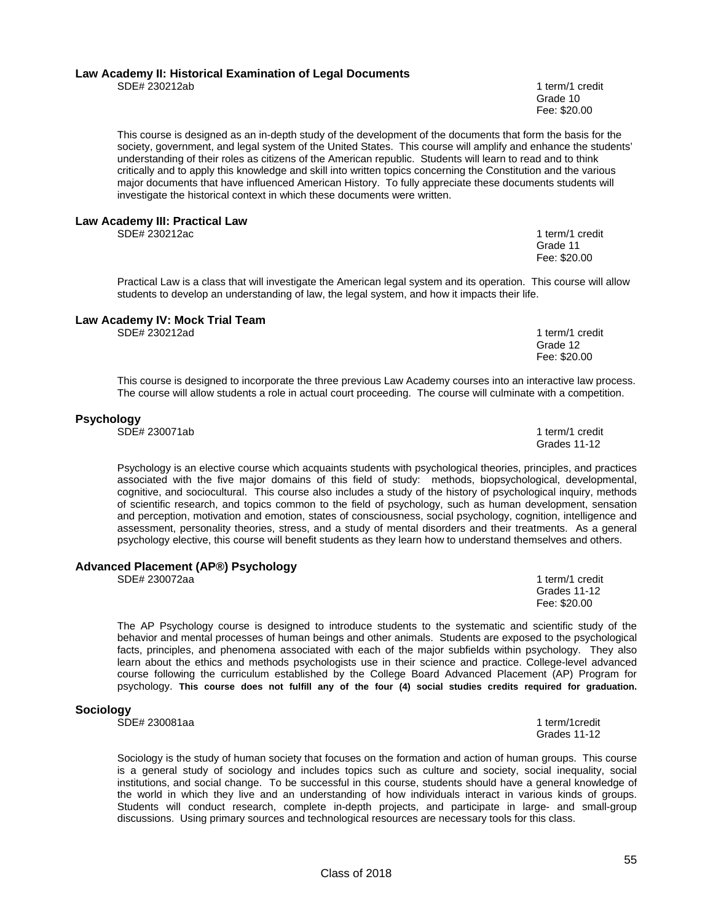### Law Academy II: Historical Examination of Legal Documents

SDE# 230212ab

1 term/1 credit
Grade 10
Fee: $20.00

This course is designed as an in-depth study of the development of the documents that form the basis for the society, government, and legal system of the United States. This course will amplify and enhance the students' understanding of their roles as citizens of the American republic. Students will learn to read and to think critically and to apply this knowledge and skill into written topics concerning the Constitution and the various major documents that have influenced American History. To fully appreciate these documents students will investigate the historical context in which these documents were written.

### Law Academy III: Practical Law

SDE# 230212ac

1 term/1 credit
Grade 11
Fee: $20.00

Practical Law is a class that will investigate the American legal system and its operation. This course will allow students to develop an understanding of law, the legal system, and how it impacts their life.

### Law Academy IV: Mock Trial Team

SDE# 230212ad

1 term/1 credit
Grade 12
Fee: $20.00

This course is designed to incorporate the three previous Law Academy courses into an interactive law process. The course will allow students a role in actual court proceeding. The course will culminate with a competition.

### Psychology

SDE# 230071ab

1 term/1 credit
Grades 11-12

Psychology is an elective course which acquaints students with psychological theories, principles, and practices associated with the five major domains of this field of study: methods, biopsychological, developmental, cognitive, and sociocultural. This course also includes a study of the history of psychological inquiry, methods of scientific research, and topics common to the field of psychology, such as human development, sensation and perception, motivation and emotion, states of consciousness, social psychology, cognition, intelligence and assessment, personality theories, stress, and a study of mental disorders and their treatments. As a general psychology elective, this course will benefit students as they learn how to understand themselves and others.

### Advanced Placement (AP®) Psychology

SDE# 230072aa

1 term/1 credit
Grades 11-12
Fee: $20.00

The AP Psychology course is designed to introduce students to the systematic and scientific study of the behavior and mental processes of human beings and other animals. Students are exposed to the psychological facts, principles, and phenomena associated with each of the major subfields within psychology. They also learn about the ethics and methods psychologists use in their science and practice. College-level advanced course following the curriculum established by the College Board Advanced Placement (AP) Program for psychology. **This course does not fulfill any of the four (4) social studies credits required for graduation.**

### Sociology

SDE# 230081aa

1 term/1credit
Grades 11-12

Sociology is the study of human society that focuses on the formation and action of human groups. This course is a general study of sociology and includes topics such as culture and society, social inequality, social institutions, and social change. To be successful in this course, students should have a general knowledge of the world in which they live and an understanding of how individuals interact in various kinds of groups. Students will conduct research, complete in-depth projects, and participate in large- and small-group discussions. Using primary sources and technological resources are necessary tools for this class.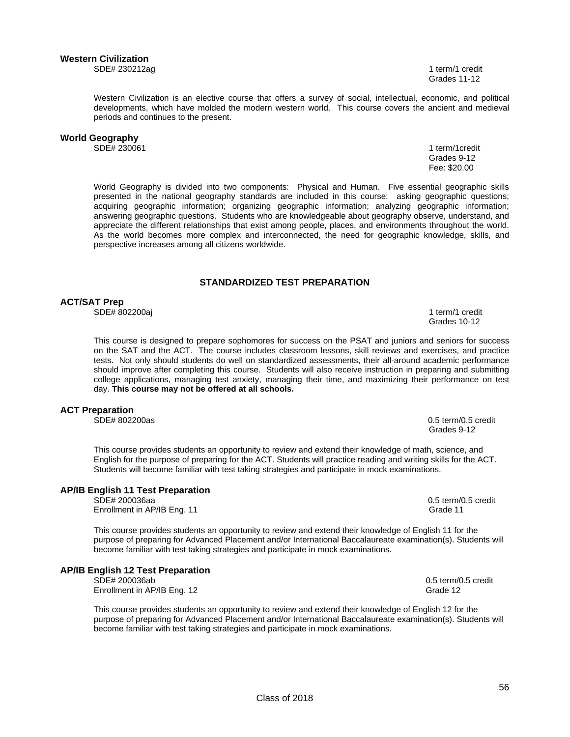### Western Civilization

SDE# 230212ag

1 term/1 credit
Grades 11-12

Western Civilization is an elective course that offers a survey of social, intellectual, economic, and political developments, which have molded the modern western world. This course covers the ancient and medieval periods and continues to the present.

### World Geography

SDE# 230061

1 term/1credit
Grades 9-12
Fee: $20.00

World Geography is divided into two components: Physical and Human. Five essential geographic skills presented in the national geography standards are included in this course: asking geographic questions; acquiring geographic information; organizing geographic information; analyzing geographic information; answering geographic questions. Students who are knowledgeable about geography observe, understand, and appreciate the different relationships that exist among people, places, and environments throughout the world. As the world becomes more complex and interconnected, the need for geographic knowledge, skills, and perspective increases among all citizens worldwide.

## STANDARDIZED TEST PREPARATION

### ACT/SAT Prep

SDE# 802200aj

1 term/1 credit
Grades 10-12

This course is designed to prepare sophomores for success on the PSAT and juniors and seniors for success on the SAT and the ACT. The course includes classroom lessons, skill reviews and exercises, and practice tests. Not only should students do well on standardized assessments, their all-around academic performance should improve after completing this course. Students will also receive instruction in preparing and submitting college applications, managing test anxiety, managing their time, and maximizing their performance on test day. **This course may not be offered at all schools.**

### ACT Preparation

SDE# 802200as

0.5 term/0.5 credit
Grades 9-12

This course provides students an opportunity to review and extend their knowledge of math, science, and English for the purpose of preparing for the ACT. Students will practice reading and writing skills for the ACT. Students will become familiar with test taking strategies and participate in mock examinations.

### AP/IB English 11 Test Preparation

SDE# 200036aa
Enrollment in AP/IB Eng. 11

0.5 term/0.5 credit
Grade 11

This course provides students an opportunity to review and extend their knowledge of English 11 for the purpose of preparing for Advanced Placement and/or International Baccalaureate examination(s). Students will become familiar with test taking strategies and participate in mock examinations.

### AP/IB English 12 Test Preparation

SDE# 200036ab
Enrollment in AP/IB Eng. 12

0.5 term/0.5 credit
Grade 12

This course provides students an opportunity to review and extend their knowledge of English 12 for the purpose of preparing for Advanced Placement and/or International Baccalaureate examination(s). Students will become familiar with test taking strategies and participate in mock examinations.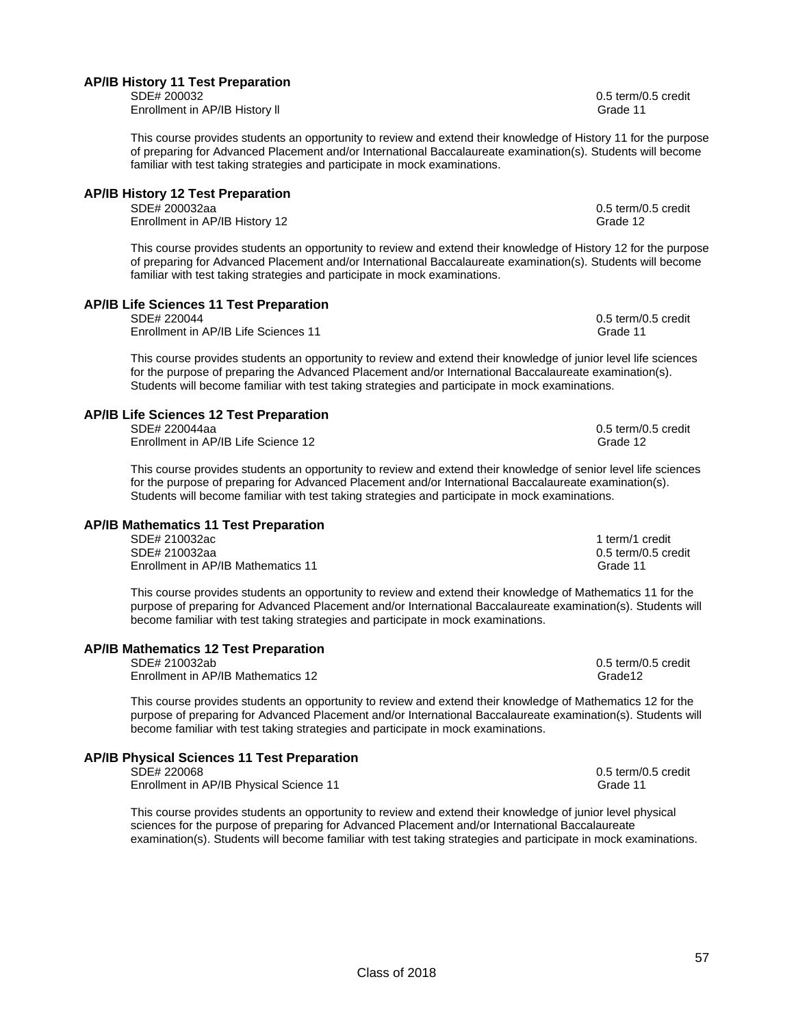### AP/IB History 11 Test Preparation

SDE# 200032 — 0.5 term/0.5 credit
Enrollment in AP/IB History ll — Grade 11

This course provides students an opportunity to review and extend their knowledge of History 11 for the purpose of preparing for Advanced Placement and/or International Baccalaureate examination(s). Students will become familiar with test taking strategies and participate in mock examinations.

### AP/IB History 12 Test Preparation

SDE# 200032aa — 0.5 term/0.5 credit
Enrollment in AP/IB History 12 — Grade 12

This course provides students an opportunity to review and extend their knowledge of History 12 for the purpose of preparing for Advanced Placement and/or International Baccalaureate examination(s). Students will become familiar with test taking strategies and participate in mock examinations.

### AP/IB Life Sciences 11 Test Preparation

SDE# 220044 — 0.5 term/0.5 credit
Enrollment in AP/IB Life Sciences 11 — Grade 11

This course provides students an opportunity to review and extend their knowledge of junior level life sciences for the purpose of preparing the Advanced Placement and/or International Baccalaureate examination(s). Students will become familiar with test taking strategies and participate in mock examinations.

### AP/IB Life Sciences 12 Test Preparation

SDE# 220044aa — 0.5 term/0.5 credit
Enrollment in AP/IB Life Science 12 — Grade 12

This course provides students an opportunity to review and extend their knowledge of senior level life sciences for the purpose of preparing for Advanced Placement and/or International Baccalaureate examination(s). Students will become familiar with test taking strategies and participate in mock examinations.

### AP/IB Mathematics 11 Test Preparation

SDE# 210032ac — 1 term/1 credit
SDE# 210032aa — 0.5 term/0.5 credit
Enrollment in AP/IB Mathematics 11 — Grade 11

This course provides students an opportunity to review and extend their knowledge of Mathematics 11 for the purpose of preparing for Advanced Placement and/or International Baccalaureate examination(s). Students will become familiar with test taking strategies and participate in mock examinations.

### AP/IB Mathematics 12 Test Preparation

SDE# 210032ab — 0.5 term/0.5 credit
Enrollment in AP/IB Mathematics 12 — Grade12

This course provides students an opportunity to review and extend their knowledge of Mathematics 12 for the purpose of preparing for Advanced Placement and/or International Baccalaureate examination(s). Students will become familiar with test taking strategies and participate in mock examinations.

### AP/IB Physical Sciences 11 Test Preparation

SDE# 220068 — 0.5 term/0.5 credit
Enrollment in AP/IB Physical Science 11 — Grade 11

This course provides students an opportunity to review and extend their knowledge of junior level physical sciences for the purpose of preparing for Advanced Placement and/or International Baccalaureate examination(s). Students will become familiar with test taking strategies and participate in mock examinations.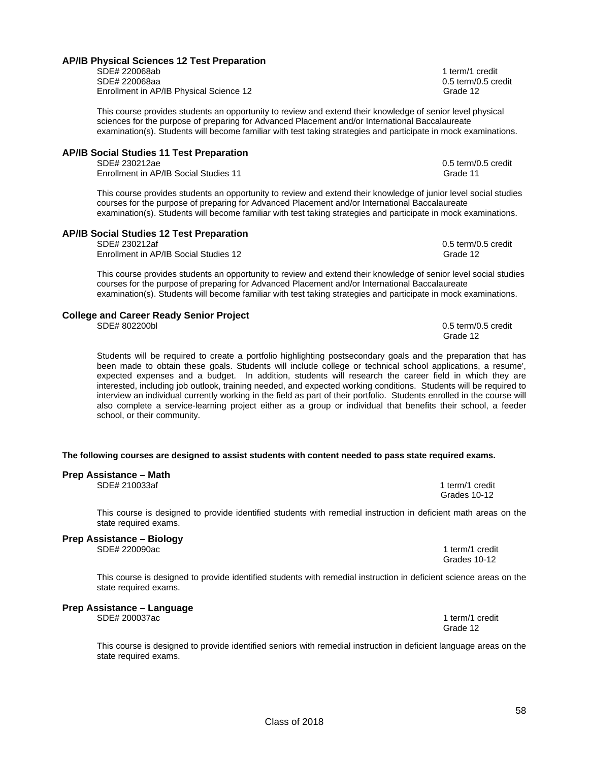### AP/IB Physical Sciences 12 Test Preparation

SDE# 220068ab — 1 term/1 credit
SDE# 220068aa — 0.5 term/0.5 credit
Enrollment in AP/IB Physical Science 12 — Grade 12

This course provides students an opportunity to review and extend their knowledge of senior level physical sciences for the purpose of preparing for Advanced Placement and/or International Baccalaureate examination(s). Students will become familiar with test taking strategies and participate in mock examinations.

### AP/IB Social Studies 11 Test Preparation

SDE# 230212ae — 0.5 term/0.5 credit
Enrollment in AP/IB Social Studies 11 — Grade 11

This course provides students an opportunity to review and extend their knowledge of junior level social studies courses for the purpose of preparing for Advanced Placement and/or International Baccalaureate examination(s). Students will become familiar with test taking strategies and participate in mock examinations.

### AP/IB Social Studies 12 Test Preparation

SDE# 230212af — 0.5 term/0.5 credit
Enrollment in AP/IB Social Studies 12 — Grade 12

This course provides students an opportunity to review and extend their knowledge of senior level social studies courses for the purpose of preparing for Advanced Placement and/or International Baccalaureate examination(s). Students will become familiar with test taking strategies and participate in mock examinations.

### College and Career Ready Senior Project

SDE# 802200bl — 0.5 term/0.5 credit
Grade 12

Students will be required to create a portfolio highlighting postsecondary goals and the preparation that has been made to obtain these goals. Students will include college or technical school applications, a resume', expected expenses and a budget. In addition, students will research the career field in which they are interested, including job outlook, training needed, and expected working conditions. Students will be required to interview an individual currently working in the field as part of their portfolio. Students enrolled in the course will also complete a service-learning project either as a group or individual that benefits their school, a feeder school, or their community.

**The following courses are designed to assist students with content needed to pass state required exams.**

### Prep Assistance – Math

SDE# 210033af — 1 term/1 credit
Grades 10-12

This course is designed to provide identified students with remedial instruction in deficient math areas on the state required exams.

### Prep Assistance – Biology

SDE# 220090ac — 1 term/1 credit
Grades 10-12

This course is designed to provide identified students with remedial instruction in deficient science areas on the state required exams.

### Prep Assistance – Language

SDE# 200037ac — 1 term/1 credit
Grade 12

This course is designed to provide identified seniors with remedial instruction in deficient language areas on the state required exams.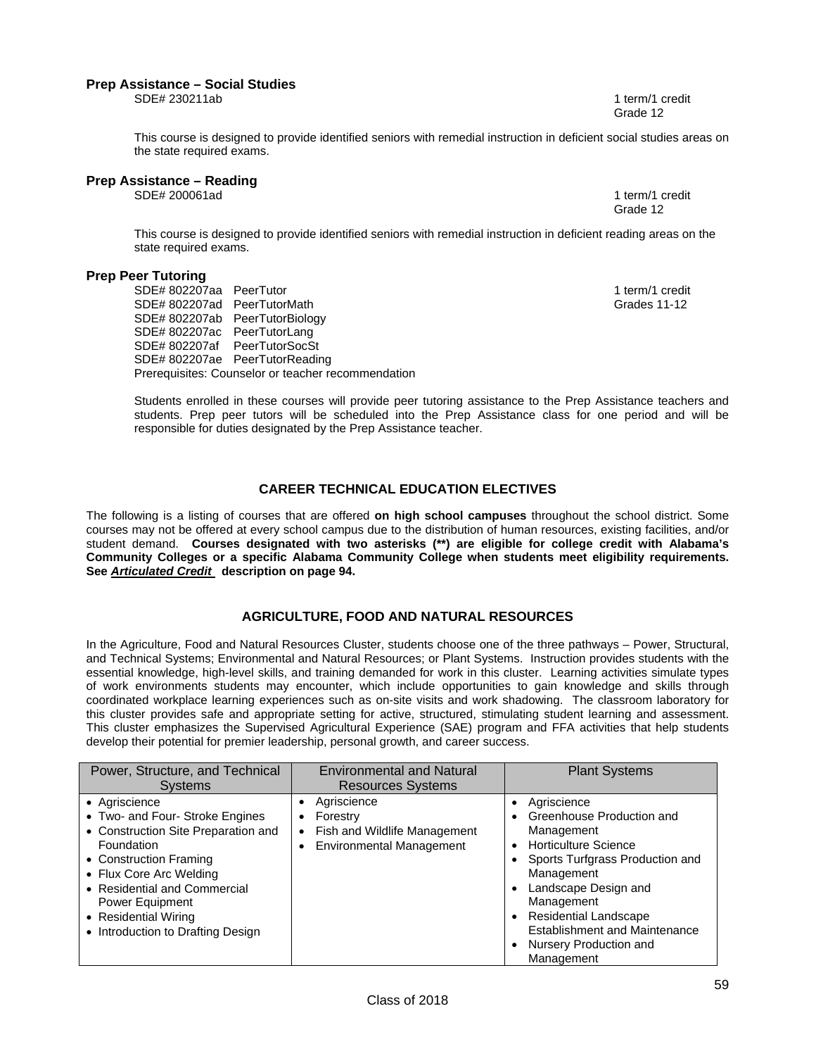### Prep Assistance – Social Studies

SDE# 230211ab

1 term/1 credit
Grade 12

This course is designed to provide identified seniors with remedial instruction in deficient social studies areas on the state required exams.

### Prep Assistance – Reading

SDE# 200061ad

1 term/1 credit
Grade 12

This course is designed to provide identified seniors with remedial instruction in deficient reading areas on the state required exams.

### Prep Peer Tutoring

SDE# 802207aa PeerTutor
SDE# 802207ad PeerTutorMath
SDE# 802207ab PeerTutorBiology
SDE# 802207ac PeerTutorLang
SDE# 802207af PeerTutorSocSt
SDE# 802207ae PeerTutorReading
Prerequisites: Counselor or teacher recommendation

1 term/1 credit
Grades 11-12

Students enrolled in these courses will provide peer tutoring assistance to the Prep Assistance teachers and students. Prep peer tutors will be scheduled into the Prep Assistance class for one period and will be responsible for duties designated by the Prep Assistance teacher.

## CAREER TECHNICAL EDUCATION ELECTIVES

The following is a listing of courses that are offered **on high school campuses** throughout the school district. Some courses may not be offered at every school campus due to the distribution of human resources, existing facilities, and/or student demand. **Courses designated with two asterisks (**) are eligible for college credit with Alabama's Community Colleges or a specific Alabama Community College when students meet eligibility requirements. See *Articulated Credit* description on page 94.**

## AGRICULTURE, FOOD AND NATURAL RESOURCES

In the Agriculture, Food and Natural Resources Cluster, students choose one of the three pathways – Power, Structural, and Technical Systems; Environmental and Natural Resources; or Plant Systems. Instruction provides students with the essential knowledge, high-level skills, and training demanded for work in this cluster. Learning activities simulate types of work environments students may encounter, which include opportunities to gain knowledge and skills through coordinated workplace learning experiences such as on-site visits and work shadowing. The classroom laboratory for this cluster provides safe and appropriate setting for active, structured, stimulating student learning and assessment. This cluster emphasizes the Supervised Agricultural Experience (SAE) program and FFA activities that help students develop their potential for premier leadership, personal growth, and career success.

| Power, Structure, and Technical Systems | Environmental and Natural Resources Systems | Plant Systems |
|---|---|---|
| • Agriscience<br>• Two- and Four- Stroke Engines<br>• Construction Site Preparation and Foundation<br>• Construction Framing<br>• Flux Core Arc Welding<br>• Residential and Commercial Power Equipment<br>• Residential Wiring<br>• Introduction to Drafting Design | • Agriscience<br>• Forestry<br>• Fish and Wildlife Management<br>• Environmental Management | • Agriscience<br>• Greenhouse Production and Management<br>• Horticulture Science<br>• Sports Turfgrass Production and Management<br>• Landscape Design and Management<br>• Residential Landscape Establishment and Maintenance<br>• Nursery Production and Management |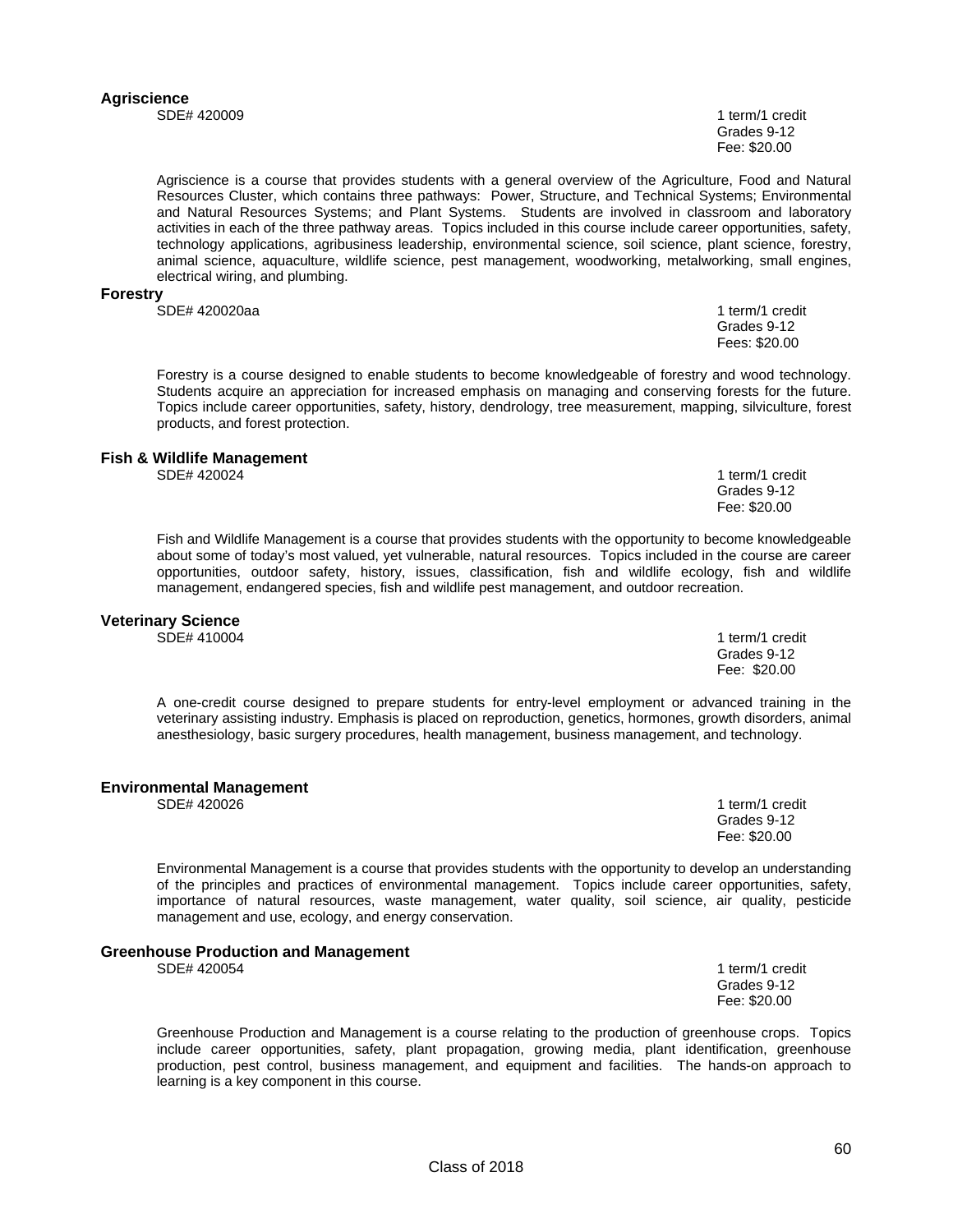### Agriscience

SDE# 420009

1 term/1 credit
Grades 9-12
Fee: $20.00

Agriscience is a course that provides students with a general overview of the Agriculture, Food and Natural Resources Cluster, which contains three pathways: Power, Structure, and Technical Systems; Environmental and Natural Resources Systems; and Plant Systems. Students are involved in classroom and laboratory activities in each of the three pathway areas. Topics included in this course include career opportunities, safety, technology applications, agribusiness leadership, environmental science, soil science, plant science, forestry, animal science, aquaculture, wildlife science, pest management, woodworking, metalworking, small engines, electrical wiring, and plumbing.

### Forestry

SDE# 420020aa

1 term/1 credit
Grades 9-12
Fees: $20.00

Forestry is a course designed to enable students to become knowledgeable of forestry and wood technology. Students acquire an appreciation for increased emphasis on managing and conserving forests for the future. Topics include career opportunities, safety, history, dendrology, tree measurement, mapping, silviculture, forest products, and forest protection.

### Fish & Wildlife Management

SDE# 420024

1 term/1 credit
Grades 9-12
Fee: $20.00

Fish and Wildlife Management is a course that provides students with the opportunity to become knowledgeable about some of today's most valued, yet vulnerable, natural resources. Topics included in the course are career opportunities, outdoor safety, history, issues, classification, fish and wildlife ecology, fish and wildlife management, endangered species, fish and wildlife pest management, and outdoor recreation.

### Veterinary Science

SDE# 410004

1 term/1 credit
Grades 9-12
Fee: $20.00

A one-credit course designed to prepare students for entry-level employment or advanced training in the veterinary assisting industry. Emphasis is placed on reproduction, genetics, hormones, growth disorders, animal anesthesiology, basic surgery procedures, health management, business management, and technology.

### Environmental Management

SDE# 420026

1 term/1 credit
Grades 9-12
Fee: $20.00

Environmental Management is a course that provides students with the opportunity to develop an understanding of the principles and practices of environmental management. Topics include career opportunities, safety, importance of natural resources, waste management, water quality, soil science, air quality, pesticide management and use, ecology, and energy conservation.

### Greenhouse Production and Management

SDE# 420054

1 term/1 credit
Grades 9-12
Fee: $20.00

Greenhouse Production and Management is a course relating to the production of greenhouse crops. Topics include career opportunities, safety, plant propagation, growing media, plant identification, greenhouse production, pest control, business management, and equipment and facilities. The hands-on approach to learning is a key component in this course.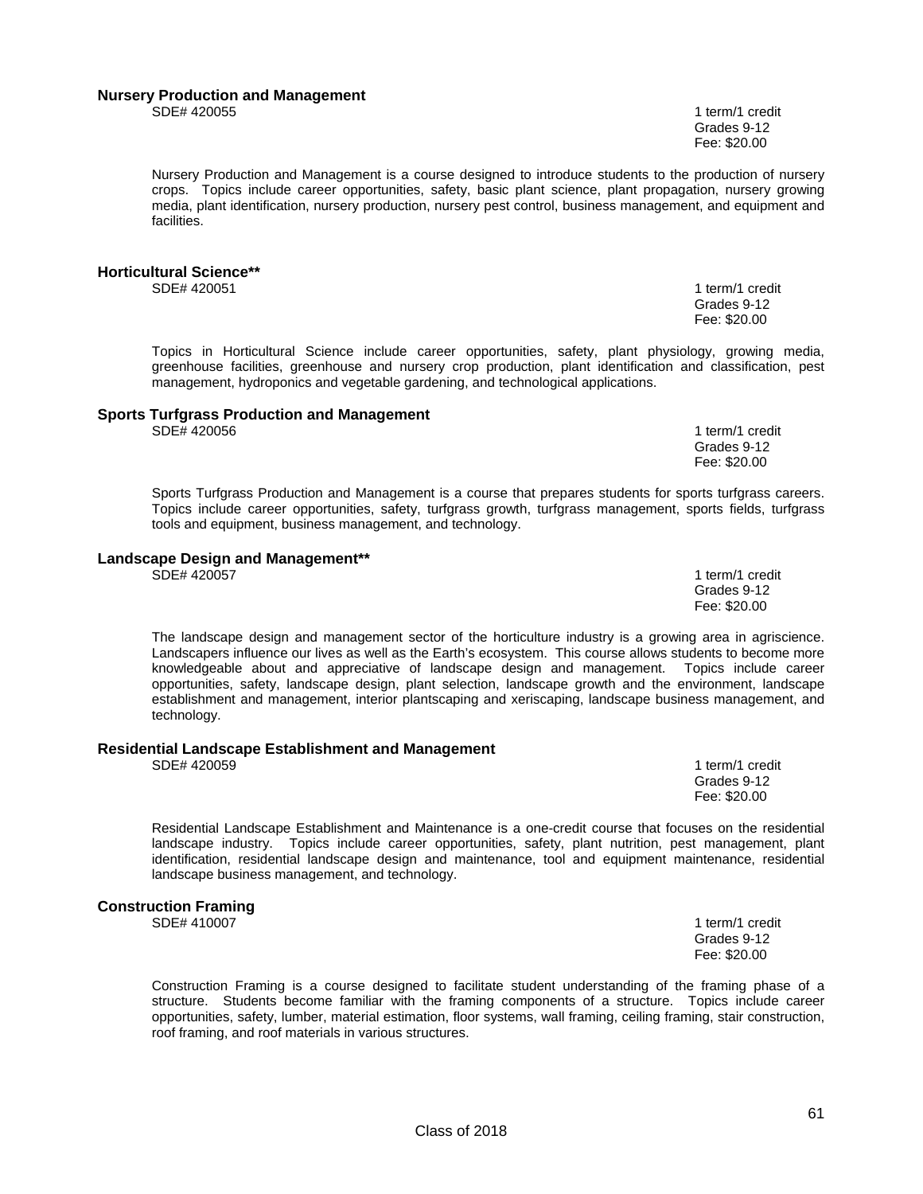**Nursery Production and Management**

SDE# 420055

1 term/1 credit
Grades 9-12
Fee: $20.00

Nursery Production and Management is a course designed to introduce students to the production of nursery crops. Topics include career opportunities, safety, basic plant science, plant propagation, nursery growing media, plant identification, nursery production, nursery pest control, business management, and equipment and facilities.

**Horticultural Science****

SDE# 420051

1 term/1 credit
Grades 9-12
Fee: $20.00

Topics in Horticultural Science include career opportunities, safety, plant physiology, growing media, greenhouse facilities, greenhouse and nursery crop production, plant identification and classification, pest management, hydroponics and vegetable gardening, and technological applications.

**Sports Turfgrass Production and Management**

SDE# 420056

1 term/1 credit
Grades 9-12
Fee: $20.00

Sports Turfgrass Production and Management is a course that prepares students for sports turfgrass careers. Topics include career opportunities, safety, turfgrass growth, turfgrass management, sports fields, turfgrass tools and equipment, business management, and technology.

**Landscape Design and Management****

SDE# 420057

1 term/1 credit
Grades 9-12
Fee: $20.00

The landscape design and management sector of the horticulture industry is a growing area in agriscience. Landscapers influence our lives as well as the Earth's ecosystem. This course allows students to become more knowledgeable about and appreciative of landscape design and management. Topics include career opportunities, safety, landscape design, plant selection, landscape growth and the environment, landscape establishment and management, interior plantscaping and xeriscaping, landscape business management, and technology.

**Residential Landscape Establishment and Management**

SDE# 420059

1 term/1 credit
Grades 9-12
Fee: $20.00

Residential Landscape Establishment and Maintenance is a one-credit course that focuses on the residential landscape industry. Topics include career opportunities, safety, plant nutrition, pest management, plant identification, residential landscape design and maintenance, tool and equipment maintenance, residential landscape business management, and technology.

**Construction Framing**

SDE# 410007

1 term/1 credit
Grades 9-12
Fee: $20.00

Construction Framing is a course designed to facilitate student understanding of the framing phase of a structure. Students become familiar with the framing components of a structure. Topics include career opportunities, safety, lumber, material estimation, floor systems, wall framing, ceiling framing, stair construction, roof framing, and roof materials in various structures.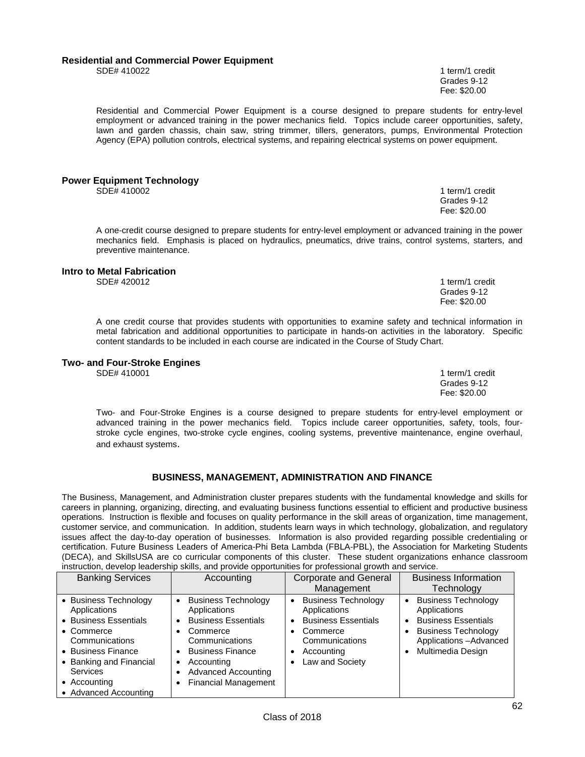**Residential and Commercial Power Equipment**

SDE# 410022

1 term/1 credit
Grades 9-12
Fee: $20.00

Residential and Commercial Power Equipment is a course designed to prepare students for entry-level employment or advanced training in the power mechanics field. Topics include career opportunities, safety, lawn and garden chassis, chain saw, string trimmer, tillers, generators, pumps, Environmental Protection Agency (EPA) pollution controls, electrical systems, and repairing electrical systems on power equipment.

**Power Equipment Technology**

SDE# 410002

1 term/1 credit
Grades 9-12
Fee: $20.00

A one-credit course designed to prepare students for entry-level employment or advanced training in the power mechanics field. Emphasis is placed on hydraulics, pneumatics, drive trains, control systems, starters, and preventive maintenance.

**Intro to Metal Fabrication**

SDE# 420012

1 term/1 credit
Grades 9-12
Fee: $20.00

A one credit course that provides students with opportunities to examine safety and technical information in metal fabrication and additional opportunities to participate in hands-on activities in the laboratory. Specific content standards to be included in each course are indicated in the Course of Study Chart.

**Two- and Four-Stroke Engines**

SDE# 410001

1 term/1 credit
Grades 9-12
Fee: $20.00

Two- and Four-Stroke Engines is a course designed to prepare students for entry-level employment or advanced training in the power mechanics field. Topics include career opportunities, safety, tools, four-stroke cycle engines, two-stroke cycle engines, cooling systems, preventive maintenance, engine overhaul, and exhaust systems.

## BUSINESS, MANAGEMENT, ADMINISTRATION AND FINANCE

The Business, Management, and Administration cluster prepares students with the fundamental knowledge and skills for careers in planning, organizing, directing, and evaluating business functions essential to efficient and productive business operations. Instruction is flexible and focuses on quality performance in the skill areas of organization, time management, customer service, and communication. In addition, students learn ways in which technology, globalization, and regulatory issues affect the day-to-day operation of businesses. Information is also provided regarding possible credentialing or certification. Future Business Leaders of America-Phi Beta Lambda (FBLA-PBL), the Association for Marketing Students (DECA), and SkillsUSA are co curricular components of this cluster. These student organizations enhance classroom instruction, develop leadership skills, and provide opportunities for professional growth and service.

| Banking Services | Accounting | Corporate and General Management | Business Information Technology |
|---|---|---|---|
| • Business Technology Applications<br>• Business Essentials<br>• Commerce Communications<br>• Business Finance<br>• Banking and Financial Services<br>• Accounting<br>• Advanced Accounting | • Business Technology Applications<br>• Business Essentials<br>• Commerce Communications<br>• Business Finance<br>• Accounting<br>• Advanced Accounting<br>• Financial Management | • Business Technology Applications<br>• Business Essentials<br>• Commerce Communications<br>• Accounting<br>• Law and Society | • Business Technology Applications<br>• Business Essentials<br>• Business Technology Applications –Advanced<br>• Multimedia Design |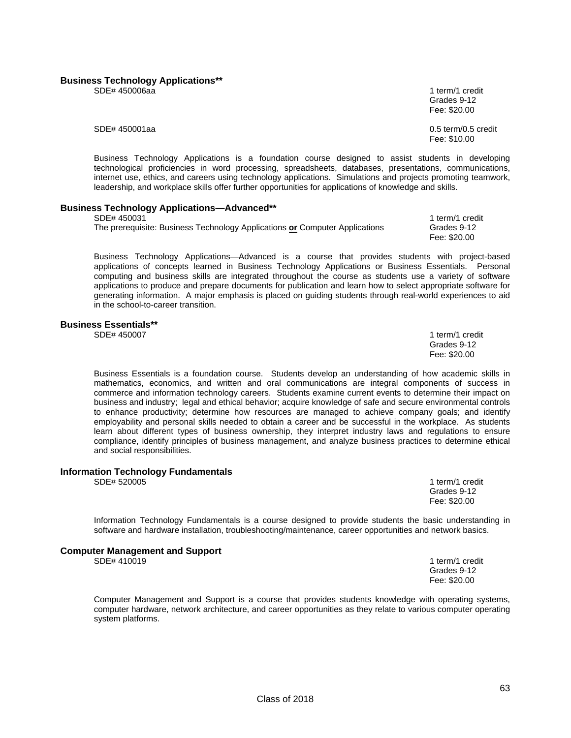### Business Technology Applications**

SDE# 450006aa — 1 term/1 credit
Grades 9-12
Fee: $20.00

SDE# 450001aa — 0.5 term/0.5 credit
Fee: $10.00

Business Technology Applications is a foundation course designed to assist students in developing technological proficiencies in word processing, spreadsheets, databases, presentations, communications, internet use, ethics, and careers using technology applications. Simulations and projects promoting teamwork, leadership, and workplace skills offer further opportunities for applications of knowledge and skills.

### Business Technology Applications—Advanced**

SDE# 450031 — 1 term/1 credit
The prerequisite: Business Technology Applications **or** Computer Applications — Grades 9-12
Fee: $20.00

Business Technology Applications—Advanced is a course that provides students with project-based applications of concepts learned in Business Technology Applications or Business Essentials. Personal computing and business skills are integrated throughout the course as students use a variety of software applications to produce and prepare documents for publication and learn how to select appropriate software for generating information. A major emphasis is placed on guiding students through real-world experiences to aid in the school-to-career transition.

### Business Essentials**

SDE# 450007 — 1 term/1 credit
Grades 9-12
Fee: $20.00

Business Essentials is a foundation course. Students develop an understanding of how academic skills in mathematics, economics, and written and oral communications are integral components of success in commerce and information technology careers. Students examine current events to determine their impact on business and industry; legal and ethical behavior; acquire knowledge of safe and secure environmental controls to enhance productivity; determine how resources are managed to achieve company goals; and identify employability and personal skills needed to obtain a career and be successful in the workplace. As students learn about different types of business ownership, they interpret industry laws and regulations to ensure compliance, identify principles of business management, and analyze business practices to determine ethical and social responsibilities.

### Information Technology Fundamentals

SDE# 520005 — 1 term/1 credit
Grades 9-12
Fee: $20.00

Information Technology Fundamentals is a course designed to provide students the basic understanding in software and hardware installation, troubleshooting/maintenance, career opportunities and network basics.

### Computer Management and Support

SDE# 410019 — 1 term/1 credit
Grades 9-12
Fee: $20.00

Computer Management and Support is a course that provides students knowledge with operating systems, computer hardware, network architecture, and career opportunities as they relate to various computer operating system platforms.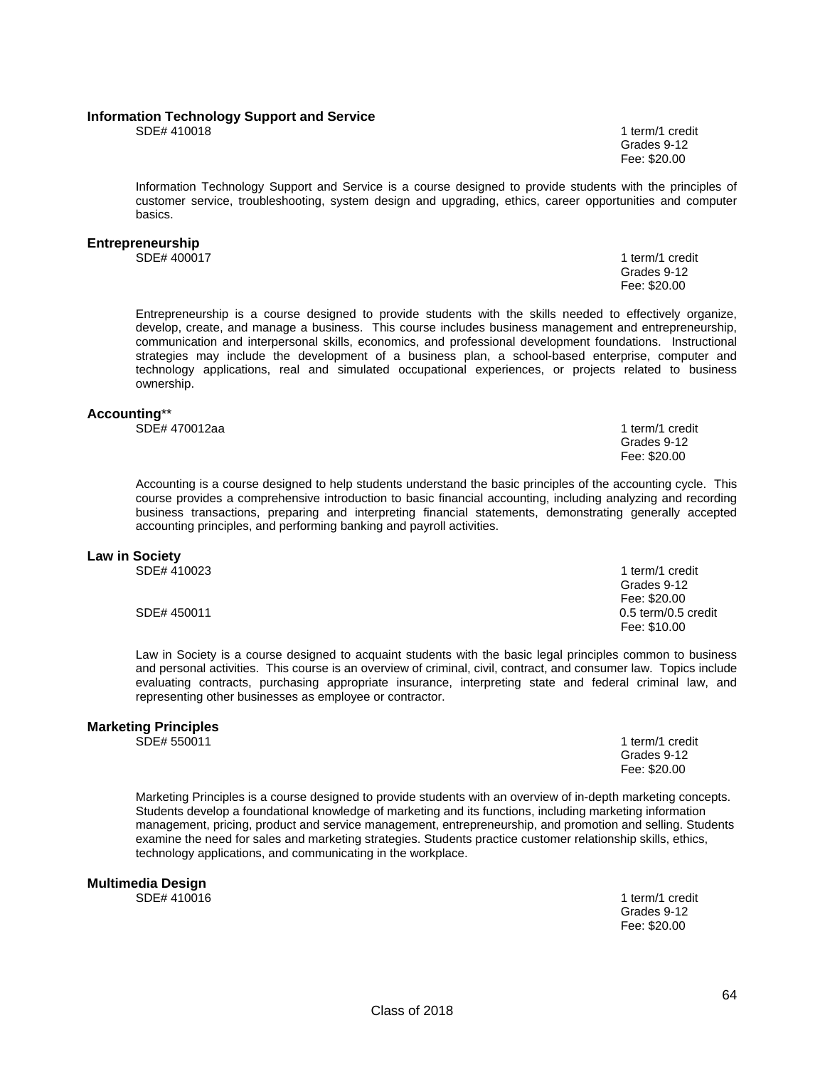**Information Technology Support and Service**

SDE# 410018

1 term/1 credit
Grades 9-12
Fee: $20.00

Information Technology Support and Service is a course designed to provide students with the principles of customer service, troubleshooting, system design and upgrading, ethics, career opportunities and computer basics.

**Entrepreneurship**

SDE# 400017

1 term/1 credit
Grades 9-12
Fee: $20.00

Entrepreneurship is a course designed to provide students with the skills needed to effectively organize, develop, create, and manage a business. This course includes business management and entrepreneurship, communication and interpersonal skills, economics, and professional development foundations. Instructional strategies may include the development of a business plan, a school-based enterprise, computer and technology applications, real and simulated occupational experiences, or projects related to business ownership.

**Accounting****

SDE# 470012aa

1 term/1 credit
Grades 9-12
Fee: $20.00

Accounting is a course designed to help students understand the basic principles of the accounting cycle. This course provides a comprehensive introduction to basic financial accounting, including analyzing and recording business transactions, preparing and interpreting financial statements, demonstrating generally accepted accounting principles, and performing banking and payroll activities.

**Law in Society**

SDE# 410023

1 term/1 credit
Grades 9-12
Fee: $20.00

SDE# 450011

0.5 term/0.5 credit
Fee: $10.00

Law in Society is a course designed to acquaint students with the basic legal principles common to business and personal activities. This course is an overview of criminal, civil, contract, and consumer law. Topics include evaluating contracts, purchasing appropriate insurance, interpreting state and federal criminal law, and representing other businesses as employee or contractor.

**Marketing Principles**

SDE# 550011

1 term/1 credit
Grades 9-12
Fee: $20.00

Marketing Principles is a course designed to provide students with an overview of in-depth marketing concepts. Students develop a foundational knowledge of marketing and its functions, including marketing information management, pricing, product and service management, entrepreneurship, and promotion and selling. Students examine the need for sales and marketing strategies. Students practice customer relationship skills, ethics, technology applications, and communicating in the workplace.

**Multimedia Design**

SDE# 410016

1 term/1 credit
Grades 9-12
Fee: $20.00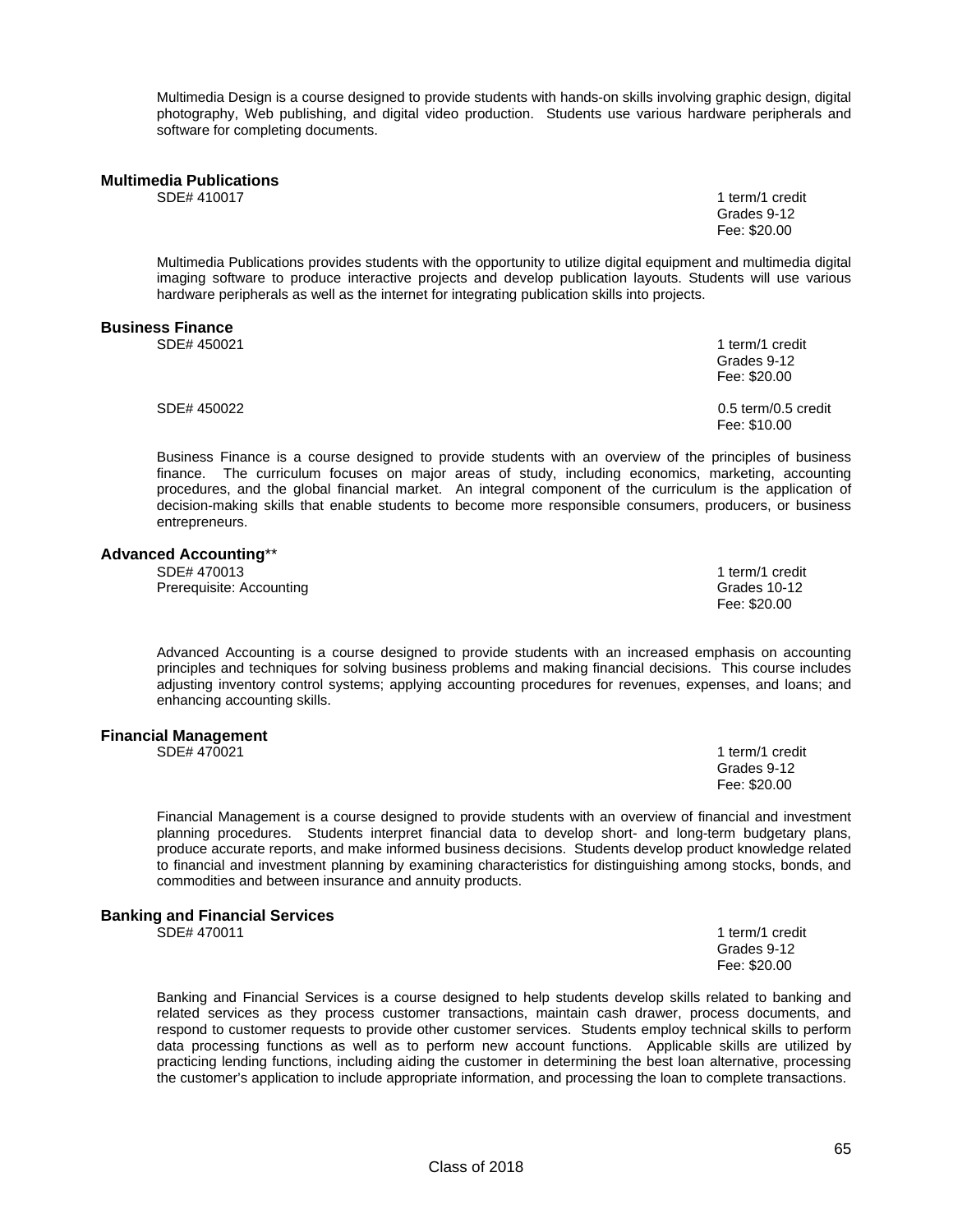Multimedia Design is a course designed to provide students with hands-on skills involving graphic design, digital photography, Web publishing, and digital video production. Students use various hardware peripherals and software for completing documents.

### Multimedia Publications

SDE# 410017

1 term/1 credit
Grades 9-12
Fee: $20.00

Multimedia Publications provides students with the opportunity to utilize digital equipment and multimedia digital imaging software to produce interactive projects and develop publication layouts. Students will use various hardware peripherals as well as the internet for integrating publication skills into projects.

### Business Finance

SDE# 450021

1 term/1 credit
Grades 9-12
Fee: $20.00

SDE# 450022

0.5 term/0.5 credit
Fee: $10.00

Business Finance is a course designed to provide students with an overview of the principles of business finance. The curriculum focuses on major areas of study, including economics, marketing, accounting procedures, and the global financial market. An integral component of the curriculum is the application of decision-making skills that enable students to become more responsible consumers, producers, or business entrepreneurs.

### Advanced Accounting**

SDE# 470013
Prerequisite: Accounting

1 term/1 credit
Grades 10-12
Fee: $20.00

Advanced Accounting is a course designed to provide students with an increased emphasis on accounting principles and techniques for solving business problems and making financial decisions. This course includes adjusting inventory control systems; applying accounting procedures for revenues, expenses, and loans; and enhancing accounting skills.

### Financial Management

SDE# 470021

1 term/1 credit
Grades 9-12
Fee: $20.00

Financial Management is a course designed to provide students with an overview of financial and investment planning procedures. Students interpret financial data to develop short- and long-term budgetary plans, produce accurate reports, and make informed business decisions. Students develop product knowledge related to financial and investment planning by examining characteristics for distinguishing among stocks, bonds, and commodities and between insurance and annuity products.

### Banking and Financial Services

SDE# 470011

1 term/1 credit
Grades 9-12
Fee: $20.00

Banking and Financial Services is a course designed to help students develop skills related to banking and related services as they process customer transactions, maintain cash drawer, process documents, and respond to customer requests to provide other customer services. Students employ technical skills to perform data processing functions as well as to perform new account functions. Applicable skills are utilized by practicing lending functions, including aiding the customer in determining the best loan alternative, processing the customer's application to include appropriate information, and processing the loan to complete transactions.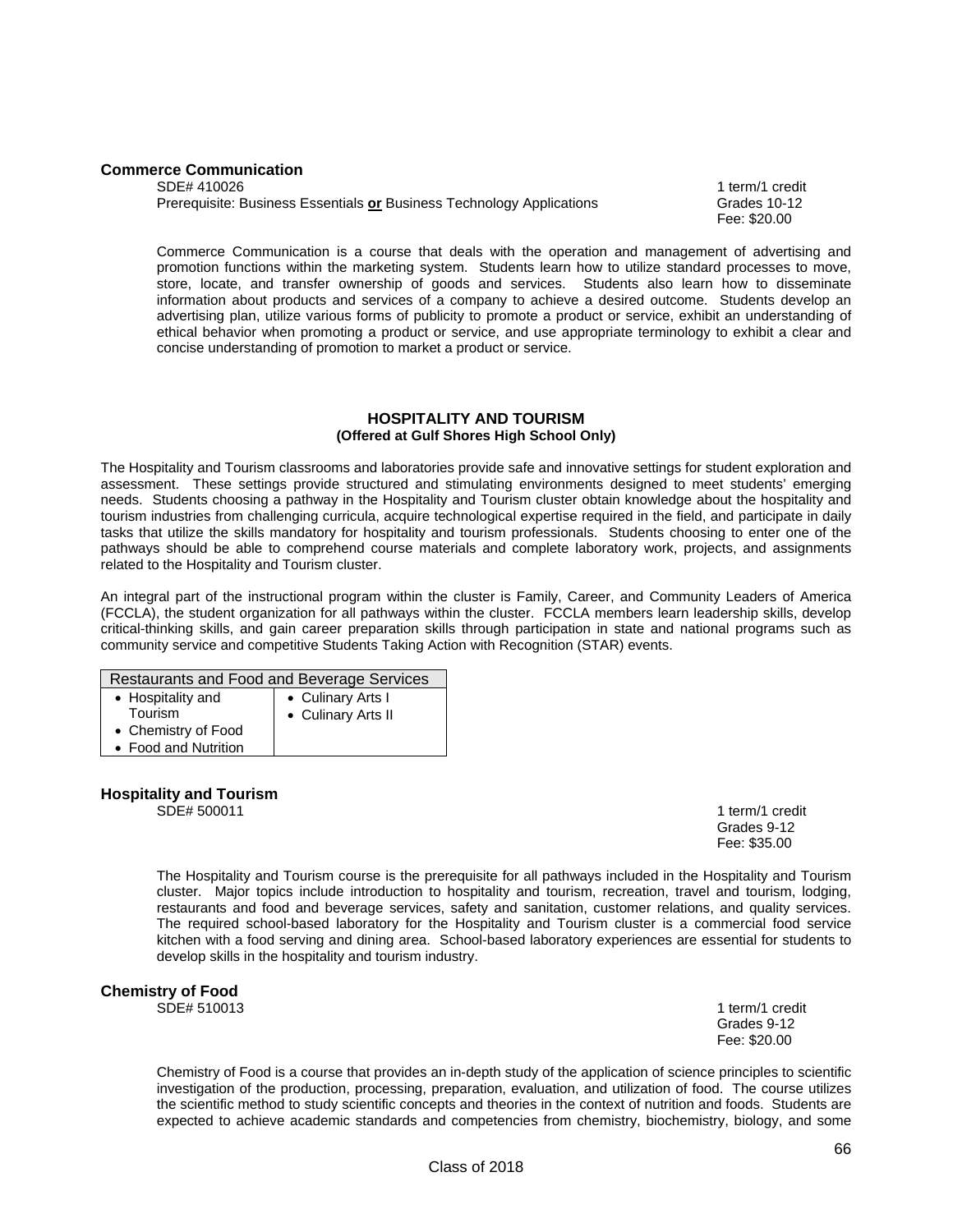### Commerce Communication

SDE# 410026 — 1 term/1 credit
Prerequisite: Business Essentials **or** Business Technology Applications — Grades 10-12
Fee: $20.00

Commerce Communication is a course that deals with the operation and management of advertising and promotion functions within the marketing system. Students learn how to utilize standard processes to move, store, locate, and transfer ownership of goods and services. Students also learn how to disseminate information about products and services of a company to achieve a desired outcome. Students develop an advertising plan, utilize various forms of publicity to promote a product or service, exhibit an understanding of ethical behavior when promoting a product or service, and use appropriate terminology to exhibit a clear and concise understanding of promotion to market a product or service.

## HOSPITALITY AND TOURISM
**(Offered at Gulf Shores High School Only)**

The Hospitality and Tourism classrooms and laboratories provide safe and innovative settings for student exploration and assessment. These settings provide structured and stimulating environments designed to meet students' emerging needs. Students choosing a pathway in the Hospitality and Tourism cluster obtain knowledge about the hospitality and tourism industries from challenging curricula, acquire technological expertise required in the field, and participate in daily tasks that utilize the skills mandatory for hospitality and tourism professionals. Students choosing to enter one of the pathways should be able to comprehend course materials and complete laboratory work, projects, and assignments related to the Hospitality and Tourism cluster.

An integral part of the instructional program within the cluster is Family, Career, and Community Leaders of America (FCCLA), the student organization for all pathways within the cluster. FCCLA members learn leadership skills, develop critical-thinking skills, and gain career preparation skills through participation in state and national programs such as community service and competitive Students Taking Action with Recognition (STAR) events.

| Restaurants and Food and Beverage Services | |
|---|---|
| • Hospitality and Tourism<br>• Chemistry of Food<br>• Food and Nutrition | • Culinary Arts I<br>• Culinary Arts II |

### Hospitality and Tourism

SDE# 500011 — 1 term/1 credit
Grades 9-12
Fee: $35.00

The Hospitality and Tourism course is the prerequisite for all pathways included in the Hospitality and Tourism cluster. Major topics include introduction to hospitality and tourism, recreation, travel and tourism, lodging, restaurants and food and beverage services, safety and sanitation, customer relations, and quality services. The required school-based laboratory for the Hospitality and Tourism cluster is a commercial food service kitchen with a food serving and dining area. School-based laboratory experiences are essential for students to develop skills in the hospitality and tourism industry.

### Chemistry of Food

SDE# 510013 — 1 term/1 credit
Grades 9-12
Fee: $20.00

Chemistry of Food is a course that provides an in-depth study of the application of science principles to scientific investigation of the production, processing, preparation, evaluation, and utilization of food. The course utilizes the scientific method to study scientific concepts and theories in the context of nutrition and foods. Students are expected to achieve academic standards and competencies from chemistry, biochemistry, biology, and some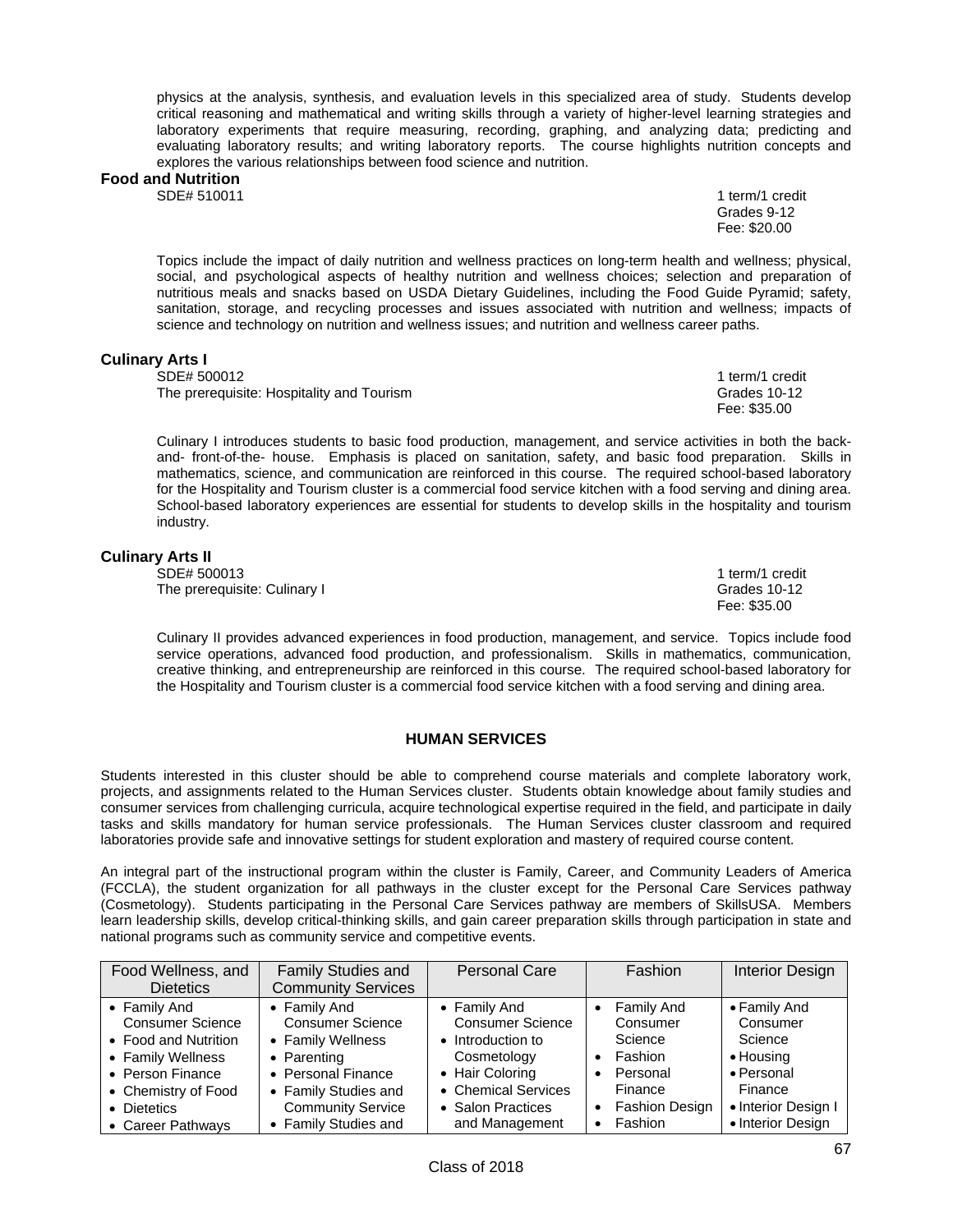physics at the analysis, synthesis, and evaluation levels in this specialized area of study. Students develop critical reasoning and mathematical and writing skills through a variety of higher-level learning strategies and laboratory experiments that require measuring, recording, graphing, and analyzing data; predicting and evaluating laboratory results; and writing laboratory reports. The course highlights nutrition concepts and explores the various relationships between food science and nutrition.

**Food and Nutrition**

SDE# 510011

1 term/1 credit
Grades 9-12
Fee: $20.00

Topics include the impact of daily nutrition and wellness practices on long-term health and wellness; physical, social, and psychological aspects of healthy nutrition and wellness choices; selection and preparation of nutritious meals and snacks based on USDA Dietary Guidelines, including the Food Guide Pyramid; safety, sanitation, storage, and recycling processes and issues associated with nutrition and wellness; impacts of science and technology on nutrition and wellness issues; and nutrition and wellness career paths.

**Culinary Arts I**

SDE# 500012
The prerequisite: Hospitality and Tourism

1 term/1 credit
Grades 10-12
Fee: $35.00

Culinary I introduces students to basic food production, management, and service activities in both the back-and- front-of-the- house. Emphasis is placed on sanitation, safety, and basic food preparation. Skills in mathematics, science, and communication are reinforced in this course. The required school-based laboratory for the Hospitality and Tourism cluster is a commercial food service kitchen with a food serving and dining area. School-based laboratory experiences are essential for students to develop skills in the hospitality and tourism industry.

**Culinary Arts II**

SDE# 500013
The prerequisite: Culinary I

1 term/1 credit
Grades 10-12
Fee: $35.00

Culinary II provides advanced experiences in food production, management, and service. Topics include food service operations, advanced food production, and professionalism. Skills in mathematics, communication, creative thinking, and entrepreneurship are reinforced in this course. The required school-based laboratory for the Hospitality and Tourism cluster is a commercial food service kitchen with a food serving and dining area.

## HUMAN SERVICES

Students interested in this cluster should be able to comprehend course materials and complete laboratory work, projects, and assignments related to the Human Services cluster. Students obtain knowledge about family studies and consumer services from challenging curricula, acquire technological expertise required in the field, and participate in daily tasks and skills mandatory for human service professionals. The Human Services cluster classroom and required laboratories provide safe and innovative settings for student exploration and mastery of required course content.

An integral part of the instructional program within the cluster is Family, Career, and Community Leaders of America (FCCLA), the student organization for all pathways in the cluster except for the Personal Care Services pathway (Cosmetology). Students participating in the Personal Care Services pathway are members of SkillsUSA. Members learn leadership skills, develop critical-thinking skills, and gain career preparation skills through participation in state and national programs such as community service and competitive events.

| Food Wellness, and Dietetics | Family Studies and Community Services | Personal Care | Fashion | Interior Design |
|---|---|---|---|---|
| • Family And Consumer Science<br>• Food and Nutrition<br>• Family Wellness<br>• Person Finance<br>• Chemistry of Food<br>• Dietetics<br>• Career Pathways | • Family And Consumer Science<br>• Family Wellness<br>• Parenting<br>• Personal Finance<br>• Family Studies and Community Service<br>• Family Studies and | • Family And Consumer Science<br>• Introduction to Cosmetology<br>• Hair Coloring<br>• Chemical Services<br>• Salon Practices and Management | • Family And Consumer Science<br>• Fashion<br>• Personal Finance<br>• Fashion Design<br>• Fashion | • Family And Consumer Science<br>• Housing<br>• Personal Finance<br>• Interior Design I<br>• Interior Design |

Class of 2018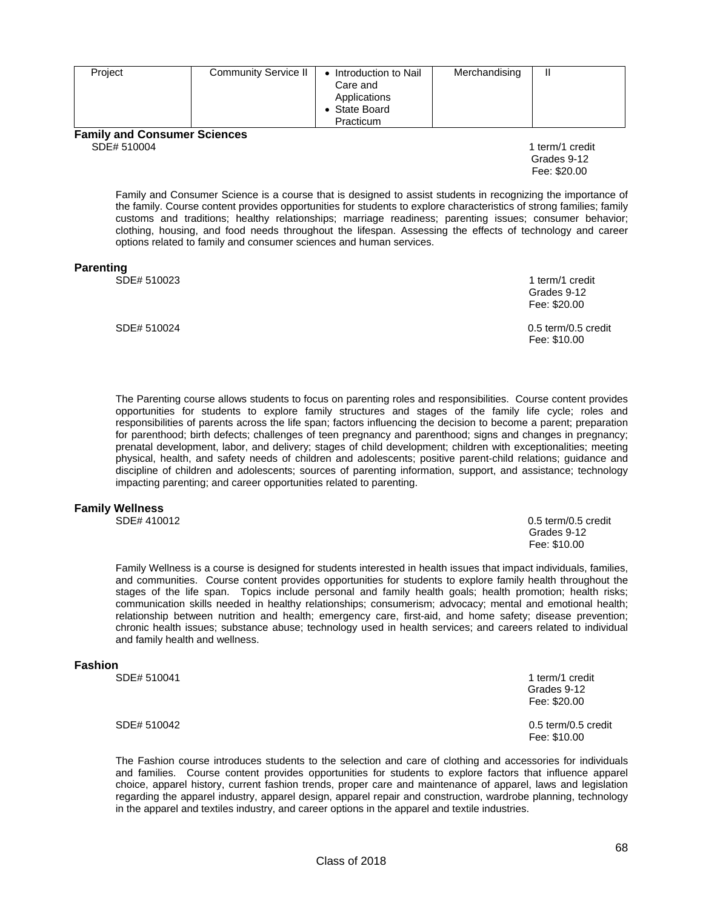| Project | Community Service II | • Introduction to Nail Care and Applications<br>• State Board Practicum | Merchandising | II |
|---|---|---|---|---|

**Family and Consumer Sciences**

SDE# 510004

1 term/1 credit
Grades 9-12
Fee: $20.00

Family and Consumer Science is a course that is designed to assist students in recognizing the importance of the family. Course content provides opportunities for students to explore characteristics of strong families; family customs and traditions; healthy relationships; marriage readiness; parenting issues; consumer behavior; clothing, housing, and food needs throughout the lifespan. Assessing the effects of technology and career options related to family and consumer sciences and human services.

**Parenting**

SDE# 510023

1 term/1 credit
Grades 9-12
Fee: $20.00

SDE# 510024

0.5 term/0.5 credit
Fee: $10.00

The Parenting course allows students to focus on parenting roles and responsibilities. Course content provides opportunities for students to explore family structures and stages of the family life cycle; roles and responsibilities of parents across the life span; factors influencing the decision to become a parent; preparation for parenthood; birth defects; challenges of teen pregnancy and parenthood; signs and changes in pregnancy; prenatal development, labor, and delivery; stages of child development; children with exceptionalities; meeting physical, health, and safety needs of children and adolescents; positive parent-child relations; guidance and discipline of children and adolescents; sources of parenting information, support, and assistance; technology impacting parenting; and career opportunities related to parenting.

**Family Wellness**

SDE# 410012

0.5 term/0.5 credit
Grades 9-12
Fee: $10.00

Family Wellness is a course is designed for students interested in health issues that impact individuals, families, and communities. Course content provides opportunities for students to explore family health throughout the stages of the life span. Topics include personal and family health goals; health promotion; health risks; communication skills needed in healthy relationships; consumerism; advocacy; mental and emotional health; relationship between nutrition and health; emergency care, first-aid, and home safety; disease prevention; chronic health issues; substance abuse; technology used in health services; and careers related to individual and family health and wellness.

**Fashion**

SDE# 510041

1 term/1 credit
Grades 9-12
Fee: $20.00

SDE# 510042

0.5 term/0.5 credit
Fee: $10.00

The Fashion course introduces students to the selection and care of clothing and accessories for individuals and families. Course content provides opportunities for students to explore factors that influence apparel choice, apparel history, current fashion trends, proper care and maintenance of apparel, laws and legislation regarding the apparel industry, apparel design, apparel repair and construction, wardrobe planning, technology in the apparel and textiles industry, and career options in the apparel and textile industries.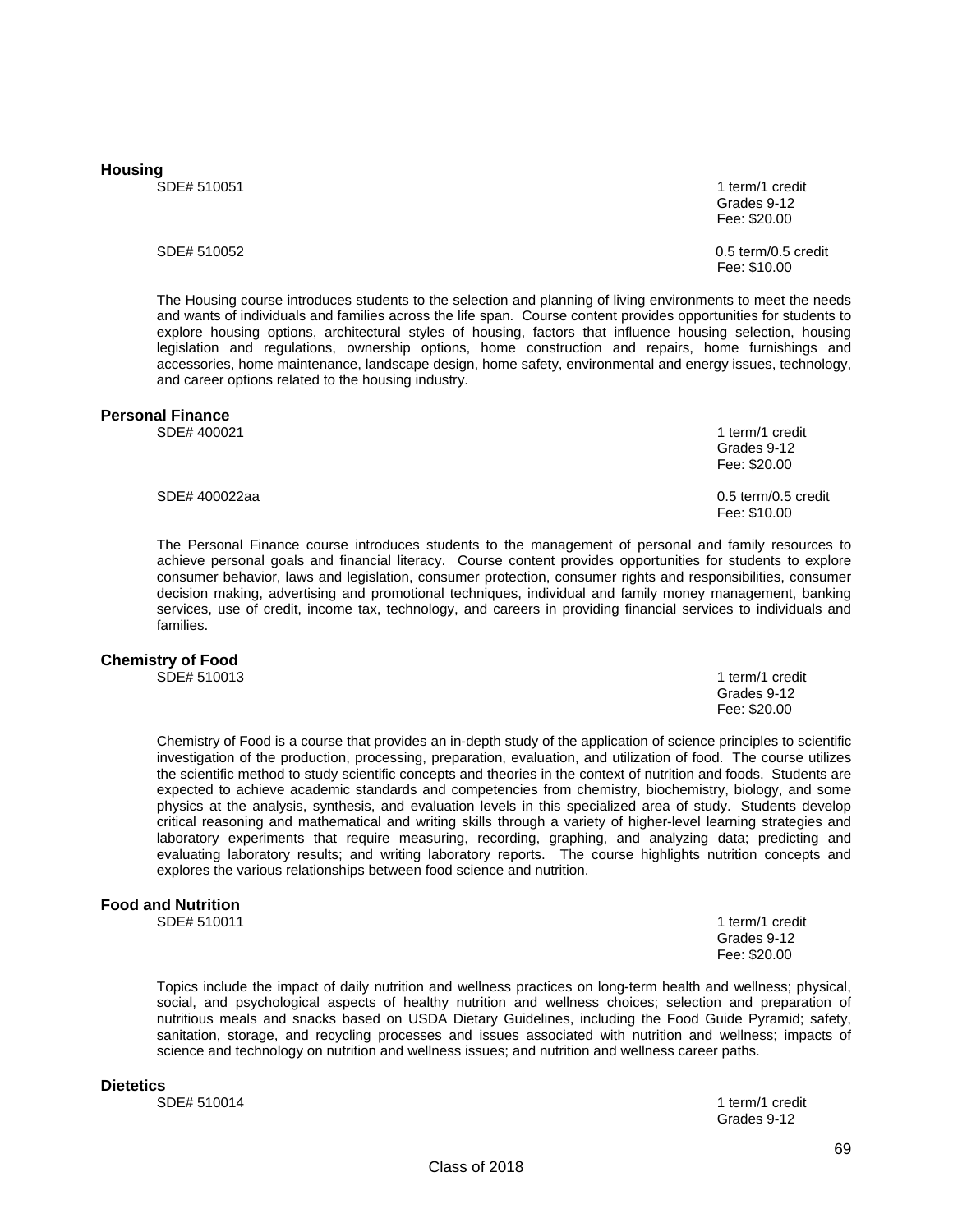**Housing**

SDE# 510051 — 1 term/1 credit
Grades 9-12
Fee: $20.00

SDE# 510052 — 0.5 term/0.5 credit
Fee: $10.00

The Housing course introduces students to the selection and planning of living environments to meet the needs and wants of individuals and families across the life span. Course content provides opportunities for students to explore housing options, architectural styles of housing, factors that influence housing selection, housing legislation and regulations, ownership options, home construction and repairs, home furnishings and accessories, home maintenance, landscape design, home safety, environmental and energy issues, technology, and career options related to the housing industry.

**Personal Finance**

SDE# 400021 — 1 term/1 credit
Grades 9-12
Fee: $20.00

SDE# 400022aa — 0.5 term/0.5 credit
Fee: $10.00

The Personal Finance course introduces students to the management of personal and family resources to achieve personal goals and financial literacy. Course content provides opportunities for students to explore consumer behavior, laws and legislation, consumer protection, consumer rights and responsibilities, consumer decision making, advertising and promotional techniques, individual and family money management, banking services, use of credit, income tax, technology, and careers in providing financial services to individuals and families.

**Chemistry of Food**

SDE# 510013 — 1 term/1 credit
Grades 9-12
Fee: $20.00

Chemistry of Food is a course that provides an in-depth study of the application of science principles to scientific investigation of the production, processing, preparation, evaluation, and utilization of food. The course utilizes the scientific method to study scientific concepts and theories in the context of nutrition and foods. Students are expected to achieve academic standards and competencies from chemistry, biochemistry, biology, and some physics at the analysis, synthesis, and evaluation levels in this specialized area of study. Students develop critical reasoning and mathematical and writing skills through a variety of higher-level learning strategies and laboratory experiments that require measuring, recording, graphing, and analyzing data; predicting and evaluating laboratory results; and writing laboratory reports. The course highlights nutrition concepts and explores the various relationships between food science and nutrition.

**Food and Nutrition**

SDE# 510011 — 1 term/1 credit
Grades 9-12
Fee: $20.00

Topics include the impact of daily nutrition and wellness practices on long-term health and wellness; physical, social, and psychological aspects of healthy nutrition and wellness choices; selection and preparation of nutritious meals and snacks based on USDA Dietary Guidelines, including the Food Guide Pyramid; safety, sanitation, storage, and recycling processes and issues associated with nutrition and wellness; impacts of science and technology on nutrition and wellness issues; and nutrition and wellness career paths.

**Dietetics**

SDE# 510014 — 1 term/1 credit
Grades 9-12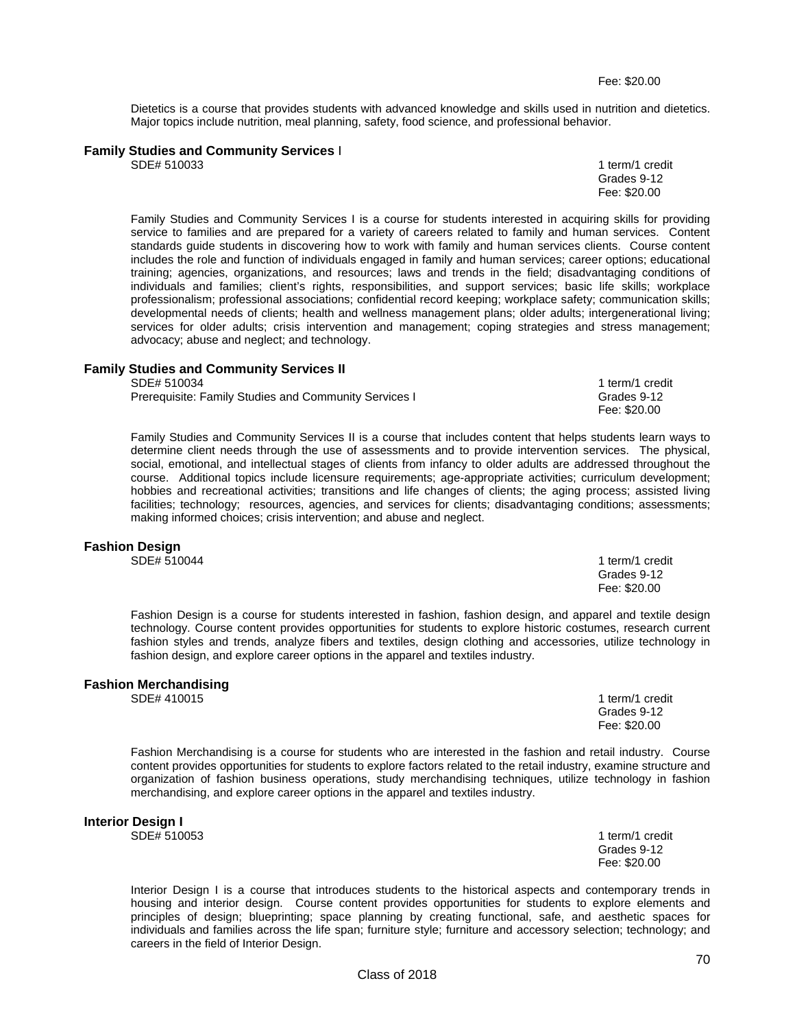Fee: $20.00

Dietetics is a course that provides students with advanced knowledge and skills used in nutrition and dietetics. Major topics include nutrition, meal planning, safety, food science, and professional behavior.

### Family Studies and Community Services I

SDE# 510033
1 term/1 credit
Grades 9-12
Fee: $20.00

Family Studies and Community Services I is a course for students interested in acquiring skills for providing service to families and are prepared for a variety of careers related to family and human services. Content standards guide students in discovering how to work with family and human services clients. Course content includes the role and function of individuals engaged in family and human services; career options; educational training; agencies, organizations, and resources; laws and trends in the field; disadvantaging conditions of individuals and families; client's rights, responsibilities, and support services; basic life skills; workplace professionalism; professional associations; confidential record keeping; workplace safety; communication skills; developmental needs of clients; health and wellness management plans; older adults; intergenerational living; services for older adults; crisis intervention and management; coping strategies and stress management; advocacy; abuse and neglect; and technology.

### Family Studies and Community Services II

SDE# 510034
Prerequisite: Family Studies and Community Services I
1 term/1 credit
Grades 9-12
Fee: $20.00

Family Studies and Community Services II is a course that includes content that helps students learn ways to determine client needs through the use of assessments and to provide intervention services. The physical, social, emotional, and intellectual stages of clients from infancy to older adults are addressed throughout the course. Additional topics include licensure requirements; age-appropriate activities; curriculum development; hobbies and recreational activities; transitions and life changes of clients; the aging process; assisted living facilities; technology; resources, agencies, and services for clients; disadvantaging conditions; assessments; making informed choices; crisis intervention; and abuse and neglect.

### Fashion Design

SDE# 510044
1 term/1 credit
Grades 9-12
Fee: $20.00

Fashion Design is a course for students interested in fashion, fashion design, and apparel and textile design technology. Course content provides opportunities for students to explore historic costumes, research current fashion styles and trends, analyze fibers and textiles, design clothing and accessories, utilize technology in fashion design, and explore career options in the apparel and textiles industry.

### Fashion Merchandising

SDE# 410015
1 term/1 credit
Grades 9-12
Fee: $20.00

Fashion Merchandising is a course for students who are interested in the fashion and retail industry. Course content provides opportunities for students to explore factors related to the retail industry, examine structure and organization of fashion business operations, study merchandising techniques, utilize technology in fashion merchandising, and explore career options in the apparel and textiles industry.

### Interior Design I

SDE# 510053
1 term/1 credit
Grades 9-12
Fee: $20.00

Interior Design I is a course that introduces students to the historical aspects and contemporary trends in housing and interior design. Course content provides opportunities for students to explore elements and principles of design; blueprinting; space planning by creating functional, safe, and aesthetic spaces for individuals and families across the life span; furniture style; furniture and accessory selection; technology; and careers in the field of Interior Design.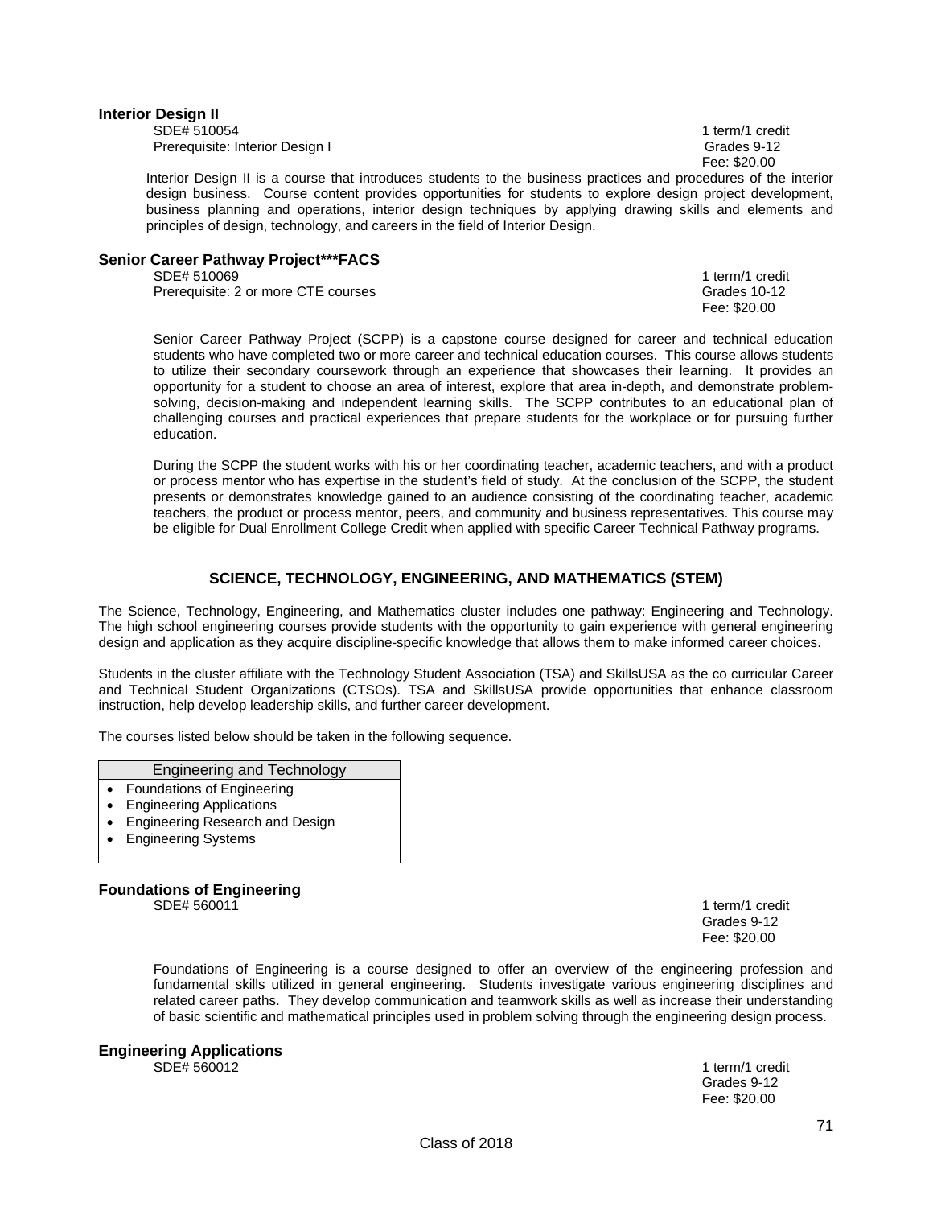**Interior Design II**

SDE# 510054 — 1 term/1 credit
Prerequisite: Interior Design I — Grades 9-12
Fee: $20.00

Interior Design II is a course that introduces students to the business practices and procedures of the interior design business. Course content provides opportunities for students to explore design project development, business planning and operations, interior design techniques by applying drawing skills and elements and principles of design, technology, and careers in the field of Interior Design.

**Senior Career Pathway Project***FACS**

SDE# 510069 — 1 term/1 credit
Prerequisite: 2 or more CTE courses — Grades 10-12
Fee: $20.00

Senior Career Pathway Project (SCPP) is a capstone course designed for career and technical education students who have completed two or more career and technical education courses. This course allows students to utilize their secondary coursework through an experience that showcases their learning. It provides an opportunity for a student to choose an area of interest, explore that area in-depth, and demonstrate problem-solving, decision-making and independent learning skills. The SCPP contributes to an educational plan of challenging courses and practical experiences that prepare students for the workplace or for pursuing further education.

During the SCPP the student works with his or her coordinating teacher, academic teachers, and with a product or process mentor who has expertise in the student's field of study. At the conclusion of the SCPP, the student presents or demonstrates knowledge gained to an audience consisting of the coordinating teacher, academic teachers, the product or process mentor, peers, and community and business representatives. This course may be eligible for Dual Enrollment College Credit when applied with specific Career Technical Pathway programs.

## SCIENCE, TECHNOLOGY, ENGINEERING, AND MATHEMATICS (STEM)

The Science, Technology, Engineering, and Mathematics cluster includes one pathway: Engineering and Technology. The high school engineering courses provide students with the opportunity to gain experience with general engineering design and application as they acquire discipline-specific knowledge that allows them to make informed career choices.

Students in the cluster affiliate with the Technology Student Association (TSA) and SkillsUSA as the co curricular Career and Technical Student Organizations (CTSOs). TSA and SkillsUSA provide opportunities that enhance classroom instruction, help develop leadership skills, and further career development.

The courses listed below should be taken in the following sequence.

| Engineering and Technology |
|---|
| • Foundations of Engineering<br>• Engineering Applications<br>• Engineering Research and Design<br>• Engineering Systems |

**Foundations of Engineering**

SDE# 560011 — 1 term/1 credit
Grades 9-12
Fee: $20.00

Foundations of Engineering is a course designed to offer an overview of the engineering profession and fundamental skills utilized in general engineering. Students investigate various engineering disciplines and related career paths. They develop communication and teamwork skills as well as increase their understanding of basic scientific and mathematical principles used in problem solving through the engineering design process.

**Engineering Applications**

SDE# 560012 — 1 term/1 credit
Grades 9-12
Fee: $20.00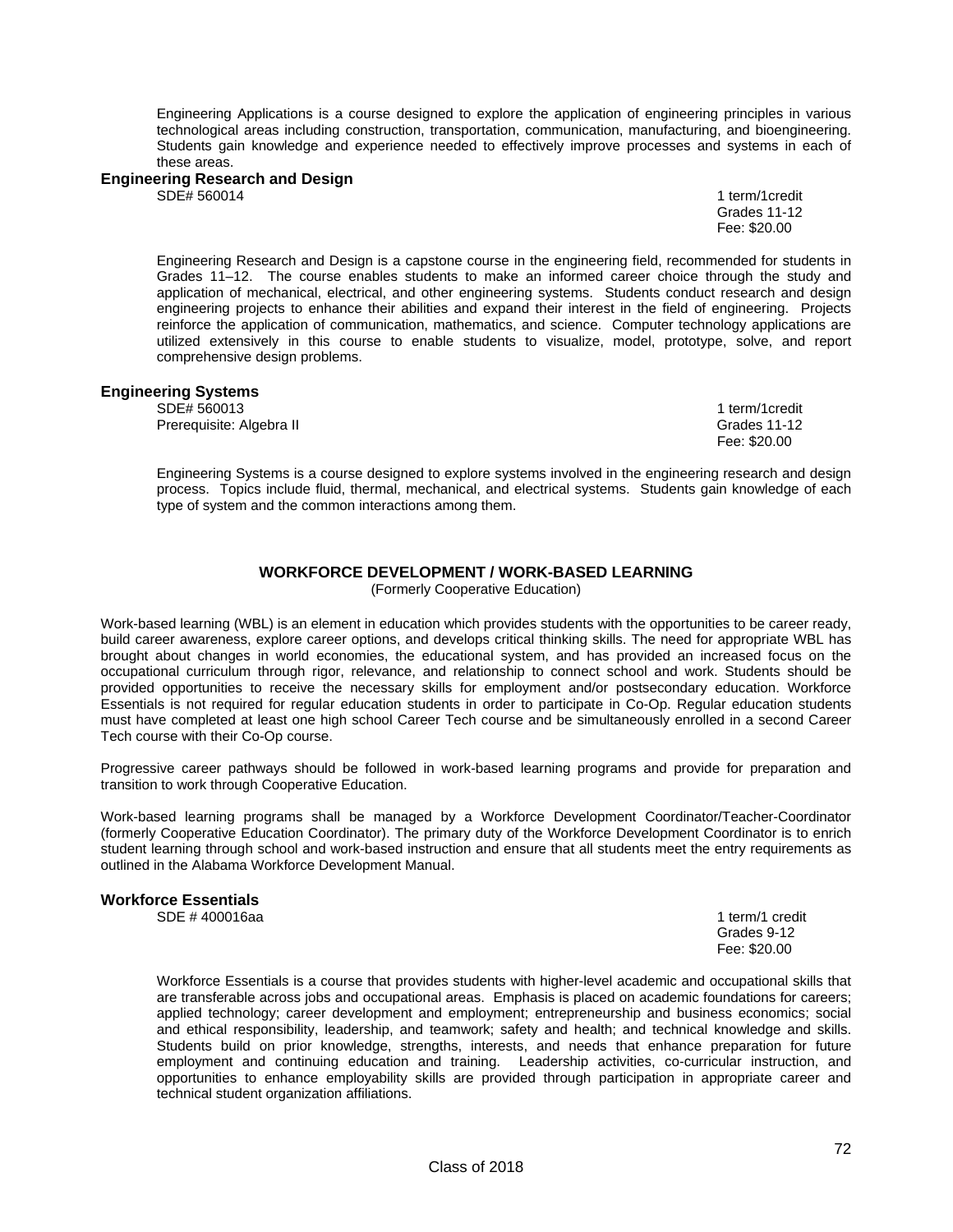Engineering Applications is a course designed to explore the application of engineering principles in various technological areas including construction, transportation, communication, manufacturing, and bioengineering. Students gain knowledge and experience needed to effectively improve processes and systems in each of these areas.

### Engineering Research and Design

SDE# 560014

1 term/1credit
Grades 11-12
Fee: $20.00

Engineering Research and Design is a capstone course in the engineering field, recommended for students in Grades 11–12. The course enables students to make an informed career choice through the study and application of mechanical, electrical, and other engineering systems. Students conduct research and design engineering projects to enhance their abilities and expand their interest in the field of engineering. Projects reinforce the application of communication, mathematics, and science. Computer technology applications are utilized extensively in this course to enable students to visualize, model, prototype, solve, and report comprehensive design problems.

### Engineering Systems

SDE# 560013
Prerequisite: Algebra II

1 term/1credit
Grades 11-12
Fee: $20.00

Engineering Systems is a course designed to explore systems involved in the engineering research and design process. Topics include fluid, thermal, mechanical, and electrical systems. Students gain knowledge of each type of system and the common interactions among them.

## WORKFORCE DEVELOPMENT / WORK-BASED LEARNING

(Formerly Cooperative Education)

Work-based learning (WBL) is an element in education which provides students with the opportunities to be career ready, build career awareness, explore career options, and develops critical thinking skills. The need for appropriate WBL has brought about changes in world economies, the educational system, and has provided an increased focus on the occupational curriculum through rigor, relevance, and relationship to connect school and work. Students should be provided opportunities to receive the necessary skills for employment and/or postsecondary education. Workforce Essentials is not required for regular education students in order to participate in Co-Op. Regular education students must have completed at least one high school Career Tech course and be simultaneously enrolled in a second Career Tech course with their Co-Op course.

Progressive career pathways should be followed in work-based learning programs and provide for preparation and transition to work through Cooperative Education.

Work-based learning programs shall be managed by a Workforce Development Coordinator/Teacher-Coordinator (formerly Cooperative Education Coordinator). The primary duty of the Workforce Development Coordinator is to enrich student learning through school and work-based instruction and ensure that all students meet the entry requirements as outlined in the Alabama Workforce Development Manual.

### Workforce Essentials

SDE # 400016aa

1 term/1 credit
Grades 9-12
Fee: $20.00

Workforce Essentials is a course that provides students with higher-level academic and occupational skills that are transferable across jobs and occupational areas. Emphasis is placed on academic foundations for careers; applied technology; career development and employment; entrepreneurship and business economics; social and ethical responsibility, leadership, and teamwork; safety and health; and technical knowledge and skills. Students build on prior knowledge, strengths, interests, and needs that enhance preparation for future employment and continuing education and training. Leadership activities, co-curricular instruction, and opportunities to enhance employability skills are provided through participation in appropriate career and technical student organization affiliations.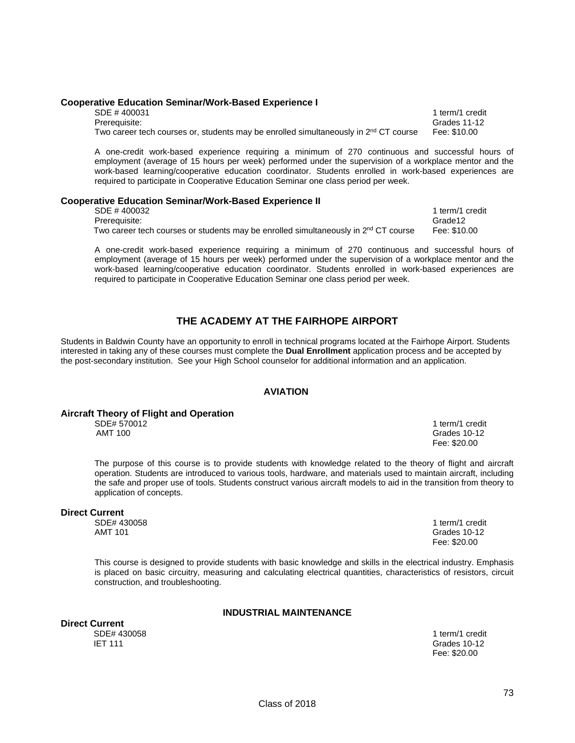### Cooperative Education Seminar/Work-Based Experience I

SDE # 400031 — 1 term/1 credit
Prerequisite: — Grades 11-12
Two career tech courses or, students may be enrolled simultaneously in 2nd CT course — Fee: $10.00

A one-credit work-based experience requiring a minimum of 270 continuous and successful hours of employment (average of 15 hours per week) performed under the supervision of a workplace mentor and the work-based learning/cooperative education coordinator. Students enrolled in work-based experiences are required to participate in Cooperative Education Seminar one class period per week.

### Cooperative Education Seminar/Work-Based Experience II

SDE # 400032 — 1 term/1 credit
Prerequisite: — Grade12
Two career tech courses or students may be enrolled simultaneously in 2nd CT course — Fee: $10.00

A one-credit work-based experience requiring a minimum of 270 continuous and successful hours of employment (average of 15 hours per week) performed under the supervision of a workplace mentor and the work-based learning/cooperative education coordinator. Students enrolled in work-based experiences are required to participate in Cooperative Education Seminar one class period per week.

## THE ACADEMY AT THE FAIRHOPE AIRPORT

Students in Baldwin County have an opportunity to enroll in technical programs located at the Fairhope Airport. Students interested in taking any of these courses must complete the **Dual Enrollment** application process and be accepted by the post-secondary institution. See your High School counselor for additional information and an application.

### AVIATION

#### Aircraft Theory of Flight and Operation

SDE# 570012 — 1 term/1 credit
AMT 100 — Grades 10-12
Fee: $20.00

The purpose of this course is to provide students with knowledge related to the theory of flight and aircraft operation. Students are introduced to various tools, hardware, and materials used to maintain aircraft, including the safe and proper use of tools. Students construct various aircraft models to aid in the transition from theory to application of concepts.

#### Direct Current

SDE# 430058 — 1 term/1 credit
AMT 101 — Grades 10-12
Fee: $20.00

This course is designed to provide students with basic knowledge and skills in the electrical industry. Emphasis is placed on basic circuitry, measuring and calculating electrical quantities, characteristics of resistors, circuit construction, and troubleshooting.

### INDUSTRIAL MAINTENANCE

#### Direct Current

SDE# 430058 — 1 term/1 credit
IET 111 — Grades 10-12
Fee: $20.00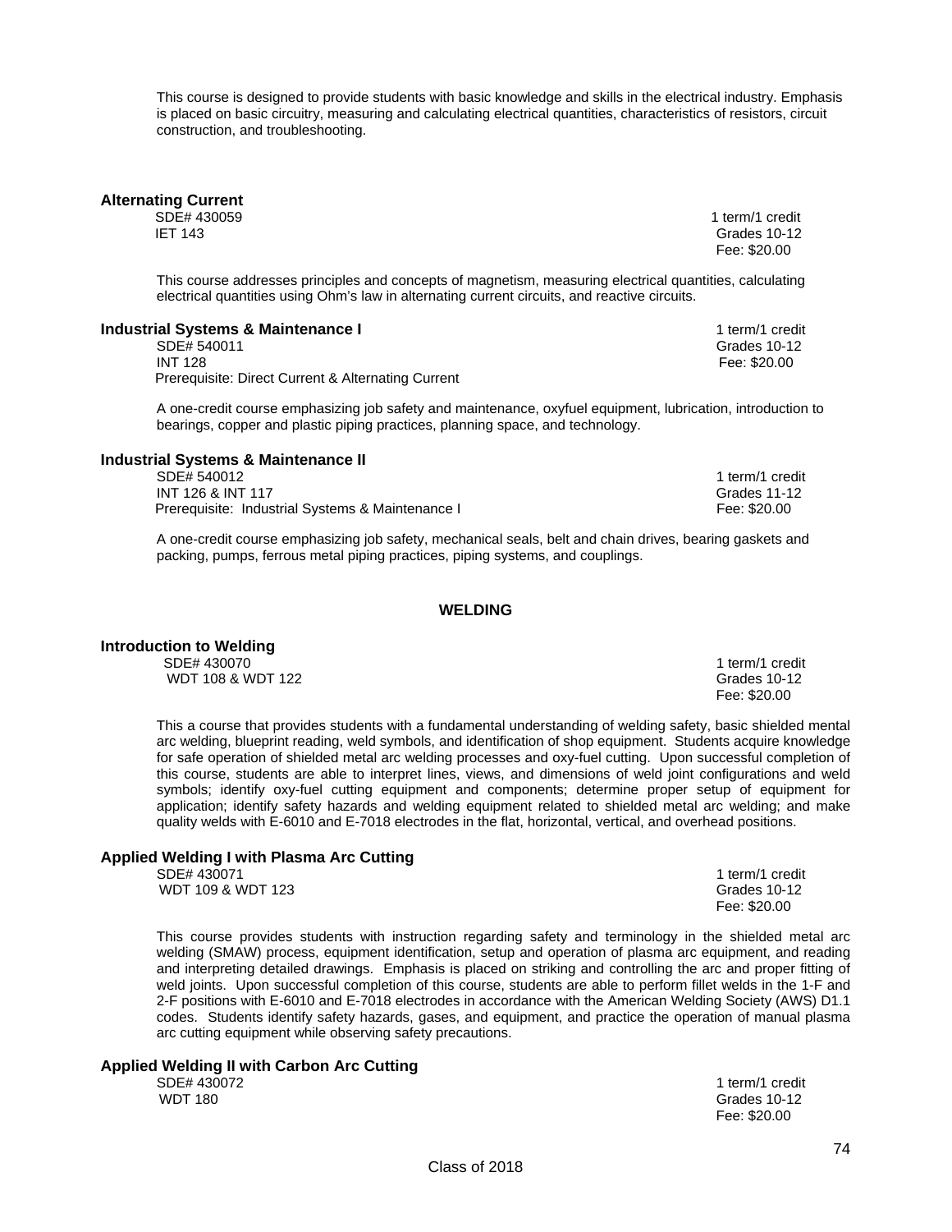This course is designed to provide students with basic knowledge and skills in the electrical industry. Emphasis is placed on basic circuitry, measuring and calculating electrical quantities, characteristics of resistors, circuit construction, and troubleshooting.

### Alternating Current

SDE# 430059
IET 143

1 term/1 credit
Grades 10-12
Fee: $20.00

This course addresses principles and concepts of magnetism, measuring electrical quantities, calculating electrical quantities using Ohm's law in alternating current circuits, and reactive circuits.

### Industrial Systems & Maintenance I

SDE# 540011
INT 128
Prerequisite: Direct Current & Alternating Current

1 term/1 credit
Grades 10-12
Fee: $20.00

A one-credit course emphasizing job safety and maintenance, oxyfuel equipment, lubrication, introduction to bearings, copper and plastic piping practices, planning space, and technology.

### Industrial Systems & Maintenance II

SDE# 540012
INT 126 & INT 117
Prerequisite: Industrial Systems & Maintenance I

1 term/1 credit
Grades 11-12
Fee: $20.00

A one-credit course emphasizing job safety, mechanical seals, belt and chain drives, bearing gaskets and packing, pumps, ferrous metal piping practices, piping systems, and couplings.

## WELDING

### Introduction to Welding

SDE# 430070
WDT 108 & WDT 122

1 term/1 credit
Grades 10-12
Fee: $20.00

This a course that provides students with a fundamental understanding of welding safety, basic shielded mental arc welding, blueprint reading, weld symbols, and identification of shop equipment. Students acquire knowledge for safe operation of shielded metal arc welding processes and oxy-fuel cutting. Upon successful completion of this course, students are able to interpret lines, views, and dimensions of weld joint configurations and weld symbols; identify oxy-fuel cutting equipment and components; determine proper setup of equipment for application; identify safety hazards and welding equipment related to shielded metal arc welding; and make quality welds with E-6010 and E-7018 electrodes in the flat, horizontal, vertical, and overhead positions.

### Applied Welding I with Plasma Arc Cutting

SDE# 430071
WDT 109 & WDT 123

1 term/1 credit
Grades 10-12
Fee: $20.00

This course provides students with instruction regarding safety and terminology in the shielded metal arc welding (SMAW) process, equipment identification, setup and operation of plasma arc equipment, and reading and interpreting detailed drawings. Emphasis is placed on striking and controlling the arc and proper fitting of weld joints. Upon successful completion of this course, students are able to perform fillet welds in the 1-F and 2-F positions with E-6010 and E-7018 electrodes in accordance with the American Welding Society (AWS) D1.1 codes. Students identify safety hazards, gases, and equipment, and practice the operation of manual plasma arc cutting equipment while observing safety precautions.

### Applied Welding II with Carbon Arc Cutting

SDE# 430072
WDT 180

1 term/1 credit
Grades 10-12
Fee: $20.00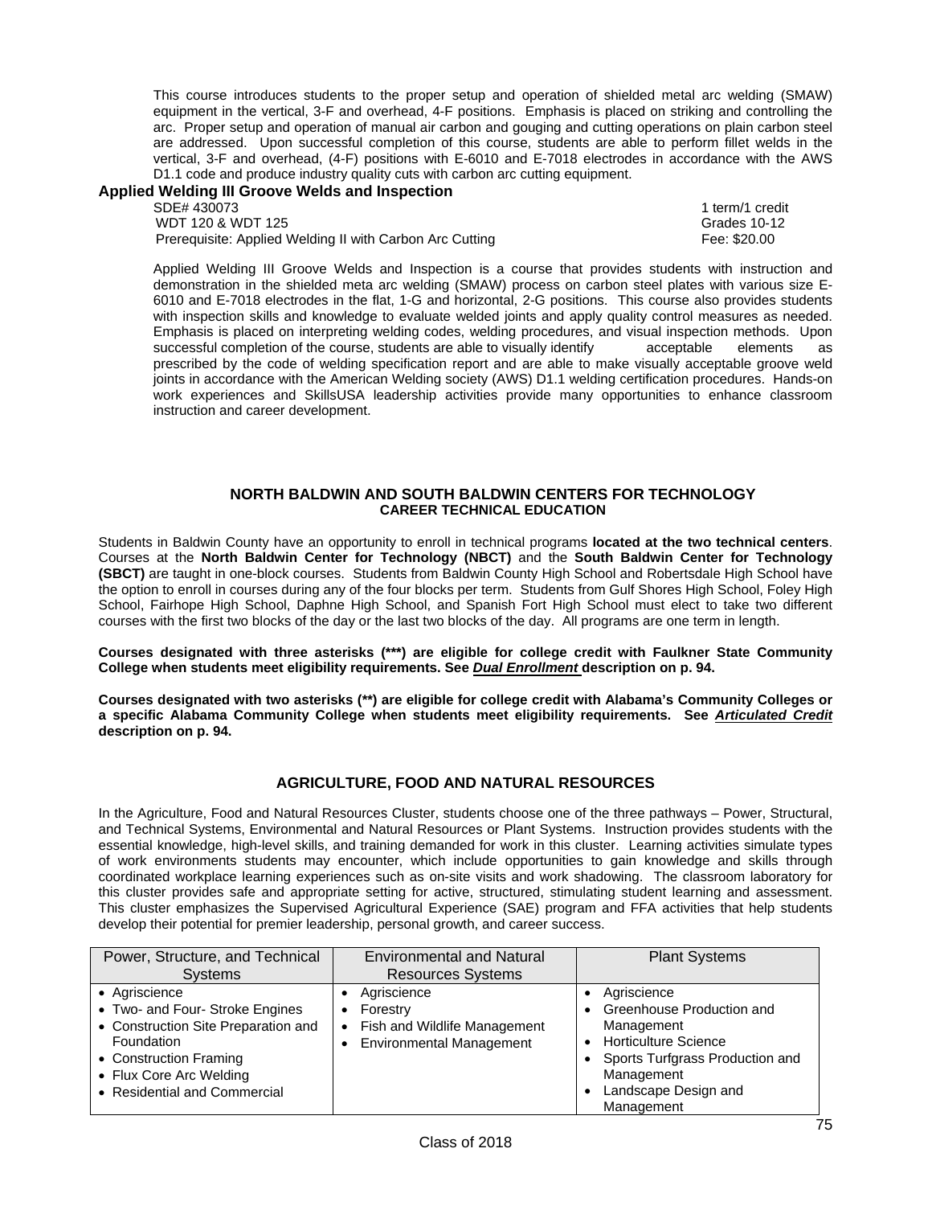This course introduces students to the proper setup and operation of shielded metal arc welding (SMAW) equipment in the vertical, 3-F and overhead, 4-F positions. Emphasis is placed on striking and controlling the arc. Proper setup and operation of manual air carbon and gouging and cutting operations on plain carbon steel are addressed. Upon successful completion of this course, students are able to perform fillet welds in the vertical, 3-F and overhead, (4-F) positions with E-6010 and E-7018 electrodes in accordance with the AWS D1.1 code and produce industry quality cuts with carbon arc cutting equipment.

**Applied Welding III Groove Welds and Inspection**

SDE# 430073 — 1 term/1 credit
WDT 120 & WDT 125 — Grades 10-12
Prerequisite: Applied Welding II with Carbon Arc Cutting — Fee: $20.00

Applied Welding III Groove Welds and Inspection is a course that provides students with instruction and demonstration in the shielded meta arc welding (SMAW) process on carbon steel plates with various size E-6010 and E-7018 electrodes in the flat, 1-G and horizontal, 2-G positions. This course also provides students with inspection skills and knowledge to evaluate welded joints and apply quality control measures as needed. Emphasis is placed on interpreting welding codes, welding procedures, and visual inspection methods. Upon successful completion of the course, students are able to visually identify acceptable elements as prescribed by the code of welding specification report and are able to make visually acceptable groove weld joints in accordance with the American Welding society (AWS) D1.1 welding certification procedures. Hands-on work experiences and SkillsUSA leadership activities provide many opportunities to enhance classroom instruction and career development.

## NORTH BALDWIN AND SOUTH BALDWIN CENTERS FOR TECHNOLOGY
### CAREER TECHNICAL EDUCATION

Students in Baldwin County have an opportunity to enroll in technical programs **located at the two technical centers**. Courses at the **North Baldwin Center for Technology (NBCT)** and the **South Baldwin Center for Technology (SBCT)** are taught in one-block courses. Students from Baldwin County High School and Robertsdale High School have the option to enroll in courses during any of the four blocks per term. Students from Gulf Shores High School, Foley High School, Fairhope High School, Daphne High School, and Spanish Fort High School must elect to take two different courses with the first two blocks of the day or the last two blocks of the day. All programs are one term in length.

**Courses designated with three asterisks (***) are eligible for college credit with Faulkner State Community College when students meet eligibility requirements. See *Dual Enrollment* description on p. 94.**

**Courses designated with two asterisks (**) are eligible for college credit with Alabama's Community Colleges or a specific Alabama Community College when students meet eligibility requirements. See *Articulated Credit* description on p. 94.**

## AGRICULTURE, FOOD AND NATURAL RESOURCES

In the Agriculture, Food and Natural Resources Cluster, students choose one of the three pathways – Power, Structural, and Technical Systems, Environmental and Natural Resources or Plant Systems. Instruction provides students with the essential knowledge, high-level skills, and training demanded for work in this cluster. Learning activities simulate types of work environments students may encounter, which include opportunities to gain knowledge and skills through coordinated workplace learning experiences such as on-site visits and work shadowing. The classroom laboratory for this cluster provides safe and appropriate setting for active, structured, stimulating student learning and assessment. This cluster emphasizes the Supervised Agricultural Experience (SAE) program and FFA activities that help students develop their potential for premier leadership, personal growth, and career success.

| Power, Structure, and Technical Systems | Environmental and Natural Resources Systems | Plant Systems |
|---|---|---|
| • Agriscience<br>• Two- and Four- Stroke Engines<br>• Construction Site Preparation and Foundation<br>• Construction Framing<br>• Flux Core Arc Welding<br>• Residential and Commercial | • Agriscience<br>• Forestry<br>• Fish and Wildlife Management<br>• Environmental Management | • Agriscience<br>• Greenhouse Production and Management<br>• Horticulture Science<br>• Sports Turfgrass Production and Management<br>• Landscape Design and Management |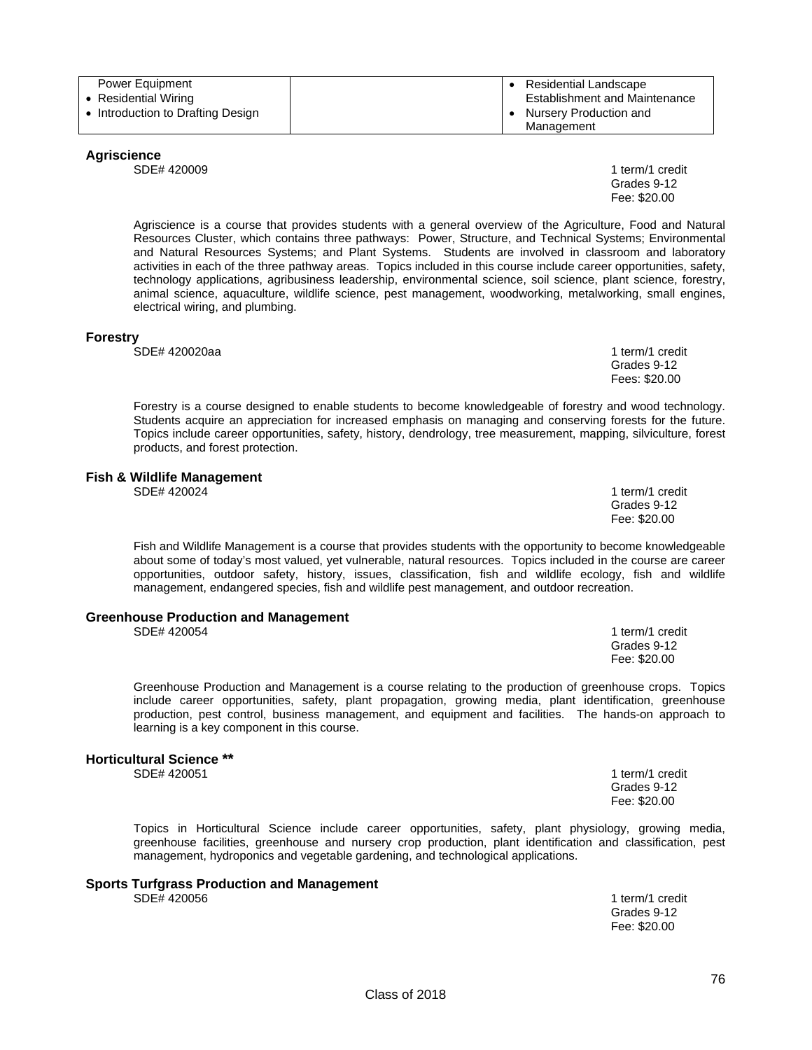| | | |
|---|---|---|
| Power Equipment<br>• Residential Wiring<br>• Introduction to Drafting Design | | • Residential Landscape Establishment and Maintenance<br>• Nursery Production and Management |

**Agriscience**

SDE# 420009

1 term/1 credit
Grades 9-12
Fee: $20.00

Agriscience is a course that provides students with a general overview of the Agriculture, Food and Natural Resources Cluster, which contains three pathways: Power, Structure, and Technical Systems; Environmental and Natural Resources Systems; and Plant Systems. Students are involved in classroom and laboratory activities in each of the three pathway areas. Topics included in this course include career opportunities, safety, technology applications, agribusiness leadership, environmental science, soil science, plant science, forestry, animal science, aquaculture, wildlife science, pest management, woodworking, metalworking, small engines, electrical wiring, and plumbing.

**Forestry**

SDE# 420020aa

1 term/1 credit
Grades 9-12
Fees: $20.00

Forestry is a course designed to enable students to become knowledgeable of forestry and wood technology. Students acquire an appreciation for increased emphasis on managing and conserving forests for the future. Topics include career opportunities, safety, history, dendrology, tree measurement, mapping, silviculture, forest products, and forest protection.

**Fish & Wildlife Management**

SDE# 420024

1 term/1 credit
Grades 9-12
Fee: $20.00

Fish and Wildlife Management is a course that provides students with the opportunity to become knowledgeable about some of today's most valued, yet vulnerable, natural resources. Topics included in the course are career opportunities, outdoor safety, history, issues, classification, fish and wildlife ecology, fish and wildlife management, endangered species, fish and wildlife pest management, and outdoor recreation.

**Greenhouse Production and Management**

SDE# 420054

1 term/1 credit
Grades 9-12
Fee: $20.00

Greenhouse Production and Management is a course relating to the production of greenhouse crops. Topics include career opportunities, safety, plant propagation, growing media, plant identification, greenhouse production, pest control, business management, and equipment and facilities. The hands-on approach to learning is a key component in this course.

**Horticultural Science ****

SDE# 420051

1 term/1 credit
Grades 9-12
Fee: $20.00

Topics in Horticultural Science include career opportunities, safety, plant physiology, growing media, greenhouse facilities, greenhouse and nursery crop production, plant identification and classification, pest management, hydroponics and vegetable gardening, and technological applications.

**Sports Turfgrass Production and Management**

SDE# 420056

1 term/1 credit
Grades 9-12
Fee: $20.00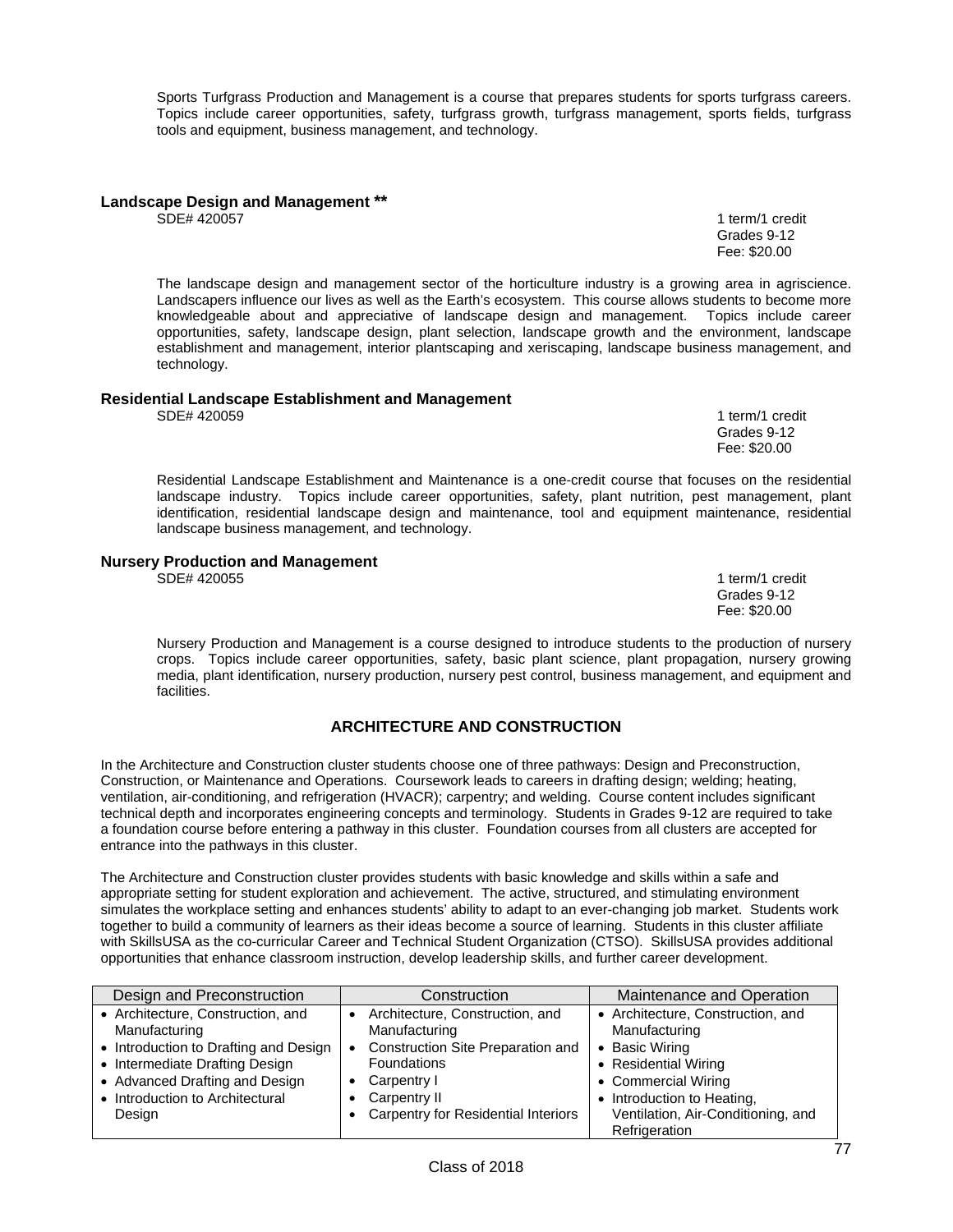Sports Turfgrass Production and Management is a course that prepares students for sports turfgrass careers. Topics include career opportunities, safety, turfgrass growth, turfgrass management, sports fields, turfgrass tools and equipment, business management, and technology.

### Landscape Design and Management **

SDE# 420057

1 term/1 credit
Grades 9-12
Fee: $20.00

The landscape design and management sector of the horticulture industry is a growing area in agriscience. Landscapers influence our lives as well as the Earth's ecosystem. This course allows students to become more knowledgeable about and appreciative of landscape design and management. Topics include career opportunities, safety, landscape design, plant selection, landscape growth and the environment, landscape establishment and management, interior plantscaping and xeriscaping, landscape business management, and technology.

### Residential Landscape Establishment and Management

SDE# 420059

1 term/1 credit
Grades 9-12
Fee: $20.00

Residential Landscape Establishment and Maintenance is a one-credit course that focuses on the residential landscape industry. Topics include career opportunities, safety, plant nutrition, pest management, plant identification, residential landscape design and maintenance, tool and equipment maintenance, residential landscape business management, and technology.

### Nursery Production and Management

SDE# 420055

1 term/1 credit
Grades 9-12
Fee: $20.00

Nursery Production and Management is a course designed to introduce students to the production of nursery crops. Topics include career opportunities, safety, basic plant science, plant propagation, nursery growing media, plant identification, nursery production, nursery pest control, business management, and equipment and facilities.

## ARCHITECTURE AND CONSTRUCTION

In the Architecture and Construction cluster students choose one of three pathways: Design and Preconstruction, Construction, or Maintenance and Operations. Coursework leads to careers in drafting design; welding; heating, ventilation, air-conditioning, and refrigeration (HVACR); carpentry; and welding. Course content includes significant technical depth and incorporates engineering concepts and terminology. Students in Grades 9-12 are required to take a foundation course before entering a pathway in this cluster. Foundation courses from all clusters are accepted for entrance into the pathways in this cluster.

The Architecture and Construction cluster provides students with basic knowledge and skills within a safe and appropriate setting for student exploration and achievement. The active, structured, and stimulating environment simulates the workplace setting and enhances students' ability to adapt to an ever-changing job market. Students work together to build a community of learners as their ideas become a source of learning. Students in this cluster affiliate with SkillsUSA as the co-curricular Career and Technical Student Organization (CTSO). SkillsUSA provides additional opportunities that enhance classroom instruction, develop leadership skills, and further career development.

| Design and Preconstruction | Construction | Maintenance and Operation |
|---|---|---|
| • Architecture, Construction, and Manufacturing<br>• Introduction to Drafting and Design<br>• Intermediate Drafting Design<br>• Advanced Drafting and Design<br>• Introduction to Architectural Design | • Architecture, Construction, and Manufacturing<br>• Construction Site Preparation and Foundations<br>• Carpentry I<br>• Carpentry II<br>• Carpentry for Residential Interiors | • Architecture, Construction, and Manufacturing<br>• Basic Wiring<br>• Residential Wiring<br>• Commercial Wiring<br>• Introduction to Heating, Ventilation, Air-Conditioning, and Refrigeration |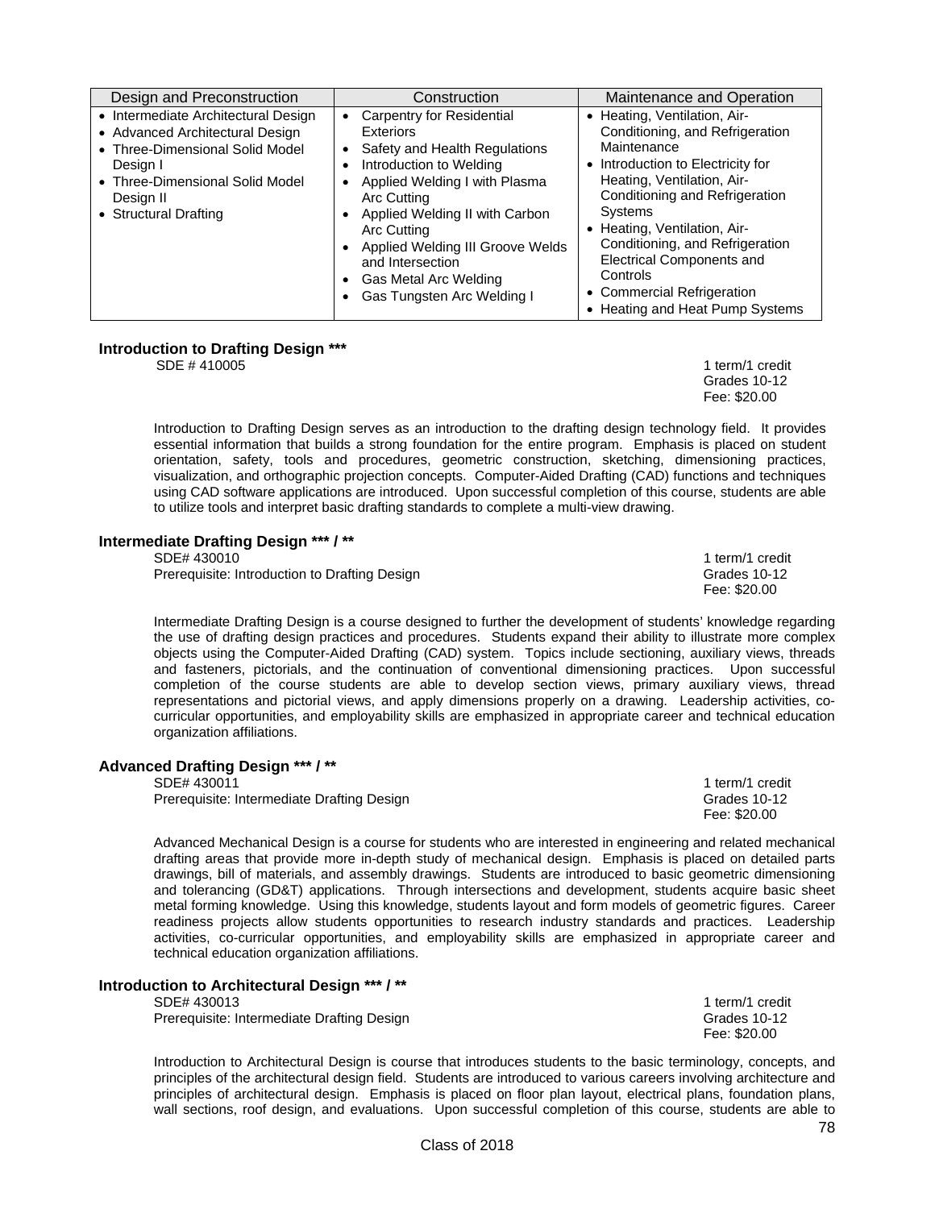| Design and Preconstruction | Construction | Maintenance and Operation |
| --- | --- | --- |
| • Intermediate Architectural Design<br>• Advanced Architectural Design<br>• Three-Dimensional Solid Model Design I<br>• Three-Dimensional Solid Model Design II<br>• Structural Drafting | • Carpentry for Residential Exteriors<br>• Safety and Health Regulations<br>• Introduction to Welding<br>• Applied Welding I with Plasma Arc Cutting<br>• Applied Welding II with Carbon Arc Cutting<br>• Applied Welding III Groove Welds and Intersection<br>• Gas Metal Arc Welding<br>• Gas Tungsten Arc Welding I | • Heating, Ventilation, Air-Conditioning, and Refrigeration Maintenance<br>• Introduction to Electricity for Heating, Ventilation, Air-Conditioning and Refrigeration Systems<br>• Heating, Ventilation, Air-Conditioning, and Refrigeration Electrical Components and Controls<br>• Commercial Refrigeration<br>• Heating and Heat Pump Systems |

**Introduction to Drafting Design \*\*\***

SDE # 410005

1 term/1 credit
Grades 10-12
Fee: $20.00

Introduction to Drafting Design serves as an introduction to the drafting design technology field. It provides essential information that builds a strong foundation for the entire program. Emphasis is placed on student orientation, safety, tools and procedures, geometric construction, sketching, dimensioning practices, visualization, and orthographic projection concepts. Computer-Aided Drafting (CAD) functions and techniques using CAD software applications are introduced. Upon successful completion of this course, students are able to utilize tools and interpret basic drafting standards to complete a multi-view drawing.

**Intermediate Drafting Design \*\*\* / \*\***

SDE# 430010
Prerequisite: Introduction to Drafting Design

1 term/1 credit
Grades 10-12
Fee: $20.00

Intermediate Drafting Design is a course designed to further the development of students' knowledge regarding the use of drafting design practices and procedures. Students expand their ability to illustrate more complex objects using the Computer-Aided Drafting (CAD) system. Topics include sectioning, auxiliary views, threads and fasteners, pictorials, and the continuation of conventional dimensioning practices. Upon successful completion of the course students are able to develop section views, primary auxiliary views, thread representations and pictorial views, and apply dimensions properly on a drawing. Leadership activities, co-curricular opportunities, and employability skills are emphasized in appropriate career and technical education organization affiliations.

**Advanced Drafting Design \*\*\* / \*\***

SDE# 430011
Prerequisite: Intermediate Drafting Design

1 term/1 credit
Grades 10-12
Fee: $20.00

Advanced Mechanical Design is a course for students who are interested in engineering and related mechanical drafting areas that provide more in-depth study of mechanical design. Emphasis is placed on detailed parts drawings, bill of materials, and assembly drawings. Students are introduced to basic geometric dimensioning and tolerancing (GD&T) applications. Through intersections and development, students acquire basic sheet metal forming knowledge. Using this knowledge, students layout and form models of geometric figures. Career readiness projects allow students opportunities to research industry standards and practices. Leadership activities, co-curricular opportunities, and employability skills are emphasized in appropriate career and technical education organization affiliations.

**Introduction to Architectural Design \*\*\* / \*\***

SDE# 430013
Prerequisite: Intermediate Drafting Design

1 term/1 credit
Grades 10-12
Fee: $20.00

Introduction to Architectural Design is course that introduces students to the basic terminology, concepts, and principles of the architectural design field. Students are introduced to various careers involving architecture and principles of architectural design. Emphasis is placed on floor plan layout, electrical plans, foundation plans, wall sections, roof design, and evaluations. Upon successful completion of this course, students are able to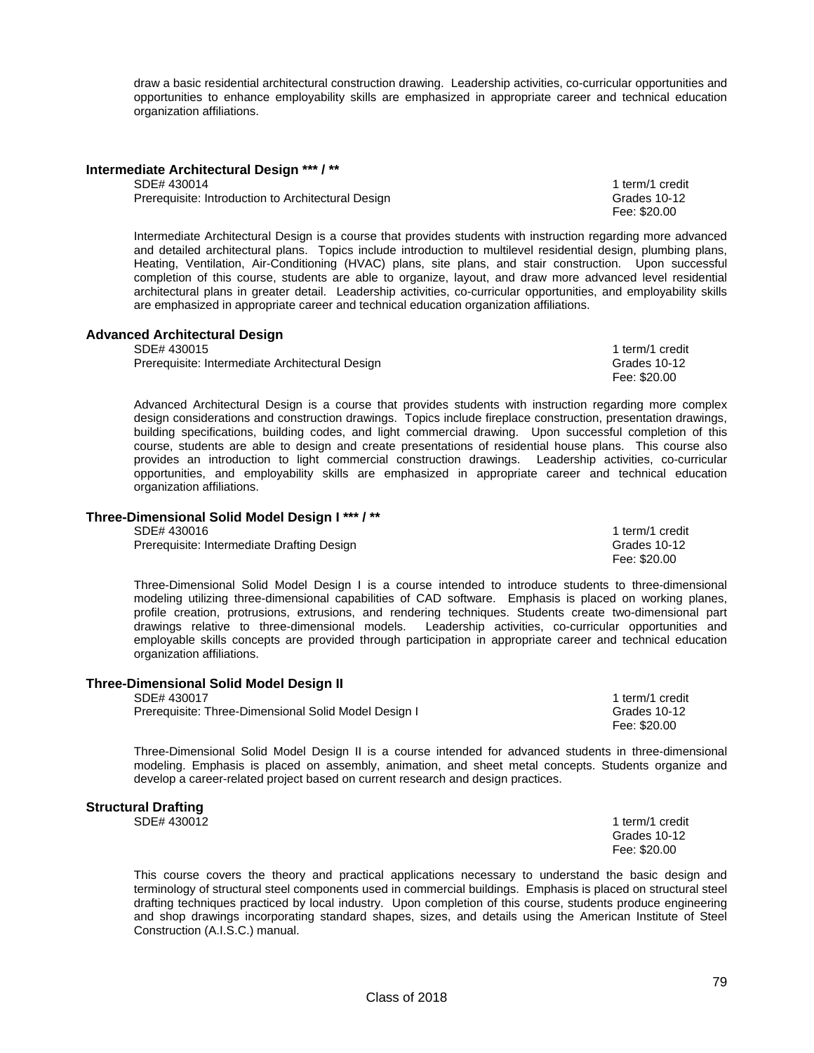draw a basic residential architectural construction drawing. Leadership activities, co-curricular opportunities and opportunities to enhance employability skills are emphasized in appropriate career and technical education organization affiliations.

### Intermediate Architectural Design *** / **

SDE# 430014 — 1 term/1 credit
Prerequisite: Introduction to Architectural Design — Grades 10-12
Fee: $20.00

Intermediate Architectural Design is a course that provides students with instruction regarding more advanced and detailed architectural plans. Topics include introduction to multilevel residential design, plumbing plans, Heating, Ventilation, Air-Conditioning (HVAC) plans, site plans, and stair construction. Upon successful completion of this course, students are able to organize, layout, and draw more advanced level residential architectural plans in greater detail. Leadership activities, co-curricular opportunities, and employability skills are emphasized in appropriate career and technical education organization affiliations.

### Advanced Architectural Design

SDE# 430015 — 1 term/1 credit
Prerequisite: Intermediate Architectural Design — Grades 10-12
Fee: $20.00

Advanced Architectural Design is a course that provides students with instruction regarding more complex design considerations and construction drawings. Topics include fireplace construction, presentation drawings, building specifications, building codes, and light commercial drawing. Upon successful completion of this course, students are able to design and create presentations of residential house plans. This course also provides an introduction to light commercial construction drawings. Leadership activities, co-curricular opportunities, and employability skills are emphasized in appropriate career and technical education organization affiliations.

### Three-Dimensional Solid Model Design I *** / **

SDE# 430016 — 1 term/1 credit
Prerequisite: Intermediate Drafting Design — Grades 10-12
Fee: $20.00

Three-Dimensional Solid Model Design I is a course intended to introduce students to three-dimensional modeling utilizing three-dimensional capabilities of CAD software. Emphasis is placed on working planes, profile creation, protrusions, extrusions, and rendering techniques. Students create two-dimensional part drawings relative to three-dimensional models. Leadership activities, co-curricular opportunities and employable skills concepts are provided through participation in appropriate career and technical education organization affiliations.

### Three-Dimensional Solid Model Design II

SDE# 430017 — 1 term/1 credit
Prerequisite: Three-Dimensional Solid Model Design I — Grades 10-12
Fee: $20.00

Three-Dimensional Solid Model Design II is a course intended for advanced students in three-dimensional modeling. Emphasis is placed on assembly, animation, and sheet metal concepts. Students organize and develop a career-related project based on current research and design practices.

### Structural Drafting

SDE# 430012 — 1 term/1 credit
Grades 10-12
Fee: $20.00

This course covers the theory and practical applications necessary to understand the basic design and terminology of structural steel components used in commercial buildings. Emphasis is placed on structural steel drafting techniques practiced by local industry. Upon completion of this course, students produce engineering and shop drawings incorporating standard shapes, sizes, and details using the American Institute of Steel Construction (A.I.S.C.) manual.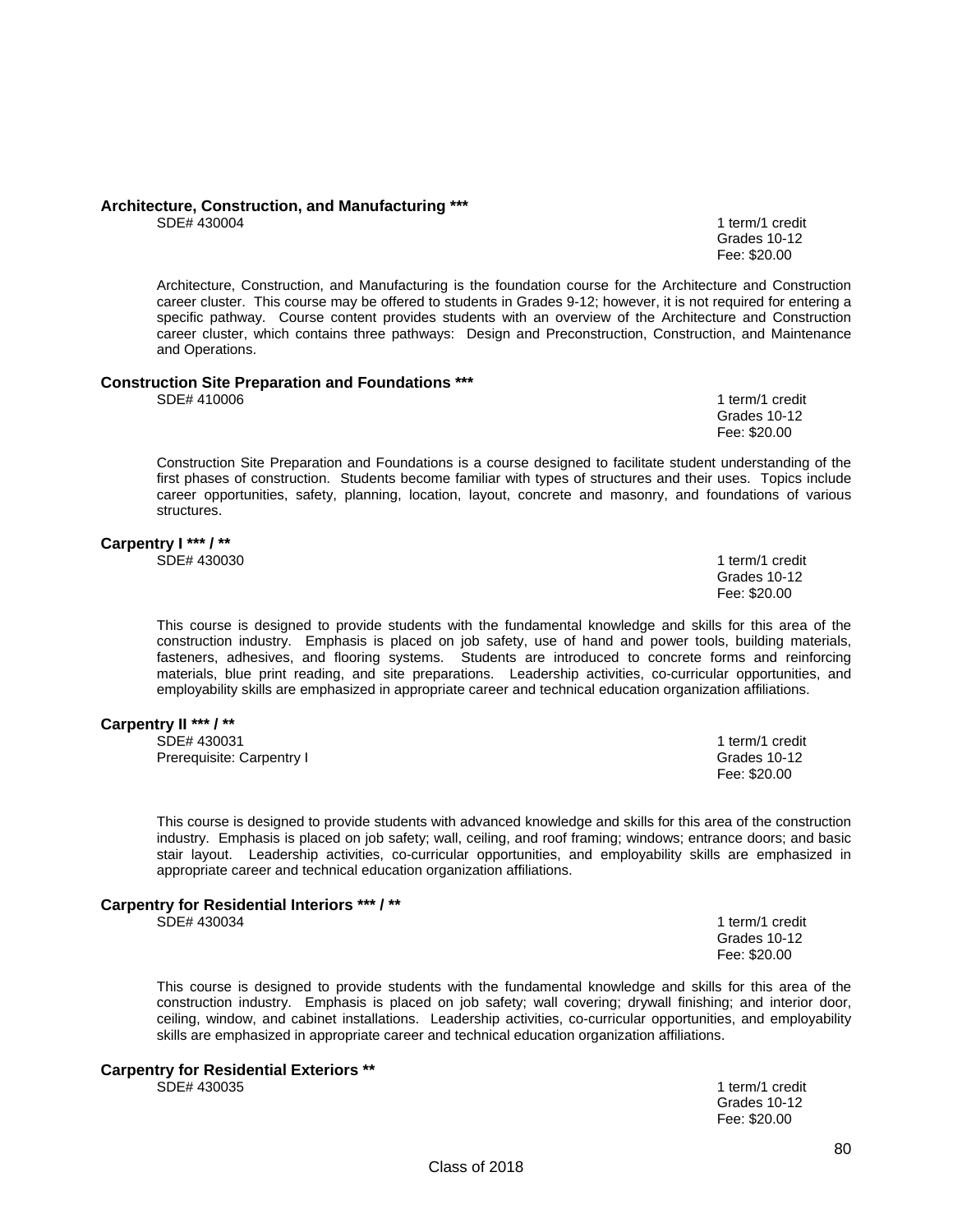**Architecture, Construction, and Manufacturing *****

SDE# 430004

1 term/1 credit
Grades 10-12
Fee: $20.00

Architecture, Construction, and Manufacturing is the foundation course for the Architecture and Construction career cluster. This course may be offered to students in Grades 9-12; however, it is not required for entering a specific pathway. Course content provides students with an overview of the Architecture and Construction career cluster, which contains three pathways: Design and Preconstruction, Construction, and Maintenance and Operations.

**Construction Site Preparation and Foundations *****

SDE# 410006

1 term/1 credit
Grades 10-12
Fee: $20.00

Construction Site Preparation and Foundations is a course designed to facilitate student understanding of the first phases of construction. Students become familiar with types of structures and their uses. Topics include career opportunities, safety, planning, location, layout, concrete and masonry, and foundations of various structures.

**Carpentry I *** / ****

SDE# 430030

1 term/1 credit
Grades 10-12
Fee: $20.00

This course is designed to provide students with the fundamental knowledge and skills for this area of the construction industry. Emphasis is placed on job safety, use of hand and power tools, building materials, fasteners, adhesives, and flooring systems. Students are introduced to concrete forms and reinforcing materials, blue print reading, and site preparations. Leadership activities, co-curricular opportunities, and employability skills are emphasized in appropriate career and technical education organization affiliations.

**Carpentry II *** / ****

SDE# 430031
Prerequisite: Carpentry I

1 term/1 credit
Grades 10-12
Fee: $20.00

This course is designed to provide students with advanced knowledge and skills for this area of the construction industry. Emphasis is placed on job safety; wall, ceiling, and roof framing; windows; entrance doors; and basic stair layout. Leadership activities, co-curricular opportunities, and employability skills are emphasized in appropriate career and technical education organization affiliations.

**Carpentry for Residential Interiors *** / ****

SDE# 430034

1 term/1 credit
Grades 10-12
Fee: $20.00

This course is designed to provide students with the fundamental knowledge and skills for this area of the construction industry. Emphasis is placed on job safety; wall covering; drywall finishing; and interior door, ceiling, window, and cabinet installations. Leadership activities, co-curricular opportunities, and employability skills are emphasized in appropriate career and technical education organization affiliations.

**Carpentry for Residential Exteriors ****

SDE# 430035

1 term/1 credit
Grades 10-12
Fee: $20.00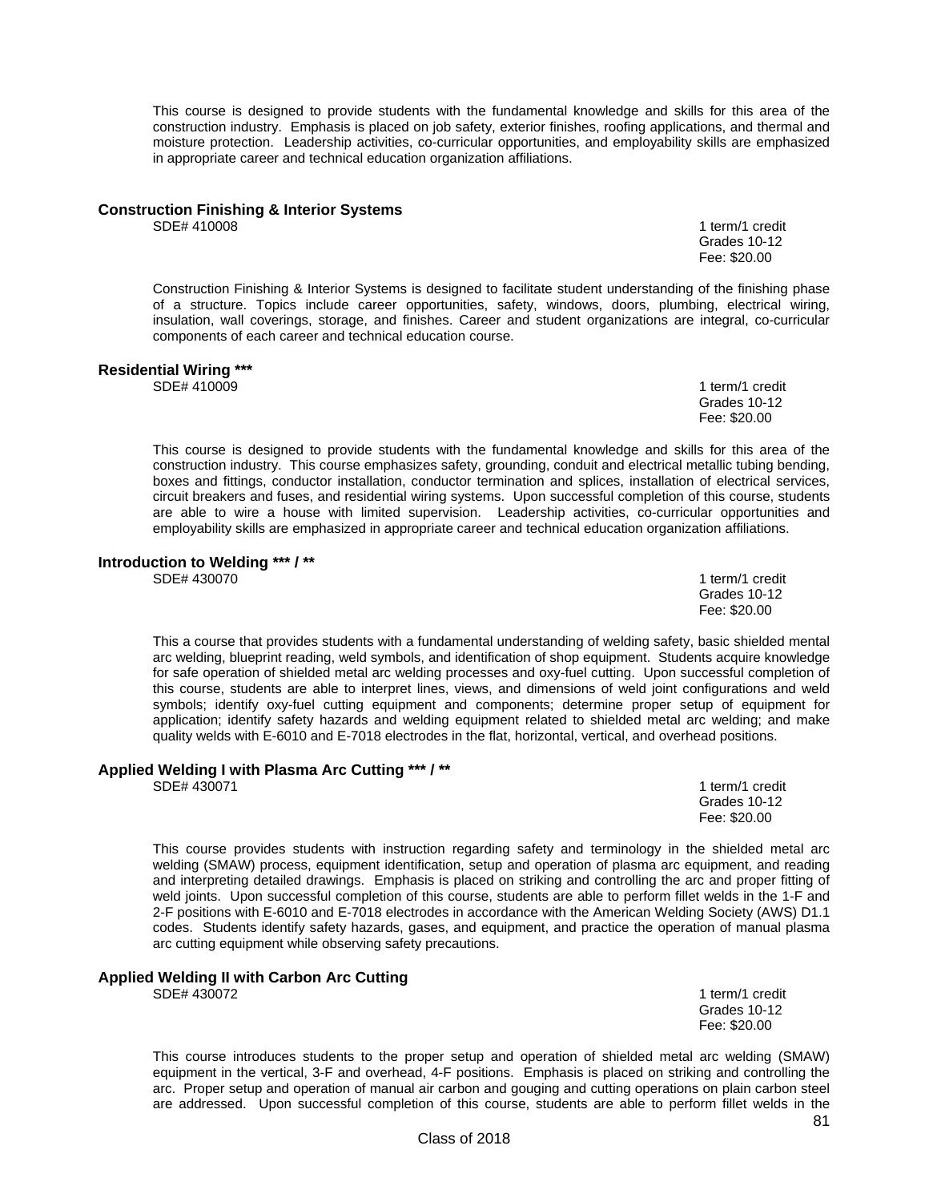This course is designed to provide students with the fundamental knowledge and skills for this area of the construction industry. Emphasis is placed on job safety, exterior finishes, roofing applications, and thermal and moisture protection. Leadership activities, co-curricular opportunities, and employability skills are emphasized in appropriate career and technical education organization affiliations.

### Construction Finishing & Interior Systems

SDE# 410008

1 term/1 credit
Grades 10-12
Fee: $20.00

Construction Finishing & Interior Systems is designed to facilitate student understanding of the finishing phase of a structure. Topics include career opportunities, safety, windows, doors, plumbing, electrical wiring, insulation, wall coverings, storage, and finishes. Career and student organizations are integral, co-curricular components of each career and technical education course.

### Residential Wiring ***

SDE# 410009

1 term/1 credit
Grades 10-12
Fee: $20.00

This course is designed to provide students with the fundamental knowledge and skills for this area of the construction industry. This course emphasizes safety, grounding, conduit and electrical metallic tubing bending, boxes and fittings, conductor installation, conductor termination and splices, installation of electrical services, circuit breakers and fuses, and residential wiring systems. Upon successful completion of this course, students are able to wire a house with limited supervision. Leadership activities, co-curricular opportunities and employability skills are emphasized in appropriate career and technical education organization affiliations.

### Introduction to Welding *** / **

SDE# 430070

1 term/1 credit
Grades 10-12
Fee: $20.00

This a course that provides students with a fundamental understanding of welding safety, basic shielded mental arc welding, blueprint reading, weld symbols, and identification of shop equipment. Students acquire knowledge for safe operation of shielded metal arc welding processes and oxy-fuel cutting. Upon successful completion of this course, students are able to interpret lines, views, and dimensions of weld joint configurations and weld symbols; identify oxy-fuel cutting equipment and components; determine proper setup of equipment for application; identify safety hazards and welding equipment related to shielded metal arc welding; and make quality welds with E-6010 and E-7018 electrodes in the flat, horizontal, vertical, and overhead positions.

### Applied Welding I with Plasma Arc Cutting *** / **

SDE# 430071

1 term/1 credit
Grades 10-12
Fee: $20.00

This course provides students with instruction regarding safety and terminology in the shielded metal arc welding (SMAW) process, equipment identification, setup and operation of plasma arc equipment, and reading and interpreting detailed drawings. Emphasis is placed on striking and controlling the arc and proper fitting of weld joints. Upon successful completion of this course, students are able to perform fillet welds in the 1-F and 2-F positions with E-6010 and E-7018 electrodes in accordance with the American Welding Society (AWS) D1.1 codes. Students identify safety hazards, gases, and equipment, and practice the operation of manual plasma arc cutting equipment while observing safety precautions.

### Applied Welding II with Carbon Arc Cutting

SDE# 430072

1 term/1 credit
Grades 10-12
Fee: $20.00

This course introduces students to the proper setup and operation of shielded metal arc welding (SMAW) equipment in the vertical, 3-F and overhead, 4-F positions. Emphasis is placed on striking and controlling the arc. Proper setup and operation of manual air carbon and gouging and cutting operations on plain carbon steel are addressed. Upon successful completion of this course, students are able to perform fillet welds in the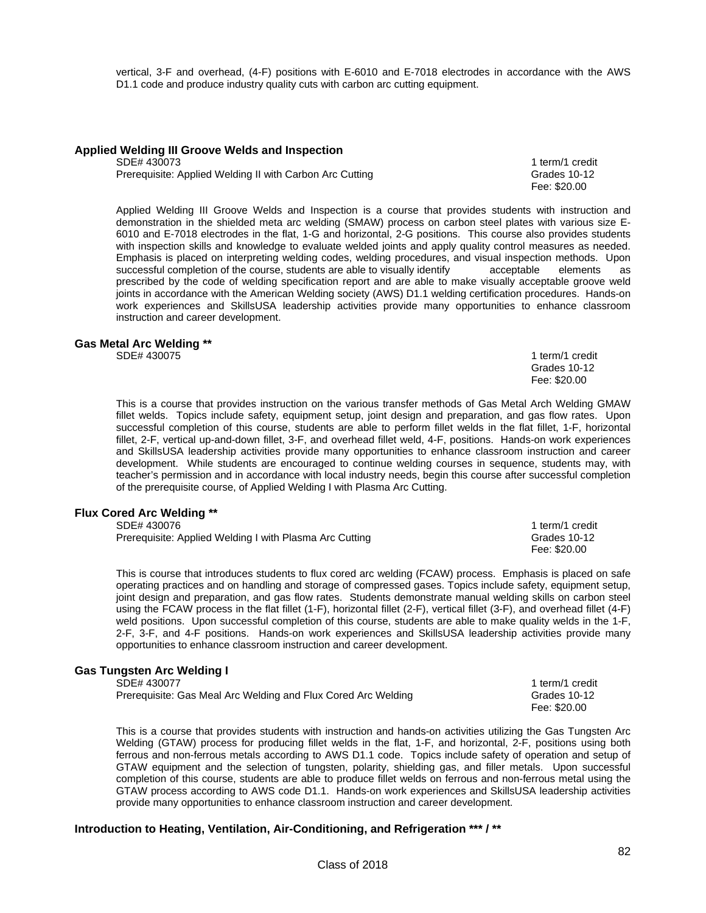vertical, 3-F and overhead, (4-F) positions with E-6010 and E-7018 electrodes in accordance with the AWS D1.1 code and produce industry quality cuts with carbon arc cutting equipment.

### Applied Welding III Groove Welds and Inspection

SDE# 430073 — 1 term/1 credit
Prerequisite: Applied Welding II with Carbon Arc Cutting — Grades 10-12
Fee: $20.00

Applied Welding III Groove Welds and Inspection is a course that provides students with instruction and demonstration in the shielded meta arc welding (SMAW) process on carbon steel plates with various size E-6010 and E-7018 electrodes in the flat, 1-G and horizontal, 2-G positions. This course also provides students with inspection skills and knowledge to evaluate welded joints and apply quality control measures as needed. Emphasis is placed on interpreting welding codes, welding procedures, and visual inspection methods. Upon successful completion of the course, students are able to visually identify acceptable elements as prescribed by the code of welding specification report and are able to make visually acceptable groove weld joints in accordance with the American Welding society (AWS) D1.1 welding certification procedures. Hands-on work experiences and SkillsUSA leadership activities provide many opportunities to enhance classroom instruction and career development.

### Gas Metal Arc Welding **

SDE# 430075 — 1 term/1 credit
Grades 10-12
Fee: $20.00

This is a course that provides instruction on the various transfer methods of Gas Metal Arch Welding GMAW fillet welds. Topics include safety, equipment setup, joint design and preparation, and gas flow rates. Upon successful completion of this course, students are able to perform fillet welds in the flat fillet, 1-F, horizontal fillet, 2-F, vertical up-and-down fillet, 3-F, and overhead fillet weld, 4-F, positions. Hands-on work experiences and SkillsUSA leadership activities provide many opportunities to enhance classroom instruction and career development. While students are encouraged to continue welding courses in sequence, students may, with teacher's permission and in accordance with local industry needs, begin this course after successful completion of the prerequisite course, of Applied Welding I with Plasma Arc Cutting.

### Flux Cored Arc Welding **

SDE# 430076 — 1 term/1 credit
Prerequisite: Applied Welding I with Plasma Arc Cutting — Grades 10-12
Fee: $20.00

This is course that introduces students to flux cored arc welding (FCAW) process. Emphasis is placed on safe operating practices and on handling and storage of compressed gases. Topics include safety, equipment setup, joint design and preparation, and gas flow rates. Students demonstrate manual welding skills on carbon steel using the FCAW process in the flat fillet (1-F), horizontal fillet (2-F), vertical fillet (3-F), and overhead fillet (4-F) weld positions. Upon successful completion of this course, students are able to make quality welds in the 1-F, 2-F, 3-F, and 4-F positions. Hands-on work experiences and SkillsUSA leadership activities provide many opportunities to enhance classroom instruction and career development.

### Gas Tungsten Arc Welding I

SDE# 430077 — 1 term/1 credit
Prerequisite: Gas Meal Arc Welding and Flux Cored Arc Welding — Grades 10-12
Fee: $20.00

This is a course that provides students with instruction and hands-on activities utilizing the Gas Tungsten Arc Welding (GTAW) process for producing fillet welds in the flat, 1-F, and horizontal, 2-F, positions using both ferrous and non-ferrous metals according to AWS D1.1 code. Topics include safety of operation and setup of GTAW equipment and the selection of tungsten, polarity, shielding gas, and filler metals. Upon successful completion of this course, students are able to produce fillet welds on ferrous and non-ferrous metal using the GTAW process according to AWS code D1.1. Hands-on work experiences and SkillsUSA leadership activities provide many opportunities to enhance classroom instruction and career development.

### Introduction to Heating, Ventilation, Air-Conditioning, and Refrigeration *** / **

Class of 2018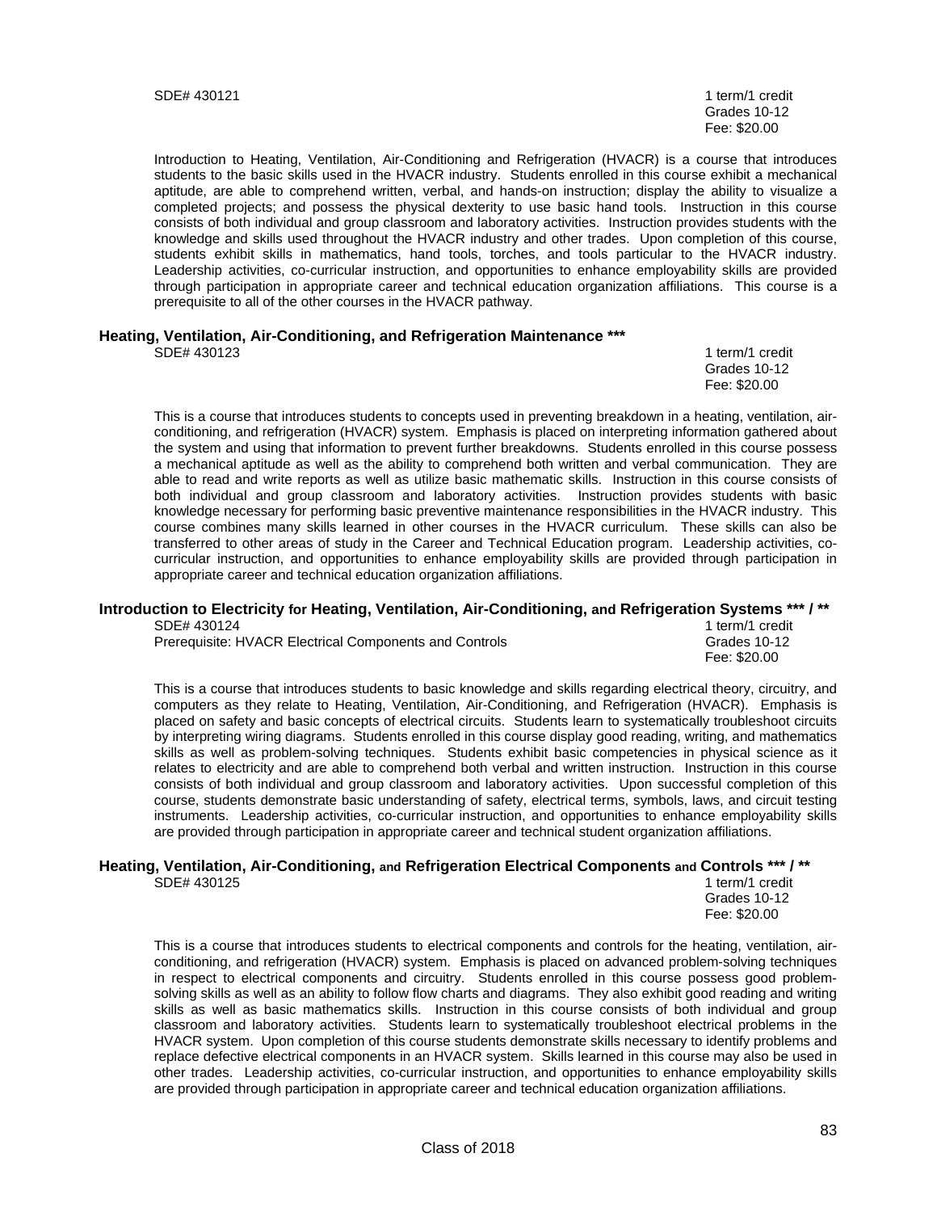SDE# 430121 1 term/1 credit
Grades 10-12
Fee: $20.00

Introduction to Heating, Ventilation, Air-Conditioning and Refrigeration (HVACR) is a course that introduces students to the basic skills used in the HVACR industry. Students enrolled in this course exhibit a mechanical aptitude, are able to comprehend written, verbal, and hands-on instruction; display the ability to visualize a completed projects; and possess the physical dexterity to use basic hand tools. Instruction in this course consists of both individual and group classroom and laboratory activities. Instruction provides students with the knowledge and skills used throughout the HVACR industry and other trades. Upon completion of this course, students exhibit skills in mathematics, hand tools, torches, and tools particular to the HVACR industry. Leadership activities, co-curricular instruction, and opportunities to enhance employability skills are provided through participation in appropriate career and technical education organization affiliations. This course is a prerequisite to all of the other courses in the HVACR pathway.

### Heating, Ventilation, Air-Conditioning, and Refrigeration Maintenance ***

SDE# 430123 1 term/1 credit
Grades 10-12
Fee: $20.00

This is a course that introduces students to concepts used in preventing breakdown in a heating, ventilation, air-conditioning, and refrigeration (HVACR) system. Emphasis is placed on interpreting information gathered about the system and using that information to prevent further breakdowns. Students enrolled in this course possess a mechanical aptitude as well as the ability to comprehend both written and verbal communication. They are able to read and write reports as well as utilize basic mathematic skills. Instruction in this course consists of both individual and group classroom and laboratory activities. Instruction provides students with basic knowledge necessary for performing basic preventive maintenance responsibilities in the HVACR industry. This course combines many skills learned in other courses in the HVACR curriculum. These skills can also be transferred to other areas of study in the Career and Technical Education program. Leadership activities, co-curricular instruction, and opportunities to enhance employability skills are provided through participation in appropriate career and technical education organization affiliations.

### Introduction to Electricity for Heating, Ventilation, Air-Conditioning, and Refrigeration Systems *** / **

SDE# 430124 1 term/1 credit
Prerequisite: HVACR Electrical Components and Controls Grades 10-12
Fee: $20.00

This is a course that introduces students to basic knowledge and skills regarding electrical theory, circuitry, and computers as they relate to Heating, Ventilation, Air-Conditioning, and Refrigeration (HVACR). Emphasis is placed on safety and basic concepts of electrical circuits. Students learn to systematically troubleshoot circuits by interpreting wiring diagrams. Students enrolled in this course display good reading, writing, and mathematics skills as well as problem-solving techniques. Students exhibit basic competencies in physical science as it relates to electricity and are able to comprehend both verbal and written instruction. Instruction in this course consists of both individual and group classroom and laboratory activities. Upon successful completion of this course, students demonstrate basic understanding of safety, electrical terms, symbols, laws, and circuit testing instruments. Leadership activities, co-curricular instruction, and opportunities to enhance employability skills are provided through participation in appropriate career and technical student organization affiliations.

### Heating, Ventilation, Air-Conditioning, and Refrigeration Electrical Components and Controls *** / **

SDE# 430125 1 term/1 credit
Grades 10-12
Fee: $20.00

This is a course that introduces students to electrical components and controls for the heating, ventilation, air-conditioning, and refrigeration (HVACR) system. Emphasis is placed on advanced problem-solving techniques in respect to electrical components and circuitry. Students enrolled in this course possess good problem-solving skills as well as an ability to follow flow charts and diagrams. They also exhibit good reading and writing skills as well as basic mathematics skills. Instruction in this course consists of both individual and group classroom and laboratory activities. Students learn to systematically troubleshoot electrical problems in the HVACR system. Upon completion of this course students demonstrate skills necessary to identify problems and replace defective electrical components in an HVACR system. Skills learned in this course may also be used in other trades. Leadership activities, co-curricular instruction, and opportunities to enhance employability skills are provided through participation in appropriate career and technical education organization affiliations.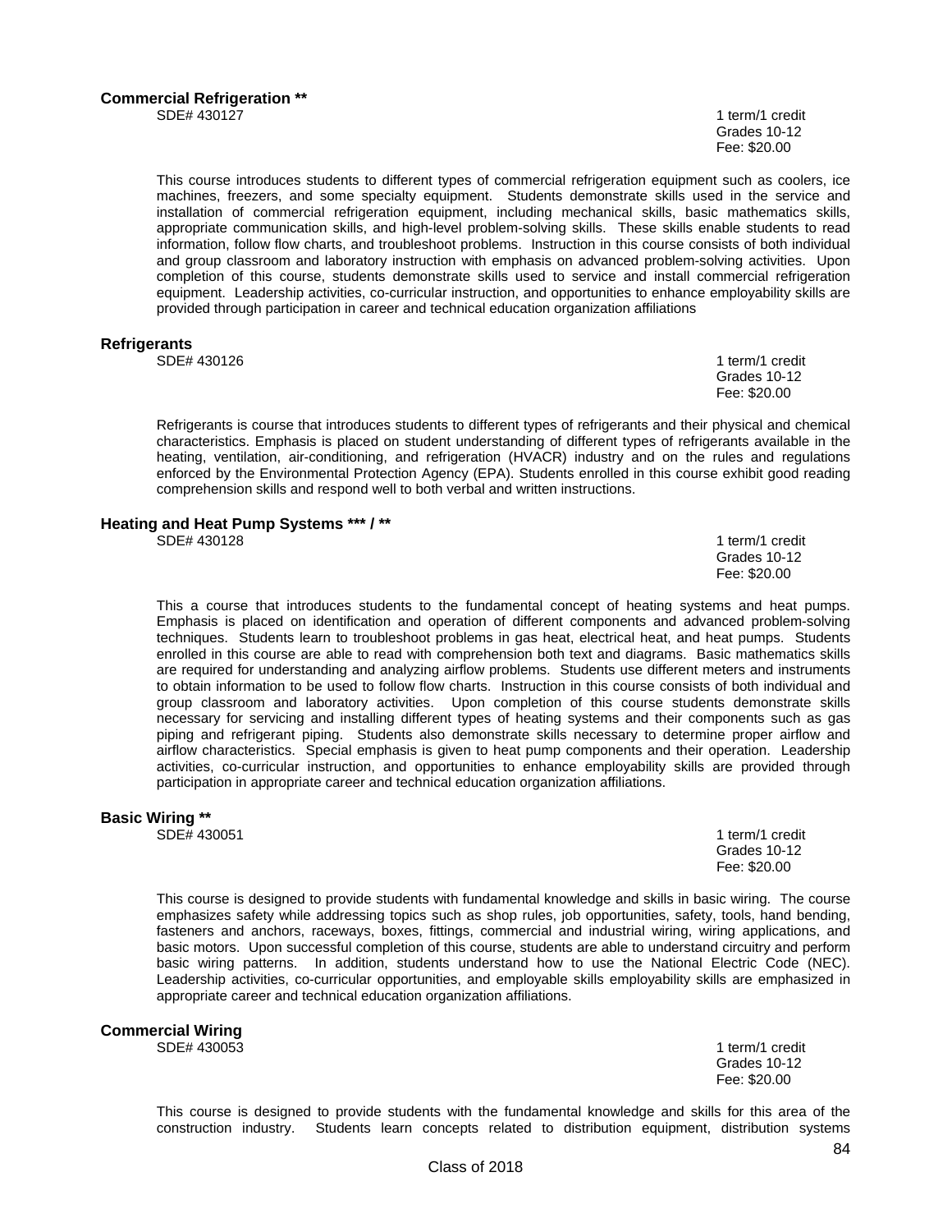### Commercial Refrigeration **

SDE# 430127

1 term/1 credit
Grades 10-12
Fee: $20.00

This course introduces students to different types of commercial refrigeration equipment such as coolers, ice machines, freezers, and some specialty equipment. Students demonstrate skills used in the service and installation of commercial refrigeration equipment, including mechanical skills, basic mathematics skills, appropriate communication skills, and high-level problem-solving skills. These skills enable students to read information, follow flow charts, and troubleshoot problems. Instruction in this course consists of both individual and group classroom and laboratory instruction with emphasis on advanced problem-solving activities. Upon completion of this course, students demonstrate skills used to service and install commercial refrigeration equipment. Leadership activities, co-curricular instruction, and opportunities to enhance employability skills are provided through participation in career and technical education organization affiliations

### Refrigerants

SDE# 430126

1 term/1 credit
Grades 10-12
Fee: $20.00

Refrigerants is course that introduces students to different types of refrigerants and their physical and chemical characteristics. Emphasis is placed on student understanding of different types of refrigerants available in the heating, ventilation, air-conditioning, and refrigeration (HVACR) industry and on the rules and regulations enforced by the Environmental Protection Agency (EPA). Students enrolled in this course exhibit good reading comprehension skills and respond well to both verbal and written instructions.

### Heating and Heat Pump Systems *** / **

SDE# 430128

1 term/1 credit
Grades 10-12
Fee: $20.00

This a course that introduces students to the fundamental concept of heating systems and heat pumps. Emphasis is placed on identification and operation of different components and advanced problem-solving techniques. Students learn to troubleshoot problems in gas heat, electrical heat, and heat pumps. Students enrolled in this course are able to read with comprehension both text and diagrams. Basic mathematics skills are required for understanding and analyzing airflow problems. Students use different meters and instruments to obtain information to be used to follow flow charts. Instruction in this course consists of both individual and group classroom and laboratory activities. Upon completion of this course students demonstrate skills necessary for servicing and installing different types of heating systems and their components such as gas piping and refrigerant piping. Students also demonstrate skills necessary to determine proper airflow and airflow characteristics. Special emphasis is given to heat pump components and their operation. Leadership activities, co-curricular instruction, and opportunities to enhance employability skills are provided through participation in appropriate career and technical education organization affiliations.

### Basic Wiring **

SDE# 430051

1 term/1 credit
Grades 10-12
Fee: $20.00

This course is designed to provide students with fundamental knowledge and skills in basic wiring. The course emphasizes safety while addressing topics such as shop rules, job opportunities, safety, tools, hand bending, fasteners and anchors, raceways, boxes, fittings, commercial and industrial wiring, wiring applications, and basic motors. Upon successful completion of this course, students are able to understand circuitry and perform basic wiring patterns. In addition, students understand how to use the National Electric Code (NEC). Leadership activities, co-curricular opportunities, and employable skills employability skills are emphasized in appropriate career and technical education organization affiliations.

### Commercial Wiring

SDE# 430053

1 term/1 credit
Grades 10-12
Fee: $20.00

This course is designed to provide students with the fundamental knowledge and skills for this area of the construction industry. Students learn concepts related to distribution equipment, distribution systems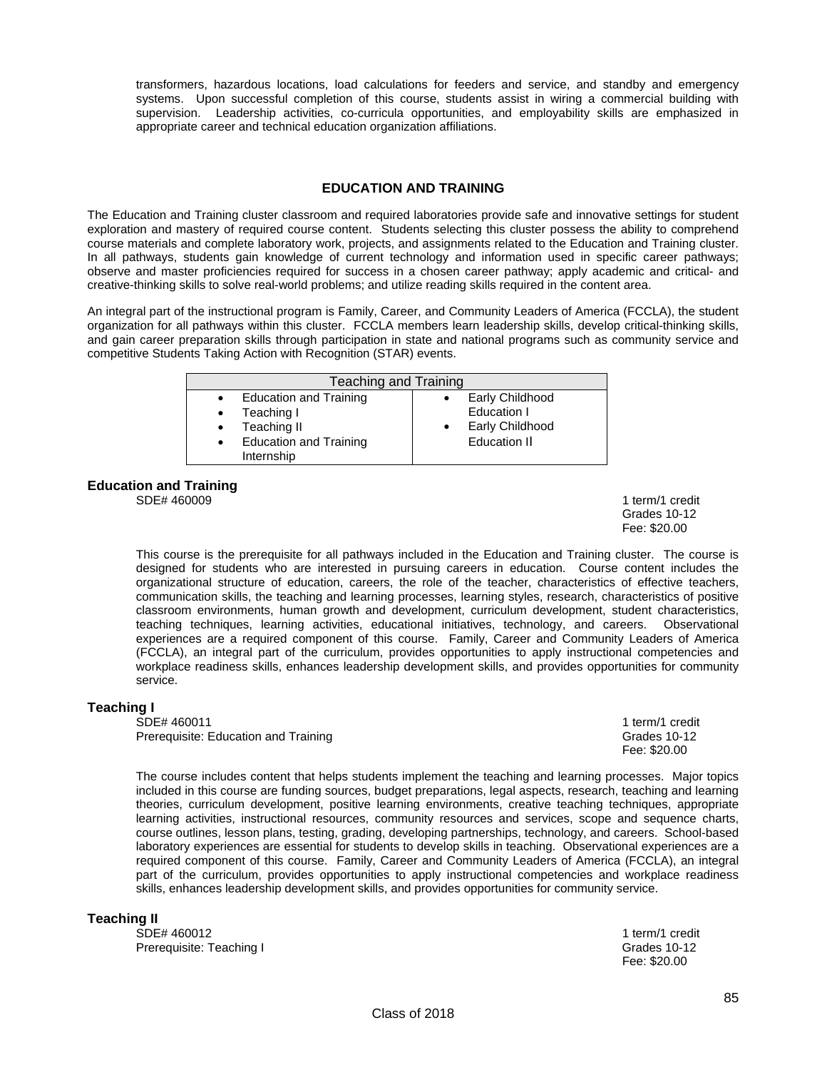transformers, hazardous locations, load calculations for feeders and service, and standby and emergency systems. Upon successful completion of this course, students assist in wiring a commercial building with supervision. Leadership activities, co-curricula opportunities, and employability skills are emphasized in appropriate career and technical education organization affiliations.

## EDUCATION AND TRAINING

The Education and Training cluster classroom and required laboratories provide safe and innovative settings for student exploration and mastery of required course content. Students selecting this cluster possess the ability to comprehend course materials and complete laboratory work, projects, and assignments related to the Education and Training cluster. In all pathways, students gain knowledge of current technology and information used in specific career pathways; observe and master proficiencies required for success in a chosen career pathway; apply academic and critical- and creative-thinking skills to solve real-world problems; and utilize reading skills required in the content area.

An integral part of the instructional program is Family, Career, and Community Leaders of America (FCCLA), the student organization for all pathways within this cluster. FCCLA members learn leadership skills, develop critical-thinking skills, and gain career preparation skills through participation in state and national programs such as community service and competitive Students Taking Action with Recognition (STAR) events.

| Teaching and Training | |
|---|---|
| • Education and Training<br>• Teaching I<br>• Teaching II<br>• Education and Training Internship | • Early Childhood Education I<br>• Early Childhood Education II |

### Education and Training

SDE# 460009

1 term/1 credit
Grades 10-12
Fee: $20.00

This course is the prerequisite for all pathways included in the Education and Training cluster. The course is designed for students who are interested in pursuing careers in education. Course content includes the organizational structure of education, careers, the role of the teacher, characteristics of effective teachers, communication skills, the teaching and learning processes, learning styles, research, characteristics of positive classroom environments, human growth and development, curriculum development, student characteristics, teaching techniques, learning activities, educational initiatives, technology, and careers. Observational experiences are a required component of this course. Family, Career and Community Leaders of America (FCCLA), an integral part of the curriculum, provides opportunities to apply instructional competencies and workplace readiness skills, enhances leadership development skills, and provides opportunities for community service.

### Teaching I

SDE# 460011
Prerequisite: Education and Training

1 term/1 credit
Grades 10-12
Fee: $20.00

The course includes content that helps students implement the teaching and learning processes. Major topics included in this course are funding sources, budget preparations, legal aspects, research, teaching and learning theories, curriculum development, positive learning environments, creative teaching techniques, appropriate learning activities, instructional resources, community resources and services, scope and sequence charts, course outlines, lesson plans, testing, grading, developing partnerships, technology, and careers. School-based laboratory experiences are essential for students to develop skills in teaching. Observational experiences are a required component of this course. Family, Career and Community Leaders of America (FCCLA), an integral part of the curriculum, provides opportunities to apply instructional competencies and workplace readiness skills, enhances leadership development skills, and provides opportunities for community service.

### Teaching II

SDE# 460012
Prerequisite: Teaching I

1 term/1 credit
Grades 10-12
Fee: $20.00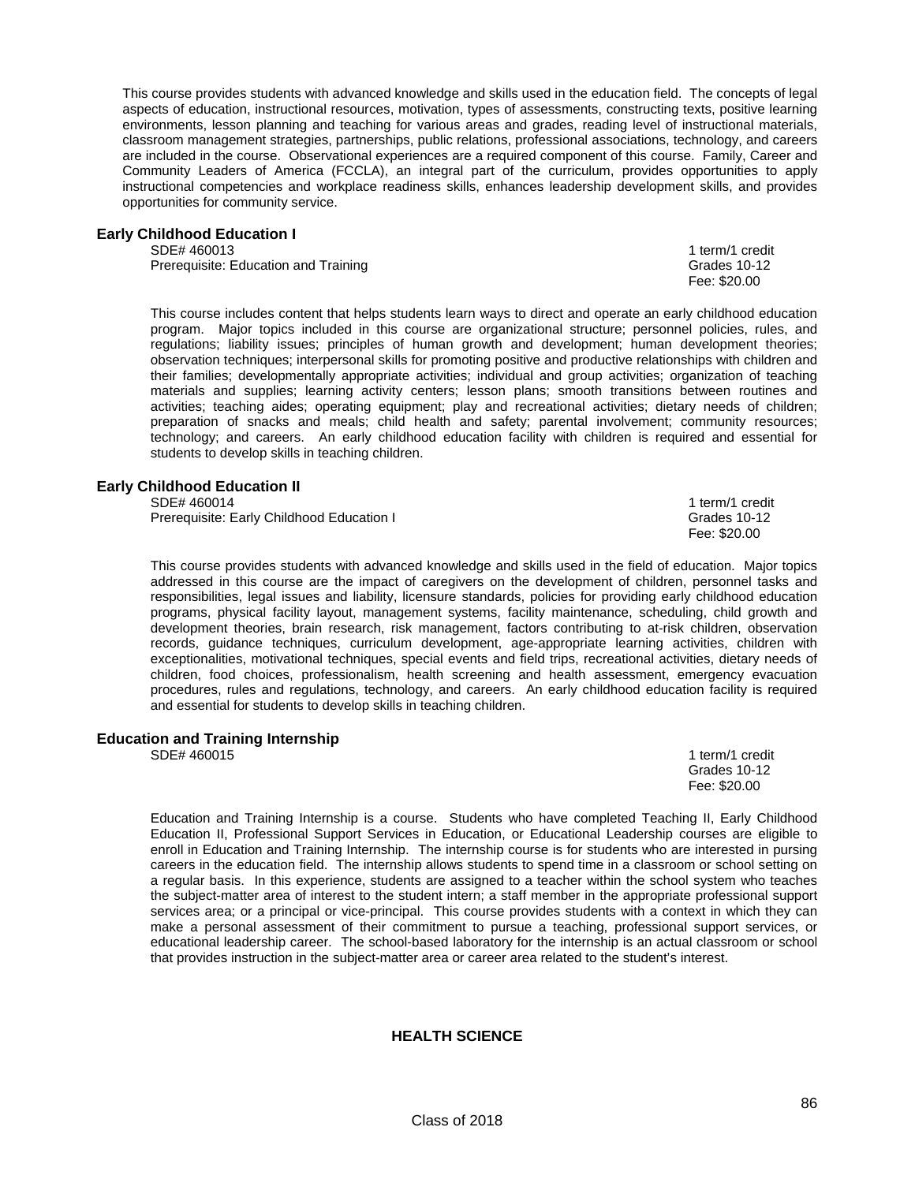This course provides students with advanced knowledge and skills used in the education field. The concepts of legal aspects of education, instructional resources, motivation, types of assessments, constructing texts, positive learning environments, lesson planning and teaching for various areas and grades, reading level of instructional materials, classroom management strategies, partnerships, public relations, professional associations, technology, and careers are included in the course. Observational experiences are a required component of this course. Family, Career and Community Leaders of America (FCCLA), an integral part of the curriculum, provides opportunities to apply instructional competencies and workplace readiness skills, enhances leadership development skills, and provides opportunities for community service.

### Early Childhood Education I

SDE# 460013
Prerequisite: Education and Training

1 term/1 credit
Grades 10-12
Fee: $20.00

This course includes content that helps students learn ways to direct and operate an early childhood education program. Major topics included in this course are organizational structure; personnel policies, rules, and regulations; liability issues; principles of human growth and development; human development theories; observation techniques; interpersonal skills for promoting positive and productive relationships with children and their families; developmentally appropriate activities; individual and group activities; organization of teaching materials and supplies; learning activity centers; lesson plans; smooth transitions between routines and activities; teaching aides; operating equipment; play and recreational activities; dietary needs of children; preparation of snacks and meals; child health and safety; parental involvement; community resources; technology; and careers. An early childhood education facility with children is required and essential for students to develop skills in teaching children.

### Early Childhood Education II

SDE# 460014
Prerequisite: Early Childhood Education I

1 term/1 credit
Grades 10-12
Fee: $20.00

This course provides students with advanced knowledge and skills used in the field of education. Major topics addressed in this course are the impact of caregivers on the development of children, personnel tasks and responsibilities, legal issues and liability, licensure standards, policies for providing early childhood education programs, physical facility layout, management systems, facility maintenance, scheduling, child growth and development theories, brain research, risk management, factors contributing to at-risk children, observation records, guidance techniques, curriculum development, age-appropriate learning activities, children with exceptionalities, motivational techniques, special events and field trips, recreational activities, dietary needs of children, food choices, professionalism, health screening and health assessment, emergency evacuation procedures, rules and regulations, technology, and careers. An early childhood education facility is required and essential for students to develop skills in teaching children.

### Education and Training Internship

SDE# 460015

1 term/1 credit
Grades 10-12
Fee: $20.00

Education and Training Internship is a course. Students who have completed Teaching II, Early Childhood Education II, Professional Support Services in Education, or Educational Leadership courses are eligible to enroll in Education and Training Internship. The internship course is for students who are interested in pursing careers in the education field. The internship allows students to spend time in a classroom or school setting on a regular basis. In this experience, students are assigned to a teacher within the school system who teaches the subject-matter area of interest to the student intern; a staff member in the appropriate professional support services area; or a principal or vice-principal. This course provides students with a context in which they can make a personal assessment of their commitment to pursue a teaching, professional support services, or educational leadership career. The school-based laboratory for the internship is an actual classroom or school that provides instruction in the subject-matter area or career area related to the student's interest.

## HEALTH SCIENCE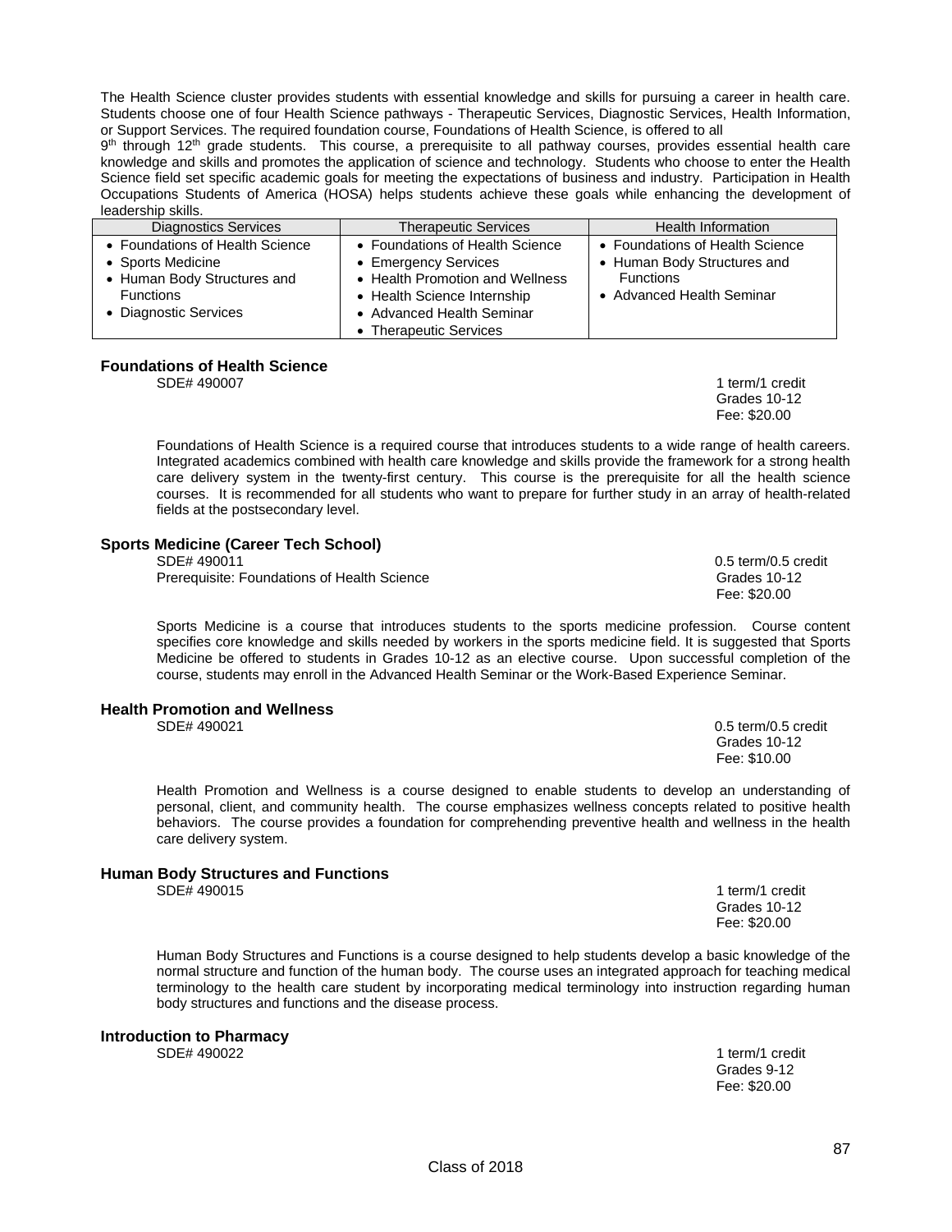The Health Science cluster provides students with essential knowledge and skills for pursuing a career in health care. Students choose one of four Health Science pathways - Therapeutic Services, Diagnostic Services, Health Information, or Support Services. The required foundation course, Foundations of Health Science, is offered to all 9th through 12th grade students. This course, a prerequisite to all pathway courses, provides essential health care knowledge and skills and promotes the application of science and technology. Students who choose to enter the Health Science field set specific academic goals for meeting the expectations of business and industry. Participation in Health Occupations Students of America (HOSA) helps students achieve these goals while enhancing the development of leadership skills.

| Diagnostics Services | Therapeutic Services | Health Information |
|---|---|---|
| • Foundations of Health Science<br>• Sports Medicine<br>• Human Body Structures and Functions<br>• Diagnostic Services | • Foundations of Health Science<br>• Emergency Services<br>• Health Promotion and Wellness<br>• Health Science Internship<br>• Advanced Health Seminar<br>• Therapeutic Services | • Foundations of Health Science<br>• Human Body Structures and Functions<br>• Advanced Health Seminar |

### Foundations of Health Science

SDE# 490007

1 term/1 credit
Grades 10-12
Fee: $20.00

Foundations of Health Science is a required course that introduces students to a wide range of health careers. Integrated academics combined with health care knowledge and skills provide the framework for a strong health care delivery system in the twenty-first century. This course is the prerequisite for all the health science courses. It is recommended for all students who want to prepare for further study in an array of health-related fields at the postsecondary level.

### Sports Medicine (Career Tech School)

SDE# 490011
Prerequisite: Foundations of Health Science

0.5 term/0.5 credit
Grades 10-12
Fee: $20.00

Sports Medicine is a course that introduces students to the sports medicine profession. Course content specifies core knowledge and skills needed by workers in the sports medicine field. It is suggested that Sports Medicine be offered to students in Grades 10-12 as an elective course. Upon successful completion of the course, students may enroll in the Advanced Health Seminar or the Work-Based Experience Seminar.

### Health Promotion and Wellness

SDE# 490021

0.5 term/0.5 credit
Grades 10-12
Fee: $10.00

Health Promotion and Wellness is a course designed to enable students to develop an understanding of personal, client, and community health. The course emphasizes wellness concepts related to positive health behaviors. The course provides a foundation for comprehending preventive health and wellness in the health care delivery system.

### Human Body Structures and Functions

SDE# 490015

1 term/1 credit
Grades 10-12
Fee: $20.00

Human Body Structures and Functions is a course designed to help students develop a basic knowledge of the normal structure and function of the human body. The course uses an integrated approach for teaching medical terminology to the health care student by incorporating medical terminology into instruction regarding human body structures and functions and the disease process.

### Introduction to Pharmacy

SDE# 490022

1 term/1 credit
Grades 9-12
Fee: $20.00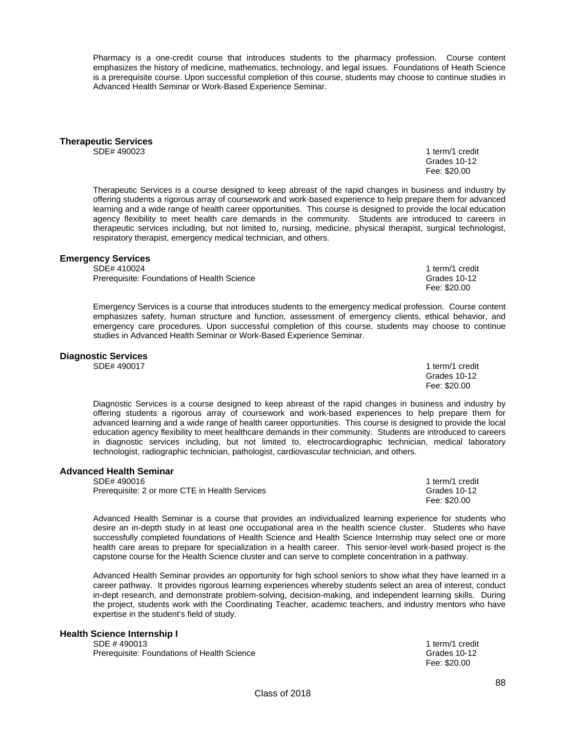Pharmacy is a one-credit course that introduces students to the pharmacy profession. Course content emphasizes the history of medicine, mathematics, technology, and legal issues. Foundations of Heath Science is a prerequisite course. Upon successful completion of this course, students may choose to continue studies in Advanced Health Seminar or Work-Based Experience Seminar.

### Therapeutic Services

SDE# 490023
1 term/1 credit
Grades 10-12
Fee: $20.00

Therapeutic Services is a course designed to keep abreast of the rapid changes in business and industry by offering students a rigorous array of coursework and work-based experience to help prepare them for advanced learning and a wide range of health career opportunities. This course is designed to provide the local education agency flexibility to meet health care demands in the community. Students are introduced to careers in therapeutic services including, but not limited to, nursing, medicine, physical therapist, surgical technologist, respiratory therapist, emergency medical technician, and others.

### Emergency Services

SDE# 410024
Prerequisite: Foundations of Health Science
1 term/1 credit
Grades 10-12
Fee: $20.00

Emergency Services is a course that introduces students to the emergency medical profession. Course content emphasizes safety, human structure and function, assessment of emergency clients, ethical behavior, and emergency care procedures. Upon successful completion of this course, students may choose to continue studies in Advanced Health Seminar or Work-Based Experience Seminar.

### Diagnostic Services

SDE# 490017
1 term/1 credit
Grades 10-12
Fee: $20.00

Diagnostic Services is a course designed to keep abreast of the rapid changes in business and industry by offering students a rigorous array of coursework and work-based experiences to help prepare them for advanced learning and a wide range of health career opportunities. This course is designed to provide the local education agency flexibility to meet healthcare demands in their community. Students are introduced to careers in diagnostic services including, but not limited to, electrocardiographic technician, medical laboratory technologist, radiographic technician, pathologist, cardiovascular technician, and others.

### Advanced Health Seminar

SDE# 490016
Prerequisite: 2 or more CTE in Health Services
1 term/1 credit
Grades 10-12
Fee: $20.00

Advanced Health Seminar is a course that provides an individualized learning experience for students who desire an in-depth study in at least one occupational area in the health science cluster. Students who have successfully completed foundations of Health Science and Health Science Internship may select one or more health care areas to prepare for specialization in a health career. This senior-level work-based project is the capstone course for the Health Science cluster and can serve to complete concentration in a pathway.

Advanced Health Seminar provides an opportunity for high school seniors to show what they have learned in a career pathway. It provides rigorous learning experiences whereby students select an area of interest, conduct in-dept research, and demonstrate problem-solving, decision-making, and independent learning skills. During the project, students work with the Coordinating Teacher, academic teachers, and industry mentors who have expertise in the student's field of study.

### Health Science Internship I

SDE # 490013
Prerequisite: Foundations of Health Science
1 term/1 credit
Grades 10-12
Fee: $20.00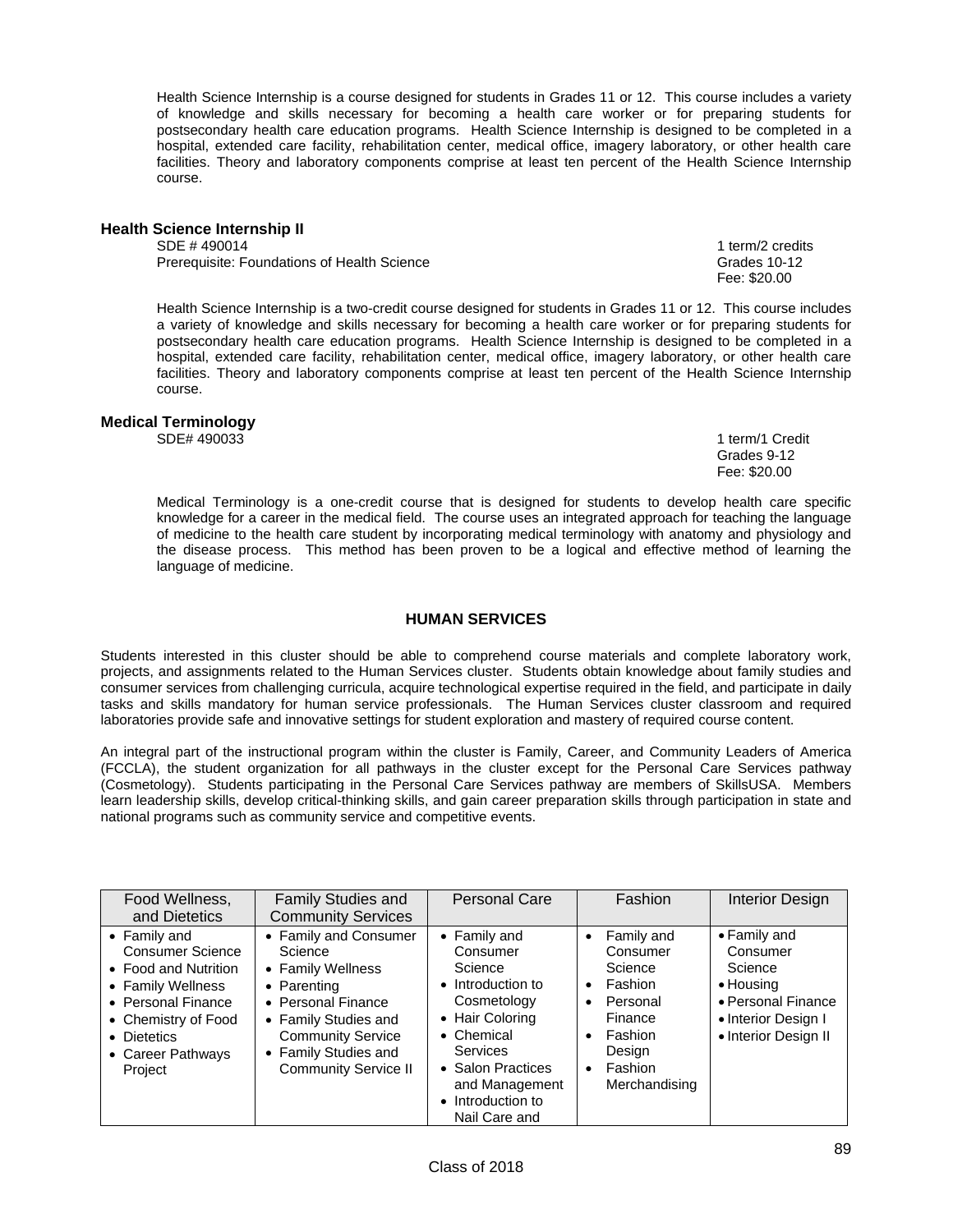Health Science Internship is a course designed for students in Grades 11 or 12. This course includes a variety of knowledge and skills necessary for becoming a health care worker or for preparing students for postsecondary health care education programs. Health Science Internship is designed to be completed in a hospital, extended care facility, rehabilitation center, medical office, imagery laboratory, or other health care facilities. Theory and laboratory components comprise at least ten percent of the Health Science Internship course.

### Health Science Internship II

SDE # 490014 — 1 term/2 credits
Prerequisite: Foundations of Health Science — Grades 10-12
Fee: $20.00

Health Science Internship is a two-credit course designed for students in Grades 11 or 12. This course includes a variety of knowledge and skills necessary for becoming a health care worker or for preparing students for postsecondary health care education programs. Health Science Internship is designed to be completed in a hospital, extended care facility, rehabilitation center, medical office, imagery laboratory, or other health care facilities. Theory and laboratory components comprise at least ten percent of the Health Science Internship course.

### Medical Terminology

SDE# 490033 — 1 term/1 Credit
Grades 9-12
Fee: $20.00

Medical Terminology is a one-credit course that is designed for students to develop health care specific knowledge for a career in the medical field. The course uses an integrated approach for teaching the language of medicine to the health care student by incorporating medical terminology with anatomy and physiology and the disease process. This method has been proven to be a logical and effective method of learning the language of medicine.

## HUMAN SERVICES

Students interested in this cluster should be able to comprehend course materials and complete laboratory work, projects, and assignments related to the Human Services cluster. Students obtain knowledge about family studies and consumer services from challenging curricula, acquire technological expertise required in the field, and participate in daily tasks and skills mandatory for human service professionals. The Human Services cluster classroom and required laboratories provide safe and innovative settings for student exploration and mastery of required course content.

An integral part of the instructional program within the cluster is Family, Career, and Community Leaders of America (FCCLA), the student organization for all pathways in the cluster except for the Personal Care Services pathway (Cosmetology). Students participating in the Personal Care Services pathway are members of SkillsUSA. Members learn leadership skills, develop critical-thinking skills, and gain career preparation skills through participation in state and national programs such as community service and competitive events.

| Food Wellness, and Dietetics | Family Studies and Community Services | Personal Care | Fashion | Interior Design |
|---|---|---|---|---|
| • Family and Consumer Science<br>• Food and Nutrition<br>• Family Wellness<br>• Personal Finance<br>• Chemistry of Food<br>• Dietetics<br>• Career Pathways Project | • Family and Consumer Science<br>• Family Wellness<br>• Parenting<br>• Personal Finance<br>• Family Studies and Community Service<br>• Family Studies and Community Service II | • Family and Consumer Science<br>• Introduction to Cosmetology<br>• Hair Coloring<br>• Chemical Services<br>• Salon Practices and Management<br>• Introduction to Nail Care and | • Family and Consumer Science<br>• Fashion<br>• Personal Finance<br>• Fashion Design<br>• Fashion Merchandising | • Family and Consumer Science<br>• Housing<br>• Personal Finance<br>• Interior Design I<br>• Interior Design II |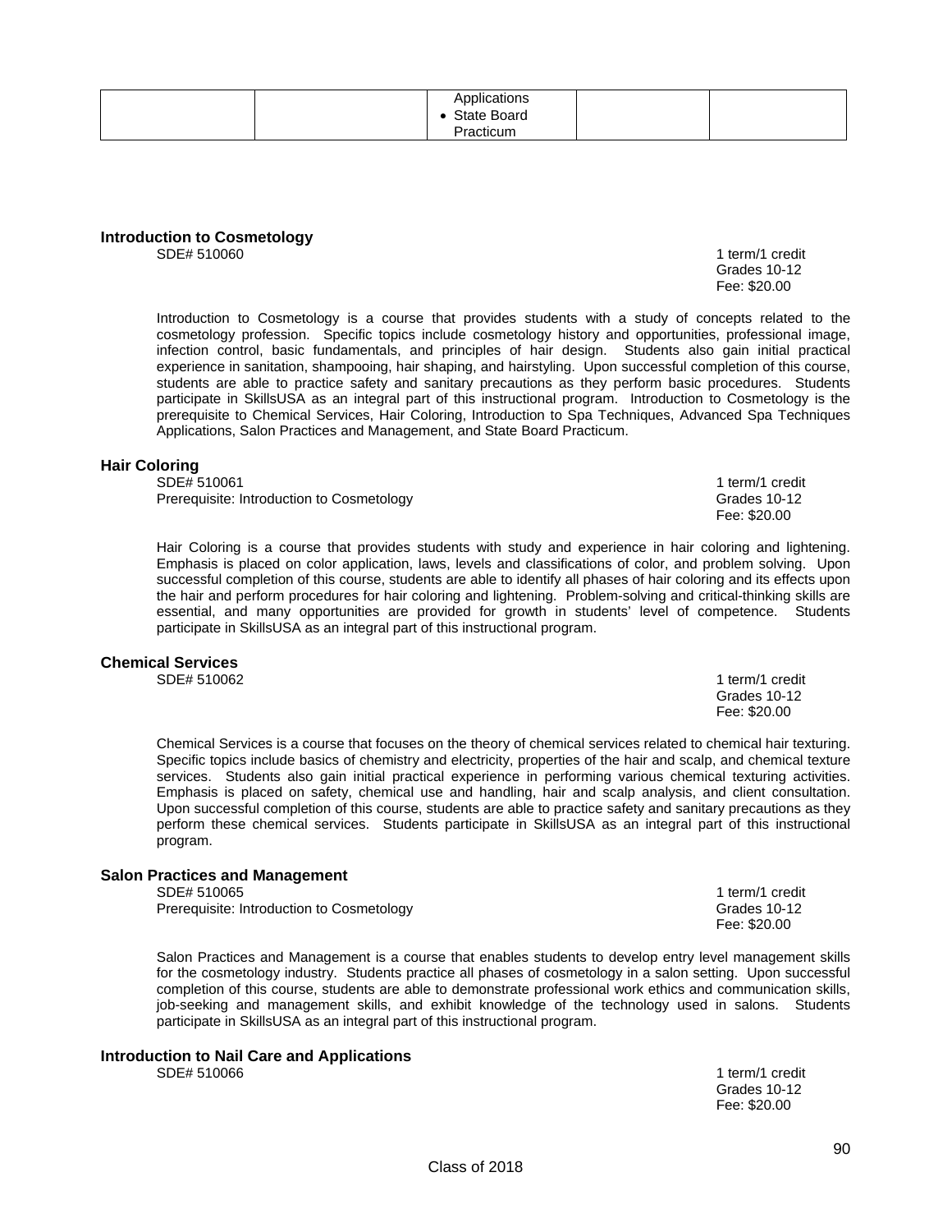| | | Applications<br>• State Board Practicum | | |
|---|---|---|---|---|

**Introduction to Cosmetology**

SDE# 510060

1 term/1 credit
Grades 10-12
Fee: $20.00

Introduction to Cosmetology is a course that provides students with a study of concepts related to the cosmetology profession. Specific topics include cosmetology history and opportunities, professional image, infection control, basic fundamentals, and principles of hair design. Students also gain initial practical experience in sanitation, shampooing, hair shaping, and hairstyling. Upon successful completion of this course, students are able to practice safety and sanitary precautions as they perform basic procedures. Students participate in SkillsUSA as an integral part of this instructional program. Introduction to Cosmetology is the prerequisite to Chemical Services, Hair Coloring, Introduction to Spa Techniques, Advanced Spa Techniques Applications, Salon Practices and Management, and State Board Practicum.

**Hair Coloring**

SDE# 510061
Prerequisite: Introduction to Cosmetology

1 term/1 credit
Grades 10-12
Fee: $20.00

Hair Coloring is a course that provides students with study and experience in hair coloring and lightening. Emphasis is placed on color application, laws, levels and classifications of color, and problem solving. Upon successful completion of this course, students are able to identify all phases of hair coloring and its effects upon the hair and perform procedures for hair coloring and lightening. Problem-solving and critical-thinking skills are essential, and many opportunities are provided for growth in students' level of competence. Students participate in SkillsUSA as an integral part of this instructional program.

**Chemical Services**

SDE# 510062

1 term/1 credit
Grades 10-12
Fee: $20.00

Chemical Services is a course that focuses on the theory of chemical services related to chemical hair texturing. Specific topics include basics of chemistry and electricity, properties of the hair and scalp, and chemical texture services. Students also gain initial practical experience in performing various chemical texturing activities. Emphasis is placed on safety, chemical use and handling, hair and scalp analysis, and client consultation. Upon successful completion of this course, students are able to practice safety and sanitary precautions as they perform these chemical services. Students participate in SkillsUSA as an integral part of this instructional program.

**Salon Practices and Management**

SDE# 510065
Prerequisite: Introduction to Cosmetology

1 term/1 credit
Grades 10-12
Fee: $20.00

Salon Practices and Management is a course that enables students to develop entry level management skills for the cosmetology industry. Students practice all phases of cosmetology in a salon setting. Upon successful completion of this course, students are able to demonstrate professional work ethics and communication skills, job-seeking and management skills, and exhibit knowledge of the technology used in salons. Students participate in SkillsUSA as an integral part of this instructional program.

**Introduction to Nail Care and Applications**

SDE# 510066

1 term/1 credit
Grades 10-12
Fee: $20.00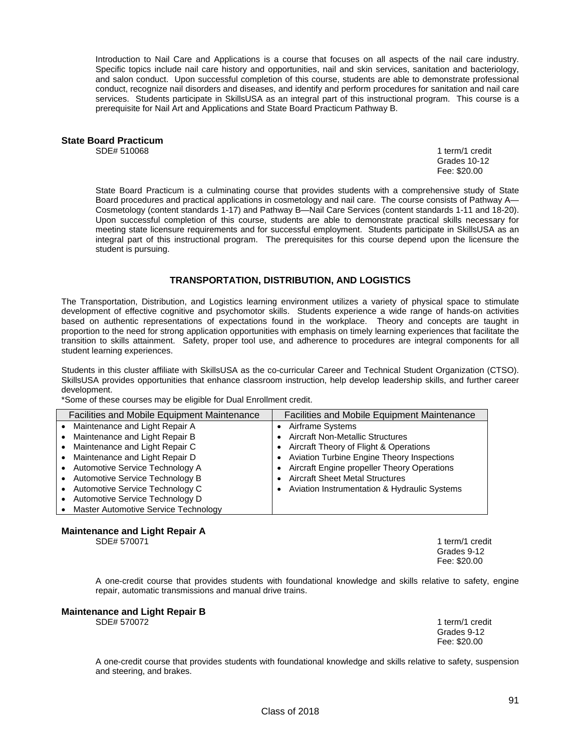Introduction to Nail Care and Applications is a course that focuses on all aspects of the nail care industry. Specific topics include nail care history and opportunities, nail and skin services, sanitation and bacteriology, and salon conduct. Upon successful completion of this course, students are able to demonstrate professional conduct, recognize nail disorders and diseases, and identify and perform procedures for sanitation and nail care services. Students participate in SkillsUSA as an integral part of this instructional program. This course is a prerequisite for Nail Art and Applications and State Board Practicum Pathway B.

### State Board Practicum

SDE# 510068

1 term/1 credit
Grades 10-12
Fee: $20.00

State Board Practicum is a culminating course that provides students with a comprehensive study of State Board procedures and practical applications in cosmetology and nail care. The course consists of Pathway A—Cosmetology (content standards 1-17) and Pathway B—Nail Care Services (content standards 1-11 and 18-20). Upon successful completion of this course, students are able to demonstrate practical skills necessary for meeting state licensure requirements and for successful employment. Students participate in SkillsUSA as an integral part of this instructional program. The prerequisites for this course depend upon the licensure the student is pursuing.

## TRANSPORTATION, DISTRIBUTION, AND LOGISTICS

The Transportation, Distribution, and Logistics learning environment utilizes a variety of physical space to stimulate development of effective cognitive and psychomotor skills. Students experience a wide range of hands-on activities based on authentic representations of expectations found in the workplace. Theory and concepts are taught in proportion to the need for strong application opportunities with emphasis on timely learning experiences that facilitate the transition to skills attainment. Safety, proper tool use, and adherence to procedures are integral components for all student learning experiences.

Students in this cluster affiliate with SkillsUSA as the co-curricular Career and Technical Student Organization (CTSO). SkillsUSA provides opportunities that enhance classroom instruction, help develop leadership skills, and further career development.

*Some of these courses may be eligible for Dual Enrollment credit.

| Facilities and Mobile Equipment Maintenance | Facilities and Mobile Equipment Maintenance |
|---|---|
| • Maintenance and Light Repair A | • Airframe Systems |
| • Maintenance and Light Repair B | • Aircraft Non-Metallic Structures |
| • Maintenance and Light Repair C | • Aircraft Theory of Flight & Operations |
| • Maintenance and Light Repair D | • Aviation Turbine Engine Theory Inspections |
| • Automotive Service Technology A | • Aircraft Engine propeller Theory Operations |
| • Automotive Service Technology B | • Aircraft Sheet Metal Structures |
| • Automotive Service Technology C | • Aviation Instrumentation & Hydraulic Systems |
| • Automotive Service Technology D | |
| • Master Automotive Service Technology | |

### Maintenance and Light Repair A

SDE# 570071

1 term/1 credit
Grades 9-12
Fee: $20.00

A one-credit course that provides students with foundational knowledge and skills relative to safety, engine repair, automatic transmissions and manual drive trains.

### Maintenance and Light Repair B

SDE# 570072

1 term/1 credit
Grades 9-12
Fee: $20.00

A one-credit course that provides students with foundational knowledge and skills relative to safety, suspension and steering, and brakes.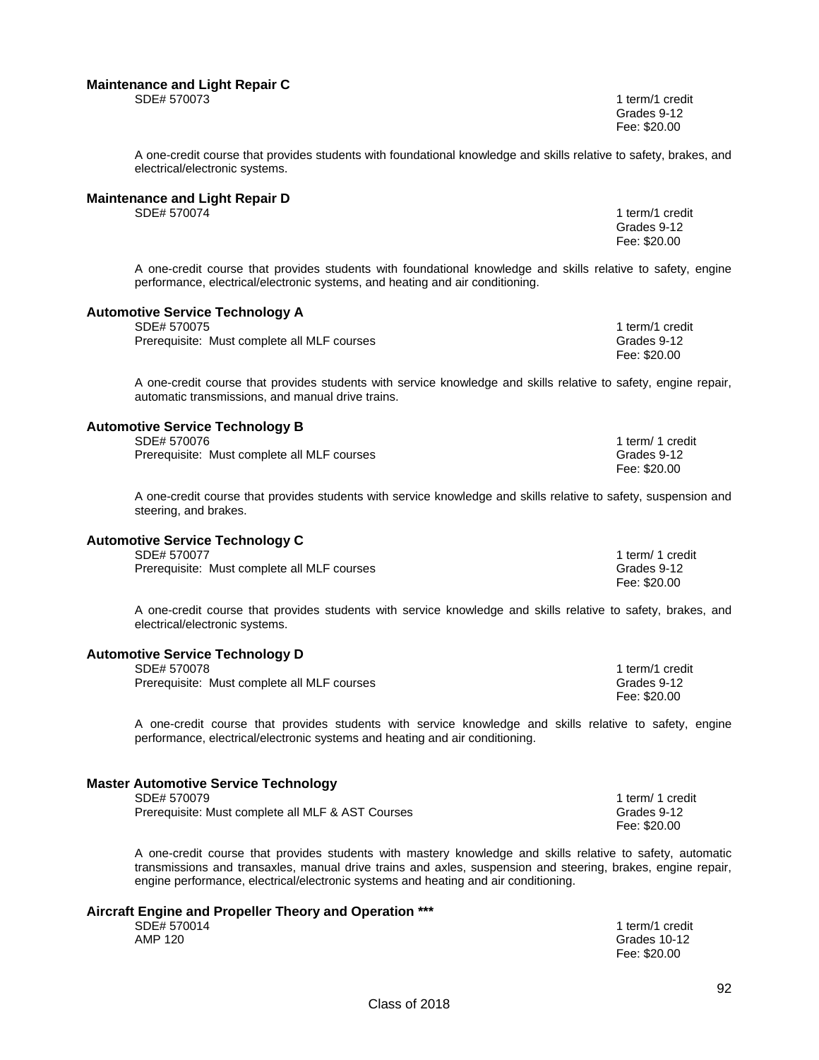**Maintenance and Light Repair C**

SDE# 570073

1 term/1 credit
Grades 9-12
Fee: $20.00

A one-credit course that provides students with foundational knowledge and skills relative to safety, brakes, and electrical/electronic systems.

**Maintenance and Light Repair D**

SDE# 570074

1 term/1 credit
Grades 9-12
Fee: $20.00

A one-credit course that provides students with foundational knowledge and skills relative to safety, engine performance, electrical/electronic systems, and heating and air conditioning.

**Automotive Service Technology A**

SDE# 570075
Prerequisite: Must complete all MLF courses

1 term/1 credit
Grades 9-12
Fee: $20.00

A one-credit course that provides students with service knowledge and skills relative to safety, engine repair, automatic transmissions, and manual drive trains.

**Automotive Service Technology B**

SDE# 570076
Prerequisite: Must complete all MLF courses

1 term/ 1 credit
Grades 9-12
Fee: $20.00

A one-credit course that provides students with service knowledge and skills relative to safety, suspension and steering, and brakes.

**Automotive Service Technology C**

SDE# 570077
Prerequisite: Must complete all MLF courses

1 term/ 1 credit
Grades 9-12
Fee: $20.00

A one-credit course that provides students with service knowledge and skills relative to safety, brakes, and electrical/electronic systems.

**Automotive Service Technology D**

SDE# 570078
Prerequisite: Must complete all MLF courses

1 term/1 credit
Grades 9-12
Fee: $20.00

A one-credit course that provides students with service knowledge and skills relative to safety, engine performance, electrical/electronic systems and heating and air conditioning.

**Master Automotive Service Technology**

SDE# 570079
Prerequisite: Must complete all MLF & AST Courses

1 term/ 1 credit
Grades 9-12
Fee: $20.00

A one-credit course that provides students with mastery knowledge and skills relative to safety, automatic transmissions and transaxles, manual drive trains and axles, suspension and steering, brakes, engine repair, engine performance, electrical/electronic systems and heating and air conditioning.

**Aircraft Engine and Propeller Theory and Operation ***

SDE# 570014
AMP 120

1 term/1 credit
Grades 10-12
Fee: $20.00

Class of 2018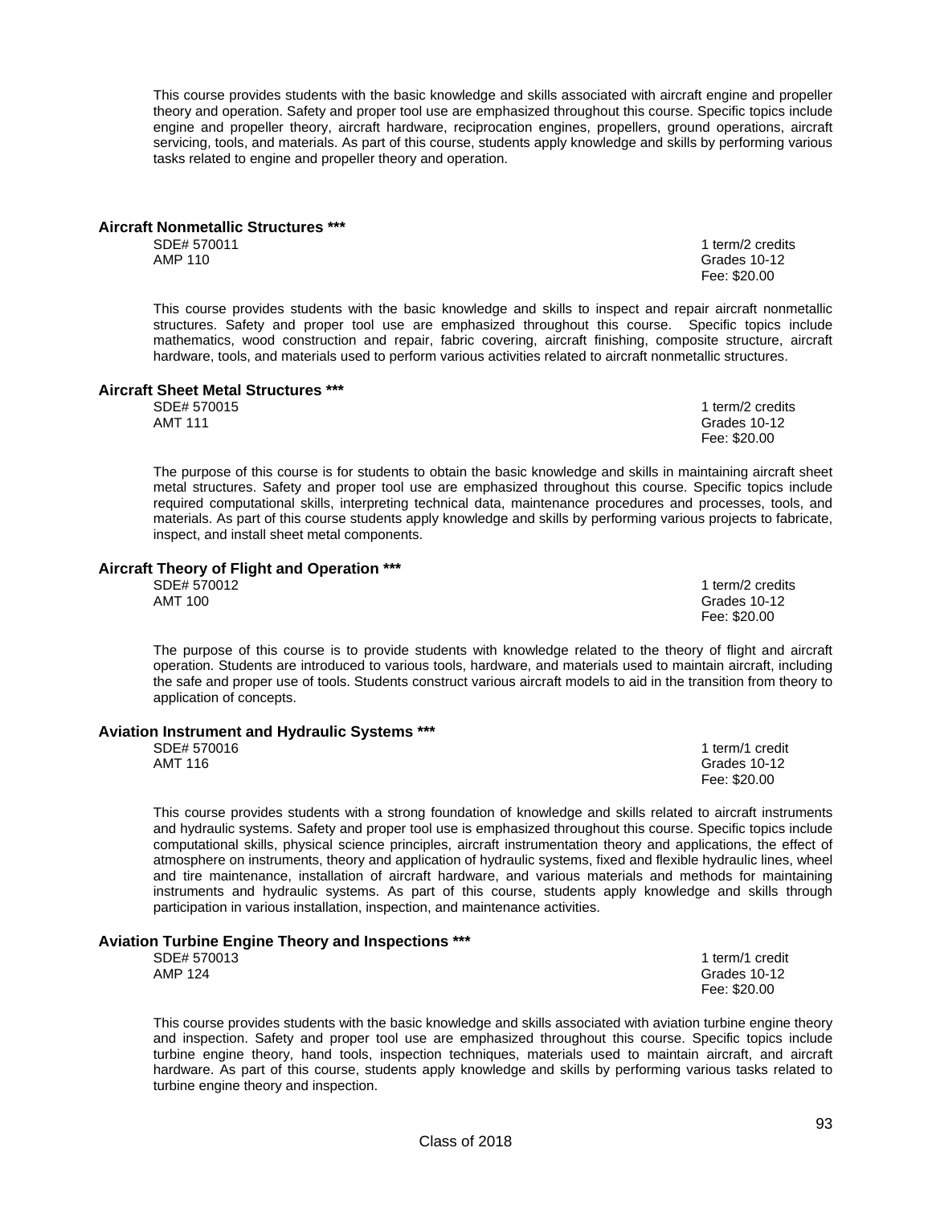This course provides students with the basic knowledge and skills associated with aircraft engine and propeller theory and operation. Safety and proper tool use are emphasized throughout this course. Specific topics include engine and propeller theory, aircraft hardware, reciprocation engines, propellers, ground operations, aircraft servicing, tools, and materials. As part of this course, students apply knowledge and skills by performing various tasks related to engine and propeller theory and operation.

### Aircraft Nonmetallic Structures ***

SDE# 570011 — 1 term/2 credits
AMP 110 — Grades 10-12
Fee: $20.00

This course provides students with the basic knowledge and skills to inspect and repair aircraft nonmetallic structures. Safety and proper tool use are emphasized throughout this course. Specific topics include mathematics, wood construction and repair, fabric covering, aircraft finishing, composite structure, aircraft hardware, tools, and materials used to perform various activities related to aircraft nonmetallic structures.

### Aircraft Sheet Metal Structures ***

SDE# 570015 — 1 term/2 credits
AMT 111 — Grades 10-12
Fee: $20.00

The purpose of this course is for students to obtain the basic knowledge and skills in maintaining aircraft sheet metal structures. Safety and proper tool use are emphasized throughout this course. Specific topics include required computational skills, interpreting technical data, maintenance procedures and processes, tools, and materials. As part of this course students apply knowledge and skills by performing various projects to fabricate, inspect, and install sheet metal components.

### Aircraft Theory of Flight and Operation ***

SDE# 570012 — 1 term/2 credits
AMT 100 — Grades 10-12
Fee: $20.00

The purpose of this course is to provide students with knowledge related to the theory of flight and aircraft operation. Students are introduced to various tools, hardware, and materials used to maintain aircraft, including the safe and proper use of tools. Students construct various aircraft models to aid in the transition from theory to application of concepts.

### Aviation Instrument and Hydraulic Systems ***

SDE# 570016 — 1 term/1 credit
AMT 116 — Grades 10-12
Fee: $20.00

This course provides students with a strong foundation of knowledge and skills related to aircraft instruments and hydraulic systems. Safety and proper tool use is emphasized throughout this course. Specific topics include computational skills, physical science principles, aircraft instrumentation theory and applications, the effect of atmosphere on instruments, theory and application of hydraulic systems, fixed and flexible hydraulic lines, wheel and tire maintenance, installation of aircraft hardware, and various materials and methods for maintaining instruments and hydraulic systems. As part of this course, students apply knowledge and skills through participation in various installation, inspection, and maintenance activities.

### Aviation Turbine Engine Theory and Inspections ***

SDE# 570013 — 1 term/1 credit
AMP 124 — Grades 10-12
Fee: $20.00

This course provides students with the basic knowledge and skills associated with aviation turbine engine theory and inspection. Safety and proper tool use are emphasized throughout this course. Specific topics include turbine engine theory, hand tools, inspection techniques, materials used to maintain aircraft, and aircraft hardware. As part of this course, students apply knowledge and skills by performing various tasks related to turbine engine theory and inspection.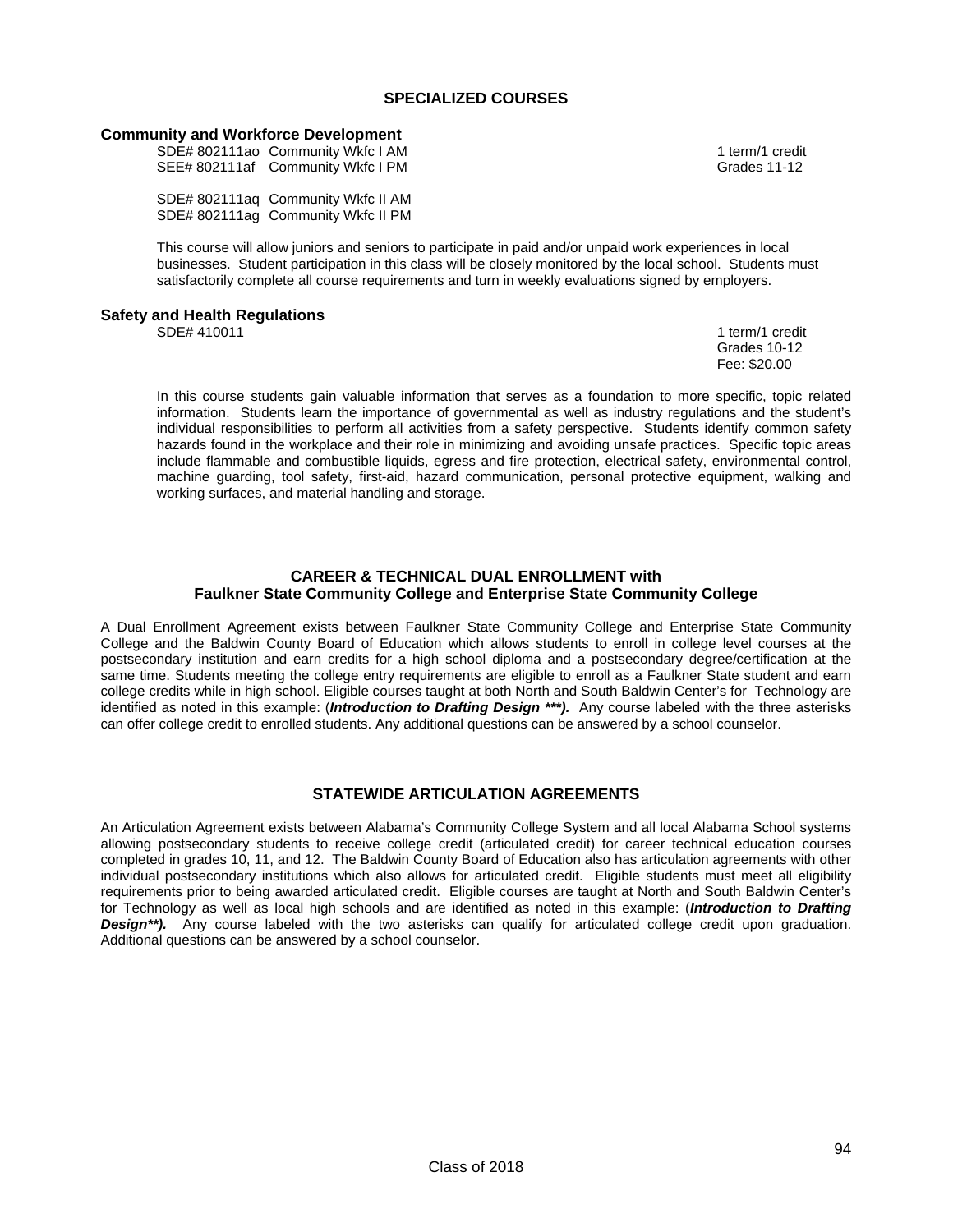## SPECIALIZED COURSES

### Community and Workforce Development

SDE# 802111ao Community Wkfc I AM — 1 term/1 credit
SEE# 802111af Community Wkfc I PM — Grades 11-12

SDE# 802111aq Community Wkfc II AM
SDE# 802111ag Community Wkfc II PM

This course will allow juniors and seniors to participate in paid and/or unpaid work experiences in local businesses. Student participation in this class will be closely monitored by the local school. Students must satisfactorily complete all course requirements and turn in weekly evaluations signed by employers.

### Safety and Health Regulations

SDE# 410011 — 1 term/1 credit
Grades 10-12
Fee: $20.00

In this course students gain valuable information that serves as a foundation to more specific, topic related information. Students learn the importance of governmental as well as industry regulations and the student's individual responsibilities to perform all activities from a safety perspective. Students identify common safety hazards found in the workplace and their role in minimizing and avoiding unsafe practices. Specific topic areas include flammable and combustible liquids, egress and fire protection, electrical safety, environmental control, machine guarding, tool safety, first-aid, hazard communication, personal protective equipment, walking and working surfaces, and material handling and storage.

## CAREER & TECHNICAL DUAL ENROLLMENT with Faulkner State Community College and Enterprise State Community College

A Dual Enrollment Agreement exists between Faulkner State Community College and Enterprise State Community College and the Baldwin County Board of Education which allows students to enroll in college level courses at the postsecondary institution and earn credits for a high school diploma and a postsecondary degree/certification at the same time. Students meeting the college entry requirements are eligible to enroll as a Faulkner State student and earn college credits while in high school. Eligible courses taught at both North and South Baldwin Center's for Technology are identified as noted in this example: (***Introduction to Drafting Design \*\*\*).*** Any course labeled with the three asterisks can offer college credit to enrolled students. Any additional questions can be answered by a school counselor.

## STATEWIDE ARTICULATION AGREEMENTS

An Articulation Agreement exists between Alabama's Community College System and all local Alabama School systems allowing postsecondary students to receive college credit (articulated credit) for career technical education courses completed in grades 10, 11, and 12. The Baldwin County Board of Education also has articulation agreements with other individual postsecondary institutions which also allows for articulated credit. Eligible students must meet all eligibility requirements prior to being awarded articulated credit. Eligible courses are taught at North and South Baldwin Center's for Technology as well as local high schools and are identified as noted in this example: (***Introduction to Drafting Design\*\*).*** Any course labeled with the two asterisks can qualify for articulated college credit upon graduation. Additional questions can be answered by a school counselor.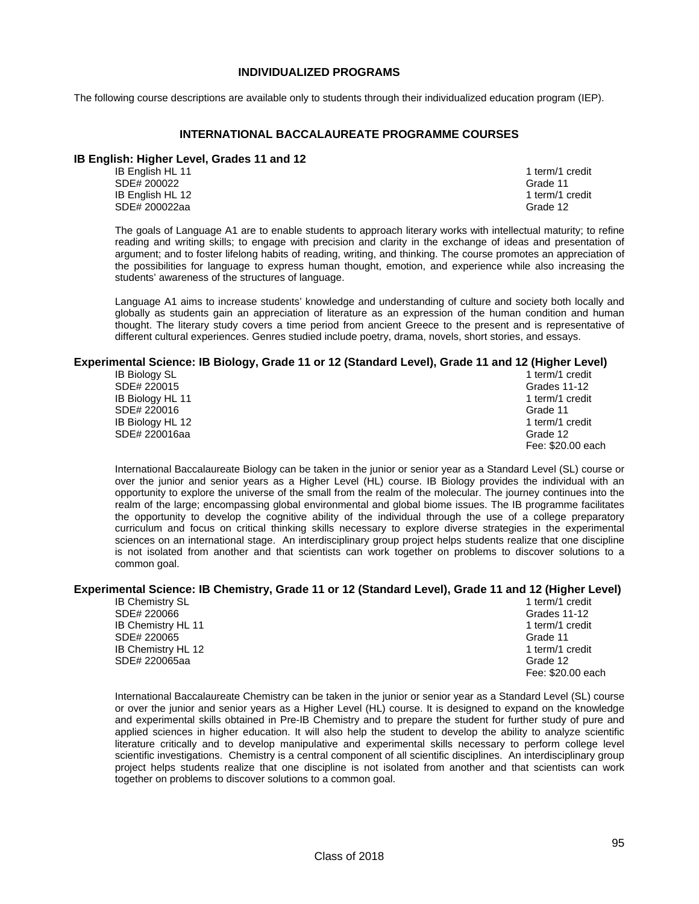## INDIVIDUALIZED PROGRAMS

The following course descriptions are available only to students through their individualized education program (IEP).

## INTERNATIONAL BACCALAUREATE PROGRAMME COURSES

### IB English: Higher Level, Grades 11 and 12

| | |
|---|---|
| IB English HL 11 | 1 term/1 credit |
| SDE# 200022 | Grade 11 |
| IB English HL 12 | 1 term/1 credit |
| SDE# 200022aa | Grade 12 |

The goals of Language A1 are to enable students to approach literary works with intellectual maturity; to refine reading and writing skills; to engage with precision and clarity in the exchange of ideas and presentation of argument; and to foster lifelong habits of reading, writing, and thinking. The course promotes an appreciation of the possibilities for language to express human thought, emotion, and experience while also increasing the students' awareness of the structures of language.

Language A1 aims to increase students' knowledge and understanding of culture and society both locally and globally as students gain an appreciation of literature as an expression of the human condition and human thought. The literary study covers a time period from ancient Greece to the present and is representative of different cultural experiences. Genres studied include poetry, drama, novels, short stories, and essays.

### Experimental Science: IB Biology, Grade 11 or 12 (Standard Level), Grade 11 and 12 (Higher Level)

| | |
|---|---|
| IB Biology SL | 1 term/1 credit |
| SDE# 220015 | Grades 11-12 |
| IB Biology HL 11 | 1 term/1 credit |
| SDE# 220016 | Grade 11 |
| IB Biology HL 12 | 1 term/1 credit |
| SDE# 220016aa | Grade 12 |
| | Fee: $20.00 each |

International Baccalaureate Biology can be taken in the junior or senior year as a Standard Level (SL) course or over the junior and senior years as a Higher Level (HL) course. IB Biology provides the individual with an opportunity to explore the universe of the small from the realm of the molecular. The journey continues into the realm of the large; encompassing global environmental and global biome issues. The IB programme facilitates the opportunity to develop the cognitive ability of the individual through the use of a college preparatory curriculum and focus on critical thinking skills necessary to explore diverse strategies in the experimental sciences on an international stage. An interdisciplinary group project helps students realize that one discipline is not isolated from another and that scientists can work together on problems to discover solutions to a common goal.

### Experimental Science: IB Chemistry, Grade 11 or 12 (Standard Level), Grade 11 and 12 (Higher Level)

| | |
|---|---|
| IB Chemistry SL | 1 term/1 credit |
| SDE# 220066 | Grades 11-12 |
| IB Chemistry HL 11 | 1 term/1 credit |
| SDE# 220065 | Grade 11 |
| IB Chemistry HL 12 | 1 term/1 credit |
| SDE# 220065aa | Grade 12 |
| | Fee: $20.00 each |

International Baccalaureate Chemistry can be taken in the junior or senior year as a Standard Level (SL) course or over the junior and senior years as a Higher Level (HL) course. It is designed to expand on the knowledge and experimental skills obtained in Pre-IB Chemistry and to prepare the student for further study of pure and applied sciences in higher education. It will also help the student to develop the ability to analyze scientific literature critically and to develop manipulative and experimental skills necessary to perform college level scientific investigations. Chemistry is a central component of all scientific disciplines. An interdisciplinary group project helps students realize that one discipline is not isolated from another and that scientists can work together on problems to discover solutions to a common goal.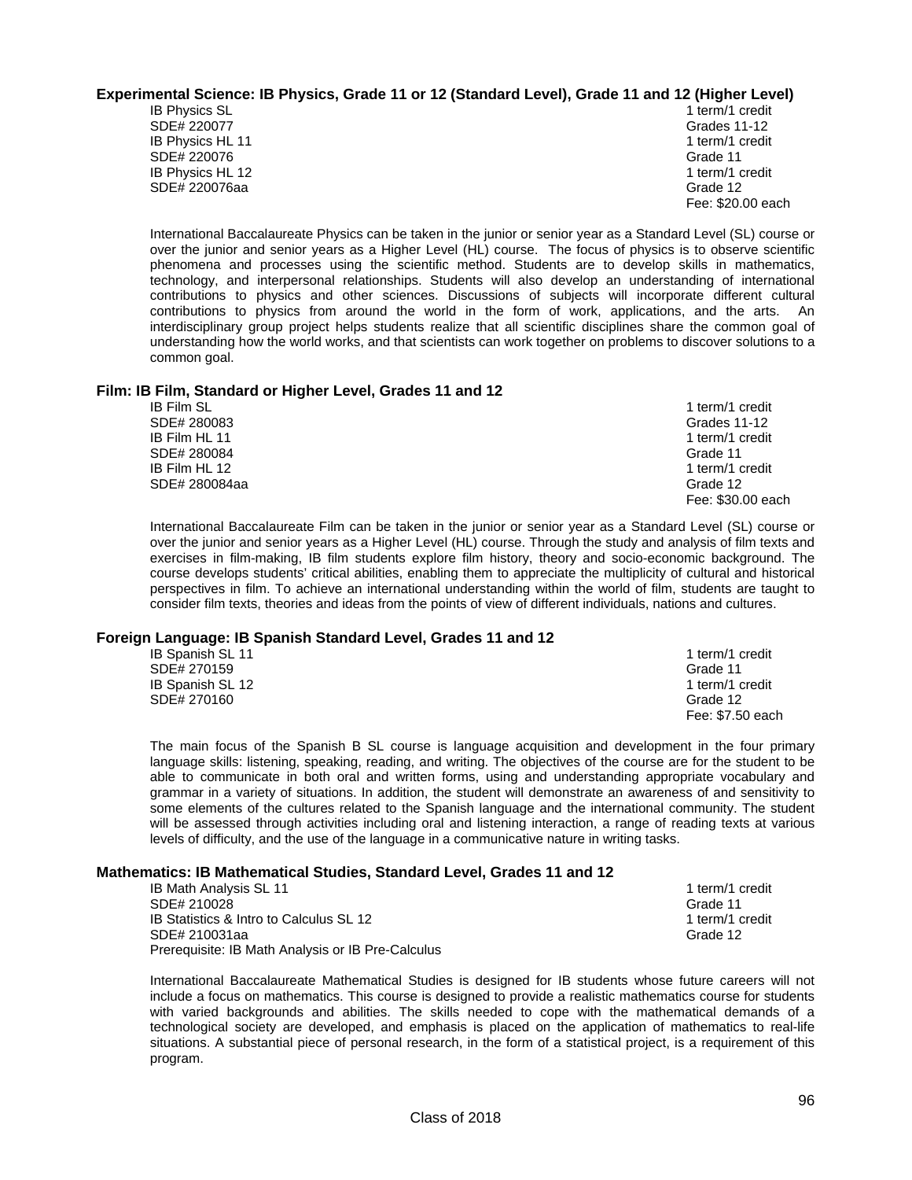### Experimental Science: IB Physics, Grade 11 or 12 (Standard Level), Grade 11 and 12 (Higher Level)

| | |
|---|---|
| IB Physics SL | 1 term/1 credit |
| SDE# 220077 | Grades 11-12 |
| IB Physics HL 11 | 1 term/1 credit |
| SDE# 220076 | Grade 11 |
| IB Physics HL 12 | 1 term/1 credit |
| SDE# 220076aa | Grade 12 |
| | Fee: $20.00 each |

International Baccalaureate Physics can be taken in the junior or senior year as a Standard Level (SL) course or over the junior and senior years as a Higher Level (HL) course. The focus of physics is to observe scientific phenomena and processes using the scientific method. Students are to develop skills in mathematics, technology, and interpersonal relationships. Students will also develop an understanding of international contributions to physics and other sciences. Discussions of subjects will incorporate different cultural contributions to physics from around the world in the form of work, applications, and the arts. An interdisciplinary group project helps students realize that all scientific disciplines share the common goal of understanding how the world works, and that scientists can work together on problems to discover solutions to a common goal.

### Film: IB Film, Standard or Higher Level, Grades 11 and 12

| | |
|---|---|
| IB Film SL | 1 term/1 credit |
| SDE# 280083 | Grades 11-12 |
| IB Film HL 11 | 1 term/1 credit |
| SDE# 280084 | Grade 11 |
| IB Film HL 12 | 1 term/1 credit |
| SDE# 280084aa | Grade 12 |
| | Fee: $30.00 each |

International Baccalaureate Film can be taken in the junior or senior year as a Standard Level (SL) course or over the junior and senior years as a Higher Level (HL) course. Through the study and analysis of film texts and exercises in film-making, IB film students explore film history, theory and socio-economic background. The course develops students' critical abilities, enabling them to appreciate the multiplicity of cultural and historical perspectives in film. To achieve an international understanding within the world of film, students are taught to consider film texts, theories and ideas from the points of view of different individuals, nations and cultures.

### Foreign Language: IB Spanish Standard Level, Grades 11 and 12

| | |
|---|---|
| IB Spanish SL 11 | 1 term/1 credit |
| SDE# 270159 | Grade 11 |
| IB Spanish SL 12 | 1 term/1 credit |
| SDE# 270160 | Grade 12 |
| | Fee: $7.50 each |

The main focus of the Spanish B SL course is language acquisition and development in the four primary language skills: listening, speaking, reading, and writing. The objectives of the course are for the student to be able to communicate in both oral and written forms, using and understanding appropriate vocabulary and grammar in a variety of situations. In addition, the student will demonstrate an awareness of and sensitivity to some elements of the cultures related to the Spanish language and the international community. The student will be assessed through activities including oral and listening interaction, a range of reading texts at various levels of difficulty, and the use of the language in a communicative nature in writing tasks.

### Mathematics: IB Mathematical Studies, Standard Level, Grades 11 and 12

| | |
|---|---|
| IB Math Analysis SL 11 | 1 term/1 credit |
| SDE# 210028 | Grade 11 |
| IB Statistics & Intro to Calculus SL 12 | 1 term/1 credit |
| SDE# 210031aa | Grade 12 |
| Prerequisite: IB Math Analysis or IB Pre-Calculus | |

International Baccalaureate Mathematical Studies is designed for IB students whose future careers will not include a focus on mathematics. This course is designed to provide a realistic mathematics course for students with varied backgrounds and abilities. The skills needed to cope with the mathematical demands of a technological society are developed, and emphasis is placed on the application of mathematics to real-life situations. A substantial piece of personal research, in the form of a statistical project, is a requirement of this program.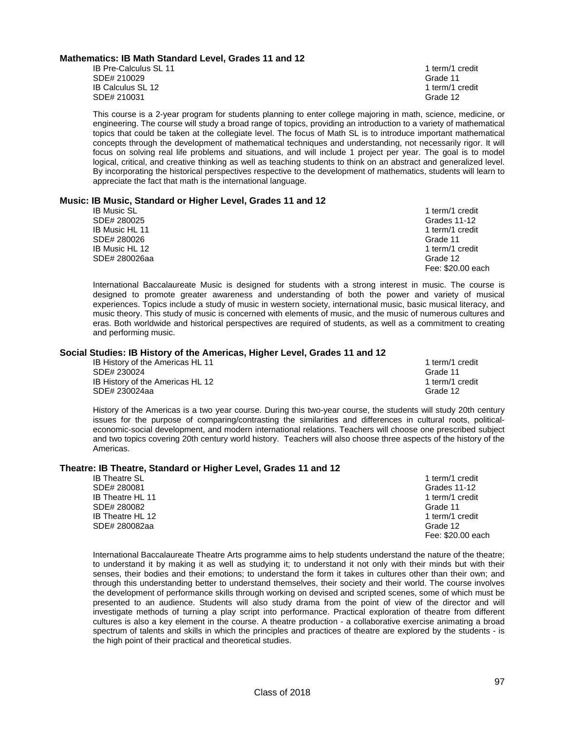### Mathematics: IB Math Standard Level, Grades 11 and 12

| | |
|---|---|
| IB Pre-Calculus SL 11 | 1 term/1 credit |
| SDE# 210029 | Grade 11 |
| IB Calculus SL 12 | 1 term/1 credit |
| SDE# 210031 | Grade 12 |

This course is a 2-year program for students planning to enter college majoring in math, science, medicine, or engineering. The course will study a broad range of topics, providing an introduction to a variety of mathematical topics that could be taken at the collegiate level. The focus of Math SL is to introduce important mathematical concepts through the development of mathematical techniques and understanding, not necessarily rigor. It will focus on solving real life problems and situations, and will include 1 project per year. The goal is to model logical, critical, and creative thinking as well as teaching students to think on an abstract and generalized level. By incorporating the historical perspectives respective to the development of mathematics, students will learn to appreciate the fact that math is the international language.

### Music: IB Music, Standard or Higher Level, Grades 11 and 12

| | |
|---|---|
| IB Music SL | 1 term/1 credit |
| SDE# 280025 | Grades 11-12 |
| IB Music HL 11 | 1 term/1 credit |
| SDE# 280026 | Grade 11 |
| IB Music HL 12 | 1 term/1 credit |
| SDE# 280026aa | Grade 12 |
| | Fee: $20.00 each |

International Baccalaureate Music is designed for students with a strong interest in music. The course is designed to promote greater awareness and understanding of both the power and variety of musical experiences. Topics include a study of music in western society, international music, basic musical literacy, and music theory. This study of music is concerned with elements of music, and the music of numerous cultures and eras. Both worldwide and historical perspectives are required of students, as well as a commitment to creating and performing music.

### Social Studies: IB History of the Americas, Higher Level, Grades 11 and 12

| | |
|---|---|
| IB History of the Americas HL 11 | 1 term/1 credit |
| SDE# 230024 | Grade 11 |
| IB History of the Americas HL 12 | 1 term/1 credit |
| SDE# 230024aa | Grade 12 |

History of the Americas is a two year course. During this two-year course, the students will study 20th century issues for the purpose of comparing/contrasting the similarities and differences in cultural roots, political-economic-social development, and modern international relations. Teachers will choose one prescribed subject and two topics covering 20th century world history. Teachers will also choose three aspects of the history of the Americas.

### Theatre: IB Theatre, Standard or Higher Level, Grades 11 and 12

| | |
|---|---|
| IB Theatre SL | 1 term/1 credit |
| SDE# 280081 | Grades 11-12 |
| IB Theatre HL 11 | 1 term/1 credit |
| SDE# 280082 | Grade 11 |
| IB Theatre HL 12 | 1 term/1 credit |
| SDE# 280082aa | Grade 12 |
| | Fee: $20.00 each |

International Baccalaureate Theatre Arts programme aims to help students understand the nature of the theatre; to understand it by making it as well as studying it; to understand it not only with their minds but with their senses, their bodies and their emotions; to understand the form it takes in cultures other than their own; and through this understanding better to understand themselves, their society and their world. The course involves the development of performance skills through working on devised and scripted scenes, some of which must be presented to an audience. Students will also study drama from the point of view of the director and will investigate methods of turning a play script into performance. Practical exploration of theatre from different cultures is also a key element in the course. A theatre production - a collaborative exercise animating a broad spectrum of talents and skills in which the principles and practices of theatre are explored by the students - is the high point of their practical and theoretical studies.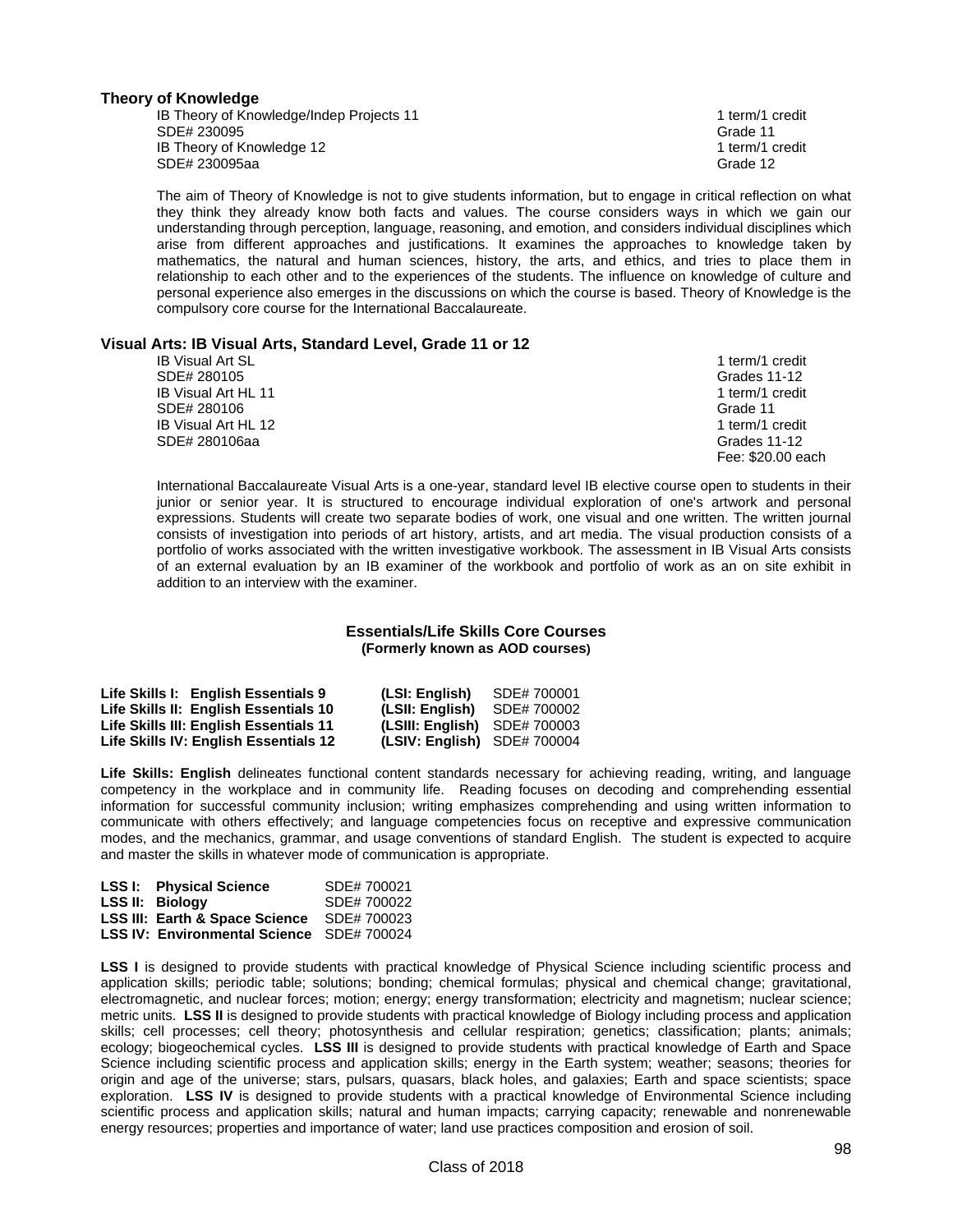### Theory of Knowledge

| | |
|---|---|
| IB Theory of Knowledge/Indep Projects 11 | 1 term/1 credit |
| SDE# 230095 | Grade 11 |
| IB Theory of Knowledge 12 | 1 term/1 credit |
| SDE# 230095aa | Grade 12 |

The aim of Theory of Knowledge is not to give students information, but to engage in critical reflection on what they think they already know both facts and values. The course considers ways in which we gain our understanding through perception, language, reasoning, and emotion, and considers individual disciplines which arise from different approaches and justifications. It examines the approaches to knowledge taken by mathematics, the natural and human sciences, history, the arts, and ethics, and tries to place them in relationship to each other and to the experiences of the students. The influence on knowledge of culture and personal experience also emerges in the discussions on which the course is based. Theory of Knowledge is the compulsory core course for the International Baccalaureate.

### Visual Arts: IB Visual Arts, Standard Level, Grade 11 or 12

| | |
|---|---|
| IB Visual Art SL | 1 term/1 credit |
| SDE# 280105 | Grades 11-12 |
| IB Visual Art HL 11 | 1 term/1 credit |
| SDE# 280106 | Grade 11 |
| IB Visual Art HL 12 | 1 term/1 credit |
| SDE# 280106aa | Grades 11-12 |
| | Fee: $20.00 each |

International Baccalaureate Visual Arts is a one-year, standard level IB elective course open to students in their junior or senior year. It is structured to encourage individual exploration of one's artwork and personal expressions. Students will create two separate bodies of work, one visual and one written. The written journal consists of investigation into periods of art history, artists, and art media. The visual production consists of a portfolio of works associated with the written investigative workbook. The assessment in IB Visual Arts consists of an external evaluation by an IB examiner of the workbook and portfolio of work as an on site exhibit in addition to an interview with the examiner.

## Essentials/Life Skills Core Courses
**(Formerly known as AOD courses)**

| | | |
|---|---|---|
| **Life Skills I: English Essentials 9** | **(LSI: English)** | SDE# 700001 |
| **Life Skills II: English Essentials 10** | **(LSII: English)** | SDE# 700002 |
| **Life Skills III: English Essentials 11** | **(LSIII: English)** | SDE# 700003 |
| **Life Skills IV: English Essentials 12** | **(LSIV: English)** | SDE# 700004 |

**Life Skills: English** delineates functional content standards necessary for achieving reading, writing, and language competency in the workplace and in community life. Reading focuses on decoding and comprehending essential information for successful community inclusion; writing emphasizes comprehending and using written information to communicate with others effectively; and language competencies focus on receptive and expressive communication modes, and the mechanics, grammar, and usage conventions of standard English. The student is expected to acquire and master the skills in whatever mode of communication is appropriate.

| | |
|---|---|
| **LSS I: Physical Science** | SDE# 700021 |
| **LSS II: Biology** | SDE# 700022 |
| **LSS III: Earth & Space Science** | SDE# 700023 |
| **LSS IV: Environmental Science** | SDE# 700024 |

**LSS I** is designed to provide students with practical knowledge of Physical Science including scientific process and application skills; periodic table; solutions; bonding; chemical formulas; physical and chemical change; gravitational, electromagnetic, and nuclear forces; motion; energy; energy transformation; electricity and magnetism; nuclear science; metric units. **LSS II** is designed to provide students with practical knowledge of Biology including process and application skills; cell processes; cell theory; photosynthesis and cellular respiration; genetics; classification; plants; animals; ecology; biogeochemical cycles. **LSS III** is designed to provide students with practical knowledge of Earth and Space Science including scientific process and application skills; energy in the Earth system; weather; seasons; theories for origin and age of the universe; stars, pulsars, quasars, black holes, and galaxies; Earth and space scientists; space exploration. **LSS IV** is designed to provide students with a practical knowledge of Environmental Science including scientific process and application skills; natural and human impacts; carrying capacity; renewable and nonrenewable energy resources; properties and importance of water; land use practices composition and erosion of soil.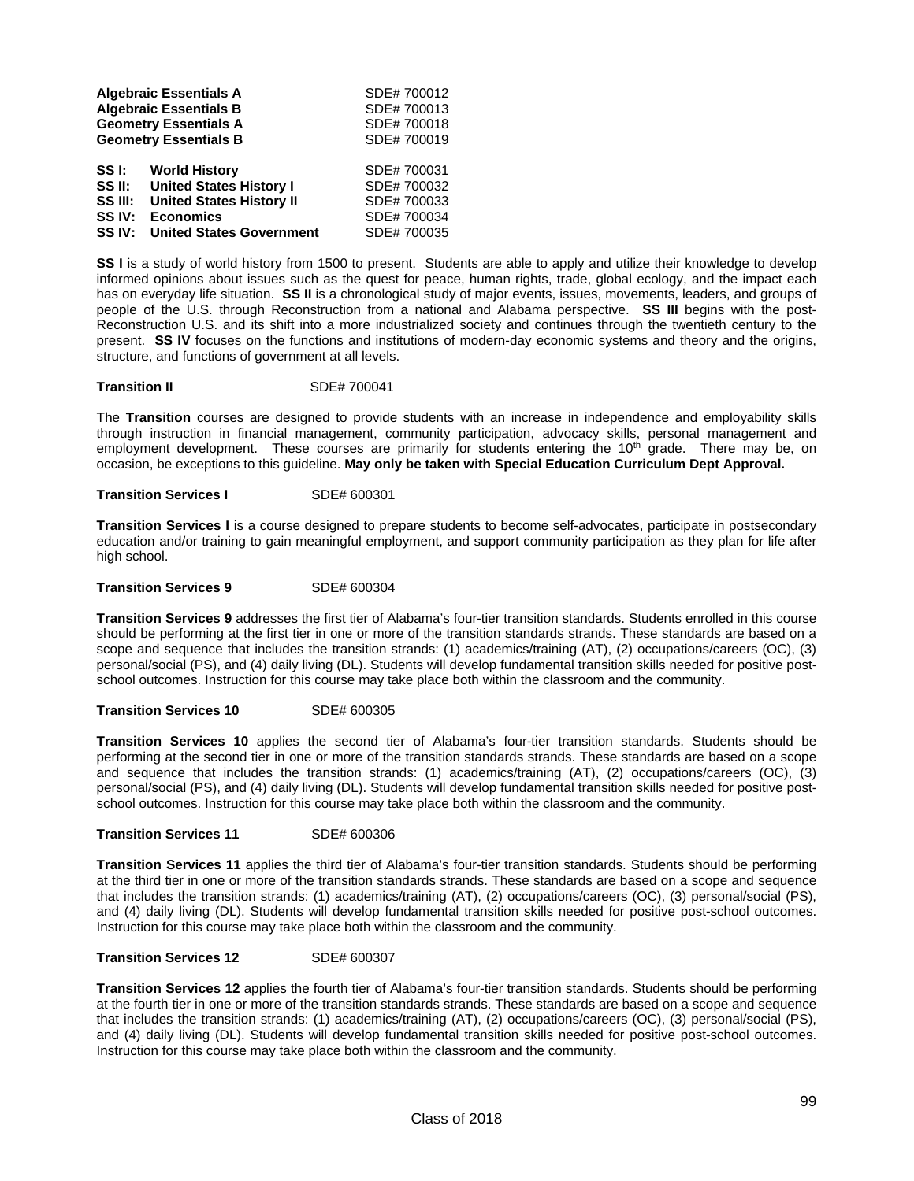| | |
|---|---|
| **Algebraic Essentials A** | SDE# 700012 |
| **Algebraic Essentials B** | SDE# 700013 |
| **Geometry Essentials A** | SDE# 700018 |
| **Geometry Essentials B** | SDE# 700019 |

| | | |
|---|---|---|
| **SS I:** | **World History** | SDE# 700031 |
| **SS II:** | **United States History I** | SDE# 700032 |
| **SS III:** | **United States History II** | SDE# 700033 |
| **SS IV:** | **Economics** | SDE# 700034 |
| **SS IV:** | **United States Government** | SDE# 700035 |

**SS I** is a study of world history from 1500 to present. Students are able to apply and utilize their knowledge to develop informed opinions about issues such as the quest for peace, human rights, trade, global ecology, and the impact each has on everyday life situation. **SS II** is a chronological study of major events, issues, movements, leaders, and groups of people of the U.S. through Reconstruction from a national and Alabama perspective. **SS III** begins with the post-Reconstruction U.S. and its shift into a more industrialized society and continues through the twentieth century to the present. **SS IV** focuses on the functions and institutions of modern-day economic systems and theory and the origins, structure, and functions of government at all levels.

**Transition II** SDE# 700041

The **Transition** courses are designed to provide students with an increase in independence and employability skills through instruction in financial management, community participation, advocacy skills, personal management and employment development. These courses are primarily for students entering the 10th grade. There may be, on occasion, be exceptions to this guideline. **May only be taken with Special Education Curriculum Dept Approval.**

**Transition Services I** SDE# 600301

**Transition Services I** is a course designed to prepare students to become self-advocates, participate in postsecondary education and/or training to gain meaningful employment, and support community participation as they plan for life after high school.

**Transition Services 9** SDE# 600304

**Transition Services 9** addresses the first tier of Alabama's four-tier transition standards. Students enrolled in this course should be performing at the first tier in one or more of the transition standards strands. These standards are based on a scope and sequence that includes the transition strands: (1) academics/training (AT), (2) occupations/careers (OC), (3) personal/social (PS), and (4) daily living (DL). Students will develop fundamental transition skills needed for positive post-school outcomes. Instruction for this course may take place both within the classroom and the community.

**Transition Services 10** SDE# 600305

**Transition Services 10** applies the second tier of Alabama's four-tier transition standards. Students should be performing at the second tier in one or more of the transition standards strands. These standards are based on a scope and sequence that includes the transition strands: (1) academics/training (AT), (2) occupations/careers (OC), (3) personal/social (PS), and (4) daily living (DL). Students will develop fundamental transition skills needed for positive post-school outcomes. Instruction for this course may take place both within the classroom and the community.

**Transition Services 11** SDE# 600306

**Transition Services 11** applies the third tier of Alabama's four-tier transition standards. Students should be performing at the third tier in one or more of the transition standards strands. These standards are based on a scope and sequence that includes the transition strands: (1) academics/training (AT), (2) occupations/careers (OC), (3) personal/social (PS), and (4) daily living (DL). Students will develop fundamental transition skills needed for positive post-school outcomes. Instruction for this course may take place both within the classroom and the community.

**Transition Services 12** SDE# 600307

**Transition Services 12** applies the fourth tier of Alabama's four-tier transition standards. Students should be performing at the fourth tier in one or more of the transition standards strands. These standards are based on a scope and sequence that includes the transition strands: (1) academics/training (AT), (2) occupations/careers (OC), (3) personal/social (PS), and (4) daily living (DL). Students will develop fundamental transition skills needed for positive post-school outcomes. Instruction for this course may take place both within the classroom and the community.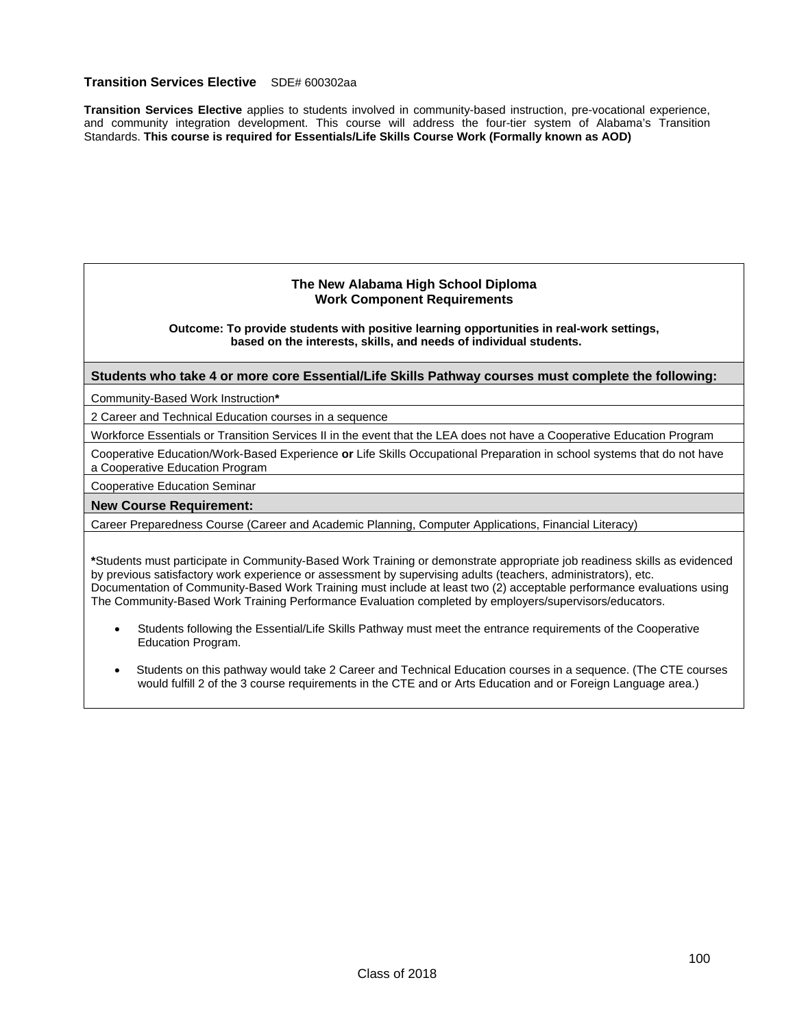**Transition Services Elective** SDE# 600302aa

**Transition Services Elective** applies to students involved in community-based instruction, pre-vocational experience, and community integration development. This course will address the four-tier system of Alabama's Transition Standards. **This course is required for Essentials/Life Skills Course Work (Formally known as AOD)**

**The New Alabama High School Diploma**
**Work Component Requirements**

**Outcome: To provide students with positive learning opportunities in real-work settings, based on the interests, skills, and needs of individual students.**

| **Students who take 4 or more core Essential/Life Skills Pathway courses must complete the following:** |
|---|
| Community-Based Work Instruction* |
| 2 Career and Technical Education courses in a sequence |
| Workforce Essentials or Transition Services II in the event that the LEA does not have a Cooperative Education Program |
| Cooperative Education/Work-Based Experience **or** Life Skills Occupational Preparation in school systems that do not have a Cooperative Education Program |
| Cooperative Education Seminar |
| **New Course Requirement:** |
| Career Preparedness Course (Career and Academic Planning, Computer Applications, Financial Literacy) |

**\***Students must participate in Community-Based Work Training or demonstrate appropriate job readiness skills as evidenced by previous satisfactory work experience or assessment by supervising adults (teachers, administrators), etc. Documentation of Community-Based Work Training must include at least two (2) acceptable performance evaluations using The Community-Based Work Training Performance Evaluation completed by employers/supervisors/educators.

- Students following the Essential/Life Skills Pathway must meet the entrance requirements of the Cooperative Education Program.
- Students on this pathway would take 2 Career and Technical Education courses in a sequence. (The CTE courses would fulfill 2 of the 3 course requirements in the CTE and or Arts Education and or Foreign Language area.)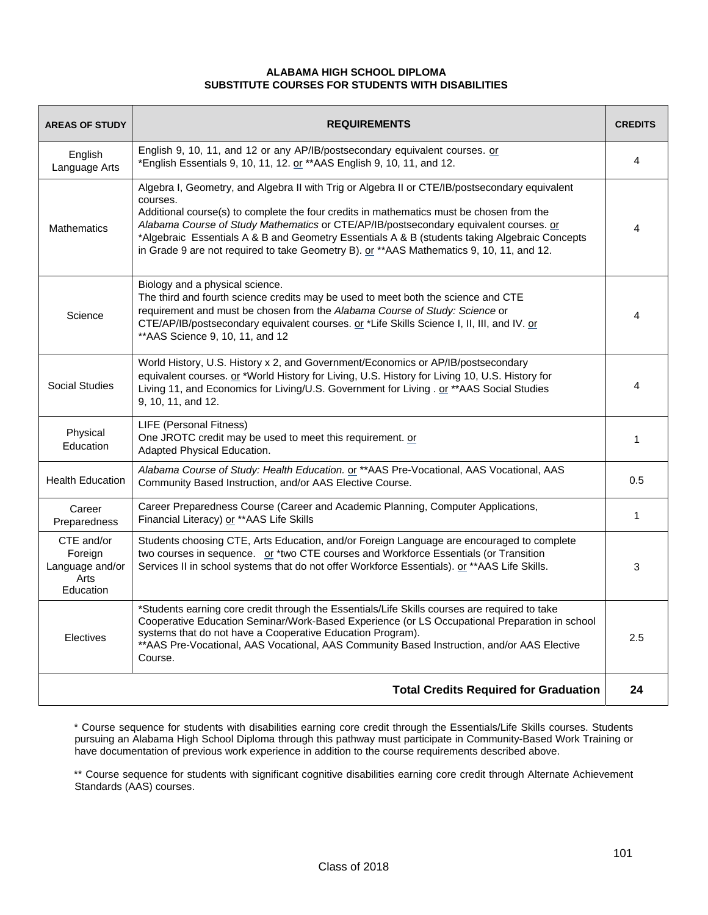**ALABAMA HIGH SCHOOL DIPLOMA**
**SUBSTITUTE COURSES FOR STUDENTS WITH DISABILITIES**

| AREAS OF STUDY | REQUIREMENTS | CREDITS |
|---|---|---|
| English Language Arts | English 9, 10, 11, and 12 or any AP/IB/postsecondary equivalent courses. or *English Essentials 9, 10, 11, 12. or **AAS English 9, 10, 11, and 12. | 4 |
| Mathematics | Algebra I, Geometry, and Algebra II with Trig or Algebra II or CTE/IB/postsecondary equivalent courses. Additional course(s) to complete the four credits in mathematics must be chosen from the *Alabama Course of Study Mathematics* or CTE/AP/IB/postsecondary equivalent courses. or *Algebraic Essentials A & B and Geometry Essentials A & B (students taking Algebraic Concepts in Grade 9 are not required to take Geometry B). or **AAS Mathematics 9, 10, 11, and 12. | 4 |
| Science | Biology and a physical science. The third and fourth science credits may be used to meet both the science and CTE requirement and must be chosen from the *Alabama Course of Study: Science* or CTE/AP/IB/postsecondary equivalent courses. or *Life Skills Science I, II, III, and IV. or **AAS Science 9, 10, 11, and 12 | 4 |
| Social Studies | World History, U.S. History x 2, and Government/Economics or AP/IB/postsecondary equivalent courses. or *World History for Living, U.S. History for Living 10, U.S. History for Living 11, and Economics for Living/U.S. Government for Living . or **AAS Social Studies 9, 10, 11, and 12. | 4 |
| Physical Education | LIFE (Personal Fitness) One JROTC credit may be used to meet this requirement. or Adapted Physical Education. | 1 |
| Health Education | *Alabama Course of Study: Health Education.* or **AAS Pre-Vocational, AAS Vocational, AAS Community Based Instruction, and/or AAS Elective Course. | 0.5 |
| Career Preparedness | Career Preparedness Course (Career and Academic Planning, Computer Applications, Financial Literacy) or **AAS Life Skills | 1 |
| CTE and/or Foreign Language and/or Arts Education | Students choosing CTE, Arts Education, and/or Foreign Language are encouraged to complete two courses in sequence. or *two CTE courses and Workforce Essentials (or Transition Services II in school systems that do not offer Workforce Essentials). or **AAS Life Skills. | 3 |
| Electives | *Students earning core credit through the Essentials/Life Skills courses are required to take Cooperative Education Seminar/Work-Based Experience (or LS Occupational Preparation in school systems that do not have a Cooperative Education Program). **AAS Pre-Vocational, AAS Vocational, AAS Community Based Instruction, and/or AAS Elective Course. | 2.5 |
| | **Total Credits Required for Graduation** | **24** |

\* Course sequence for students with disabilities earning core credit through the Essentials/Life Skills courses. Students pursuing an Alabama High School Diploma through this pathway must participate in Community-Based Work Training or have documentation of previous work experience in addition to the course requirements described above.

\*\* Course sequence for students with significant cognitive disabilities earning core credit through Alternate Achievement Standards (AAS) courses.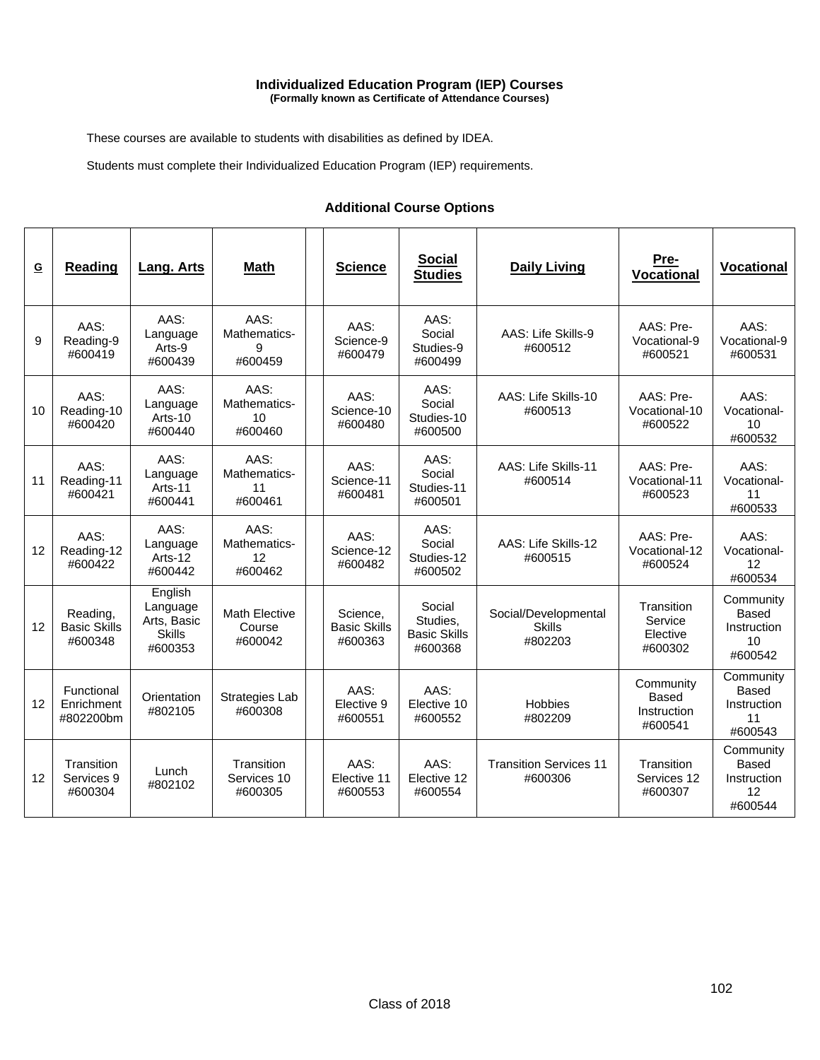## Individualized Education Program (IEP) Courses

**(Formally known as Certificate of Attendance Courses)**

These courses are available to students with disabilities as defined by IDEA.

Students must complete their Individualized Education Program (IEP) requirements.

### Additional Course Options

| G | Reading | Lang. Arts | Math | | Science | Social Studies | Daily Living | Pre-Vocational | Vocational |
|---|---|---|---|---|---|---|---|---|---|
| 9 | AAS: Reading-9 #600419 | AAS: Language Arts-9 #600439 | AAS: Mathematics-9 #600459 | | AAS: Science-9 #600479 | AAS: Social Studies-9 #600499 | AAS: Life Skills-9 #600512 | AAS: Pre-Vocational-9 #600521 | AAS: Vocational-9 #600531 |
| 10 | AAS: Reading-10 #600420 | AAS: Language Arts-10 #600440 | AAS: Mathematics-10 #600460 | | AAS: Science-10 #600480 | AAS: Social Studies-10 #600500 | AAS: Life Skills-10 #600513 | AAS: Pre-Vocational-10 #600522 | AAS: Vocational-10 #600532 |
| 11 | AAS: Reading-11 #600421 | AAS: Language Arts-11 #600441 | AAS: Mathematics-11 #600461 | | AAS: Science-11 #600481 | AAS: Social Studies-11 #600501 | AAS: Life Skills-11 #600514 | AAS: Pre-Vocational-11 #600523 | AAS: Vocational-11 #600533 |
| 12 | AAS: Reading-12 #600422 | AAS: Language Arts-12 #600442 | AAS: Mathematics-12 #600462 | | AAS: Science-12 #600482 | AAS: Social Studies-12 #600502 | AAS: Life Skills-12 #600515 | AAS: Pre-Vocational-12 #600524 | AAS: Vocational-12 #600534 |
| 12 | Reading, Basic Skills #600348 | English Language Arts, Basic Skills #600353 | Math Elective Course #600042 | | Science, Basic Skills #600363 | Social Studies, Basic Skills #600368 | Social/Developmental Skills #802203 | Transition Service Elective #600302 | Community Based Instruction 10 #600542 |
| 12 | Functional Enrichment #802200bm | Orientation #802105 | Strategies Lab #600308 | | AAS: Elective 9 #600551 | AAS: Elective 10 #600552 | Hobbies #802209 | Community Based Instruction #600541 | Community Based Instruction 11 #600543 |
| 12 | Transition Services 9 #600304 | Lunch #802102 | Transition Services 10 #600305 | | AAS: Elective 11 #600553 | AAS: Elective 12 #600554 | Transition Services 11 #600306 | Transition Services 12 #600307 | Community Based Instruction 12 #600544 |

Class of 2018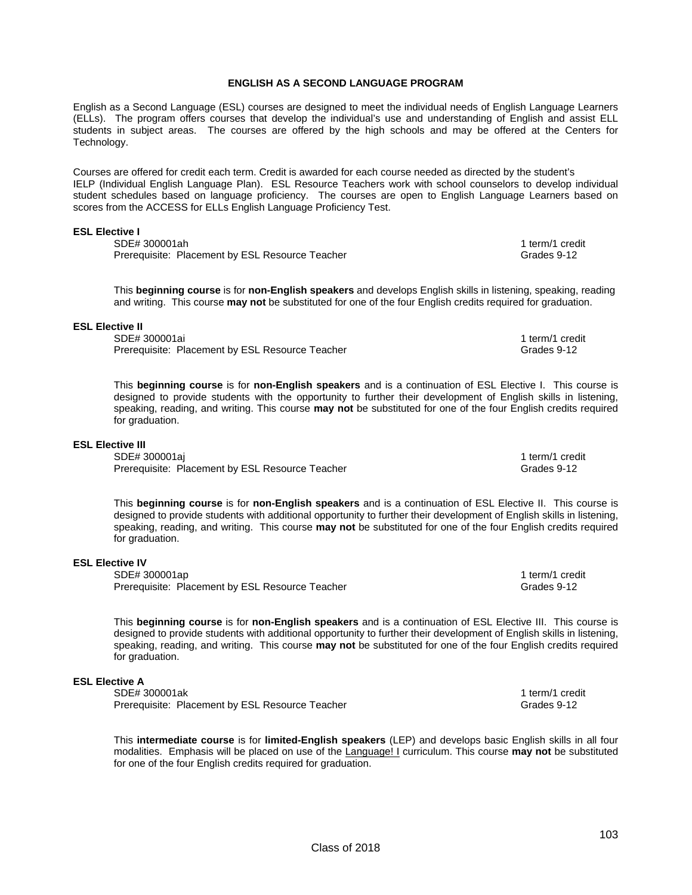## ENGLISH AS A SECOND LANGUAGE PROGRAM

English as a Second Language (ESL) courses are designed to meet the individual needs of English Language Learners (ELLs). The program offers courses that develop the individual's use and understanding of English and assist ELL students in subject areas. The courses are offered by the high schools and may be offered at the Centers for Technology.

Courses are offered for credit each term. Credit is awarded for each course needed as directed by the student's IELP (Individual English Language Plan). ESL Resource Teachers work with school counselors to develop individual student schedules based on language proficiency. The courses are open to English Language Learners based on scores from the ACCESS for ELLs English Language Proficiency Test.

### ESL Elective I

SDE# 300001ah — 1 term/1 credit
Prerequisite: Placement by ESL Resource Teacher — Grades 9-12

This **beginning course** is for **non-English speakers** and develops English skills in listening, speaking, reading and writing. This course **may not** be substituted for one of the four English credits required for graduation.

### ESL Elective II

SDE# 300001ai — 1 term/1 credit
Prerequisite: Placement by ESL Resource Teacher — Grades 9-12

This **beginning course** is for **non-English speakers** and is a continuation of ESL Elective I. This course is designed to provide students with the opportunity to further their development of English skills in listening, speaking, reading, and writing. This course **may not** be substituted for one of the four English credits required for graduation.

### ESL Elective III

SDE# 300001aj — 1 term/1 credit
Prerequisite: Placement by ESL Resource Teacher — Grades 9-12

This **beginning course** is for **non-English speakers** and is a continuation of ESL Elective II. This course is designed to provide students with additional opportunity to further their development of English skills in listening, speaking, reading, and writing. This course **may not** be substituted for one of the four English credits required for graduation.

### ESL Elective IV

SDE# 300001ap — 1 term/1 credit
Prerequisite: Placement by ESL Resource Teacher — Grades 9-12

This **beginning course** is for **non-English speakers** and is a continuation of ESL Elective III. This course is designed to provide students with additional opportunity to further their development of English skills in listening, speaking, reading, and writing. This course **may not** be substituted for one of the four English credits required for graduation.

### ESL Elective A

SDE# 300001ak — 1 term/1 credit
Prerequisite: Placement by ESL Resource Teacher — Grades 9-12

This **intermediate course** is for **limited-English speakers** (LEP) and develops basic English skills in all four modalities. Emphasis will be placed on use of the Language! I curriculum. This course **may not** be substituted for one of the four English credits required for graduation.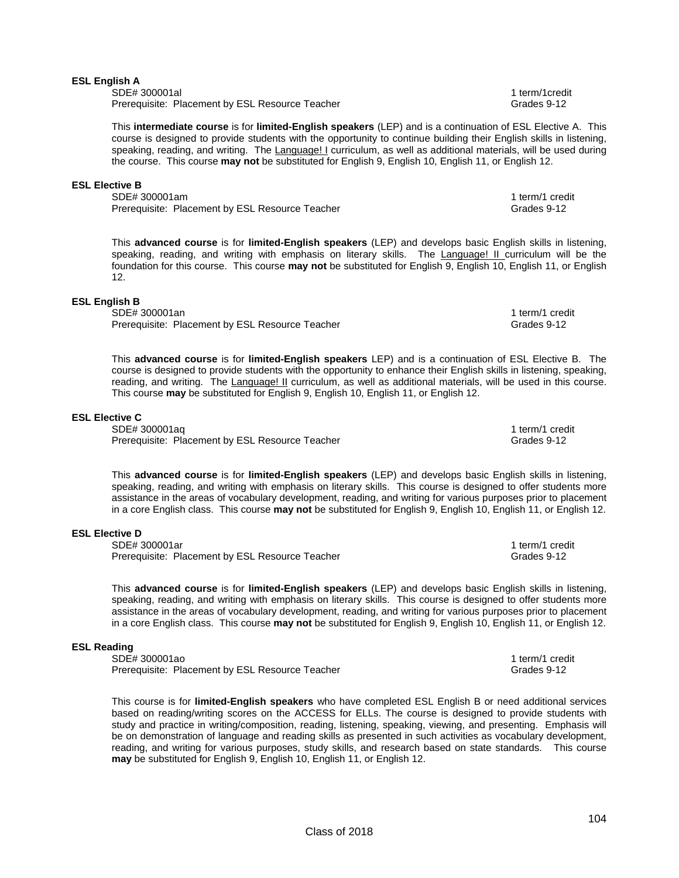**ESL English A**

SDE# 300001al — 1 term/1credit

Prerequisite: Placement by ESL Resource Teacher — Grades 9-12

This **intermediate course** is for **limited-English speakers** (LEP) and is a continuation of ESL Elective A. This course is designed to provide students with the opportunity to continue building their English skills in listening, speaking, reading, and writing. The Language! I curriculum, as well as additional materials, will be used during the course. This course **may not** be substituted for English 9, English 10, English 11, or English 12.

**ESL Elective B**

SDE# 300001am — 1 term/1 credit

Prerequisite: Placement by ESL Resource Teacher — Grades 9-12

This **advanced course** is for **limited-English speakers** (LEP) and develops basic English skills in listening, speaking, reading, and writing with emphasis on literary skills. The Language! II curriculum will be the foundation for this course. This course **may not** be substituted for English 9, English 10, English 11, or English 12.

**ESL English B**

SDE# 300001an — 1 term/1 credit

Prerequisite: Placement by ESL Resource Teacher — Grades 9-12

This **advanced course** is for **limited-English speakers** LEP) and is a continuation of ESL Elective B. The course is designed to provide students with the opportunity to enhance their English skills in listening, speaking, reading, and writing. The Language! II curriculum, as well as additional materials, will be used in this course. This course **may** be substituted for English 9, English 10, English 11, or English 12.

**ESL Elective C**

SDE# 300001aq — 1 term/1 credit

Prerequisite: Placement by ESL Resource Teacher — Grades 9-12

This **advanced course** is for **limited-English speakers** (LEP) and develops basic English skills in listening, speaking, reading, and writing with emphasis on literary skills. This course is designed to offer students more assistance in the areas of vocabulary development, reading, and writing for various purposes prior to placement in a core English class. This course **may not** be substituted for English 9, English 10, English 11, or English 12.

**ESL Elective D**

SDE# 300001ar — 1 term/1 credit

Prerequisite: Placement by ESL Resource Teacher — Grades 9-12

This **advanced course** is for **limited-English speakers** (LEP) and develops basic English skills in listening, speaking, reading, and writing with emphasis on literary skills. This course is designed to offer students more assistance in the areas of vocabulary development, reading, and writing for various purposes prior to placement in a core English class. This course **may not** be substituted for English 9, English 10, English 11, or English 12.

**ESL Reading**

SDE# 300001ao — 1 term/1 credit

Prerequisite: Placement by ESL Resource Teacher — Grades 9-12

This course is for **limited-English speakers** who have completed ESL English B or need additional services based on reading/writing scores on the ACCESS for ELLs. The course is designed to provide students with study and practice in writing/composition, reading, listening, speaking, viewing, and presenting. Emphasis will be on demonstration of language and reading skills as presented in such activities as vocabulary development, reading, and writing for various purposes, study skills, and research based on state standards. This course **may** be substituted for English 9, English 10, English 11, or English 12.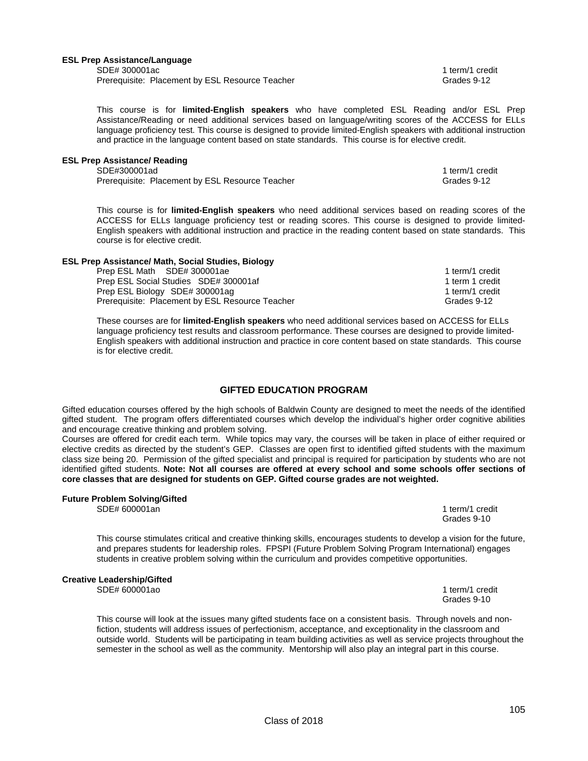**ESL Prep Assistance/Language**

SDE# 300001ac — 1 term/1 credit
Prerequisite: Placement by ESL Resource Teacher — Grades 9-12

This course is for **limited-English speakers** who have completed ESL Reading and/or ESL Prep Assistance/Reading or need additional services based on language/writing scores of the ACCESS for ELLs language proficiency test. This course is designed to provide limited-English speakers with additional instruction and practice in the language content based on state standards. This course is for elective credit.

**ESL Prep Assistance/ Reading**

SDE#300001ad — 1 term/1 credit
Prerequisite: Placement by ESL Resource Teacher — Grades 9-12

This course is for **limited-English speakers** who need additional services based on reading scores of the ACCESS for ELLs language proficiency test or reading scores. This course is designed to provide limited-English speakers with additional instruction and practice in the reading content based on state standards. This course is for elective credit.

**ESL Prep Assistance/ Math, Social Studies, Biology**

Prep ESL Math SDE# 300001ae — 1 term/1 credit
Prep ESL Social Studies SDE# 300001af — 1 term 1 credit
Prep ESL Biology SDE# 300001ag — 1 term/1 credit
Prerequisite: Placement by ESL Resource Teacher — Grades 9-12

These courses are for **limited-English speakers** who need additional services based on ACCESS for ELLs language proficiency test results and classroom performance. These courses are designed to provide limited-English speakers with additional instruction and practice in core content based on state standards. This course is for elective credit.

## GIFTED EDUCATION PROGRAM

Gifted education courses offered by the high schools of Baldwin County are designed to meet the needs of the identified gifted student. The program offers differentiated courses which develop the individual's higher order cognitive abilities and encourage creative thinking and problem solving.

Courses are offered for credit each term. While topics may vary, the courses will be taken in place of either required or elective credits as directed by the student's GEP. Classes are open first to identified gifted students with the maximum class size being 20. Permission of the gifted specialist and principal is required for participation by students who are not identified gifted students. **Note: Not all courses are offered at every school and some schools offer sections of core classes that are designed for students on GEP. Gifted course grades are not weighted.**

**Future Problem Solving/Gifted**

SDE# 600001an — 1 term/1 credit
Grades 9-10

This course stimulates critical and creative thinking skills, encourages students to develop a vision for the future, and prepares students for leadership roles. FPSPI (Future Problem Solving Program International) engages students in creative problem solving within the curriculum and provides competitive opportunities.

**Creative Leadership/Gifted**

SDE# 600001ao — 1 term/1 credit
Grades 9-10

This course will look at the issues many gifted students face on a consistent basis. Through novels and non-fiction, students will address issues of perfectionism, acceptance, and exceptionality in the classroom and outside world. Students will be participating in team building activities as well as service projects throughout the semester in the school as well as the community. Mentorship will also play an integral part in this course.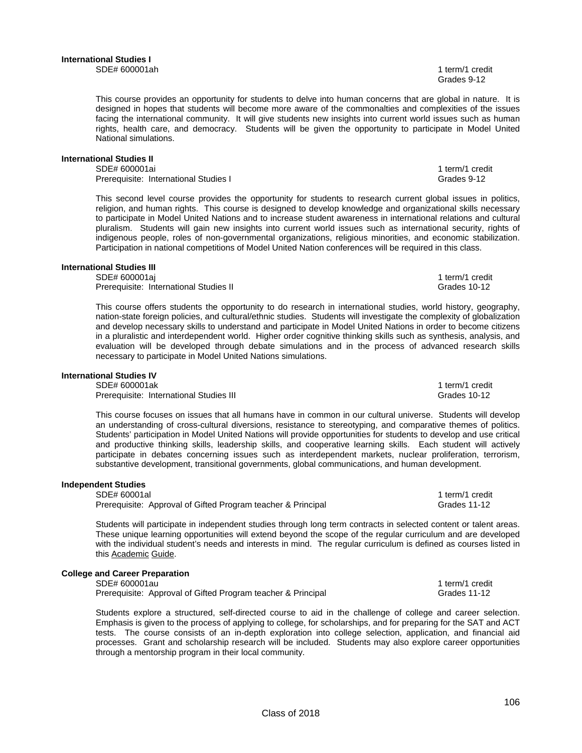### International Studies I

SDE# 600001ah

1 term/1 credit
Grades 9-12

This course provides an opportunity for students to delve into human concerns that are global in nature. It is designed in hopes that students will become more aware of the commonalties and complexities of the issues facing the international community. It will give students new insights into current world issues such as human rights, health care, and democracy. Students will be given the opportunity to participate in Model United National simulations.

### International Studies II

SDE# 600001ai
Prerequisite: International Studies I

1 term/1 credit
Grades 9-12

This second level course provides the opportunity for students to research current global issues in politics, religion, and human rights. This course is designed to develop knowledge and organizational skills necessary to participate in Model United Nations and to increase student awareness in international relations and cultural pluralism. Students will gain new insights into current world issues such as international security, rights of indigenous people, roles of non-governmental organizations, religious minorities, and economic stabilization. Participation in national competitions of Model United Nation conferences will be required in this class.

### International Studies III

SDE# 600001aj
Prerequisite: International Studies II

1 term/1 credit
Grades 10-12

This course offers students the opportunity to do research in international studies, world history, geography, nation-state foreign policies, and cultural/ethnic studies. Students will investigate the complexity of globalization and develop necessary skills to understand and participate in Model United Nations in order to become citizens in a pluralistic and interdependent world. Higher order cognitive thinking skills such as synthesis, analysis, and evaluation will be developed through debate simulations and in the process of advanced research skills necessary to participate in Model United Nations simulations.

### International Studies IV

SDE# 600001ak
Prerequisite: International Studies III

1 term/1 credit
Grades 10-12

This course focuses on issues that all humans have in common in our cultural universe. Students will develop an understanding of cross-cultural diversions, resistance to stereotyping, and comparative themes of politics. Students' participation in Model United Nations will provide opportunities for students to develop and use critical and productive thinking skills, leadership skills, and cooperative learning skills. Each student will actively participate in debates concerning issues such as interdependent markets, nuclear proliferation, terrorism, substantive development, transitional governments, global communications, and human development.

### Independent Studies

SDE# 60001al
Prerequisite: Approval of Gifted Program teacher & Principal

1 term/1 credit
Grades 11-12

Students will participate in independent studies through long term contracts in selected content or talent areas. These unique learning opportunities will extend beyond the scope of the regular curriculum and are developed with the individual student's needs and interests in mind. The regular curriculum is defined as courses listed in this Academic Guide.

### College and Career Preparation

SDE# 600001au
Prerequisite: Approval of Gifted Program teacher & Principal

1 term/1 credit
Grades 11-12

Students explore a structured, self-directed course to aid in the challenge of college and career selection. Emphasis is given to the process of applying to college, for scholarships, and for preparing for the SAT and ACT tests. The course consists of an in-depth exploration into college selection, application, and financial aid processes. Grant and scholarship research will be included. Students may also explore career opportunities through a mentorship program in their local community.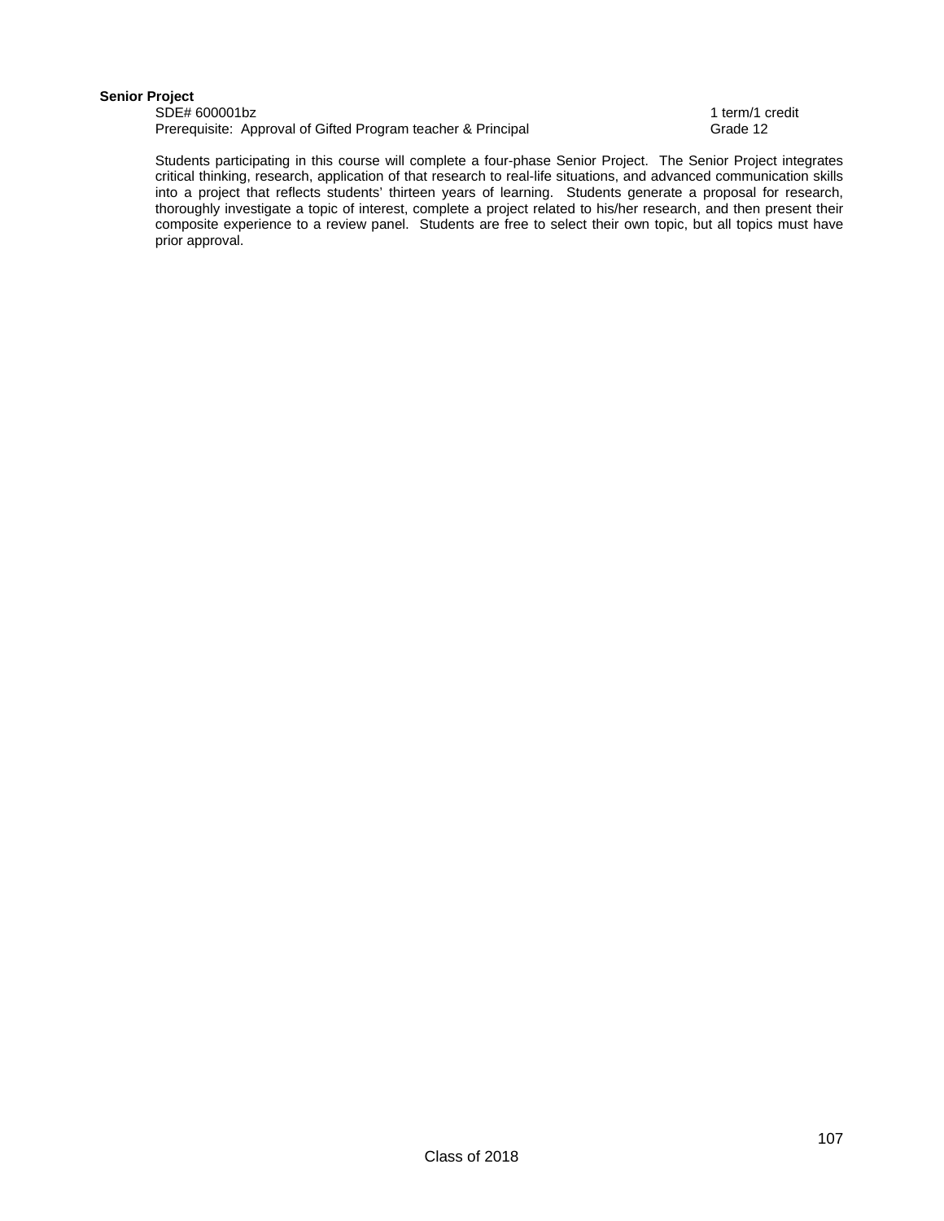**Senior Project**

SDE# 600001bz 1 term/1 credit
Prerequisite: Approval of Gifted Program teacher & Principal Grade 12

Students participating in this course will complete a four-phase Senior Project. The Senior Project integrates critical thinking, research, application of that research to real-life situations, and advanced communication skills into a project that reflects students' thirteen years of learning. Students generate a proposal for research, thoroughly investigate a topic of interest, complete a project related to his/her research, and then present their composite experience to a review panel. Students are free to select their own topic, but all topics must have prior approval.

Class of 2018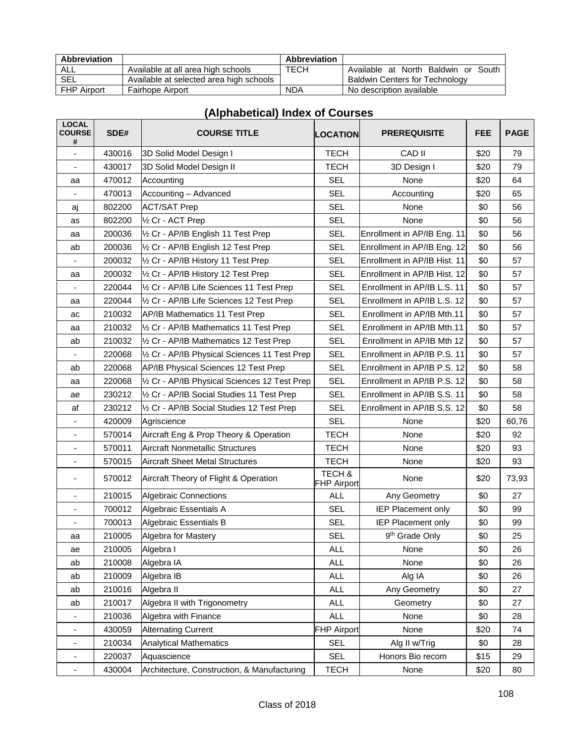| Abbreviation | | Abbreviation | |
|---|---|---|---|
| ALL | Available at all area high schools | TECH | Available at North Baldwin or South Baldwin Centers for Technology |
| SEL | Available at selected area high schools | | |
| FHP Airport | Fairhope Airport | NDA | No description available |

## (Alphabetical) Index of Courses

| LOCAL COURSE # | SDE# | COURSE TITLE | LOCATION | PREREQUISITE | FEE | PAGE |
|---|---|---|---|---|---|---|
| - | 430016 | 3D Solid Model Design I | TECH | CAD II | $20 | 79 |
| - | 430017 | 3D Solid Model Design II | TECH | 3D Design I | $20 | 79 |
| aa | 470012 | Accounting | SEL | None | $20 | 64 |
| - | 470013 | Accounting – Advanced | SEL | Accounting | $20 | 65 |
| aj | 802200 | ACT/SAT Prep | SEL | None | $0 | 56 |
| as | 802200 | ½ Cr - ACT Prep | SEL | None | $0 | 56 |
| aa | 200036 | ½ Cr - AP/IB English 11 Test Prep | SEL | Enrollment in AP/IB Eng. 11 | $0 | 56 |
| ab | 200036 | ½ Cr - AP/IB English 12 Test Prep | SEL | Enrollment in AP/IB Eng. 12 | $0 | 56 |
| - | 200032 | ½ Cr - AP/IB History 11 Test Prep | SEL | Enrollment in AP/IB Hist. 11 | $0 | 57 |
| aa | 200032 | ½ Cr - AP/IB History 12 Test Prep | SEL | Enrollment in AP/IB Hist. 12 | $0 | 57 |
| - | 220044 | ½ Cr - AP/IB Life Sciences 11 Test Prep | SEL | Enrollment in AP/IB L.S. 11 | $0 | 57 |
| aa | 220044 | ½ Cr - AP/IB Life Sciences 12 Test Prep | SEL | Enrollment in AP/IB L.S. 12 | $0 | 57 |
| ac | 210032 | AP/IB Mathematics 11 Test Prep | SEL | Enrollment in AP/IB Mth.11 | $0 | 57 |
| aa | 210032 | ½ Cr - AP/IB Mathematics 11 Test Prep | SEL | Enrollment in AP/IB Mth.11 | $0 | 57 |
| ab | 210032 | ½ Cr - AP/IB Mathematics 12 Test Prep | SEL | Enrollment in AP/IB Mth 12 | $0 | 57 |
| - | 220068 | ½ Cr - AP/IB Physical Sciences 11 Test Prep | SEL | Enrollment in AP/IB P.S. 11 | $0 | 57 |
| ab | 220068 | AP/IB Physical Sciences 12 Test Prep | SEL | Enrollment in AP/IB P.S. 12 | $0 | 58 |
| aa | 220068 | ½ Cr - AP/IB Physical Sciences 12 Test Prep | SEL | Enrollment in AP/IB P.S. 12 | $0 | 58 |
| ae | 230212 | ½ Cr - AP/IB Social Studies 11 Test Prep | SEL | Enrollment in AP/IB S.S. 11 | $0 | 58 |
| af | 230212 | ½ Cr - AP/IB Social Studies 12 Test Prep | SEL | Enrollment in AP/IB S.S. 12 | $0 | 58 |
| - | 420009 | Agriscience | SEL | None | $20 | 60,76 |
| - | 570014 | Aircraft Eng & Prop Theory & Operation | TECH | None | $20 | 92 |
| - | 570011 | Aircraft Nonmetallic Structures | TECH | None | $20 | 93 |
| - | 570015 | Aircraft Sheet Metal Structures | TECH | None | $20 | 93 |
| - | 570012 | Aircraft Theory of Flight & Operation | TECH & FHP Airport | None | $20 | 73,93 |
| - | 210015 | Algebraic Connections | ALL | Any Geometry | $0 | 27 |
| - | 700012 | Algebraic Essentials A | SEL | IEP Placement only | $0 | 99 |
| - | 700013 | Algebraic Essentials B | SEL | IEP Placement only | $0 | 99 |
| aa | 210005 | Algebra for Mastery | SEL | 9th Grade Only | $0 | 25 |
| ae | 210005 | Algebra I | ALL | None | $0 | 26 |
| ab | 210008 | Algebra IA | ALL | None | $0 | 26 |
| ab | 210009 | Algebra IB | ALL | Alg IA | $0 | 26 |
| ab | 210016 | Algebra II | ALL | Any Geometry | $0 | 27 |
| ab | 210017 | Algebra II with Trigonometry | ALL | Geometry | $0 | 27 |
| - | 210036 | Algebra with Finance | ALL | None | $0 | 28 |
| - | 430059 | Alternating Current | FHP Airport | None | $20 | 74 |
| - | 210034 | Analytical Mathematics | SEL | Alg II w/Trig | $0 | 28 |
| - | 220037 | Aquascience | SEL | Honors Bio recom | $15 | 29 |
| - | 430004 | Architecture, Construction, & Manufacturing | TECH | None | $20 | 80 |

Class of 2018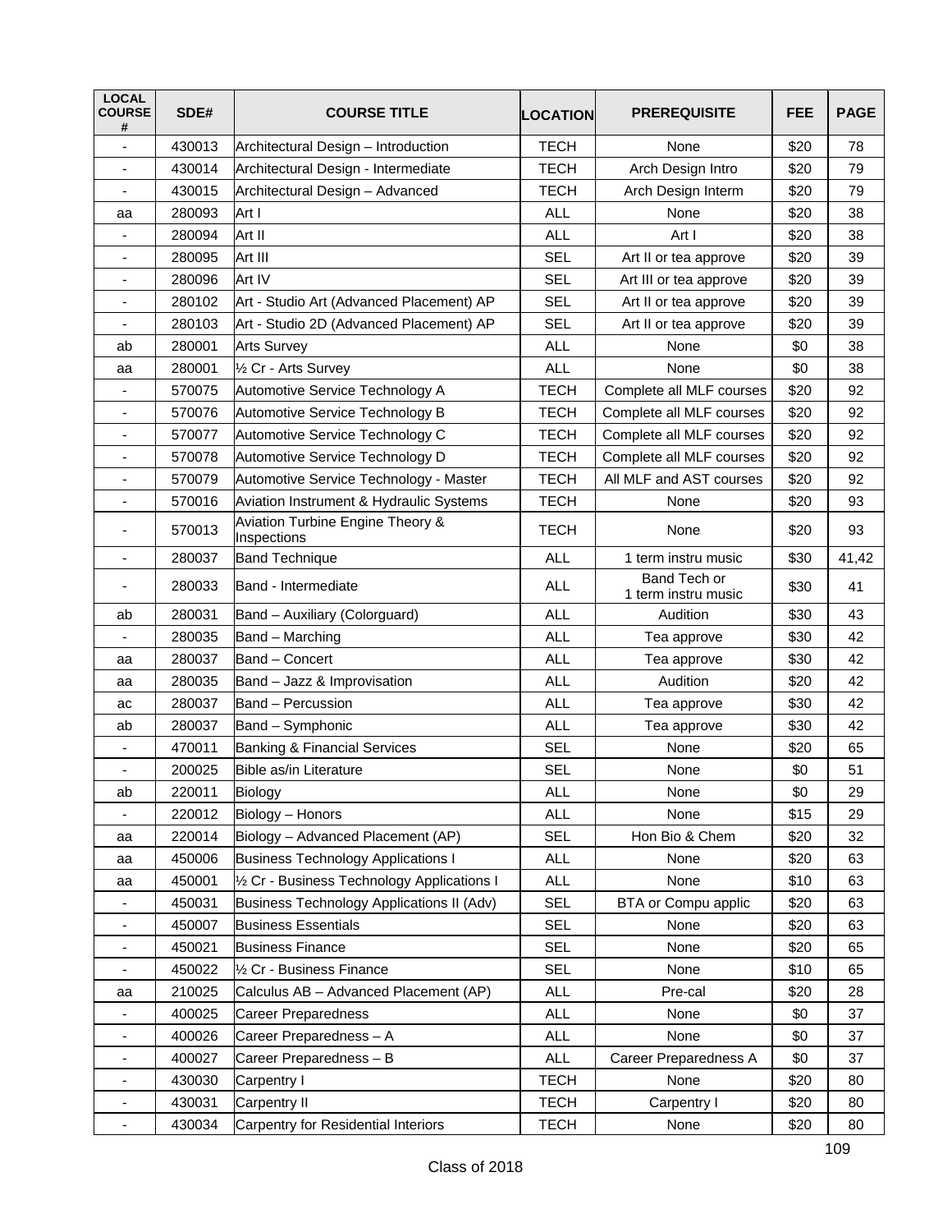| LOCAL COURSE # | SDE# | COURSE TITLE | LOCATION | PREREQUISITE | FEE | PAGE |
|---|---|---|---|---|---|---|
| - | 430013 | Architectural Design – Introduction | TECH | None | $20 | 78 |
| - | 430014 | Architectural Design - Intermediate | TECH | Arch Design Intro | $20 | 79 |
| - | 430015 | Architectural Design – Advanced | TECH | Arch Design Interm | $20 | 79 |
| aa | 280093 | Art I | ALL | None | $20 | 38 |
| - | 280094 | Art II | ALL | Art I | $20 | 38 |
| - | 280095 | Art III | SEL | Art II or tea approve | $20 | 39 |
| - | 280096 | Art IV | SEL | Art III or tea approve | $20 | 39 |
| - | 280102 | Art - Studio Art (Advanced Placement) AP | SEL | Art II or tea approve | $20 | 39 |
| - | 280103 | Art - Studio 2D (Advanced Placement) AP | SEL | Art II or tea approve | $20 | 39 |
| ab | 280001 | Arts Survey | ALL | None | $0 | 38 |
| aa | 280001 | ½ Cr - Arts Survey | ALL | None | $0 | 38 |
| - | 570075 | Automotive Service Technology A | TECH | Complete all MLF courses | $20 | 92 |
| - | 570076 | Automotive Service Technology B | TECH | Complete all MLF courses | $20 | 92 |
| - | 570077 | Automotive Service Technology C | TECH | Complete all MLF courses | $20 | 92 |
| - | 570078 | Automotive Service Technology D | TECH | Complete all MLF courses | $20 | 92 |
| - | 570079 | Automotive Service Technology - Master | TECH | All MLF and AST courses | $20 | 92 |
| - | 570016 | Aviation Instrument & Hydraulic Systems | TECH | None | $20 | 93 |
| - | 570013 | Aviation Turbine Engine Theory & Inspections | TECH | None | $20 | 93 |
| - | 280037 | Band Technique | ALL | 1 term instru music | $30 | 41,42 |
| - | 280033 | Band - Intermediate | ALL | Band Tech or 1 term instru music | $30 | 41 |
| ab | 280031 | Band – Auxiliary (Colorguard) | ALL | Audition | $30 | 43 |
| - | 280035 | Band – Marching | ALL | Tea approve | $30 | 42 |
| aa | 280037 | Band – Concert | ALL | Tea approve | $30 | 42 |
| aa | 280035 | Band – Jazz & Improvisation | ALL | Audition | $20 | 42 |
| ac | 280037 | Band – Percussion | ALL | Tea approve | $30 | 42 |
| ab | 280037 | Band – Symphonic | ALL | Tea approve | $30 | 42 |
| - | 470011 | Banking & Financial Services | SEL | None | $20 | 65 |
| - | 200025 | Bible as/in Literature | SEL | None | $0 | 51 |
| ab | 220011 | Biology | ALL | None | $0 | 29 |
| - | 220012 | Biology – Honors | ALL | None | $15 | 29 |
| aa | 220014 | Biology – Advanced Placement (AP) | SEL | Hon Bio & Chem | $20 | 32 |
| aa | 450006 | Business Technology Applications I | ALL | None | $20 | 63 |
| aa | 450001 | ½ Cr - Business Technology Applications I | ALL | None | $10 | 63 |
| - | 450031 | Business Technology Applications II (Adv) | SEL | BTA or Compu applic | $20 | 63 |
| - | 450007 | Business Essentials | SEL | None | $20 | 63 |
| - | 450021 | Business Finance | SEL | None | $20 | 65 |
| - | 450022 | ½ Cr - Business Finance | SEL | None | $10 | 65 |
| aa | 210025 | Calculus AB – Advanced Placement (AP) | ALL | Pre-cal | $20 | 28 |
| - | 400025 | Career Preparedness | ALL | None | $0 | 37 |
| - | 400026 | Career Preparedness – A | ALL | None | $0 | 37 |
| - | 400027 | Career Preparedness – B | ALL | Career Preparedness A | $0 | 37 |
| - | 430030 | Carpentry I | TECH | None | $20 | 80 |
| - | 430031 | Carpentry II | TECH | Carpentry I | $20 | 80 |
| - | 430034 | Carpentry for Residential Interiors | TECH | None | $20 | 80 |

Class of 2018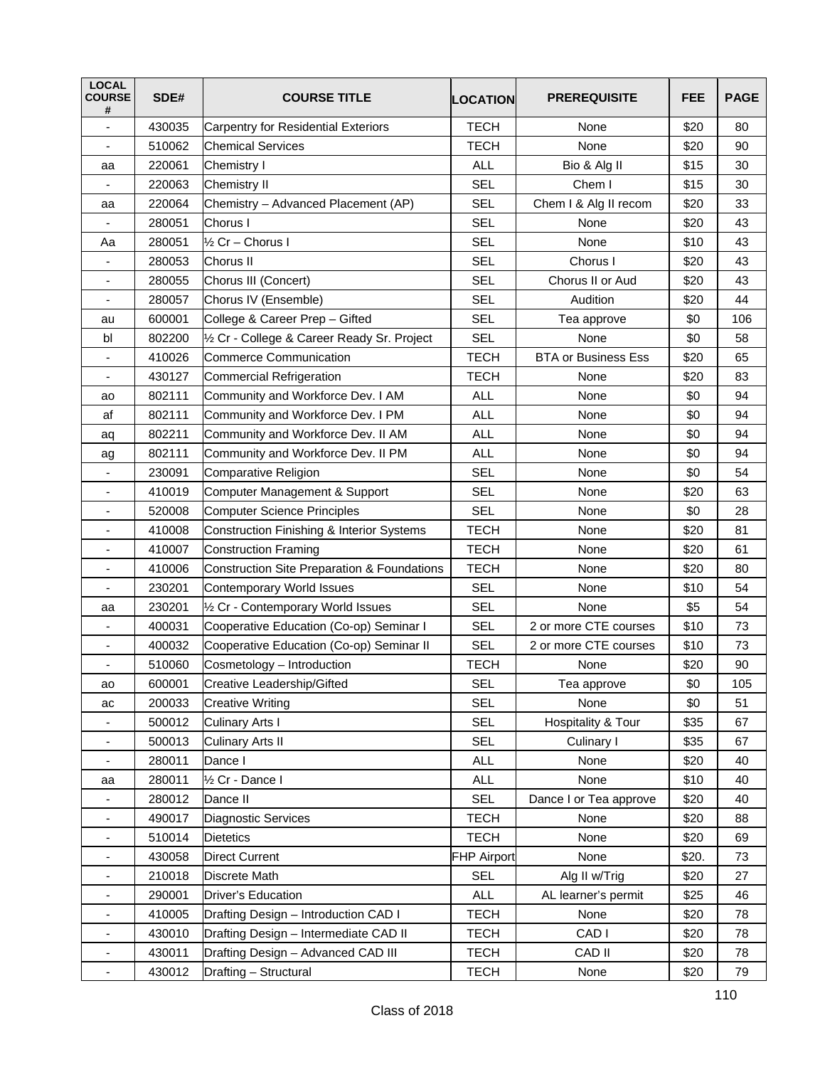| LOCAL COURSE # | SDE# | COURSE TITLE | LOCATION | PREREQUISITE | FEE | PAGE |
|---|---|---|---|---|---|---|
| - | 430035 | Carpentry for Residential Exteriors | TECH | None | $20 | 80 |
| - | 510062 | Chemical Services | TECH | None | $20 | 90 |
| aa | 220061 | Chemistry I | ALL | Bio & Alg II | $15 | 30 |
| - | 220063 | Chemistry II | SEL | Chem I | $15 | 30 |
| aa | 220064 | Chemistry – Advanced Placement (AP) | SEL | Chem I & Alg II recom | $20 | 33 |
| - | 280051 | Chorus I | SEL | None | $20 | 43 |
| Aa | 280051 | ½ Cr – Chorus I | SEL | None | $10 | 43 |
| - | 280053 | Chorus II | SEL | Chorus I | $20 | 43 |
| - | 280055 | Chorus III (Concert) | SEL | Chorus II or Aud | $20 | 43 |
| - | 280057 | Chorus IV (Ensemble) | SEL | Audition | $20 | 44 |
| au | 600001 | College & Career Prep – Gifted | SEL | Tea approve | $0 | 106 |
| bl | 802200 | ½ Cr - College & Career Ready Sr. Project | SEL | None | $0 | 58 |
| - | 410026 | Commerce Communication | TECH | BTA or Business Ess | $20 | 65 |
| - | 430127 | Commercial Refrigeration | TECH | None | $20 | 83 |
| ao | 802111 | Community and Workforce Dev. I AM | ALL | None | $0 | 94 |
| af | 802111 | Community and Workforce Dev. I PM | ALL | None | $0 | 94 |
| aq | 802211 | Community and Workforce Dev. II AM | ALL | None | $0 | 94 |
| ag | 802111 | Community and Workforce Dev. II PM | ALL | None | $0 | 94 |
| - | 230091 | Comparative Religion | SEL | None | $0 | 54 |
| - | 410019 | Computer Management & Support | SEL | None | $20 | 63 |
| - | 520008 | Computer Science Principles | SEL | None | $0 | 28 |
| - | 410008 | Construction Finishing & Interior Systems | TECH | None | $20 | 81 |
| - | 410007 | Construction Framing | TECH | None | $20 | 61 |
| - | 410006 | Construction Site Preparation & Foundations | TECH | None | $20 | 80 |
| - | 230201 | Contemporary World Issues | SEL | None | $10 | 54 |
| aa | 230201 | ½ Cr - Contemporary World Issues | SEL | None | $5 | 54 |
| - | 400031 | Cooperative Education (Co-op) Seminar I | SEL | 2 or more CTE courses | $10 | 73 |
| - | 400032 | Cooperative Education (Co-op) Seminar II | SEL | 2 or more CTE courses | $10 | 73 |
| - | 510060 | Cosmetology – Introduction | TECH | None | $20 | 90 |
| ao | 600001 | Creative Leadership/Gifted | SEL | Tea approve | $0 | 105 |
| ac | 200033 | Creative Writing | SEL | None | $0 | 51 |
| - | 500012 | Culinary Arts I | SEL | Hospitality & Tour | $35 | 67 |
| - | 500013 | Culinary Arts II | SEL | Culinary I | $35 | 67 |
| - | 280011 | Dance I | ALL | None | $20 | 40 |
| aa | 280011 | ½ Cr - Dance I | ALL | None | $10 | 40 |
| - | 280012 | Dance II | SEL | Dance I or Tea approve | $20 | 40 |
| - | 490017 | Diagnostic Services | TECH | None | $20 | 88 |
| - | 510014 | Dietetics | TECH | None | $20 | 69 |
| - | 430058 | Direct Current | FHP Airport | None | $20. | 73 |
| - | 210018 | Discrete Math | SEL | Alg II w/Trig | $20 | 27 |
| - | 290001 | Driver's Education | ALL | AL learner's permit | $25 | 46 |
| - | 410005 | Drafting Design – Introduction CAD I | TECH | None | $20 | 78 |
| - | 430010 | Drafting Design – Intermediate CAD II | TECH | CAD I | $20 | 78 |
| - | 430011 | Drafting Design – Advanced CAD III | TECH | CAD II | $20 | 78 |
| - | 430012 | Drafting – Structural | TECH | None | $20 | 79 |

Class of 2018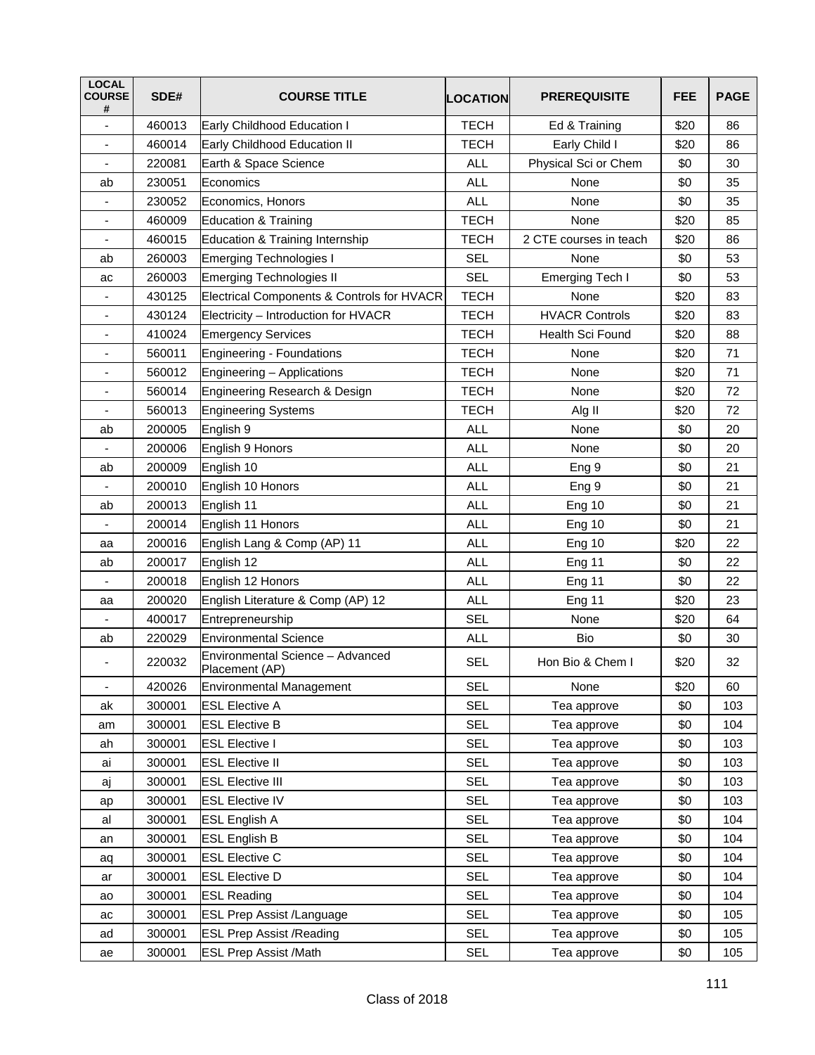| LOCAL COURSE # | SDE# | COURSE TITLE | LOCATION | PREREQUISITE | FEE | PAGE |
|---|---|---|---|---|---|---|
| - | 460013 | Early Childhood Education I | TECH | Ed & Training | $20 | 86 |
| - | 460014 | Early Childhood Education II | TECH | Early Child I | $20 | 86 |
| - | 220081 | Earth & Space Science | ALL | Physical Sci or Chem | $0 | 30 |
| ab | 230051 | Economics | ALL | None | $0 | 35 |
| - | 230052 | Economics, Honors | ALL | None | $0 | 35 |
| - | 460009 | Education & Training | TECH | None | $20 | 85 |
| - | 460015 | Education & Training Internship | TECH | 2 CTE courses in teach | $20 | 86 |
| ab | 260003 | Emerging Technologies I | SEL | None | $0 | 53 |
| ac | 260003 | Emerging Technologies II | SEL | Emerging Tech I | $0 | 53 |
| - | 430125 | Electrical Components & Controls for HVACR | TECH | None | $20 | 83 |
| - | 430124 | Electricity – Introduction for HVACR | TECH | HVACR Controls | $20 | 83 |
| - | 410024 | Emergency Services | TECH | Health Sci Found | $20 | 88 |
| - | 560011 | Engineering - Foundations | TECH | None | $20 | 71 |
| - | 560012 | Engineering – Applications | TECH | None | $20 | 71 |
| - | 560014 | Engineering Research & Design | TECH | None | $20 | 72 |
| - | 560013 | Engineering Systems | TECH | Alg II | $20 | 72 |
| ab | 200005 | English 9 | ALL | None | $0 | 20 |
| - | 200006 | English 9 Honors | ALL | None | $0 | 20 |
| ab | 200009 | English 10 | ALL | Eng 9 | $0 | 21 |
| - | 200010 | English 10 Honors | ALL | Eng 9 | $0 | 21 |
| ab | 200013 | English 11 | ALL | Eng 10 | $0 | 21 |
| - | 200014 | English 11 Honors | ALL | Eng 10 | $0 | 21 |
| aa | 200016 | English Lang & Comp (AP) 11 | ALL | Eng 10 | $20 | 22 |
| ab | 200017 | English 12 | ALL | Eng 11 | $0 | 22 |
| - | 200018 | English 12 Honors | ALL | Eng 11 | $0 | 22 |
| aa | 200020 | English Literature & Comp (AP) 12 | ALL | Eng 11 | $20 | 23 |
| - | 400017 | Entrepreneurship | SEL | None | $20 | 64 |
| ab | 220029 | Environmental Science | ALL | Bio | $0 | 30 |
| - | 220032 | Environmental Science – Advanced Placement (AP) | SEL | Hon Bio & Chem I | $20 | 32 |
| - | 420026 | Environmental Management | SEL | None | $20 | 60 |
| ak | 300001 | ESL Elective A | SEL | Tea approve | $0 | 103 |
| am | 300001 | ESL Elective B | SEL | Tea approve | $0 | 104 |
| ah | 300001 | ESL Elective I | SEL | Tea approve | $0 | 103 |
| ai | 300001 | ESL Elective II | SEL | Tea approve | $0 | 103 |
| aj | 300001 | ESL Elective III | SEL | Tea approve | $0 | 103 |
| ap | 300001 | ESL Elective IV | SEL | Tea approve | $0 | 103 |
| al | 300001 | ESL English A | SEL | Tea approve | $0 | 104 |
| an | 300001 | ESL English B | SEL | Tea approve | $0 | 104 |
| aq | 300001 | ESL Elective C | SEL | Tea approve | $0 | 104 |
| ar | 300001 | ESL Elective D | SEL | Tea approve | $0 | 104 |
| ao | 300001 | ESL Reading | SEL | Tea approve | $0 | 104 |
| ac | 300001 | ESL Prep Assist /Language | SEL | Tea approve | $0 | 105 |
| ad | 300001 | ESL Prep Assist /Reading | SEL | Tea approve | $0 | 105 |
| ae | 300001 | ESL Prep Assist /Math | SEL | Tea approve | $0 | 105 |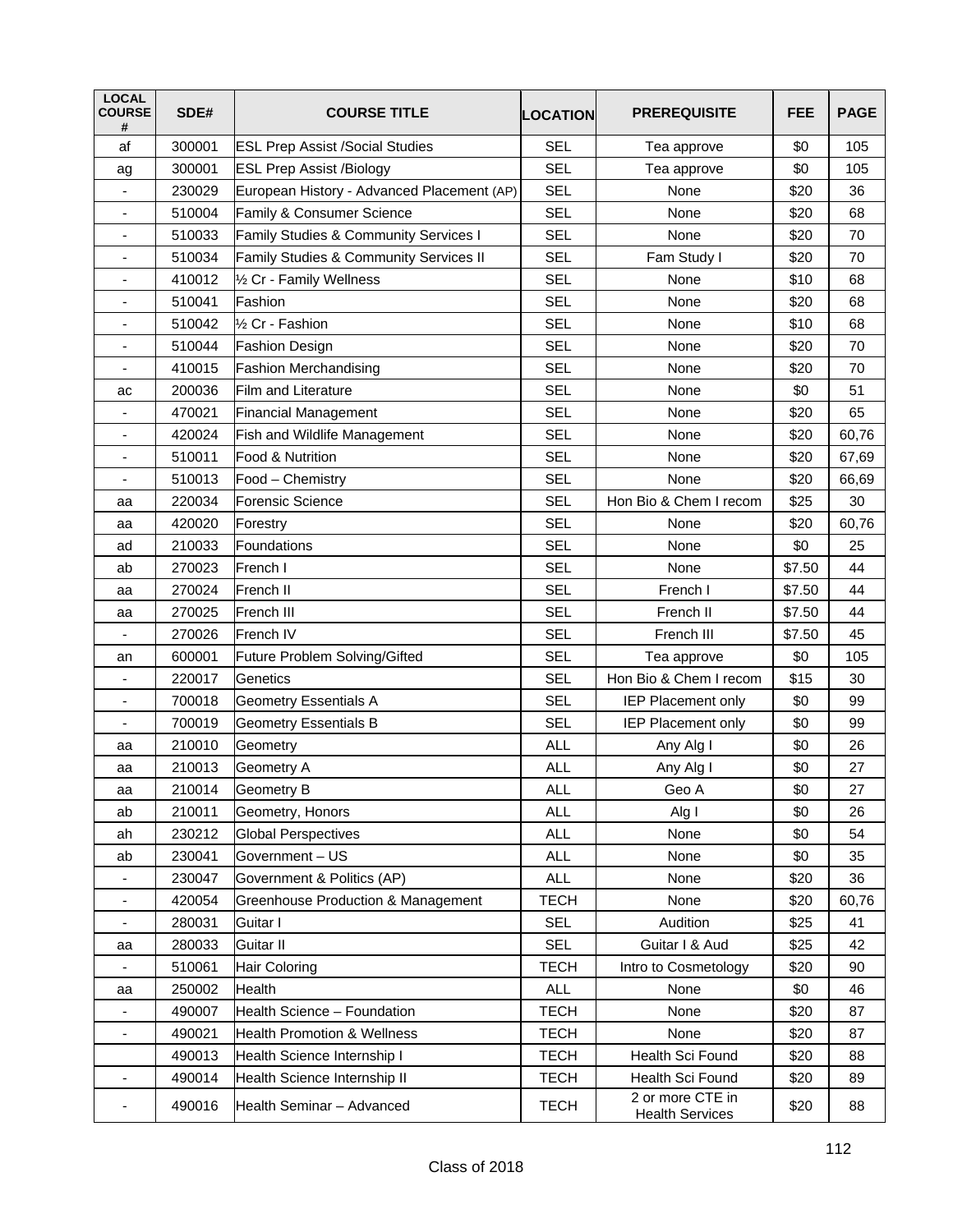| LOCAL COURSE # | SDE# | COURSE TITLE | LOCATION | PREREQUISITE | FEE | PAGE |
|---|---|---|---|---|---|---|
| af | 300001 | ESL Prep Assist /Social Studies | SEL | Tea approve | $0 | 105 |
| ag | 300001 | ESL Prep Assist /Biology | SEL | Tea approve | $0 | 105 |
| - | 230029 | European History - Advanced Placement (AP) | SEL | None | $20 | 36 |
| - | 510004 | Family & Consumer Science | SEL | None | $20 | 68 |
| - | 510033 | Family Studies & Community Services I | SEL | None | $20 | 70 |
| - | 510034 | Family Studies & Community Services II | SEL | Fam Study I | $20 | 70 |
| - | 410012 | ½ Cr - Family Wellness | SEL | None | $10 | 68 |
| - | 510041 | Fashion | SEL | None | $20 | 68 |
| - | 510042 | ½ Cr - Fashion | SEL | None | $10 | 68 |
| - | 510044 | Fashion Design | SEL | None | $20 | 70 |
| - | 410015 | Fashion Merchandising | SEL | None | $20 | 70 |
| ac | 200036 | Film and Literature | SEL | None | $0 | 51 |
| - | 470021 | Financial Management | SEL | None | $20 | 65 |
| - | 420024 | Fish and Wildlife Management | SEL | None | $20 | 60,76 |
| - | 510011 | Food & Nutrition | SEL | None | $20 | 67,69 |
| - | 510013 | Food – Chemistry | SEL | None | $20 | 66,69 |
| aa | 220034 | Forensic Science | SEL | Hon Bio & Chem I recom | $25 | 30 |
| aa | 420020 | Forestry | SEL | None | $20 | 60,76 |
| ad | 210033 | Foundations | SEL | None | $0 | 25 |
| ab | 270023 | French I | SEL | None | $7.50 | 44 |
| aa | 270024 | French II | SEL | French I | $7.50 | 44 |
| aa | 270025 | French III | SEL | French II | $7.50 | 44 |
| - | 270026 | French IV | SEL | French III | $7.50 | 45 |
| an | 600001 | Future Problem Solving/Gifted | SEL | Tea approve | $0 | 105 |
| - | 220017 | Genetics | SEL | Hon Bio & Chem I recom | $15 | 30 |
| - | 700018 | Geometry Essentials A | SEL | IEP Placement only | $0 | 99 |
| - | 700019 | Geometry Essentials B | SEL | IEP Placement only | $0 | 99 |
| aa | 210010 | Geometry | ALL | Any Alg I | $0 | 26 |
| aa | 210013 | Geometry A | ALL | Any Alg I | $0 | 27 |
| aa | 210014 | Geometry B | ALL | Geo A | $0 | 27 |
| ab | 210011 | Geometry, Honors | ALL | Alg I | $0 | 26 |
| ah | 230212 | Global Perspectives | ALL | None | $0 | 54 |
| ab | 230041 | Government – US | ALL | None | $0 | 35 |
| - | 230047 | Government & Politics (AP) | ALL | None | $20 | 36 |
| - | 420054 | Greenhouse Production & Management | TECH | None | $20 | 60,76 |
| - | 280031 | Guitar I | SEL | Audition | $25 | 41 |
| aa | 280033 | Guitar II | SEL | Guitar I & Aud | $25 | 42 |
| - | 510061 | Hair Coloring | TECH | Intro to Cosmetology | $20 | 90 |
| aa | 250002 | Health | ALL | None | $0 | 46 |
| - | 490007 | Health Science – Foundation | TECH | None | $20 | 87 |
| - | 490021 | Health Promotion & Wellness | TECH | None | $20 | 87 |
| | 490013 | Health Science Internship I | TECH | Health Sci Found | $20 | 88 |
| - | 490014 | Health Science Internship II | TECH | Health Sci Found | $20 | 89 |
| - | 490016 | Health Seminar – Advanced | TECH | 2 or more CTE in Health Services | $20 | 88 |

Class of 2018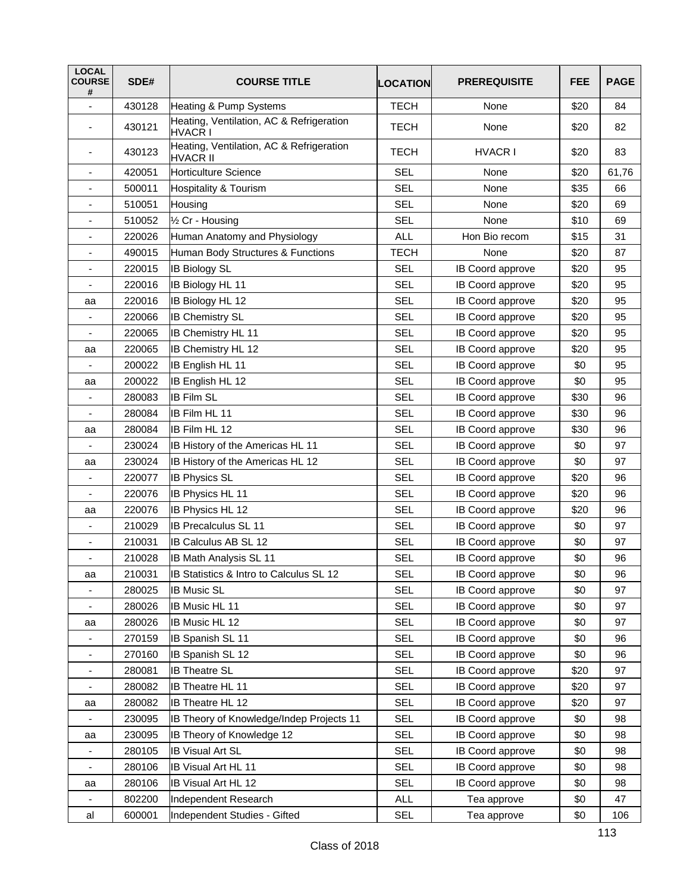| LOCAL COURSE # | SDE# | COURSE TITLE | LOCATION | PREREQUISITE | FEE | PAGE |
|---|---|---|---|---|---|---|
| - | 430128 | Heating & Pump Systems | TECH | None | $20 | 84 |
| - | 430121 | Heating, Ventilation, AC & Refrigeration HVACR I | TECH | None | $20 | 82 |
| - | 430123 | Heating, Ventilation, AC & Refrigeration HVACR II | TECH | HVACR I | $20 | 83 |
| - | 420051 | Horticulture Science | SEL | None | $20 | 61,76 |
| - | 500011 | Hospitality & Tourism | SEL | None | $35 | 66 |
| - | 510051 | Housing | SEL | None | $20 | 69 |
| - | 510052 | ½ Cr - Housing | SEL | None | $10 | 69 |
| - | 220026 | Human Anatomy and Physiology | ALL | Hon Bio recom | $15 | 31 |
| - | 490015 | Human Body Structures & Functions | TECH | None | $20 | 87 |
| - | 220015 | IB Biology SL | SEL | IB Coord approve | $20 | 95 |
| - | 220016 | IB Biology HL 11 | SEL | IB Coord approve | $20 | 95 |
| aa | 220016 | IB Biology HL 12 | SEL | IB Coord approve | $20 | 95 |
| - | 220066 | IB Chemistry SL | SEL | IB Coord approve | $20 | 95 |
| - | 220065 | IB Chemistry HL 11 | SEL | IB Coord approve | $20 | 95 |
| aa | 220065 | IB Chemistry HL 12 | SEL | IB Coord approve | $20 | 95 |
| - | 200022 | IB English HL 11 | SEL | IB Coord approve | $0 | 95 |
| aa | 200022 | IB English HL 12 | SEL | IB Coord approve | $0 | 95 |
| - | 280083 | IB Film SL | SEL | IB Coord approve | $30 | 96 |
| - | 280084 | IB Film HL 11 | SEL | IB Coord approve | $30 | 96 |
| aa | 280084 | IB Film HL 12 | SEL | IB Coord approve | $30 | 96 |
| - | 230024 | IB History of the Americas HL 11 | SEL | IB Coord approve | $0 | 97 |
| aa | 230024 | IB History of the Americas HL 12 | SEL | IB Coord approve | $0 | 97 |
| - | 220077 | IB Physics SL | SEL | IB Coord approve | $20 | 96 |
| - | 220076 | IB Physics HL 11 | SEL | IB Coord approve | $20 | 96 |
| aa | 220076 | IB Physics HL 12 | SEL | IB Coord approve | $20 | 96 |
| - | 210029 | IB Precalculus SL 11 | SEL | IB Coord approve | $0 | 97 |
| - | 210031 | IB Calculus AB SL 12 | SEL | IB Coord approve | $0 | 97 |
| - | 210028 | IB Math Analysis SL 11 | SEL | IB Coord approve | $0 | 96 |
| aa | 210031 | IB Statistics & Intro to Calculus SL 12 | SEL | IB Coord approve | $0 | 96 |
| - | 280025 | IB Music SL | SEL | IB Coord approve | $0 | 97 |
| - | 280026 | IB Music HL 11 | SEL | IB Coord approve | $0 | 97 |
| aa | 280026 | IB Music HL 12 | SEL | IB Coord approve | $0 | 97 |
| - | 270159 | IB Spanish SL 11 | SEL | IB Coord approve | $0 | 96 |
| - | 270160 | IB Spanish SL 12 | SEL | IB Coord approve | $0 | 96 |
| - | 280081 | IB Theatre SL | SEL | IB Coord approve | $20 | 97 |
| - | 280082 | IB Theatre HL 11 | SEL | IB Coord approve | $20 | 97 |
| aa | 280082 | IB Theatre HL 12 | SEL | IB Coord approve | $20 | 97 |
| - | 230095 | IB Theory of Knowledge/Indep Projects 11 | SEL | IB Coord approve | $0 | 98 |
| aa | 230095 | IB Theory of Knowledge 12 | SEL | IB Coord approve | $0 | 98 |
| - | 280105 | IB Visual Art SL | SEL | IB Coord approve | $0 | 98 |
| - | 280106 | IB Visual Art HL 11 | SEL | IB Coord approve | $0 | 98 |
| aa | 280106 | IB Visual Art HL 12 | SEL | IB Coord approve | $0 | 98 |
| - | 802200 | Independent Research | ALL | Tea approve | $0 | 47 |
| al | 600001 | Independent Studies - Gifted | SEL | Tea approve | $0 | 106 |

Class of 2018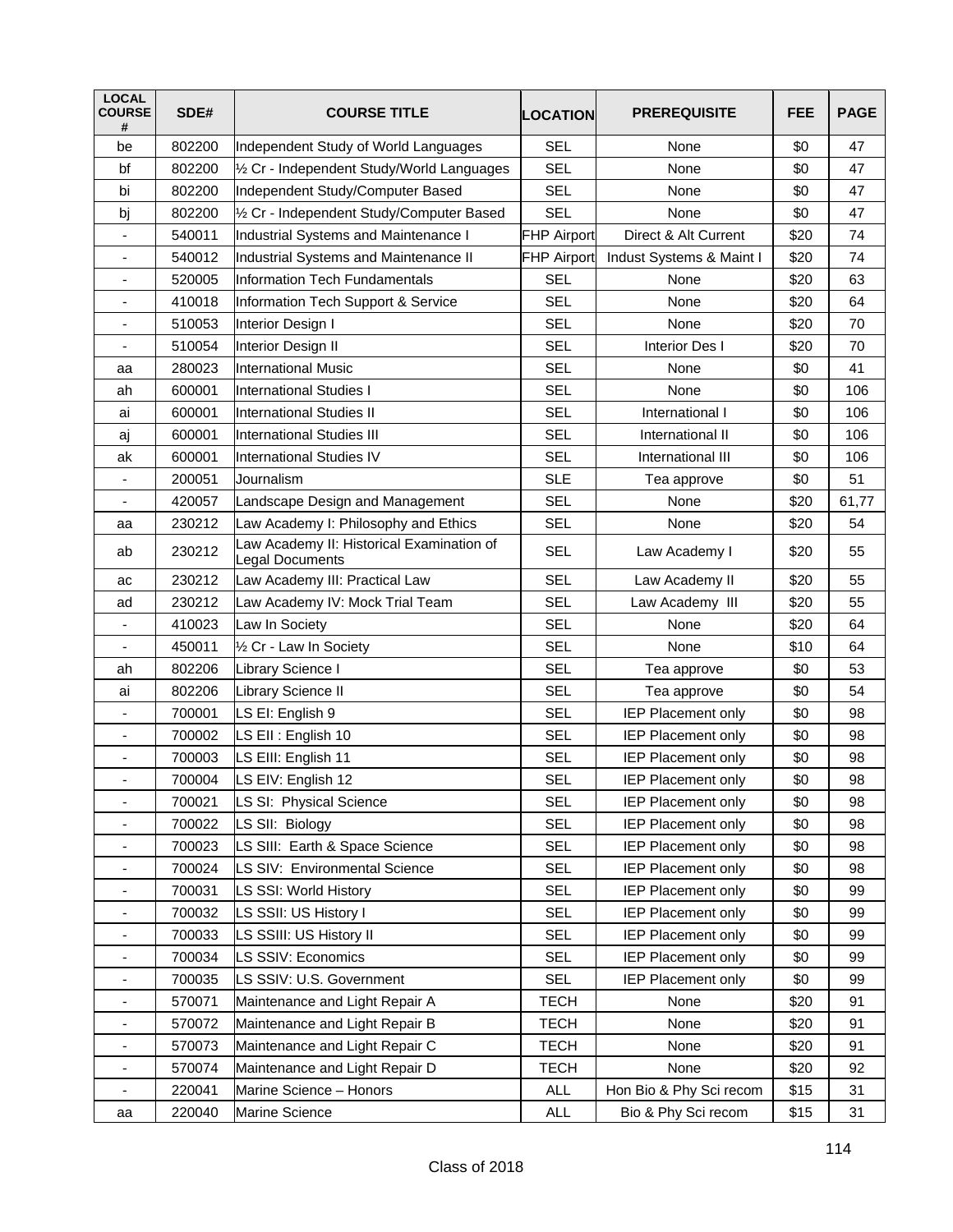| LOCAL COURSE # | SDE# | COURSE TITLE | LOCATION | PREREQUISITE | FEE | PAGE |
|---|---|---|---|---|---|---|
| be | 802200 | Independent Study of World Languages | SEL | None | $0 | 47 |
| bf | 802200 | ½ Cr - Independent Study/World Languages | SEL | None | $0 | 47 |
| bi | 802200 | Independent Study/Computer Based | SEL | None | $0 | 47 |
| bj | 802200 | ½ Cr - Independent Study/Computer Based | SEL | None | $0 | 47 |
| - | 540011 | Industrial Systems and Maintenance I | FHP Airport | Direct & Alt Current | $20 | 74 |
| - | 540012 | Industrial Systems and Maintenance II | FHP Airport | Indust Systems & Maint I | $20 | 74 |
| - | 520005 | Information Tech Fundamentals | SEL | None | $20 | 63 |
| - | 410018 | Information Tech Support & Service | SEL | None | $20 | 64 |
| - | 510053 | Interior Design I | SEL | None | $20 | 70 |
| - | 510054 | Interior Design II | SEL | Interior Des I | $20 | 70 |
| aa | 280023 | International Music | SEL | None | $0 | 41 |
| ah | 600001 | International Studies I | SEL | None | $0 | 106 |
| ai | 600001 | International Studies II | SEL | International I | $0 | 106 |
| aj | 600001 | International Studies III | SEL | International II | $0 | 106 |
| ak | 600001 | International Studies IV | SEL | International III | $0 | 106 |
| - | 200051 | Journalism | SLE | Tea approve | $0 | 51 |
| - | 420057 | Landscape Design and Management | SEL | None | $20 | 61,77 |
| aa | 230212 | Law Academy I: Philosophy and Ethics | SEL | None | $20 | 54 |
| ab | 230212 | Law Academy II: Historical Examination of Legal Documents | SEL | Law Academy I | $20 | 55 |
| ac | 230212 | Law Academy III: Practical Law | SEL | Law Academy II | $20 | 55 |
| ad | 230212 | Law Academy IV: Mock Trial Team | SEL | Law Academy III | $20 | 55 |
| - | 410023 | Law In Society | SEL | None | $20 | 64 |
| - | 450011 | ½ Cr - Law In Society | SEL | None | $10 | 64 |
| ah | 802206 | Library Science I | SEL | Tea approve | $0 | 53 |
| ai | 802206 | Library Science II | SEL | Tea approve | $0 | 54 |
| - | 700001 | LS EI: English 9 | SEL | IEP Placement only | $0 | 98 |
| - | 700002 | LS EII : English 10 | SEL | IEP Placement only | $0 | 98 |
| - | 700003 | LS EIII: English 11 | SEL | IEP Placement only | $0 | 98 |
| - | 700004 | LS EIV: English 12 | SEL | IEP Placement only | $0 | 98 |
| - | 700021 | LS SI: Physical Science | SEL | IEP Placement only | $0 | 98 |
| - | 700022 | LS SII: Biology | SEL | IEP Placement only | $0 | 98 |
| - | 700023 | LS SIII: Earth & Space Science | SEL | IEP Placement only | $0 | 98 |
| - | 700024 | LS SIV: Environmental Science | SEL | IEP Placement only | $0 | 98 |
| - | 700031 | LS SSI: World History | SEL | IEP Placement only | $0 | 99 |
| - | 700032 | LS SSII: US History I | SEL | IEP Placement only | $0 | 99 |
| - | 700033 | LS SSIII: US History II | SEL | IEP Placement only | $0 | 99 |
| - | 700034 | LS SSIV: Economics | SEL | IEP Placement only | $0 | 99 |
| - | 700035 | LS SSIV: U.S. Government | SEL | IEP Placement only | $0 | 99 |
| - | 570071 | Maintenance and Light Repair A | TECH | None | $20 | 91 |
| - | 570072 | Maintenance and Light Repair B | TECH | None | $20 | 91 |
| - | 570073 | Maintenance and Light Repair C | TECH | None | $20 | 91 |
| - | 570074 | Maintenance and Light Repair D | TECH | None | $20 | 92 |
| - | 220041 | Marine Science – Honors | ALL | Hon Bio & Phy Sci recom | $15 | 31 |
| aa | 220040 | Marine Science | ALL | Bio & Phy Sci recom | $15 | 31 |

Class of 2018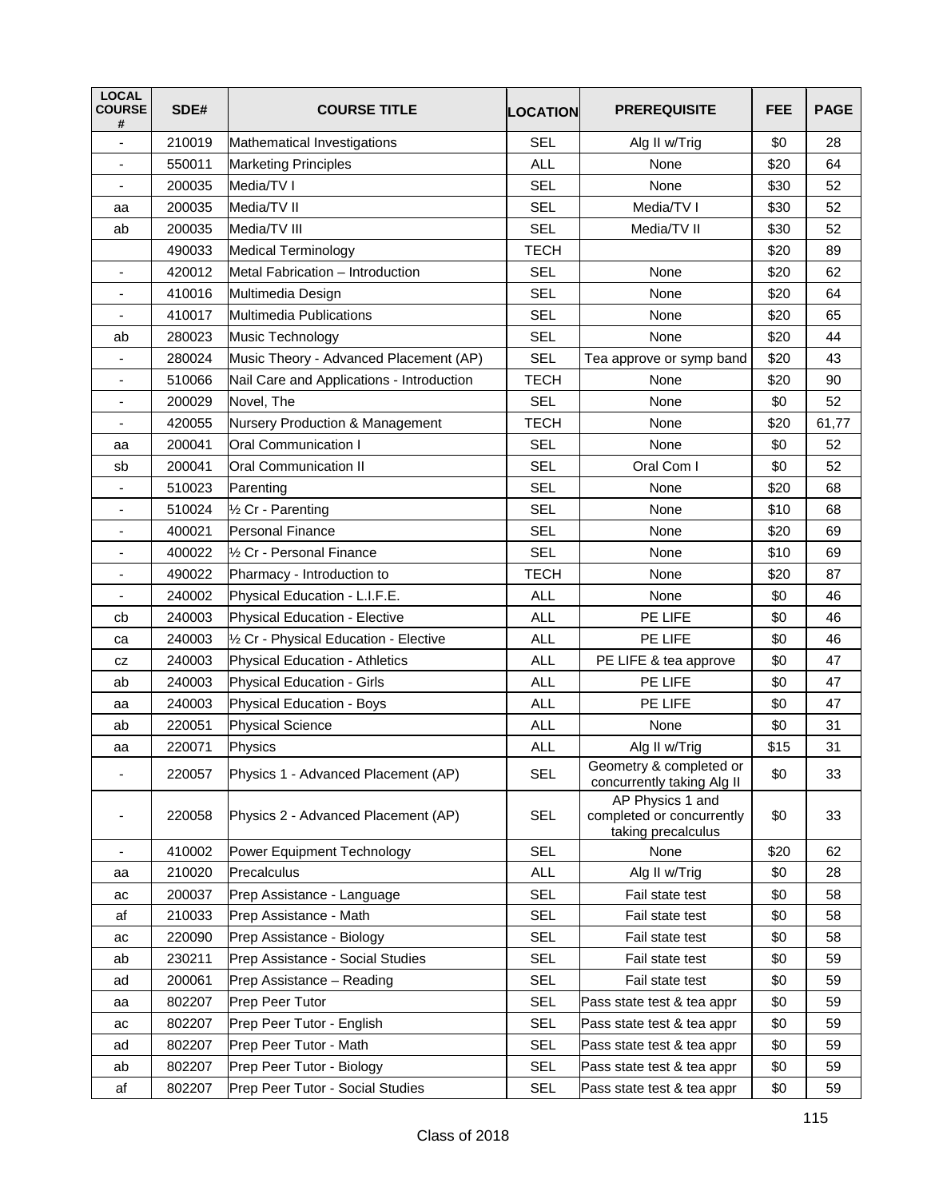| LOCAL COURSE # | SDE# | COURSE TITLE | LOCATION | PREREQUISITE | FEE | PAGE |
|---|---|---|---|---|---|---|
| - | 210019 | Mathematical Investigations | SEL | Alg II w/Trig | $0 | 28 |
| - | 550011 | Marketing Principles | ALL | None | $20 | 64 |
| - | 200035 | Media/TV I | SEL | None | $30 | 52 |
| aa | 200035 | Media/TV II | SEL | Media/TV I | $30 | 52 |
| ab | 200035 | Media/TV III | SEL | Media/TV II | $30 | 52 |
| | 490033 | Medical Terminology | TECH | | $20 | 89 |
| - | 420012 | Metal Fabrication – Introduction | SEL | None | $20 | 62 |
| - | 410016 | Multimedia Design | SEL | None | $20 | 64 |
| - | 410017 | Multimedia Publications | SEL | None | $20 | 65 |
| ab | 280023 | Music Technology | SEL | None | $20 | 44 |
| - | 280024 | Music Theory - Advanced Placement (AP) | SEL | Tea approve or symp band | $20 | 43 |
| - | 510066 | Nail Care and Applications - Introduction | TECH | None | $20 | 90 |
| - | 200029 | Novel, The | SEL | None | $0 | 52 |
| - | 420055 | Nursery Production & Management | TECH | None | $20 | 61,77 |
| aa | 200041 | Oral Communication I | SEL | None | $0 | 52 |
| sb | 200041 | Oral Communication II | SEL | Oral Com I | $0 | 52 |
| - | 510023 | Parenting | SEL | None | $20 | 68 |
| - | 510024 | ½ Cr - Parenting | SEL | None | $10 | 68 |
| - | 400021 | Personal Finance | SEL | None | $20 | 69 |
| - | 400022 | ½ Cr - Personal Finance | SEL | None | $10 | 69 |
| - | 490022 | Pharmacy - Introduction to | TECH | None | $20 | 87 |
| - | 240002 | Physical Education - L.I.F.E. | ALL | None | $0 | 46 |
| cb | 240003 | Physical Education - Elective | ALL | PE LIFE | $0 | 46 |
| ca | 240003 | ½ Cr - Physical Education - Elective | ALL | PE LIFE | $0 | 46 |
| cz | 240003 | Physical Education - Athletics | ALL | PE LIFE & tea approve | $0 | 47 |
| ab | 240003 | Physical Education - Girls | ALL | PE LIFE | $0 | 47 |
| aa | 240003 | Physical Education - Boys | ALL | PE LIFE | $0 | 47 |
| ab | 220051 | Physical Science | ALL | None | $0 | 31 |
| aa | 220071 | Physics | ALL | Alg II w/Trig | $15 | 31 |
| - | 220057 | Physics 1 - Advanced Placement (AP) | SEL | Geometry & completed or concurrently taking Alg II | $0 | 33 |
| - | 220058 | Physics 2 - Advanced Placement (AP) | SEL | AP Physics 1 and completed or concurrently taking precalculus | $0 | 33 |
| - | 410002 | Power Equipment Technology | SEL | None | $20 | 62 |
| aa | 210020 | Precalculus | ALL | Alg II w/Trig | $0 | 28 |
| ac | 200037 | Prep Assistance - Language | SEL | Fail state test | $0 | 58 |
| af | 210033 | Prep Assistance - Math | SEL | Fail state test | $0 | 58 |
| ac | 220090 | Prep Assistance - Biology | SEL | Fail state test | $0 | 58 |
| ab | 230211 | Prep Assistance - Social Studies | SEL | Fail state test | $0 | 59 |
| ad | 200061 | Prep Assistance – Reading | SEL | Fail state test | $0 | 59 |
| aa | 802207 | Prep Peer Tutor | SEL | Pass state test & tea appr | $0 | 59 |
| ac | 802207 | Prep Peer Tutor - English | SEL | Pass state test & tea appr | $0 | 59 |
| ad | 802207 | Prep Peer Tutor - Math | SEL | Pass state test & tea appr | $0 | 59 |
| ab | 802207 | Prep Peer Tutor - Biology | SEL | Pass state test & tea appr | $0 | 59 |
| af | 802207 | Prep Peer Tutor - Social Studies | SEL | Pass state test & tea appr | $0 | 59 |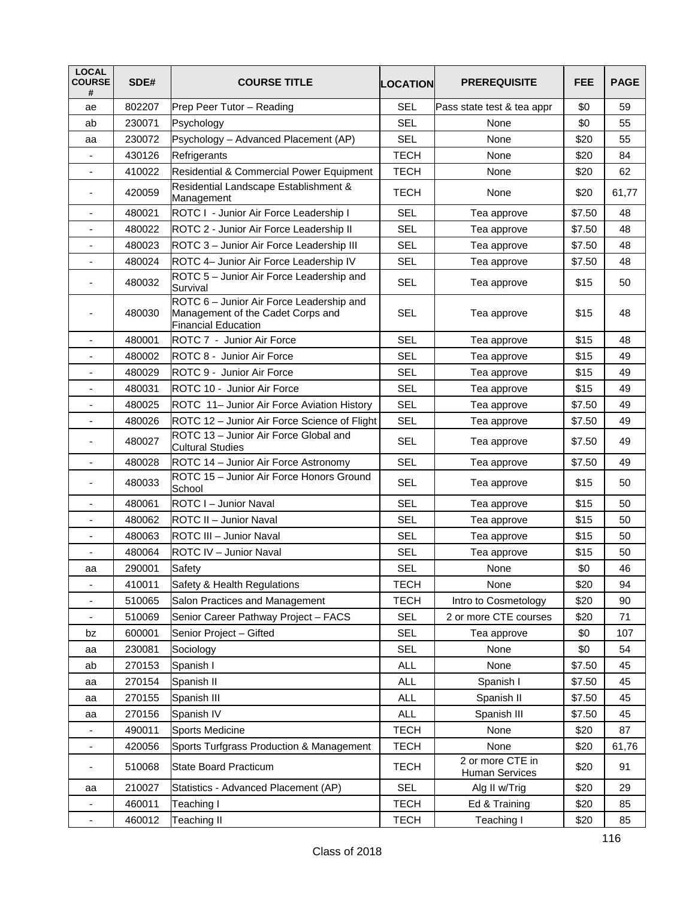| LOCAL COURSE # | SDE# | COURSE TITLE | LOCATION | PREREQUISITE | FEE | PAGE |
|---|---|---|---|---|---|---|
| ae | 802207 | Prep Peer Tutor – Reading | SEL | Pass state test & tea appr | $0 | 59 |
| ab | 230071 | Psychology | SEL | None | $0 | 55 |
| aa | 230072 | Psychology – Advanced Placement (AP) | SEL | None | $20 | 55 |
| - | 430126 | Refrigerants | TECH | None | $20 | 84 |
| - | 410022 | Residential & Commercial Power Equipment | TECH | None | $20 | 62 |
| - | 420059 | Residential Landscape Establishment & Management | TECH | None | $20 | 61,77 |
| - | 480021 | ROTC I - Junior Air Force Leadership I | SEL | Tea approve | $7.50 | 48 |
| - | 480022 | ROTC 2 - Junior Air Force Leadership II | SEL | Tea approve | $7.50 | 48 |
| - | 480023 | ROTC 3 – Junior Air Force Leadership III | SEL | Tea approve | $7.50 | 48 |
| - | 480024 | ROTC 4– Junior Air Force Leadership IV | SEL | Tea approve | $7.50 | 48 |
| - | 480032 | ROTC 5 – Junior Air Force Leadership and Survival | SEL | Tea approve | $15 | 50 |
| - | 480030 | ROTC 6 – Junior Air Force Leadership and Management of the Cadet Corps and Financial Education | SEL | Tea approve | $15 | 48 |
| - | 480001 | ROTC 7 - Junior Air Force | SEL | Tea approve | $15 | 48 |
| - | 480002 | ROTC 8 - Junior Air Force | SEL | Tea approve | $15 | 49 |
| - | 480029 | ROTC 9 - Junior Air Force | SEL | Tea approve | $15 | 49 |
| - | 480031 | ROTC 10 - Junior Air Force | SEL | Tea approve | $15 | 49 |
| - | 480025 | ROTC 11– Junior Air Force Aviation History | SEL | Tea approve | $7.50 | 49 |
| - | 480026 | ROTC 12 – Junior Air Force Science of Flight | SEL | Tea approve | $7.50 | 49 |
| - | 480027 | ROTC 13 – Junior Air Force Global and Cultural Studies | SEL | Tea approve | $7.50 | 49 |
| - | 480028 | ROTC 14 – Junior Air Force Astronomy | SEL | Tea approve | $7.50 | 49 |
| - | 480033 | ROTC 15 – Junior Air Force Honors Ground School | SEL | Tea approve | $15 | 50 |
| - | 480061 | ROTC I – Junior Naval | SEL | Tea approve | $15 | 50 |
| - | 480062 | ROTC II – Junior Naval | SEL | Tea approve | $15 | 50 |
| - | 480063 | ROTC III – Junior Naval | SEL | Tea approve | $15 | 50 |
| - | 480064 | ROTC IV – Junior Naval | SEL | Tea approve | $15 | 50 |
| aa | 290001 | Safety | SEL | None | $0 | 46 |
| - | 410011 | Safety & Health Regulations | TECH | None | $20 | 94 |
| - | 510065 | Salon Practices and Management | TECH | Intro to Cosmetology | $20 | 90 |
| - | 510069 | Senior Career Pathway Project – FACS | SEL | 2 or more CTE courses | $20 | 71 |
| bz | 600001 | Senior Project – Gifted | SEL | Tea approve | $0 | 107 |
| aa | 230081 | Sociology | SEL | None | $0 | 54 |
| ab | 270153 | Spanish I | ALL | None | $7.50 | 45 |
| aa | 270154 | Spanish II | ALL | Spanish I | $7.50 | 45 |
| aa | 270155 | Spanish III | ALL | Spanish II | $7.50 | 45 |
| aa | 270156 | Spanish IV | ALL | Spanish III | $7.50 | 45 |
| - | 490011 | Sports Medicine | TECH | None | $20 | 87 |
| - | 420056 | Sports Turfgrass Production & Management | TECH | None | $20 | 61,76 |
| - | 510068 | State Board Practicum | TECH | 2 or more CTE in Human Services | $20 | 91 |
| aa | 210027 | Statistics - Advanced Placement (AP) | SEL | Alg II w/Trig | $20 | 29 |
| - | 460011 | Teaching I | TECH | Ed & Training | $20 | 85 |
| - | 460012 | Teaching II | TECH | Teaching I | $20 | 85 |

Class of 2018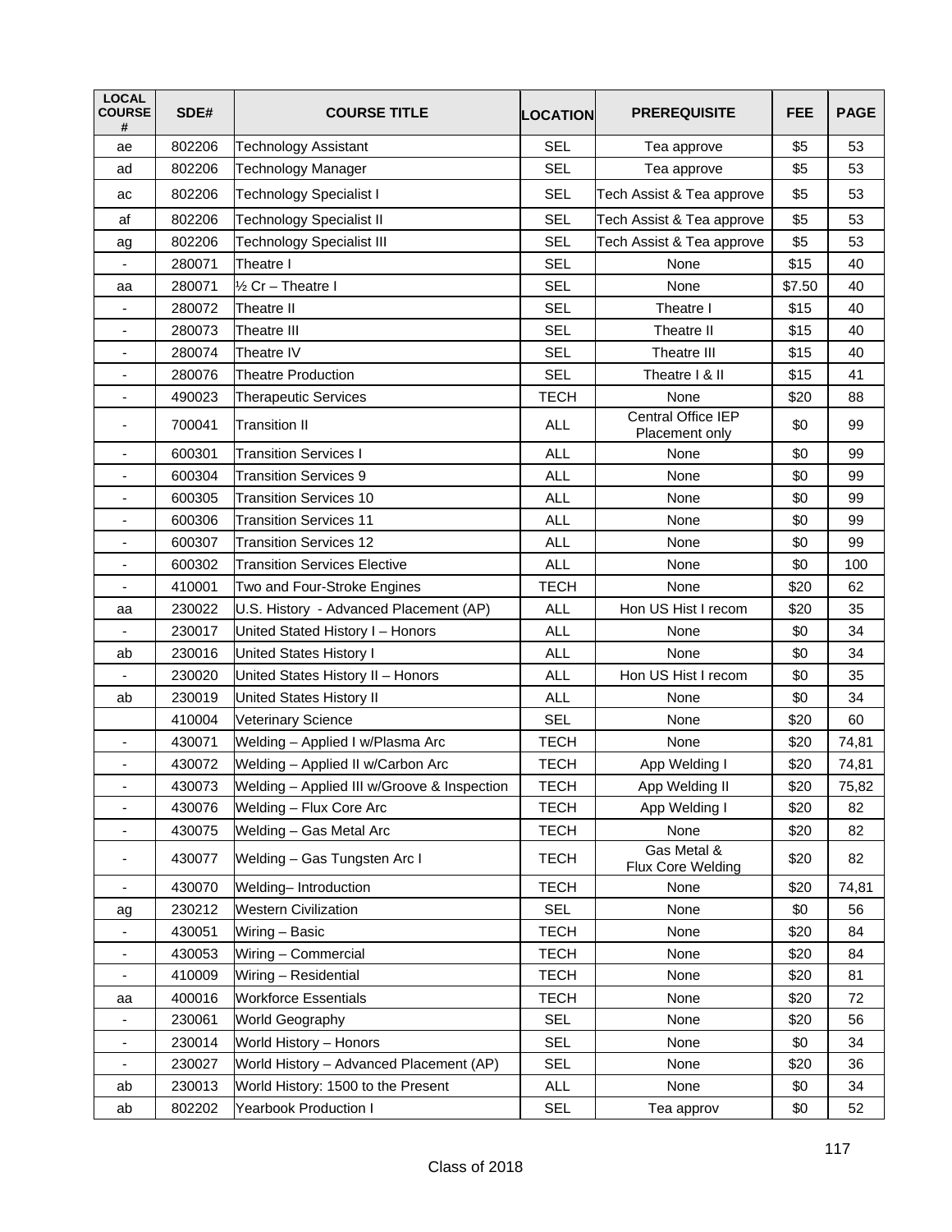| LOCAL COURSE # | SDE# | COURSE TITLE | LOCATION | PREREQUISITE | FEE | PAGE |
|---|---|---|---|---|---|---|
| ae | 802206 | Technology Assistant | SEL | Tea approve | $5 | 53 |
| ad | 802206 | Technology Manager | SEL | Tea approve | $5 | 53 |
| ac | 802206 | Technology Specialist I | SEL | Tech Assist & Tea approve | $5 | 53 |
| af | 802206 | Technology Specialist II | SEL | Tech Assist & Tea approve | $5 | 53 |
| ag | 802206 | Technology Specialist III | SEL | Tech Assist & Tea approve | $5 | 53 |
| - | 280071 | Theatre I | SEL | None | $15 | 40 |
| aa | 280071 | ½ Cr – Theatre I | SEL | None | $7.50 | 40 |
| - | 280072 | Theatre II | SEL | Theatre I | $15 | 40 |
| - | 280073 | Theatre III | SEL | Theatre II | $15 | 40 |
| - | 280074 | Theatre IV | SEL | Theatre III | $15 | 40 |
| - | 280076 | Theatre Production | SEL | Theatre I & II | $15 | 41 |
| - | 490023 | Therapeutic Services | TECH | None | $20 | 88 |
| - | 700041 | Transition II | ALL | Central Office IEP Placement only | $0 | 99 |
| - | 600301 | Transition Services I | ALL | None | $0 | 99 |
| - | 600304 | Transition Services 9 | ALL | None | $0 | 99 |
| - | 600305 | Transition Services 10 | ALL | None | $0 | 99 |
| - | 600306 | Transition Services 11 | ALL | None | $0 | 99 |
| - | 600307 | Transition Services 12 | ALL | None | $0 | 99 |
| - | 600302 | Transition Services Elective | ALL | None | $0 | 100 |
| - | 410001 | Two and Four-Stroke Engines | TECH | None | $20 | 62 |
| aa | 230022 | U.S. History - Advanced Placement (AP) | ALL | Hon US Hist I recom | $20 | 35 |
| - | 230017 | United Stated History I – Honors | ALL | None | $0 | 34 |
| ab | 230016 | United States History I | ALL | None | $0 | 34 |
| - | 230020 | United States History II – Honors | ALL | Hon US Hist I recom | $0 | 35 |
| ab | 230019 | United States History II | ALL | None | $0 | 34 |
| | 410004 | Veterinary Science | SEL | None | $20 | 60 |
| - | 430071 | Welding – Applied I w/Plasma Arc | TECH | None | $20 | 74,81 |
| - | 430072 | Welding – Applied II w/Carbon Arc | TECH | App Welding I | $20 | 74,81 |
| - | 430073 | Welding – Applied III w/Groove & Inspection | TECH | App Welding II | $20 | 75,82 |
| - | 430076 | Welding – Flux Core Arc | TECH | App Welding I | $20 | 82 |
| - | 430075 | Welding – Gas Metal Arc | TECH | None | $20 | 82 |
| - | 430077 | Welding – Gas Tungsten Arc I | TECH | Gas Metal & Flux Core Welding | $20 | 82 |
| - | 430070 | Welding– Introduction | TECH | None | $20 | 74,81 |
| ag | 230212 | Western Civilization | SEL | None | $0 | 56 |
| - | 430051 | Wiring – Basic | TECH | None | $20 | 84 |
| - | 430053 | Wiring – Commercial | TECH | None | $20 | 84 |
| - | 410009 | Wiring – Residential | TECH | None | $20 | 81 |
| aa | 400016 | Workforce Essentials | TECH | None | $20 | 72 |
| - | 230061 | World Geography | SEL | None | $20 | 56 |
| - | 230014 | World History – Honors | SEL | None | $0 | 34 |
| - | 230027 | World History – Advanced Placement (AP) | SEL | None | $20 | 36 |
| ab | 230013 | World History: 1500 to the Present | ALL | None | $0 | 34 |
| ab | 802202 | Yearbook Production I | SEL | Tea approv | $0 | 52 |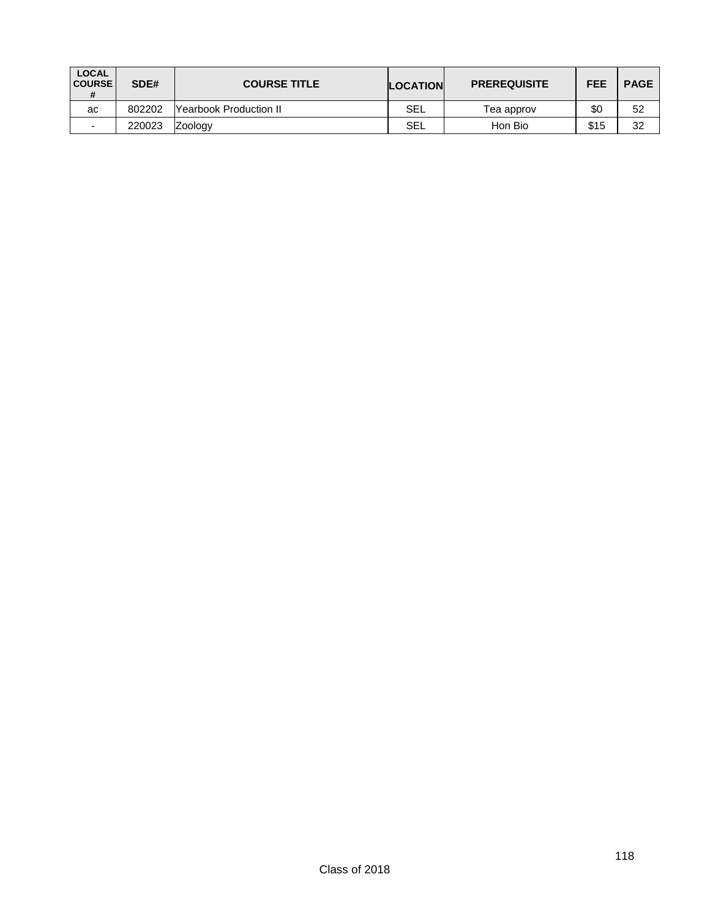| LOCAL COURSE # | SDE# | COURSE TITLE | LOCATION | PREREQUISITE | FEE | PAGE |
|---|---|---|---|---|---|---|
| ac | 802202 | Yearbook Production II | SEL | Tea approv | $0 | 52 |
| - | 220023 | Zoology | SEL | Hon Bio | $15 | 32 |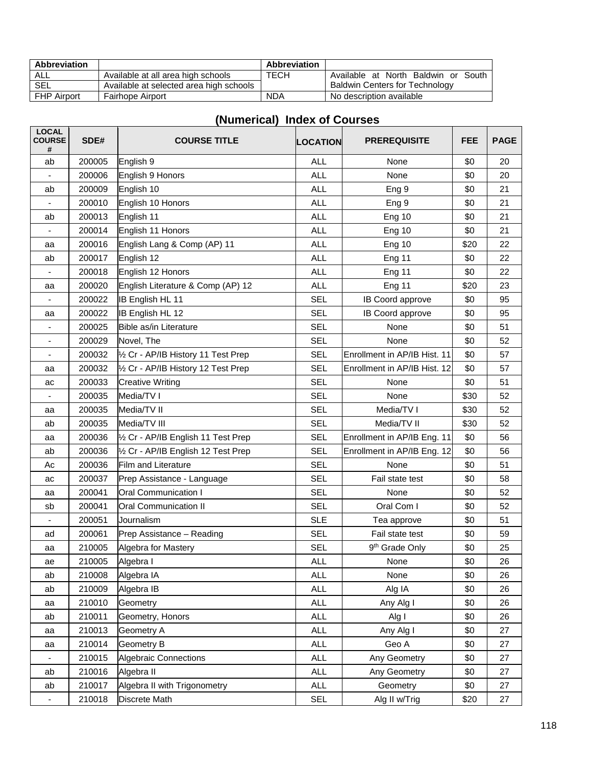| Abbreviation | | Abbreviation | |
|---|---|---|---|
| ALL | Available at all area high schools | TECH | Available at North Baldwin or South Baldwin Centers for Technology |
| SEL | Available at selected area high schools | | |
| FHP Airport | Fairhope Airport | NDA | No description available |

## (Numerical) Index of Courses

| LOCAL COURSE # | SDE# | COURSE TITLE | LOCATION | PREREQUISITE | FEE | PAGE |
|---|---|---|---|---|---|---|
| ab | 200005 | English 9 | ALL | None | $0 | 20 |
| - | 200006 | English 9 Honors | ALL | None | $0 | 20 |
| ab | 200009 | English 10 | ALL | Eng 9 | $0 | 21 |
| - | 200010 | English 10 Honors | ALL | Eng 9 | $0 | 21 |
| ab | 200013 | English 11 | ALL | Eng 10 | $0 | 21 |
| - | 200014 | English 11 Honors | ALL | Eng 10 | $0 | 21 |
| aa | 200016 | English Lang & Comp (AP) 11 | ALL | Eng 10 | $20 | 22 |
| ab | 200017 | English 12 | ALL | Eng 11 | $0 | 22 |
| - | 200018 | English 12 Honors | ALL | Eng 11 | $0 | 22 |
| aa | 200020 | English Literature & Comp (AP) 12 | ALL | Eng 11 | $20 | 23 |
| - | 200022 | IB English HL 11 | SEL | IB Coord approve | $0 | 95 |
| aa | 200022 | IB English HL 12 | SEL | IB Coord approve | $0 | 95 |
| - | 200025 | Bible as/in Literature | SEL | None | $0 | 51 |
| - | 200029 | Novel, The | SEL | None | $0 | 52 |
| - | 200032 | ½ Cr - AP/IB History 11 Test Prep | SEL | Enrollment in AP/IB Hist. 11 | $0 | 57 |
| aa | 200032 | ½ Cr - AP/IB History 12 Test Prep | SEL | Enrollment in AP/IB Hist. 12 | $0 | 57 |
| ac | 200033 | Creative Writing | SEL | None | $0 | 51 |
| - | 200035 | Media/TV I | SEL | None | $30 | 52 |
| aa | 200035 | Media/TV II | SEL | Media/TV I | $30 | 52 |
| ab | 200035 | Media/TV III | SEL | Media/TV II | $30 | 52 |
| aa | 200036 | ½ Cr - AP/IB English 11 Test Prep | SEL | Enrollment in AP/IB Eng. 11 | $0 | 56 |
| ab | 200036 | ½ Cr - AP/IB English 12 Test Prep | SEL | Enrollment in AP/IB Eng. 12 | $0 | 56 |
| Ac | 200036 | Film and Literature | SEL | None | $0 | 51 |
| ac | 200037 | Prep Assistance - Language | SEL | Fail state test | $0 | 58 |
| aa | 200041 | Oral Communication I | SEL | None | $0 | 52 |
| sb | 200041 | Oral Communication II | SEL | Oral Com I | $0 | 52 |
| - | 200051 | Journalism | SLE | Tea approve | $0 | 51 |
| ad | 200061 | Prep Assistance – Reading | SEL | Fail state test | $0 | 59 |
| aa | 210005 | Algebra for Mastery | SEL | 9th Grade Only | $0 | 25 |
| ae | 210005 | Algebra I | ALL | None | $0 | 26 |
| ab | 210008 | Algebra IA | ALL | None | $0 | 26 |
| ab | 210009 | Algebra IB | ALL | Alg IA | $0 | 26 |
| aa | 210010 | Geometry | ALL | Any Alg I | $0 | 26 |
| ab | 210011 | Geometry, Honors | ALL | Alg I | $0 | 26 |
| aa | 210013 | Geometry A | ALL | Any Alg I | $0 | 27 |
| aa | 210014 | Geometry B | ALL | Geo A | $0 | 27 |
| - | 210015 | Algebraic Connections | ALL | Any Geometry | $0 | 27 |
| ab | 210016 | Algebra II | ALL | Any Geometry | $0 | 27 |
| ab | 210017 | Algebra II with Trigonometry | ALL | Geometry | $0 | 27 |
| - | 210018 | Discrete Math | SEL | Alg II w/Trig | $20 | 27 |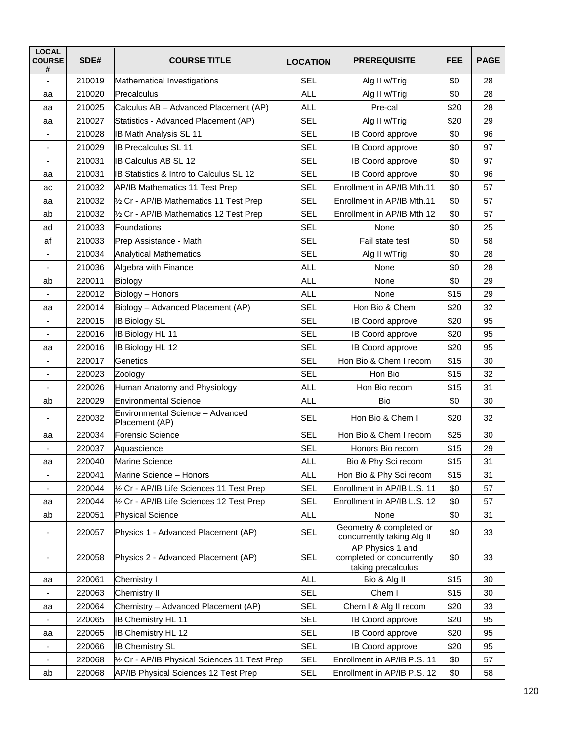| LOCAL COURSE # | SDE# | COURSE TITLE | LOCATION | PREREQUISITE | FEE | PAGE |
|---|---|---|---|---|---|---|
| - | 210019 | Mathematical Investigations | SEL | Alg II w/Trig | $0 | 28 |
| aa | 210020 | Precalculus | ALL | Alg II w/Trig | $0 | 28 |
| aa | 210025 | Calculus AB – Advanced Placement (AP) | ALL | Pre-cal | $20 | 28 |
| aa | 210027 | Statistics - Advanced Placement (AP) | SEL | Alg II w/Trig | $20 | 29 |
| - | 210028 | IB Math Analysis SL 11 | SEL | IB Coord approve | $0 | 96 |
| - | 210029 | IB Precalculus SL 11 | SEL | IB Coord approve | $0 | 97 |
| - | 210031 | IB Calculus AB SL 12 | SEL | IB Coord approve | $0 | 97 |
| aa | 210031 | IB Statistics & Intro to Calculus SL 12 | SEL | IB Coord approve | $0 | 96 |
| ac | 210032 | AP/IB Mathematics 11 Test Prep | SEL | Enrollment in AP/IB Mth.11 | $0 | 57 |
| aa | 210032 | ½ Cr - AP/IB Mathematics 11 Test Prep | SEL | Enrollment in AP/IB Mth.11 | $0 | 57 |
| ab | 210032 | ½ Cr - AP/IB Mathematics 12 Test Prep | SEL | Enrollment in AP/IB Mth 12 | $0 | 57 |
| ad | 210033 | Foundations | SEL | None | $0 | 25 |
| af | 210033 | Prep Assistance - Math | SEL | Fail state test | $0 | 58 |
| - | 210034 | Analytical Mathematics | SEL | Alg II w/Trig | $0 | 28 |
| - | 210036 | Algebra with Finance | ALL | None | $0 | 28 |
| ab | 220011 | Biology | ALL | None | $0 | 29 |
| - | 220012 | Biology – Honors | ALL | None | $15 | 29 |
| aa | 220014 | Biology – Advanced Placement (AP) | SEL | Hon Bio & Chem | $20 | 32 |
| - | 220015 | IB Biology SL | SEL | IB Coord approve | $20 | 95 |
| - | 220016 | IB Biology HL 11 | SEL | IB Coord approve | $20 | 95 |
| aa | 220016 | IB Biology HL 12 | SEL | IB Coord approve | $20 | 95 |
| - | 220017 | Genetics | SEL | Hon Bio & Chem I recom | $15 | 30 |
| - | 220023 | Zoology | SEL | Hon Bio | $15 | 32 |
| - | 220026 | Human Anatomy and Physiology | ALL | Hon Bio recom | $15 | 31 |
| ab | 220029 | Environmental Science | ALL | Bio | $0 | 30 |
| - | 220032 | Environmental Science – Advanced Placement (AP) | SEL | Hon Bio & Chem I | $20 | 32 |
| aa | 220034 | Forensic Science | SEL | Hon Bio & Chem I recom | $25 | 30 |
| - | 220037 | Aquascience | SEL | Honors Bio recom | $15 | 29 |
| aa | 220040 | Marine Science | ALL | Bio & Phy Sci recom | $15 | 31 |
| - | 220041 | Marine Science – Honors | ALL | Hon Bio & Phy Sci recom | $15 | 31 |
| - | 220044 | ½ Cr - AP/IB Life Sciences 11 Test Prep | SEL | Enrollment in AP/IB L.S. 11 | $0 | 57 |
| aa | 220044 | ½ Cr - AP/IB Life Sciences 12 Test Prep | SEL | Enrollment in AP/IB L.S. 12 | $0 | 57 |
| ab | 220051 | Physical Science | ALL | None | $0 | 31 |
| - | 220057 | Physics 1 - Advanced Placement (AP) | SEL | Geometry & completed or concurrently taking Alg II | $0 | 33 |
| - | 220058 | Physics 2 - Advanced Placement (AP) | SEL | AP Physics 1 and completed or concurrently taking precalculus | $0 | 33 |
| aa | 220061 | Chemistry I | ALL | Bio & Alg II | $15 | 30 |
| - | 220063 | Chemistry II | SEL | Chem I | $15 | 30 |
| aa | 220064 | Chemistry – Advanced Placement (AP) | SEL | Chem I & Alg II recom | $20 | 33 |
| - | 220065 | IB Chemistry HL 11 | SEL | IB Coord approve | $20 | 95 |
| aa | 220065 | IB Chemistry HL 12 | SEL | IB Coord approve | $20 | 95 |
| - | 220066 | IB Chemistry SL | SEL | IB Coord approve | $20 | 95 |
| - | 220068 | ½ Cr - AP/IB Physical Sciences 11 Test Prep | SEL | Enrollment in AP/IB P.S. 11 | $0 | 57 |
| ab | 220068 | AP/IB Physical Sciences 12 Test Prep | SEL | Enrollment in AP/IB P.S. 12 | $0 | 58 |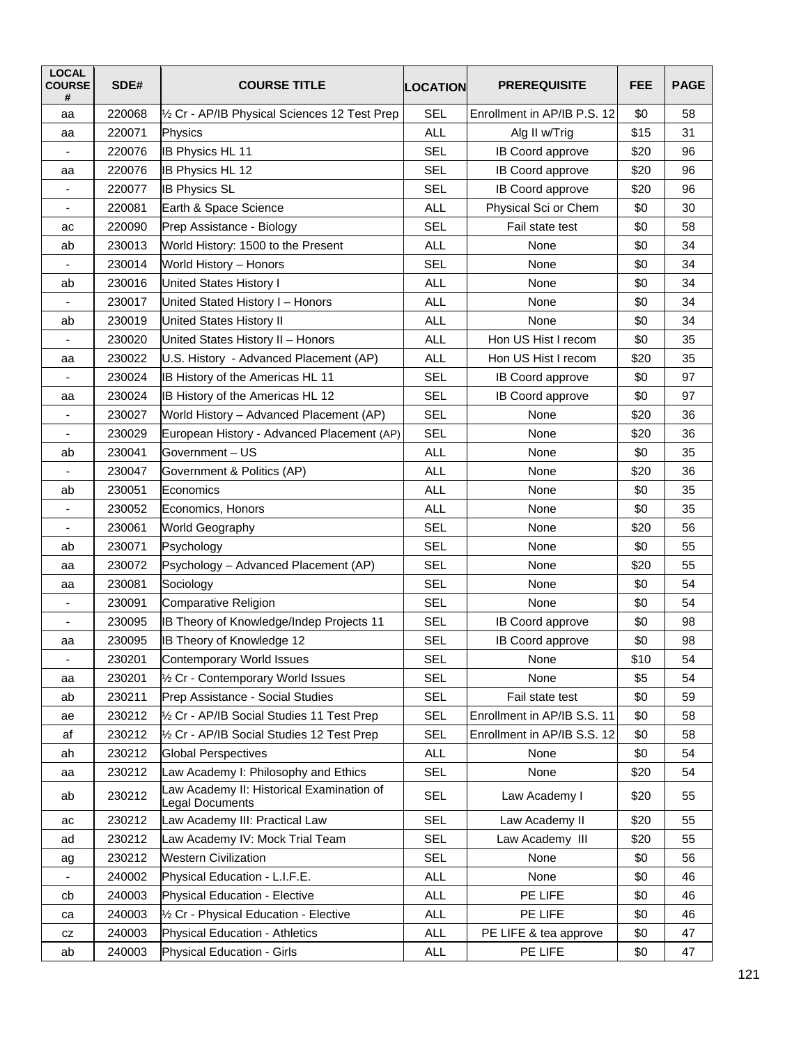| LOCAL COURSE # | SDE# | COURSE TITLE | LOCATION | PREREQUISITE | FEE | PAGE |
|---|---|---|---|---|---|---|
| aa | 220068 | ½ Cr - AP/IB Physical Sciences 12 Test Prep | SEL | Enrollment in AP/IB P.S. 12 | $0 | 58 |
| aa | 220071 | Physics | ALL | Alg II w/Trig | $15 | 31 |
| - | 220076 | IB Physics HL 11 | SEL | IB Coord approve | $20 | 96 |
| aa | 220076 | IB Physics HL 12 | SEL | IB Coord approve | $20 | 96 |
| - | 220077 | IB Physics SL | SEL | IB Coord approve | $20 | 96 |
| - | 220081 | Earth & Space Science | ALL | Physical Sci or Chem | $0 | 30 |
| ac | 220090 | Prep Assistance - Biology | SEL | Fail state test | $0 | 58 |
| ab | 230013 | World History: 1500 to the Present | ALL | None | $0 | 34 |
| - | 230014 | World History – Honors | SEL | None | $0 | 34 |
| ab | 230016 | United States History I | ALL | None | $0 | 34 |
| - | 230017 | United Stated History I – Honors | ALL | None | $0 | 34 |
| ab | 230019 | United States History II | ALL | None | $0 | 34 |
| - | 230020 | United States History II – Honors | ALL | Hon US Hist I recom | $0 | 35 |
| aa | 230022 | U.S. History - Advanced Placement (AP) | ALL | Hon US Hist I recom | $20 | 35 |
| - | 230024 | IB History of the Americas HL 11 | SEL | IB Coord approve | $0 | 97 |
| aa | 230024 | IB History of the Americas HL 12 | SEL | IB Coord approve | $0 | 97 |
| - | 230027 | World History – Advanced Placement (AP) | SEL | None | $20 | 36 |
| - | 230029 | European History - Advanced Placement (AP) | SEL | None | $20 | 36 |
| ab | 230041 | Government – US | ALL | None | $0 | 35 |
| - | 230047 | Government & Politics (AP) | ALL | None | $20 | 36 |
| ab | 230051 | Economics | ALL | None | $0 | 35 |
| - | 230052 | Economics, Honors | ALL | None | $0 | 35 |
| - | 230061 | World Geography | SEL | None | $20 | 56 |
| ab | 230071 | Psychology | SEL | None | $0 | 55 |
| aa | 230072 | Psychology – Advanced Placement (AP) | SEL | None | $20 | 55 |
| aa | 230081 | Sociology | SEL | None | $0 | 54 |
| - | 230091 | Comparative Religion | SEL | None | $0 | 54 |
| - | 230095 | IB Theory of Knowledge/Indep Projects 11 | SEL | IB Coord approve | $0 | 98 |
| aa | 230095 | IB Theory of Knowledge 12 | SEL | IB Coord approve | $0 | 98 |
| - | 230201 | Contemporary World Issues | SEL | None | $10 | 54 |
| aa | 230201 | ½ Cr - Contemporary World Issues | SEL | None | $5 | 54 |
| ab | 230211 | Prep Assistance - Social Studies | SEL | Fail state test | $0 | 59 |
| ae | 230212 | ½ Cr - AP/IB Social Studies 11 Test Prep | SEL | Enrollment in AP/IB S.S. 11 | $0 | 58 |
| af | 230212 | ½ Cr - AP/IB Social Studies 12 Test Prep | SEL | Enrollment in AP/IB S.S. 12 | $0 | 58 |
| ah | 230212 | Global Perspectives | ALL | None | $0 | 54 |
| aa | 230212 | Law Academy I: Philosophy and Ethics | SEL | None | $20 | 54 |
| ab | 230212 | Law Academy II: Historical Examination of Legal Documents | SEL | Law Academy I | $20 | 55 |
| ac | 230212 | Law Academy III: Practical Law | SEL | Law Academy II | $20 | 55 |
| ad | 230212 | Law Academy IV: Mock Trial Team | SEL | Law Academy III | $20 | 55 |
| ag | 230212 | Western Civilization | SEL | None | $0 | 56 |
| - | 240002 | Physical Education - L.I.F.E. | ALL | None | $0 | 46 |
| cb | 240003 | Physical Education - Elective | ALL | PE LIFE | $0 | 46 |
| ca | 240003 | ½ Cr - Physical Education - Elective | ALL | PE LIFE | $0 | 46 |
| cz | 240003 | Physical Education - Athletics | ALL | PE LIFE & tea approve | $0 | 47 |
| ab | 240003 | Physical Education - Girls | ALL | PE LIFE | $0 | 47 |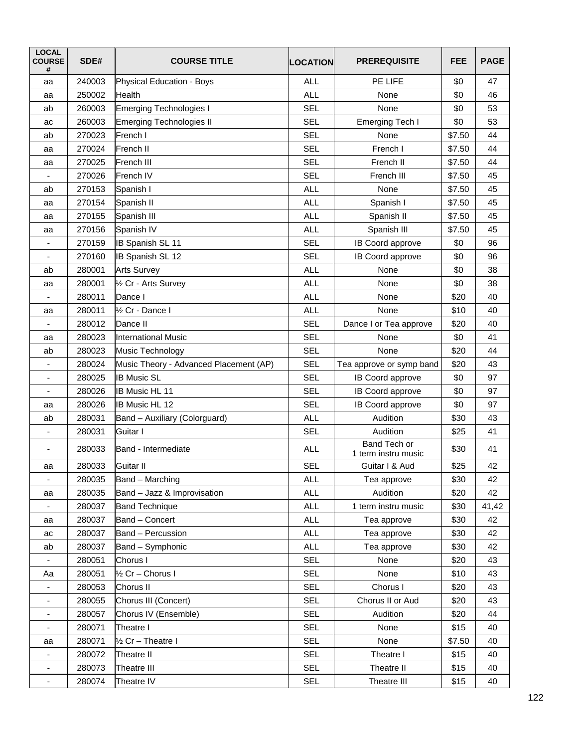| LOCAL COURSE # | SDE# | COURSE TITLE | LOCATION | PREREQUISITE | FEE | PAGE |
|---|---|---|---|---|---|---|
| aa | 240003 | Physical Education - Boys | ALL | PE LIFE | $0 | 47 |
| aa | 250002 | Health | ALL | None | $0 | 46 |
| ab | 260003 | Emerging Technologies I | SEL | None | $0 | 53 |
| ac | 260003 | Emerging Technologies II | SEL | Emerging Tech I | $0 | 53 |
| ab | 270023 | French I | SEL | None | $7.50 | 44 |
| aa | 270024 | French II | SEL | French I | $7.50 | 44 |
| aa | 270025 | French III | SEL | French II | $7.50 | 44 |
| - | 270026 | French IV | SEL | French III | $7.50 | 45 |
| ab | 270153 | Spanish I | ALL | None | $7.50 | 45 |
| aa | 270154 | Spanish II | ALL | Spanish I | $7.50 | 45 |
| aa | 270155 | Spanish III | ALL | Spanish II | $7.50 | 45 |
| aa | 270156 | Spanish IV | ALL | Spanish III | $7.50 | 45 |
| - | 270159 | IB Spanish SL 11 | SEL | IB Coord approve | $0 | 96 |
| - | 270160 | IB Spanish SL 12 | SEL | IB Coord approve | $0 | 96 |
| ab | 280001 | Arts Survey | ALL | None | $0 | 38 |
| aa | 280001 | ½ Cr - Arts Survey | ALL | None | $0 | 38 |
| - | 280011 | Dance I | ALL | None | $20 | 40 |
| aa | 280011 | ½ Cr - Dance I | ALL | None | $10 | 40 |
| - | 280012 | Dance II | SEL | Dance I or Tea approve | $20 | 40 |
| aa | 280023 | International Music | SEL | None | $0 | 41 |
| ab | 280023 | Music Technology | SEL | None | $20 | 44 |
| - | 280024 | Music Theory - Advanced Placement (AP) | SEL | Tea approve or symp band | $20 | 43 |
| - | 280025 | IB Music SL | SEL | IB Coord approve | $0 | 97 |
| - | 280026 | IB Music HL 11 | SEL | IB Coord approve | $0 | 97 |
| aa | 280026 | IB Music HL 12 | SEL | IB Coord approve | $0 | 97 |
| ab | 280031 | Band – Auxiliary (Colorguard) | ALL | Audition | $30 | 43 |
| - | 280031 | Guitar I | SEL | Audition | $25 | 41 |
| - | 280033 | Band - Intermediate | ALL | Band Tech or 1 term instru music | $30 | 41 |
| aa | 280033 | Guitar II | SEL | Guitar I & Aud | $25 | 42 |
| - | 280035 | Band – Marching | ALL | Tea approve | $30 | 42 |
| aa | 280035 | Band – Jazz & Improvisation | ALL | Audition | $20 | 42 |
| - | 280037 | Band Technique | ALL | 1 term instru music | $30 | 41,42 |
| aa | 280037 | Band – Concert | ALL | Tea approve | $30 | 42 |
| ac | 280037 | Band – Percussion | ALL | Tea approve | $30 | 42 |
| ab | 280037 | Band – Symphonic | ALL | Tea approve | $30 | 42 |
| - | 280051 | Chorus I | SEL | None | $20 | 43 |
| Aa | 280051 | ½ Cr – Chorus I | SEL | None | $10 | 43 |
| - | 280053 | Chorus II | SEL | Chorus I | $20 | 43 |
| - | 280055 | Chorus III (Concert) | SEL | Chorus II or Aud | $20 | 43 |
| - | 280057 | Chorus IV (Ensemble) | SEL | Audition | $20 | 44 |
| - | 280071 | Theatre I | SEL | None | $15 | 40 |
| aa | 280071 | ½ Cr – Theatre I | SEL | None | $7.50 | 40 |
| - | 280072 | Theatre II | SEL | Theatre I | $15 | 40 |
| - | 280073 | Theatre III | SEL | Theatre II | $15 | 40 |
| - | 280074 | Theatre IV | SEL | Theatre III | $15 | 40 |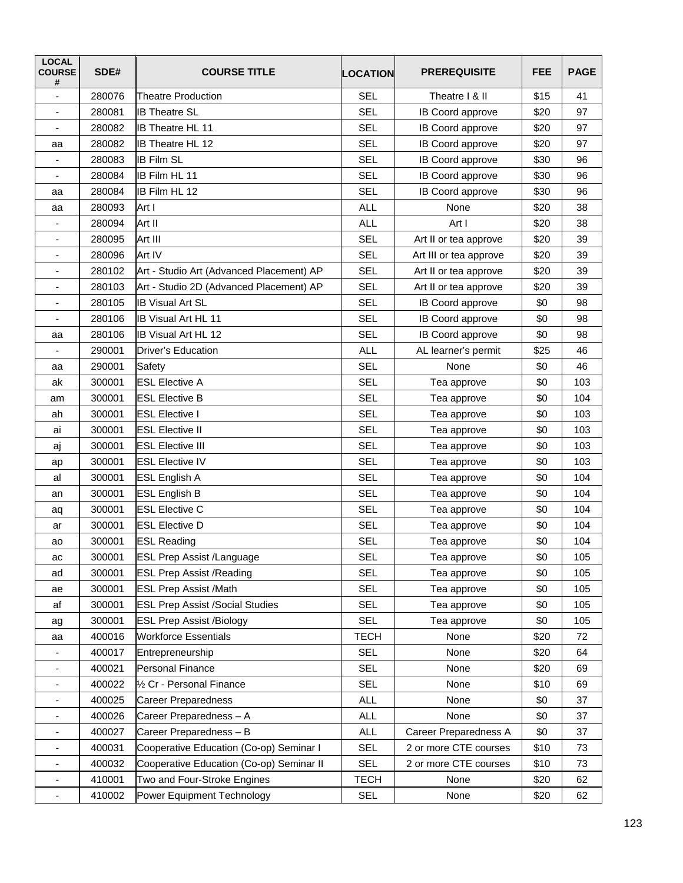| LOCAL COURSE # | SDE# | COURSE TITLE | LOCATION | PREREQUISITE | FEE | PAGE |
|---|---|---|---|---|---|---|
| - | 280076 | Theatre Production | SEL | Theatre I & II | $15 | 41 |
| - | 280081 | IB Theatre SL | SEL | IB Coord approve | $20 | 97 |
| - | 280082 | IB Theatre HL 11 | SEL | IB Coord approve | $20 | 97 |
| aa | 280082 | IB Theatre HL 12 | SEL | IB Coord approve | $20 | 97 |
| - | 280083 | IB Film SL | SEL | IB Coord approve | $30 | 96 |
| - | 280084 | IB Film HL 11 | SEL | IB Coord approve | $30 | 96 |
| aa | 280084 | IB Film HL 12 | SEL | IB Coord approve | $30 | 96 |
| aa | 280093 | Art I | ALL | None | $20 | 38 |
| - | 280094 | Art II | ALL | Art I | $20 | 38 |
| - | 280095 | Art III | SEL | Art II or tea approve | $20 | 39 |
| - | 280096 | Art IV | SEL | Art III or tea approve | $20 | 39 |
| - | 280102 | Art - Studio Art (Advanced Placement) AP | SEL | Art II or tea approve | $20 | 39 |
| - | 280103 | Art - Studio 2D (Advanced Placement) AP | SEL | Art II or tea approve | $20 | 39 |
| - | 280105 | IB Visual Art SL | SEL | IB Coord approve | $0 | 98 |
| - | 280106 | IB Visual Art HL 11 | SEL | IB Coord approve | $0 | 98 |
| aa | 280106 | IB Visual Art HL 12 | SEL | IB Coord approve | $0 | 98 |
| - | 290001 | Driver's Education | ALL | AL learner's permit | $25 | 46 |
| aa | 290001 | Safety | SEL | None | $0 | 46 |
| ak | 300001 | ESL Elective A | SEL | Tea approve | $0 | 103 |
| am | 300001 | ESL Elective B | SEL | Tea approve | $0 | 104 |
| ah | 300001 | ESL Elective I | SEL | Tea approve | $0 | 103 |
| ai | 300001 | ESL Elective II | SEL | Tea approve | $0 | 103 |
| aj | 300001 | ESL Elective III | SEL | Tea approve | $0 | 103 |
| ap | 300001 | ESL Elective IV | SEL | Tea approve | $0 | 103 |
| al | 300001 | ESL English A | SEL | Tea approve | $0 | 104 |
| an | 300001 | ESL English B | SEL | Tea approve | $0 | 104 |
| aq | 300001 | ESL Elective C | SEL | Tea approve | $0 | 104 |
| ar | 300001 | ESL Elective D | SEL | Tea approve | $0 | 104 |
| ao | 300001 | ESL Reading | SEL | Tea approve | $0 | 104 |
| ac | 300001 | ESL Prep Assist /Language | SEL | Tea approve | $0 | 105 |
| ad | 300001 | ESL Prep Assist /Reading | SEL | Tea approve | $0 | 105 |
| ae | 300001 | ESL Prep Assist /Math | SEL | Tea approve | $0 | 105 |
| af | 300001 | ESL Prep Assist /Social Studies | SEL | Tea approve | $0 | 105 |
| ag | 300001 | ESL Prep Assist /Biology | SEL | Tea approve | $0 | 105 |
| aa | 400016 | Workforce Essentials | TECH | None | $20 | 72 |
| - | 400017 | Entrepreneurship | SEL | None | $20 | 64 |
| - | 400021 | Personal Finance | SEL | None | $20 | 69 |
| - | 400022 | ½ Cr - Personal Finance | SEL | None | $10 | 69 |
| - | 400025 | Career Preparedness | ALL | None | $0 | 37 |
| - | 400026 | Career Preparedness – A | ALL | None | $0 | 37 |
| - | 400027 | Career Preparedness – B | ALL | Career Preparedness A | $0 | 37 |
| - | 400031 | Cooperative Education (Co-op) Seminar I | SEL | 2 or more CTE courses | $10 | 73 |
| - | 400032 | Cooperative Education (Co-op) Seminar II | SEL | 2 or more CTE courses | $10 | 73 |
| - | 410001 | Two and Four-Stroke Engines | TECH | None | $20 | 62 |
| - | 410002 | Power Equipment Technology | SEL | None | $20 | 62 |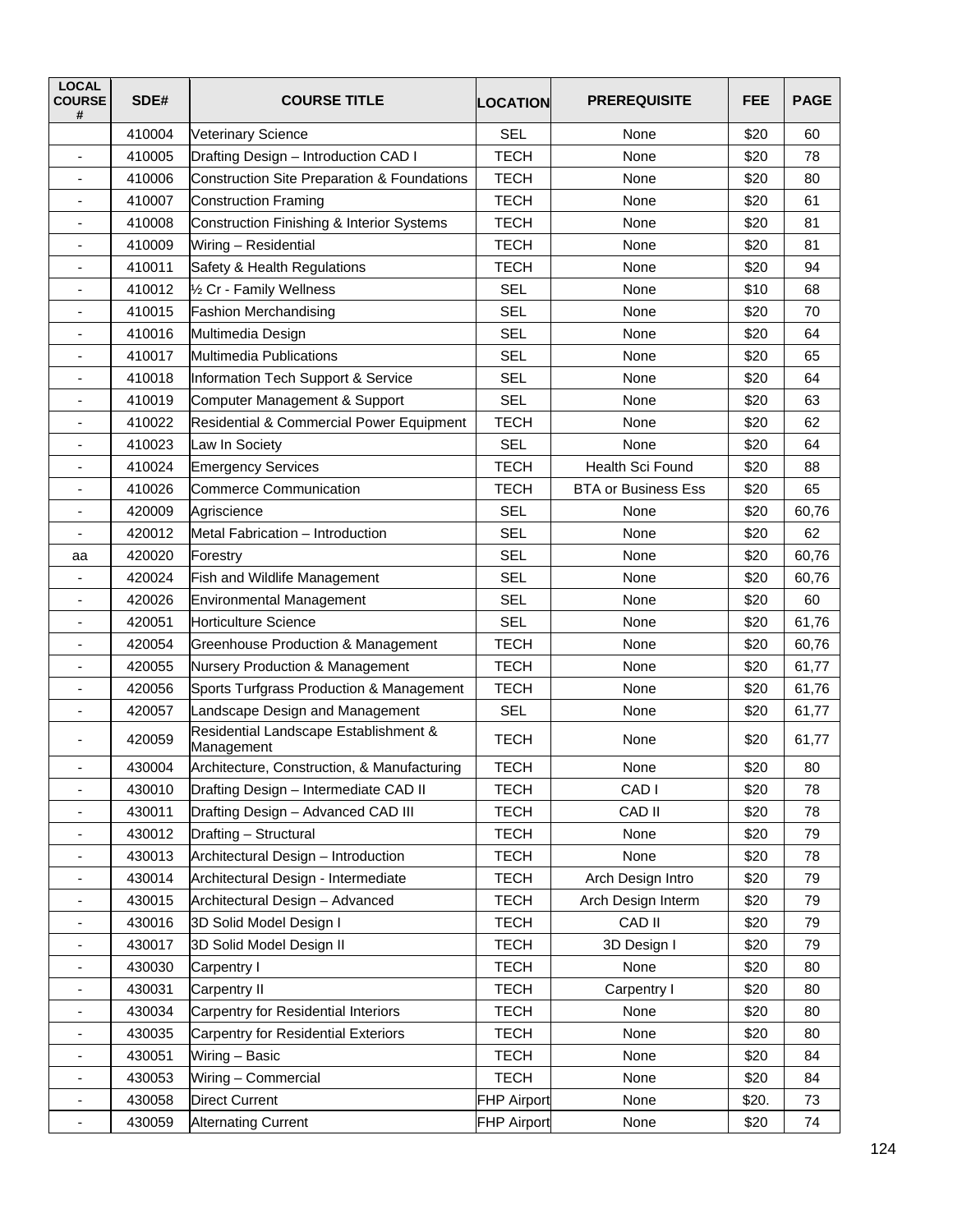| LOCAL COURSE # | SDE# | COURSE TITLE | LOCATION | PREREQUISITE | FEE | PAGE |
|---|---|---|---|---|---|---|
| | 410004 | Veterinary Science | SEL | None | $20 | 60 |
| - | 410005 | Drafting Design – Introduction CAD I | TECH | None | $20 | 78 |
| - | 410006 | Construction Site Preparation & Foundations | TECH | None | $20 | 80 |
| - | 410007 | Construction Framing | TECH | None | $20 | 61 |
| - | 410008 | Construction Finishing & Interior Systems | TECH | None | $20 | 81 |
| - | 410009 | Wiring – Residential | TECH | None | $20 | 81 |
| - | 410011 | Safety & Health Regulations | TECH | None | $20 | 94 |
| - | 410012 | ½ Cr - Family Wellness | SEL | None | $10 | 68 |
| - | 410015 | Fashion Merchandising | SEL | None | $20 | 70 |
| - | 410016 | Multimedia Design | SEL | None | $20 | 64 |
| - | 410017 | Multimedia Publications | SEL | None | $20 | 65 |
| - | 410018 | Information Tech Support & Service | SEL | None | $20 | 64 |
| - | 410019 | Computer Management & Support | SEL | None | $20 | 63 |
| - | 410022 | Residential & Commercial Power Equipment | TECH | None | $20 | 62 |
| - | 410023 | Law In Society | SEL | None | $20 | 64 |
| - | 410024 | Emergency Services | TECH | Health Sci Found | $20 | 88 |
| - | 410026 | Commerce Communication | TECH | BTA or Business Ess | $20 | 65 |
| - | 420009 | Agriscience | SEL | None | $20 | 60,76 |
| - | 420012 | Metal Fabrication – Introduction | SEL | None | $20 | 62 |
| aa | 420020 | Forestry | SEL | None | $20 | 60,76 |
| - | 420024 | Fish and Wildlife Management | SEL | None | $20 | 60,76 |
| - | 420026 | Environmental Management | SEL | None | $20 | 60 |
| - | 420051 | Horticulture Science | SEL | None | $20 | 61,76 |
| - | 420054 | Greenhouse Production & Management | TECH | None | $20 | 60,76 |
| - | 420055 | Nursery Production & Management | TECH | None | $20 | 61,77 |
| - | 420056 | Sports Turfgrass Production & Management | TECH | None | $20 | 61,76 |
| - | 420057 | Landscape Design and Management | SEL | None | $20 | 61,77 |
| - | 420059 | Residential Landscape Establishment & Management | TECH | None | $20 | 61,77 |
| - | 430004 | Architecture, Construction, & Manufacturing | TECH | None | $20 | 80 |
| - | 430010 | Drafting Design – Intermediate CAD II | TECH | CAD I | $20 | 78 |
| - | 430011 | Drafting Design – Advanced CAD III | TECH | CAD II | $20 | 78 |
| - | 430012 | Drafting – Structural | TECH | None | $20 | 79 |
| - | 430013 | Architectural Design – Introduction | TECH | None | $20 | 78 |
| - | 430014 | Architectural Design - Intermediate | TECH | Arch Design Intro | $20 | 79 |
| - | 430015 | Architectural Design – Advanced | TECH | Arch Design Interm | $20 | 79 |
| - | 430016 | 3D Solid Model Design I | TECH | CAD II | $20 | 79 |
| - | 430017 | 3D Solid Model Design II | TECH | 3D Design I | $20 | 79 |
| - | 430030 | Carpentry I | TECH | None | $20 | 80 |
| - | 430031 | Carpentry II | TECH | Carpentry I | $20 | 80 |
| - | 430034 | Carpentry for Residential Interiors | TECH | None | $20 | 80 |
| - | 430035 | Carpentry for Residential Exteriors | TECH | None | $20 | 80 |
| - | 430051 | Wiring – Basic | TECH | None | $20 | 84 |
| - | 430053 | Wiring – Commercial | TECH | None | $20 | 84 |
| - | 430058 | Direct Current | FHP Airport | None | $20. | 73 |
| - | 430059 | Alternating Current | FHP Airport | None | $20 | 74 |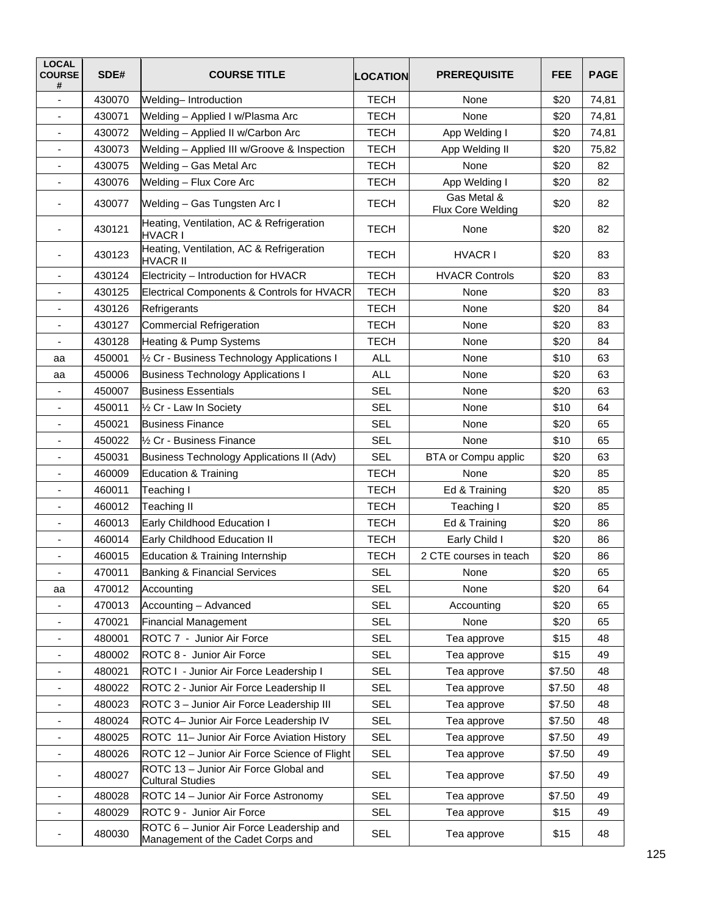| LOCAL COURSE # | SDE# | COURSE TITLE | LOCATION | PREREQUISITE | FEE | PAGE |
|---|---|---|---|---|---|---|
| - | 430070 | Welding– Introduction | TECH | None | $20 | 74,81 |
| - | 430071 | Welding – Applied I w/Plasma Arc | TECH | None | $20 | 74,81 |
| - | 430072 | Welding – Applied II w/Carbon Arc | TECH | App Welding I | $20 | 74,81 |
| - | 430073 | Welding – Applied III w/Groove & Inspection | TECH | App Welding II | $20 | 75,82 |
| - | 430075 | Welding – Gas Metal Arc | TECH | None | $20 | 82 |
| - | 430076 | Welding – Flux Core Arc | TECH | App Welding I | $20 | 82 |
| - | 430077 | Welding – Gas Tungsten Arc I | TECH | Gas Metal & Flux Core Welding | $20 | 82 |
| - | 430121 | Heating, Ventilation, AC & Refrigeration HVACR I | TECH | None | $20 | 82 |
| - | 430123 | Heating, Ventilation, AC & Refrigeration HVACR II | TECH | HVACR I | $20 | 83 |
| - | 430124 | Electricity – Introduction for HVACR | TECH | HVACR Controls | $20 | 83 |
| - | 430125 | Electrical Components & Controls for HVACR | TECH | None | $20 | 83 |
| - | 430126 | Refrigerants | TECH | None | $20 | 84 |
| - | 430127 | Commercial Refrigeration | TECH | None | $20 | 83 |
| - | 430128 | Heating & Pump Systems | TECH | None | $20 | 84 |
| aa | 450001 | ½ Cr - Business Technology Applications I | ALL | None | $10 | 63 |
| aa | 450006 | Business Technology Applications I | ALL | None | $20 | 63 |
| - | 450007 | Business Essentials | SEL | None | $20 | 63 |
| - | 450011 | ½ Cr - Law In Society | SEL | None | $10 | 64 |
| - | 450021 | Business Finance | SEL | None | $20 | 65 |
| - | 450022 | ½ Cr - Business Finance | SEL | None | $10 | 65 |
| - | 450031 | Business Technology Applications II (Adv) | SEL | BTA or Compu applic | $20 | 63 |
| - | 460009 | Education & Training | TECH | None | $20 | 85 |
| - | 460011 | Teaching I | TECH | Ed & Training | $20 | 85 |
| - | 460012 | Teaching II | TECH | Teaching I | $20 | 85 |
| - | 460013 | Early Childhood Education I | TECH | Ed & Training | $20 | 86 |
| - | 460014 | Early Childhood Education II | TECH | Early Child I | $20 | 86 |
| - | 460015 | Education & Training Internship | TECH | 2 CTE courses in teach | $20 | 86 |
| - | 470011 | Banking & Financial Services | SEL | None | $20 | 65 |
| aa | 470012 | Accounting | SEL | None | $20 | 64 |
| - | 470013 | Accounting – Advanced | SEL | Accounting | $20 | 65 |
| - | 470021 | Financial Management | SEL | None | $20 | 65 |
| - | 480001 | ROTC 7 - Junior Air Force | SEL | Tea approve | $15 | 48 |
| - | 480002 | ROTC 8 - Junior Air Force | SEL | Tea approve | $15 | 49 |
| - | 480021 | ROTC I - Junior Air Force Leadership I | SEL | Tea approve | $7.50 | 48 |
| - | 480022 | ROTC 2 - Junior Air Force Leadership II | SEL | Tea approve | $7.50 | 48 |
| - | 480023 | ROTC 3 – Junior Air Force Leadership III | SEL | Tea approve | $7.50 | 48 |
| - | 480024 | ROTC 4– Junior Air Force Leadership IV | SEL | Tea approve | $7.50 | 48 |
| - | 480025 | ROTC 11– Junior Air Force Aviation History | SEL | Tea approve | $7.50 | 49 |
| - | 480026 | ROTC 12 – Junior Air Force Science of Flight | SEL | Tea approve | $7.50 | 49 |
| - | 480027 | ROTC 13 – Junior Air Force Global and Cultural Studies | SEL | Tea approve | $7.50 | 49 |
| - | 480028 | ROTC 14 – Junior Air Force Astronomy | SEL | Tea approve | $7.50 | 49 |
| - | 480029 | ROTC 9 - Junior Air Force | SEL | Tea approve | $15 | 49 |
| - | 480030 | ROTC 6 – Junior Air Force Leadership and Management of the Cadet Corps and | SEL | Tea approve | $15 | 48 |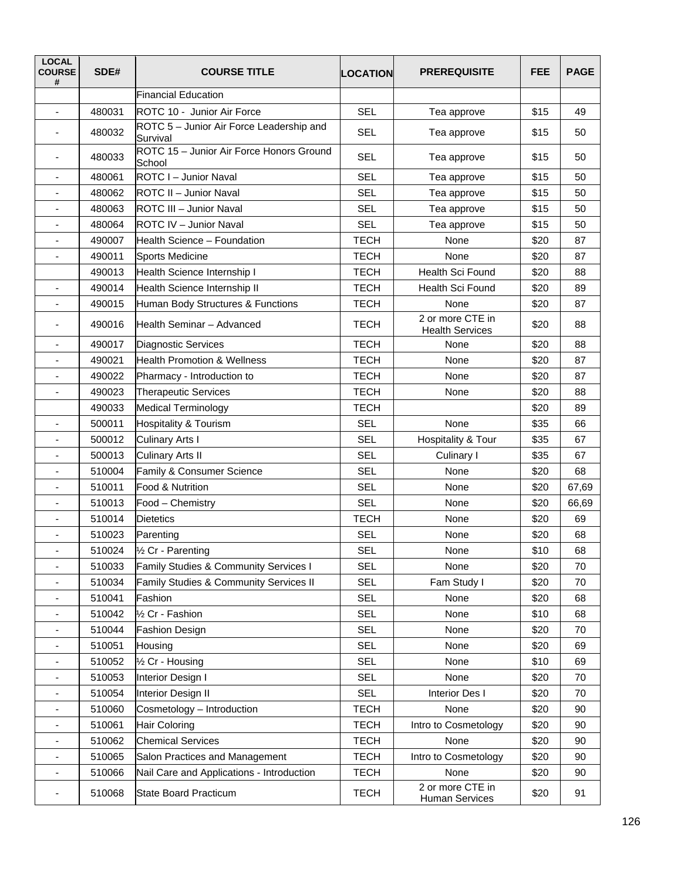| LOCAL COURSE # | SDE# | COURSE TITLE | LOCATION | PREREQUISITE | FEE | PAGE |
|---|---|---|---|---|---|---|
| | | Financial Education | | | | |
| - | 480031 | ROTC 10 - Junior Air Force | SEL | Tea approve | $15 | 49 |
| - | 480032 | ROTC 5 – Junior Air Force Leadership and Survival | SEL | Tea approve | $15 | 50 |
| - | 480033 | ROTC 15 – Junior Air Force Honors Ground School | SEL | Tea approve | $15 | 50 |
| - | 480061 | ROTC I – Junior Naval | SEL | Tea approve | $15 | 50 |
| - | 480062 | ROTC II – Junior Naval | SEL | Tea approve | $15 | 50 |
| - | 480063 | ROTC III – Junior Naval | SEL | Tea approve | $15 | 50 |
| - | 480064 | ROTC IV – Junior Naval | SEL | Tea approve | $15 | 50 |
| - | 490007 | Health Science – Foundation | TECH | None | $20 | 87 |
| - | 490011 | Sports Medicine | TECH | None | $20 | 87 |
| | 490013 | Health Science Internship I | TECH | Health Sci Found | $20 | 88 |
| - | 490014 | Health Science Internship II | TECH | Health Sci Found | $20 | 89 |
| - | 490015 | Human Body Structures & Functions | TECH | None | $20 | 87 |
| - | 490016 | Health Seminar – Advanced | TECH | 2 or more CTE in Health Services | $20 | 88 |
| - | 490017 | Diagnostic Services | TECH | None | $20 | 88 |
| - | 490021 | Health Promotion & Wellness | TECH | None | $20 | 87 |
| - | 490022 | Pharmacy - Introduction to | TECH | None | $20 | 87 |
| - | 490023 | Therapeutic Services | TECH | None | $20 | 88 |
| | 490033 | Medical Terminology | TECH | | $20 | 89 |
| - | 500011 | Hospitality & Tourism | SEL | None | $35 | 66 |
| - | 500012 | Culinary Arts I | SEL | Hospitality & Tour | $35 | 67 |
| - | 500013 | Culinary Arts II | SEL | Culinary I | $35 | 67 |
| - | 510004 | Family & Consumer Science | SEL | None | $20 | 68 |
| - | 510011 | Food & Nutrition | SEL | None | $20 | 67,69 |
| - | 510013 | Food – Chemistry | SEL | None | $20 | 66,69 |
| - | 510014 | Dietetics | TECH | None | $20 | 69 |
| - | 510023 | Parenting | SEL | None | $20 | 68 |
| - | 510024 | ½ Cr - Parenting | SEL | None | $10 | 68 |
| - | 510033 | Family Studies & Community Services I | SEL | None | $20 | 70 |
| - | 510034 | Family Studies & Community Services II | SEL | Fam Study I | $20 | 70 |
| - | 510041 | Fashion | SEL | None | $20 | 68 |
| - | 510042 | ½ Cr - Fashion | SEL | None | $10 | 68 |
| - | 510044 | Fashion Design | SEL | None | $20 | 70 |
| - | 510051 | Housing | SEL | None | $20 | 69 |
| - | 510052 | ½ Cr - Housing | SEL | None | $10 | 69 |
| - | 510053 | Interior Design I | SEL | None | $20 | 70 |
| - | 510054 | Interior Design II | SEL | Interior Des I | $20 | 70 |
| - | 510060 | Cosmetology – Introduction | TECH | None | $20 | 90 |
| - | 510061 | Hair Coloring | TECH | Intro to Cosmetology | $20 | 90 |
| - | 510062 | Chemical Services | TECH | None | $20 | 90 |
| - | 510065 | Salon Practices and Management | TECH | Intro to Cosmetology | $20 | 90 |
| - | 510066 | Nail Care and Applications - Introduction | TECH | None | $20 | 90 |
| - | 510068 | State Board Practicum | TECH | 2 or more CTE in Human Services | $20 | 91 |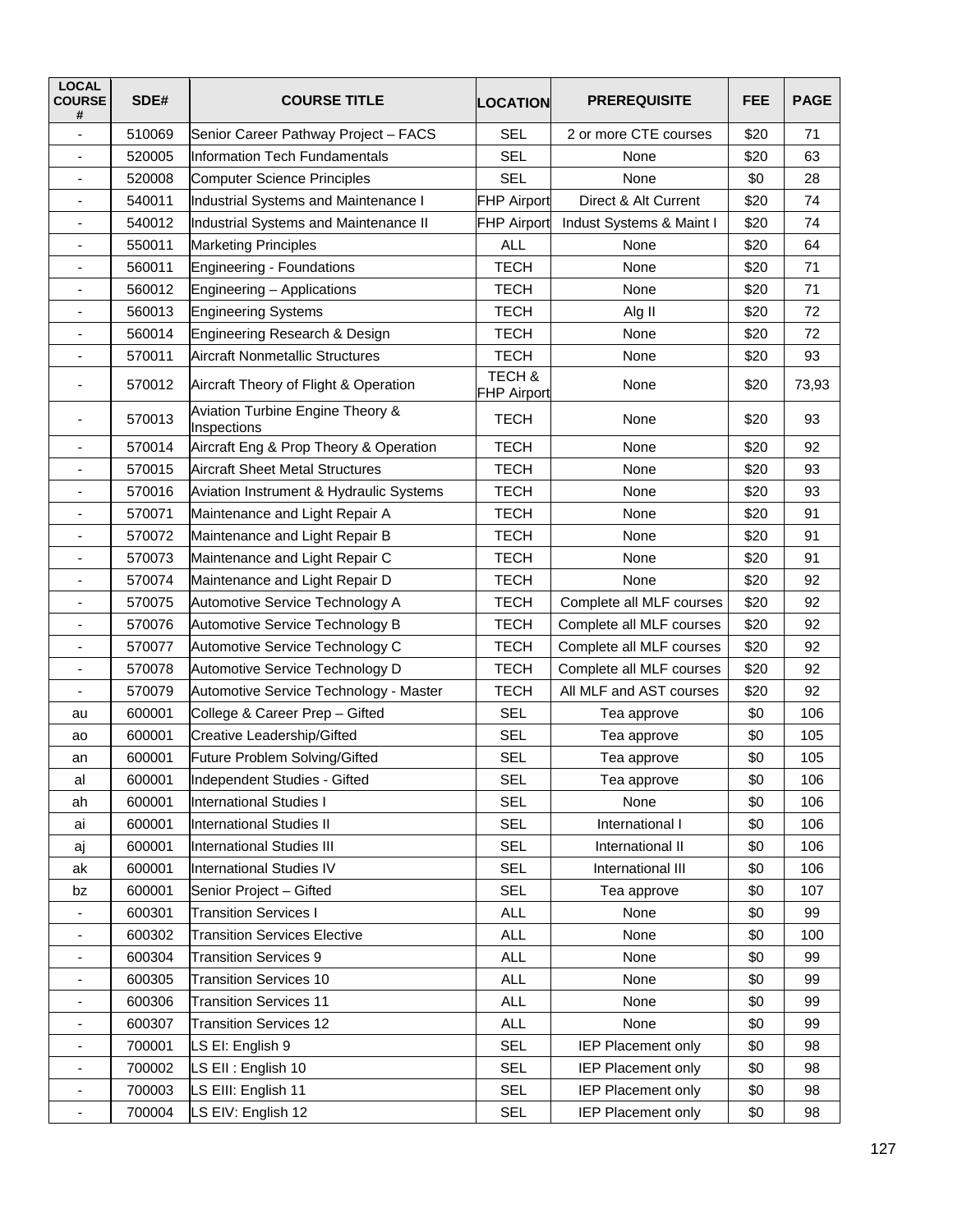| LOCAL COURSE # | SDE# | COURSE TITLE | LOCATION | PREREQUISITE | FEE | PAGE |
|---|---|---|---|---|---|---|
| - | 510069 | Senior Career Pathway Project – FACS | SEL | 2 or more CTE courses | $20 | 71 |
| - | 520005 | Information Tech Fundamentals | SEL | None | $20 | 63 |
| - | 520008 | Computer Science Principles | SEL | None | $0 | 28 |
| - | 540011 | Industrial Systems and Maintenance I | FHP Airport | Direct & Alt Current | $20 | 74 |
| - | 540012 | Industrial Systems and Maintenance II | FHP Airport | Indust Systems & Maint I | $20 | 74 |
| - | 550011 | Marketing Principles | ALL | None | $20 | 64 |
| - | 560011 | Engineering - Foundations | TECH | None | $20 | 71 |
| - | 560012 | Engineering – Applications | TECH | None | $20 | 71 |
| - | 560013 | Engineering Systems | TECH | Alg II | $20 | 72 |
| - | 560014 | Engineering Research & Design | TECH | None | $20 | 72 |
| - | 570011 | Aircraft Nonmetallic Structures | TECH | None | $20 | 93 |
| - | 570012 | Aircraft Theory of Flight & Operation | TECH & FHP Airport | None | $20 | 73,93 |
| - | 570013 | Aviation Turbine Engine Theory & Inspections | TECH | None | $20 | 93 |
| - | 570014 | Aircraft Eng & Prop Theory & Operation | TECH | None | $20 | 92 |
| - | 570015 | Aircraft Sheet Metal Structures | TECH | None | $20 | 93 |
| - | 570016 | Aviation Instrument & Hydraulic Systems | TECH | None | $20 | 93 |
| - | 570071 | Maintenance and Light Repair A | TECH | None | $20 | 91 |
| - | 570072 | Maintenance and Light Repair B | TECH | None | $20 | 91 |
| - | 570073 | Maintenance and Light Repair C | TECH | None | $20 | 91 |
| - | 570074 | Maintenance and Light Repair D | TECH | None | $20 | 92 |
| - | 570075 | Automotive Service Technology A | TECH | Complete all MLF courses | $20 | 92 |
| - | 570076 | Automotive Service Technology B | TECH | Complete all MLF courses | $20 | 92 |
| - | 570077 | Automotive Service Technology C | TECH | Complete all MLF courses | $20 | 92 |
| - | 570078 | Automotive Service Technology D | TECH | Complete all MLF courses | $20 | 92 |
| - | 570079 | Automotive Service Technology - Master | TECH | All MLF and AST courses | $20 | 92 |
| au | 600001 | College & Career Prep – Gifted | SEL | Tea approve | $0 | 106 |
| ao | 600001 | Creative Leadership/Gifted | SEL | Tea approve | $0 | 105 |
| an | 600001 | Future Problem Solving/Gifted | SEL | Tea approve | $0 | 105 |
| al | 600001 | Independent Studies - Gifted | SEL | Tea approve | $0 | 106 |
| ah | 600001 | International Studies I | SEL | None | $0 | 106 |
| ai | 600001 | International Studies II | SEL | International I | $0 | 106 |
| aj | 600001 | International Studies III | SEL | International II | $0 | 106 |
| ak | 600001 | International Studies IV | SEL | International III | $0 | 106 |
| bz | 600001 | Senior Project – Gifted | SEL | Tea approve | $0 | 107 |
| - | 600301 | Transition Services I | ALL | None | $0 | 99 |
| - | 600302 | Transition Services Elective | ALL | None | $0 | 100 |
| - | 600304 | Transition Services 9 | ALL | None | $0 | 99 |
| - | 600305 | Transition Services 10 | ALL | None | $0 | 99 |
| - | 600306 | Transition Services 11 | ALL | None | $0 | 99 |
| - | 600307 | Transition Services 12 | ALL | None | $0 | 99 |
| - | 700001 | LS EI: English 9 | SEL | IEP Placement only | $0 | 98 |
| - | 700002 | LS EII : English 10 | SEL | IEP Placement only | $0 | 98 |
| - | 700003 | LS EIII: English 11 | SEL | IEP Placement only | $0 | 98 |
| - | 700004 | LS EIV: English 12 | SEL | IEP Placement only | $0 | 98 |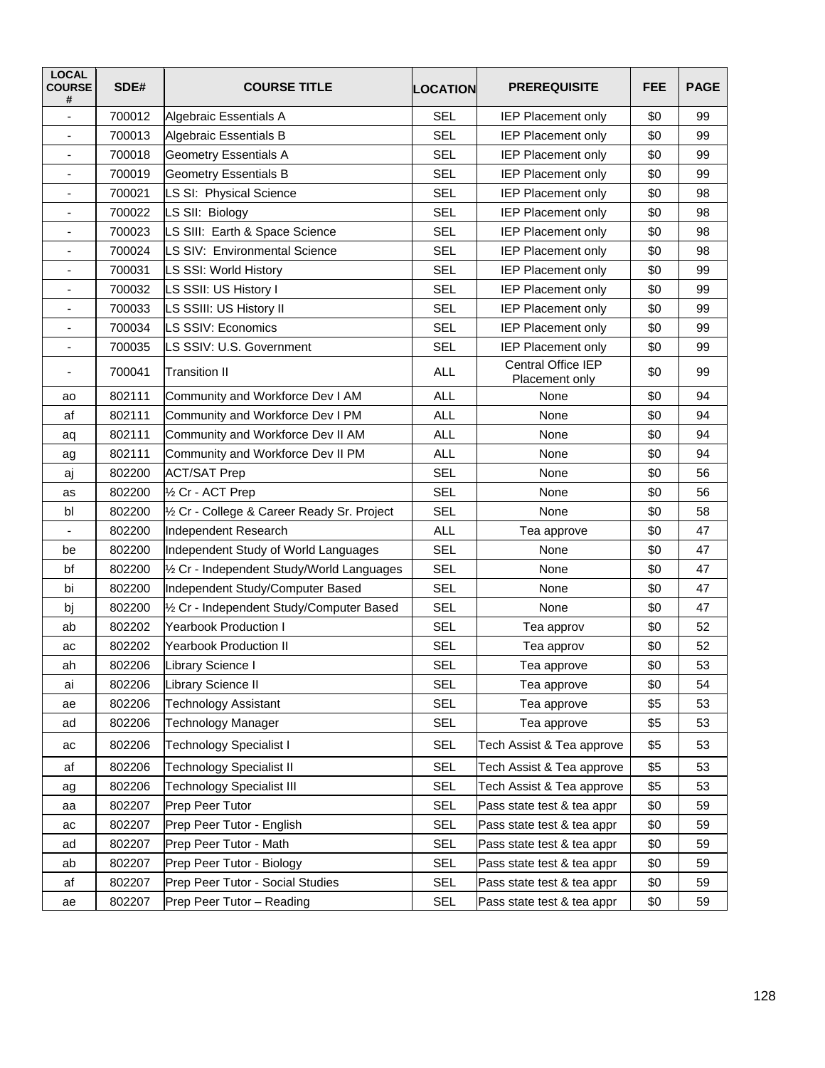| LOCAL COURSE # | SDE# | COURSE TITLE | LOCATION | PREREQUISITE | FEE | PAGE |
|---|---|---|---|---|---|---|
| - | 700012 | Algebraic Essentials A | SEL | IEP Placement only | $0 | 99 |
| - | 700013 | Algebraic Essentials B | SEL | IEP Placement only | $0 | 99 |
| - | 700018 | Geometry Essentials A | SEL | IEP Placement only | $0 | 99 |
| - | 700019 | Geometry Essentials B | SEL | IEP Placement only | $0 | 99 |
| - | 700021 | LS SI: Physical Science | SEL | IEP Placement only | $0 | 98 |
| - | 700022 | LS SII: Biology | SEL | IEP Placement only | $0 | 98 |
| - | 700023 | LS SIII: Earth & Space Science | SEL | IEP Placement only | $0 | 98 |
| - | 700024 | LS SIV: Environmental Science | SEL | IEP Placement only | $0 | 98 |
| - | 700031 | LS SSI: World History | SEL | IEP Placement only | $0 | 99 |
| - | 700032 | LS SSII: US History I | SEL | IEP Placement only | $0 | 99 |
| - | 700033 | LS SSIII: US History II | SEL | IEP Placement only | $0 | 99 |
| - | 700034 | LS SSIV: Economics | SEL | IEP Placement only | $0 | 99 |
| - | 700035 | LS SSIV: U.S. Government | SEL | IEP Placement only | $0 | 99 |
| - | 700041 | Transition II | ALL | Central Office IEP Placement only | $0 | 99 |
| ao | 802111 | Community and Workforce Dev I AM | ALL | None | $0 | 94 |
| af | 802111 | Community and Workforce Dev I PM | ALL | None | $0 | 94 |
| aq | 802111 | Community and Workforce Dev II AM | ALL | None | $0 | 94 |
| ag | 802111 | Community and Workforce Dev II PM | ALL | None | $0 | 94 |
| aj | 802200 | ACT/SAT Prep | SEL | None | $0 | 56 |
| as | 802200 | ½ Cr - ACT Prep | SEL | None | $0 | 56 |
| bl | 802200 | ½ Cr - College & Career Ready Sr. Project | SEL | None | $0 | 58 |
| - | 802200 | Independent Research | ALL | Tea approve | $0 | 47 |
| be | 802200 | Independent Study of World Languages | SEL | None | $0 | 47 |
| bf | 802200 | ½ Cr - Independent Study/World Languages | SEL | None | $0 | 47 |
| bi | 802200 | Independent Study/Computer Based | SEL | None | $0 | 47 |
| bj | 802200 | ½ Cr - Independent Study/Computer Based | SEL | None | $0 | 47 |
| ab | 802202 | Yearbook Production I | SEL | Tea approv | $0 | 52 |
| ac | 802202 | Yearbook Production II | SEL | Tea approv | $0 | 52 |
| ah | 802206 | Library Science I | SEL | Tea approve | $0 | 53 |
| ai | 802206 | Library Science II | SEL | Tea approve | $0 | 54 |
| ae | 802206 | Technology Assistant | SEL | Tea approve | $5 | 53 |
| ad | 802206 | Technology Manager | SEL | Tea approve | $5 | 53 |
| ac | 802206 | Technology Specialist I | SEL | Tech Assist & Tea approve | $5 | 53 |
| af | 802206 | Technology Specialist II | SEL | Tech Assist & Tea approve | $5 | 53 |
| ag | 802206 | Technology Specialist III | SEL | Tech Assist & Tea approve | $5 | 53 |
| aa | 802207 | Prep Peer Tutor | SEL | Pass state test & tea appr | $0 | 59 |
| ac | 802207 | Prep Peer Tutor - English | SEL | Pass state test & tea appr | $0 | 59 |
| ad | 802207 | Prep Peer Tutor - Math | SEL | Pass state test & tea appr | $0 | 59 |
| ab | 802207 | Prep Peer Tutor - Biology | SEL | Pass state test & tea appr | $0 | 59 |
| af | 802207 | Prep Peer Tutor - Social Studies | SEL | Pass state test & tea appr | $0 | 59 |
| ae | 802207 | Prep Peer Tutor – Reading | SEL | Pass state test & tea appr | $0 | 59 |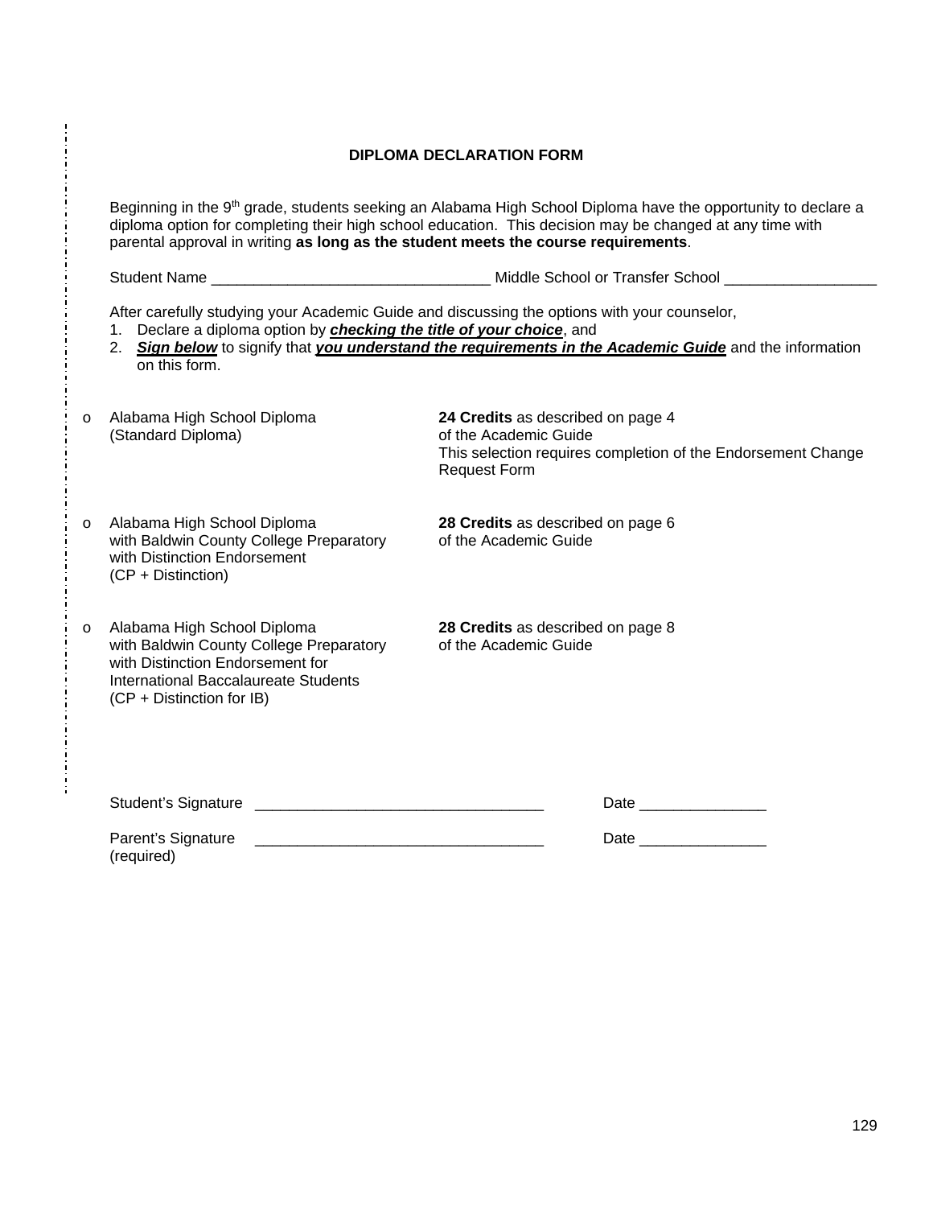**DIPLOMA DECLARATION FORM**

Beginning in the 9th grade, students seeking an Alabama High School Diploma have the opportunity to declare a diploma option for completing their high school education. This decision may be changed at any time with parental approval in writing **as long as the student meets the course requirements**.

Student Name ________________________________ Middle School or Transfer School __________________

After carefully studying your Academic Guide and discussing the options with your counselor,

1. Declare a diploma option by ***checking the title of your choice***, and
2. ***Sign below*** to signify that ***you understand the requirements in the Academic Guide*** and the information on this form.

| | | |
|---|---|---|
| o | Alabama High School Diploma (Standard Diploma) | **24 Credits** as described on page 4 of the Academic Guide. This selection requires completion of the Endorsement Change Request Form |
| o | Alabama High School Diploma with Baldwin County College Preparatory with Distinction Endorsement (CP + Distinction) | **28 Credits** as described on page 6 of the Academic Guide |
| o | Alabama High School Diploma with Baldwin County College Preparatory with Distinction Endorsement for International Baccalaureate Students (CP + Distinction for IB) | **28 Credits** as described on page 8 of the Academic Guide |

Student's Signature __________________________________ Date _______________

Parent's Signature (required) __________________________________ Date _______________